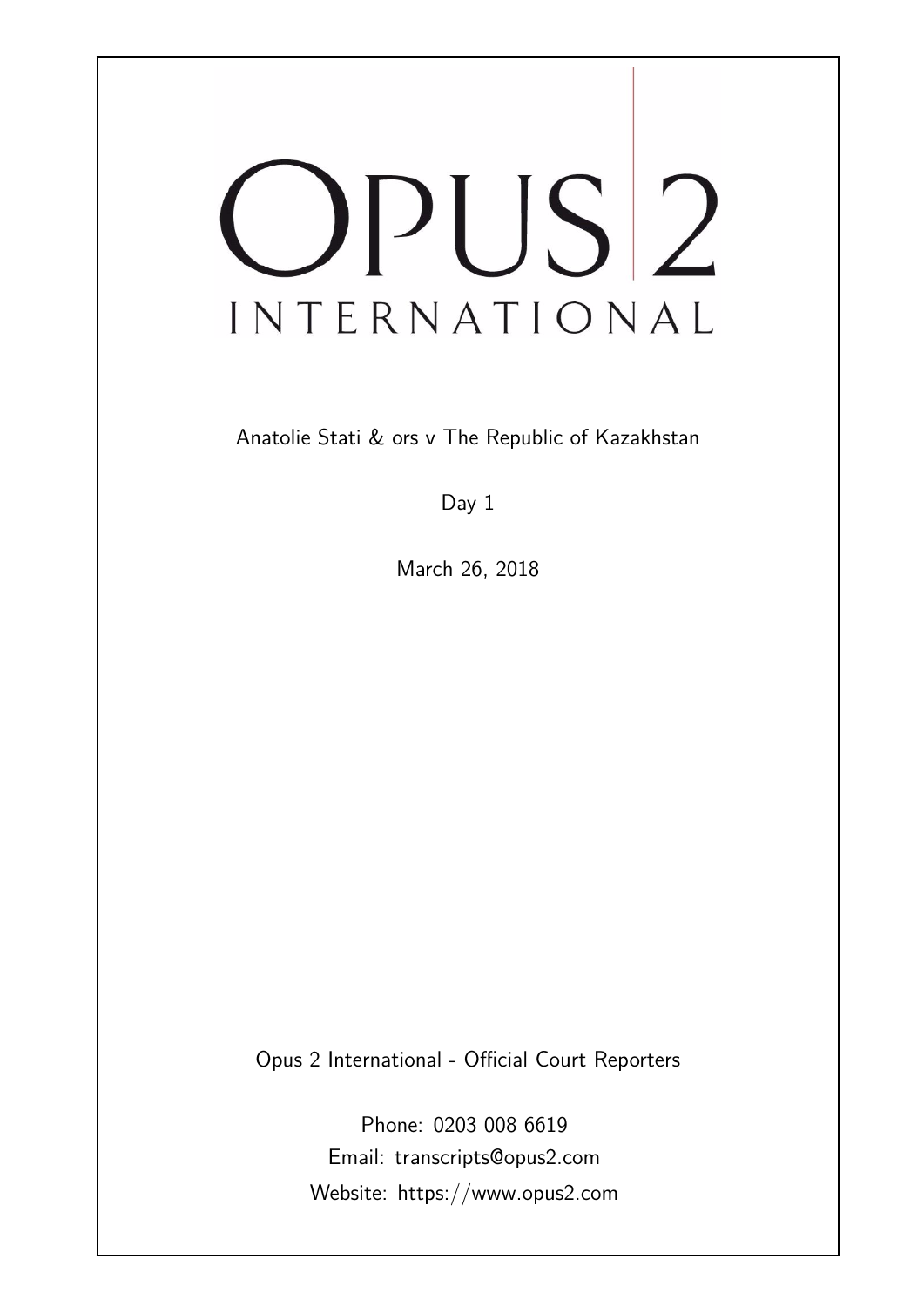# OPUS 2 INTERNATIONAL

Anatolie Stati & ors v The Republic of Kazakhstan

Day 1

March 26, 2018

Opus 2 International - Official Court Reporters

Phone: 0203 008 6619
Email: transcripts@opus2.com
Website: https://www.opus2.com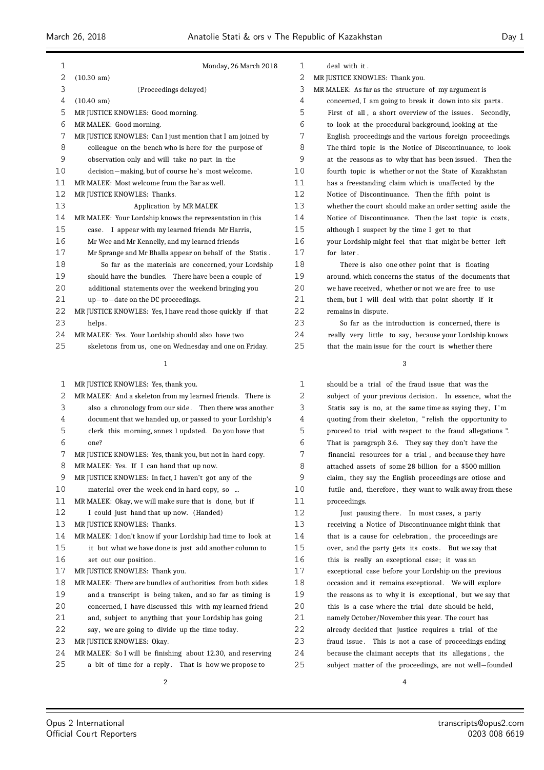Monday, 26 March 2018

(10.30 am)

(Proceedings delayed)

(10.40 am)

MR JUSTICE KNOWLES: Good morning.

MR MALEK: Good morning.

MR JUSTICE KNOWLES: Can I just mention that I am joined by colleague on the bench who is here for the purpose of observation only and will take no part in the decision-making, but of course he's most welcome.

MR MALEK: Most welcome from the Bar as well.

MR JUSTICE KNOWLES: Thanks.

## Application by MR MALEK

MR MALEK: Your Lordship knows the representation in this case. I appear with my learned friends Mr Harris, Mr Wee and Mr Kennelly, and my learned friends Mr Sprange and Mr Bhalla appear on behalf of the Statis.

So far as the materials are concerned, your Lordship should have the bundles. There have been a couple of additional statements over the weekend bringing you up-to-date on the DC proceedings.

MR JUSTICE KNOWLES: Yes, I have read those quickly if that helps.

MR MALEK: Yes. Your Lordship should also have two skeletons from us, one on Wednesday and one on Friday.

MR JUSTICE KNOWLES: Yes, thank you.

MR MALEK: And a skeleton from my learned friends. There is also a chronology from our side. Then there was another document that we handed up, or passed to your Lordship's clerk this morning, annex 1 updated. Do you have that one?

MR JUSTICE KNOWLES: Yes, thank you, but not in hard copy.

MR MALEK: Yes. If I can hand that up now.

MR JUSTICE KNOWLES: In fact, I haven't got any of the material over the week end in hard copy, so ...

MR MALEK: Okay, we will make sure that is done, but if I could just hand that up now. (Handed)

MR JUSTICE KNOWLES: Thanks.

MR MALEK: I don't know if your Lordship had time to look at it but what we have done is just add another column to set out our position.

MR JUSTICE KNOWLES: Thank you.

MR MALEK: There are bundles of authorities from both sides and a transcript is being taken, and so far as timing is concerned, I have discussed this with my learned friend and, subject to anything that your Lordship has going say, we are going to divide up the time today.

MR JUSTICE KNOWLES: Okay.

MR MALEK: So I will be finishing about 12.30, and reserving a bit of time for a reply. That is how we propose to deal with it.

MR JUSTICE KNOWLES: Thank you.

MR MALEK: As far as the structure of my argument is concerned, I am going to break it down into six parts. First of all, a short overview of the issues. Secondly, to look at the procedural background, looking at the English proceedings and the various foreign proceedings. The third topic is the Notice of Discontinuance, to look at the reasons as to why that has been issued. Then the fourth topic is whether or not the State of Kazakhstan has a freestanding claim which is unaffected by the Notice of Discontinuance. Then the fifth point is whether the court should make an order setting aside the Notice of Discontinuance. Then the last topic is costs, although I suspect by the time I get to that your Lordship might feel that that might be better left for later.

There is also one other point that is floating around, which concerns the status of the documents that we have received, whether or not we are free to use them, but I will deal with that point shortly if it remains in dispute.

So far as the introduction is concerned, there is really very little to say, because your Lordship knows that the main issue for the court is whether there should be a trial of the fraud issue that was the subject of your previous decision. In essence, what the Statis say is no, at the same time as saying they, I'm quoting from their skeleton, "relish the opportunity to proceed to trial with respect to the fraud allegations". That is paragraph 3.6. They say they don't have the financial resources for a trial, and because they have attached assets of some 28 billion for a $500 million claim, they say the English proceedings are otiose and futile and, therefore, they want to walk away from these proceedings.

Just pausing there. In most cases, a party receiving a Notice of Discontinuance might think that that is a cause for celebration, the proceedings are over, and the party gets its costs. But we say that this is really an exceptional case; it was an exceptional case before your Lordship on the previous occasion and it remains exceptional. We will explore the reasons as to why it is exceptional, but we say that this is a case where the trial date should be held, namely October/November this year. The court has already decided that justice requires a trial of the fraud issue. This is not a case of proceedings ending because the claimant accepts that its allegations, the subject matter of the proceedings, are not well-founded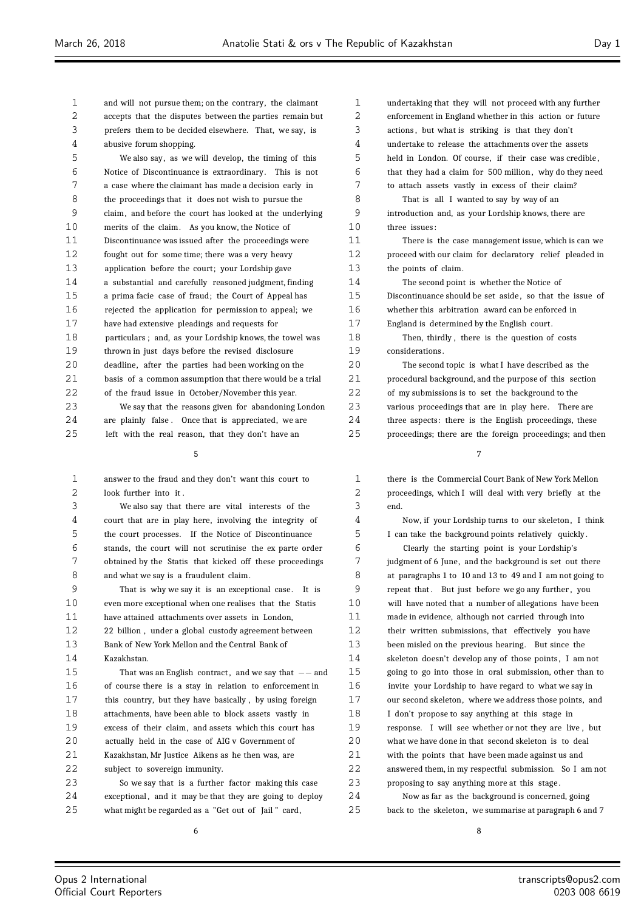and will not pursue them; on the contrary, the claimant accepts that the disputes between the parties remain but prefers them to be decided elsewhere. That, we say, is abusive forum shopping.

We also say, as we will develop, the timing of this Notice of Discontinuance is extraordinary. This is not a case where the claimant has made a decision early in the proceedings that it does not wish to pursue the claim, and before the court has looked at the underlying merits of the claim. As you know, the Notice of Discontinuance was issued after the proceedings were fought out for some time; there was a very heavy application before the court; your Lordship gave a substantial and carefully reasoned judgment, finding a prima facie case of fraud; the Court of Appeal has rejected the application for permission to appeal; we have had extensive pleadings and requests for particulars; and, as your Lordship knows, the towel was thrown in just days before the revised disclosure deadline, after the parties had been working on the basis of a common assumption that there would be a trial of the fraud issue in October/November this year.

We say that the reasons given for abandoning London are plainly false. Once that is appreciated, we are left with the real reason, that they don't have an answer to the fraud and they don't want this court to look further into it.

We also say that there are vital interests of the court that are in play here, involving the integrity of the court processes. If the Notice of Discontinuance stands, the court will not scrutinise the ex parte order obtained by the Statis that kicked off these proceedings and what we say is a fraudulent claim.

That is why we say it is an exceptional case. It is even more exceptional when one realises that the Statis have attained attachments over assets in London, 22 billion, under a global custody agreement between Bank of New York Mellon and the Central Bank of Kazakhstan.

That was an English contract, and we say that -- and of course there is a stay in relation to enforcement in this country, but they have basically, by using foreign attachments, have been able to block assets vastly in excess of their claim, and assets which this court has actually held in the case of AIG v Government of Kazakhstan, Mr Justice Aikens as he then was, are subject to sovereign immunity.

So we say that is a further factor making this case exceptional, and it may be that they are going to deploy what might be regarded as a "Get out of Jail" card, undertaking that they will not proceed with any further enforcement in England whether in this action or future actions, but what is striking is that they don't undertake to release the attachments over the assets held in London. Of course, if their case was credible, that they had a claim for 500 million, why do they need to attach assets vastly in excess of their claim?

That is all I wanted to say by way of an introduction and, as your Lordship knows, there are three issues:

There is the case management issue, which is can we proceed with our claim for declaratory relief pleaded in the points of claim.

The second point is whether the Notice of Discontinuance should be set aside, so that the issue of whether this arbitration award can be enforced in England is determined by the English court.

Then, thirdly, there is the question of costs considerations.

The second topic is what I have described as the procedural background, and the purpose of this section of my submissions is to set the background to the various proceedings that are in play here. There are three aspects: there is the English proceedings, these proceedings; there are the foreign proceedings; and then there is the Commercial Court Bank of New York Mellon proceedings, which I will deal with very briefly at the end.

Now, if your Lordship turns to our skeleton, I think I can take the background points relatively quickly.

Clearly the starting point is your Lordship's judgment of 6 June, and the background is set out there at paragraphs 1 to 10 and 13 to 49 and I am not going to repeat that. But just before we go any further, you will have noted that a number of allegations have been made in evidence, although not carried through into their written submissions, that effectively you have been misled on the previous hearing. But since the skeleton doesn't develop any of those points, I am not going to go into those in oral submission, other than to invite your Lordship to have regard to what we say in our second skeleton, where we address those points, and I don't propose to say anything at this stage in response. I will see whether or not they are live, but what we have done in that second skeleton is to deal with the points that have been made against us and answered them, in my respectful submission. So I am not proposing to say anything more at this stage.

Now as far as the background is concerned, going back to the skeleton, we summarise at paragraph 6 and 7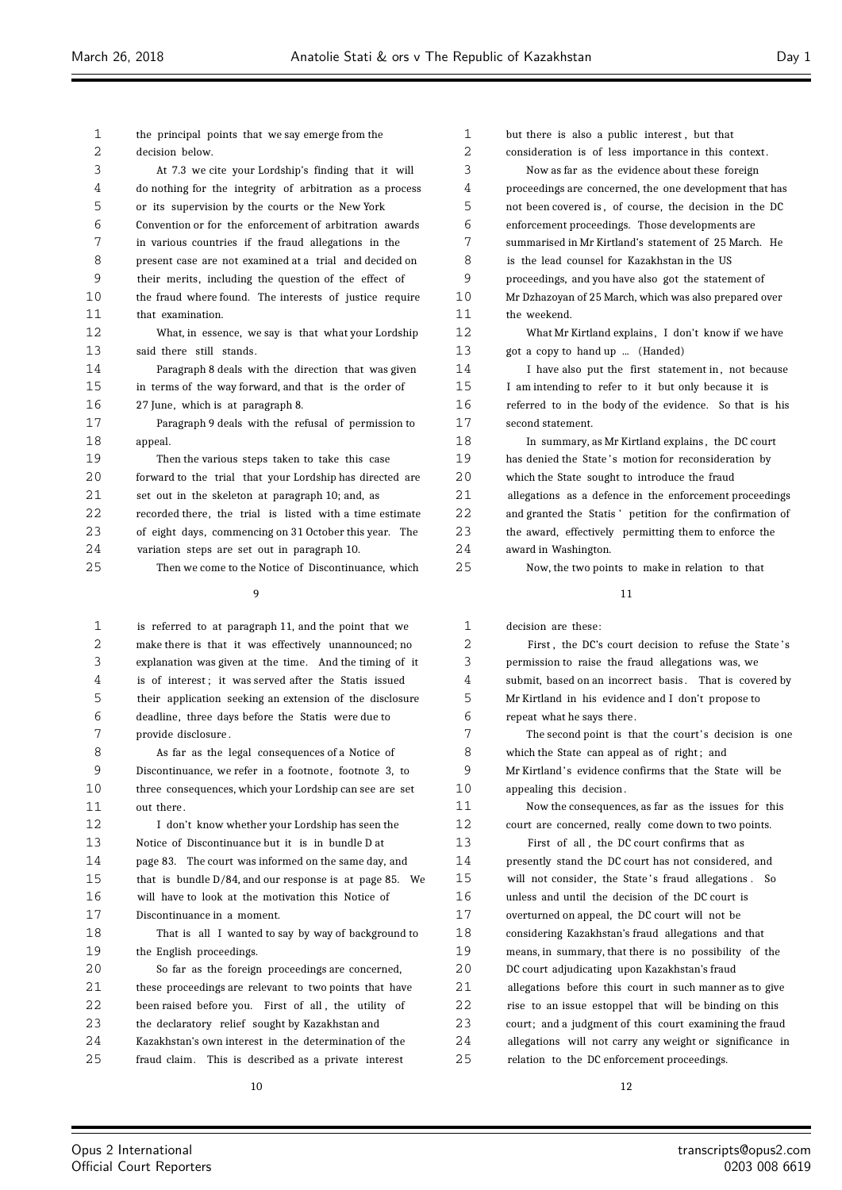the principal points that we say emerge from the decision below.

At 7.3 we cite your Lordship's finding that it will do nothing for the integrity of arbitration as a process or its supervision by the courts or the New York Convention or for the enforcement of arbitration awards in various countries if the fraud allegations in the present case are not examined at a trial and decided on their merits, including the question of the effect of the fraud where found. The interests of justice require that examination.

What, in essence, we say is that what your Lordship said there still stands.

Paragraph 8 deals with the direction that was given in terms of the way forward, and that is the order of 27 June, which is at paragraph 8.

Paragraph 9 deals with the refusal of permission to appeal.

Then the various steps taken to take this case forward to the trial that your Lordship has directed are set out in the skeleton at paragraph 10; and, as recorded there, the trial is listed with a time estimate of eight days, commencing on 31 October this year. The variation steps are set out in paragraph 10.

Then we come to the Notice of Discontinuance, which is referred to at paragraph 11, and the point that we make there is that it was effectively unannounced; no explanation was given at the time. And the timing of it is of interest; it was served after the Statis issued their application seeking an extension of the disclosure deadline, three days before the Statis were due to provide disclosure.

As far as the legal consequences of a Notice of Discontinuance, we refer in a footnote, footnote 3, to three consequences, which your Lordship can see are set out there.

I don't know whether your Lordship has seen the Notice of Discontinuance but it is in bundle D at page 83. The court was informed on the same day, and that is bundle D/84, and our response is at page 85. We will have to look at the motivation this Notice of Discontinuance in a moment.

That is all I wanted to say by way of background to the English proceedings.

So far as the foreign proceedings are concerned, these proceedings are relevant to two points that have been raised before you. First of all, the utility of the declaratory relief sought by Kazakhstan and Kazakhstan's own interest in the determination of the fraud claim. This is described as a private interest but there is also a public interest, but that consideration is of less importance in this context.

Now as far as the evidence about these foreign proceedings are concerned, the one development that has not been covered is, of course, the decision in the DC enforcement proceedings. Those developments are summarised in Mr Kirtland's statement of 25 March. He is the lead counsel for Kazakhstan in the US proceedings, and you have also got the statement of Mr Dzhazoyan of 25 March, which was also prepared over the weekend.

What Mr Kirtland explains, I don't know if we have got a copy to hand up ... (Handed)

I have also put the first statement in, not because I am intending to refer to it but only because it is referred to in the body of the evidence. So that is his second statement.

In summary, as Mr Kirtland explains, the DC court has denied the State's motion for reconsideration by which the State sought to introduce the fraud allegations as a defence in the enforcement proceedings and granted the Statis' petition for the confirmation of the award, effectively permitting them to enforce the award in Washington.

Now, the two points to make in relation to that decision are these:

First, the DC's court decision to refuse the State's permission to raise the fraud allegations was, we submit, based on an incorrect basis. That is covered by Mr Kirtland in his evidence and I don't propose to repeat what he says there.

The second point is that the court's decision is one which the State can appeal as of right; and Mr Kirtland's evidence confirms that the State will be appealing this decision.

Now the consequences, as far as the issues for this court are concerned, really come down to two points.

First of all, the DC court confirms that as presently stand the DC court has not considered, and will not consider, the State's fraud allegations. So unless and until the decision of the DC court is overturned on appeal, the DC court will not be considering Kazakhstan's fraud allegations and that means, in summary, that there is no possibility of the DC court adjudicating upon Kazakhstan's fraud allegations before this court in such manner as to give rise to an issue estoppel that will be binding on this court; and a judgment of this court examining the fraud allegations will not carry any weight or significance in relation to the DC enforcement proceedings.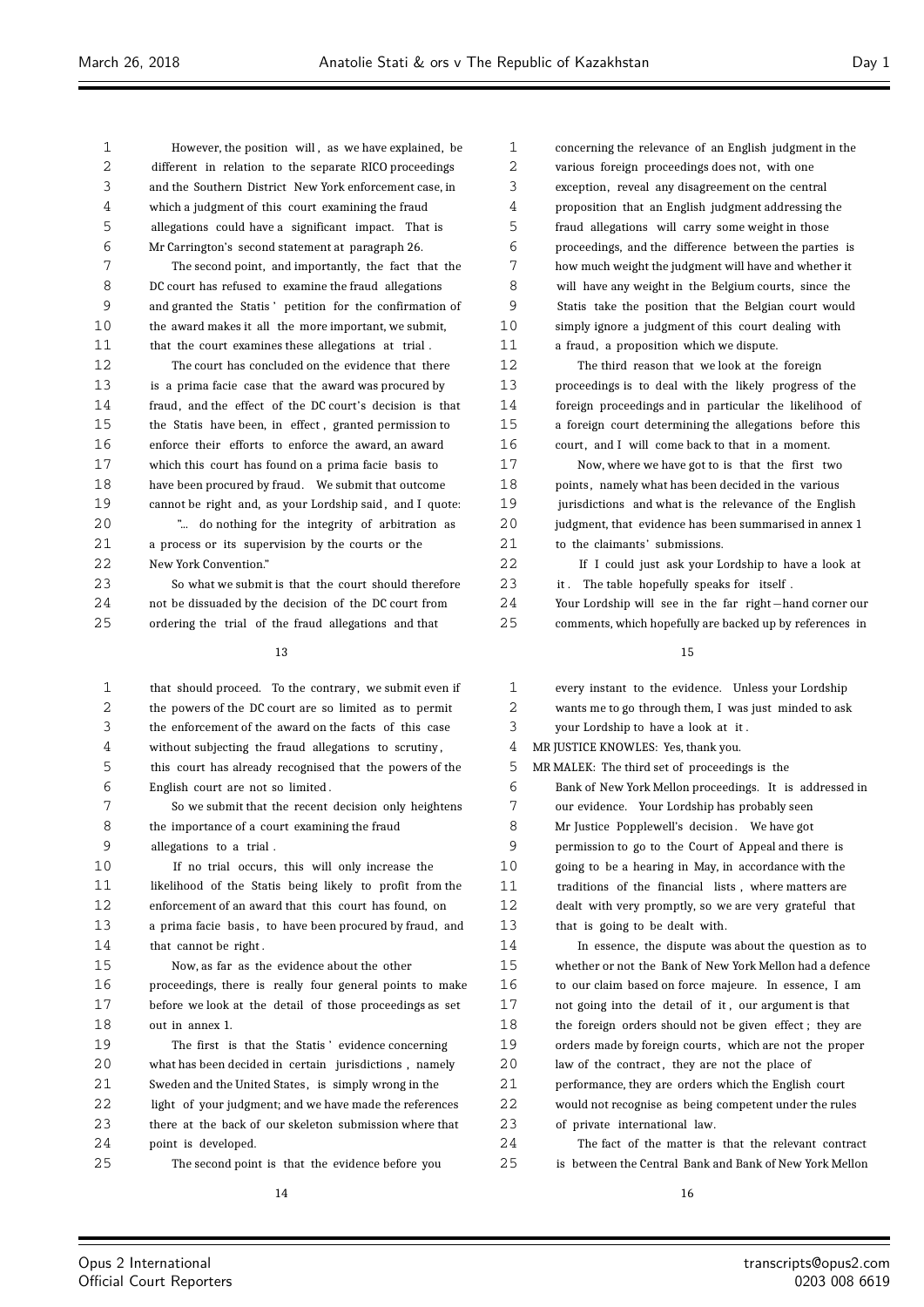However, the position will, as we have explained, be different in relation to the separate RICO proceedings and the Southern District New York enforcement case, in which a judgment of this court examining the fraud allegations could have a significant impact. That is Mr Carrington's second statement at paragraph 26.

The second point, and importantly, the fact that the DC court has refused to examine the fraud allegations and granted the Statis' petition for the confirmation of the award makes it all the more important, we submit, that the court examines these allegations at trial.

The court has concluded on the evidence that there is a prima facie case that the award was procured by fraud, and the effect of the DC court's decision is that the Statis have been, in effect, granted permission to enforce their efforts to enforce the award, an award which this court has found on a prima facie basis to have been procured by fraud. We submit that outcome cannot be right and, as your Lordship said, and I quote:

"... do nothing for the integrity of arbitration as a process or its supervision by the courts or the New York Convention."

So what we submit is that the court should therefore not be dissuaded by the decision of the DC court from ordering the trial of the fraud allegations and that that should proceed. To the contrary, we submit even if the powers of the DC court are so limited as to permit the enforcement of the award on the facts of this case without subjecting the fraud allegations to scrutiny, this court has already recognised that the powers of the English court are not so limited.

So we submit that the recent decision only heightens the importance of a court examining the fraud allegations to a trial.

If no trial occurs, this will only increase the likelihood of the Statis being likely to profit from the enforcement of an award that this court has found, on a prima facie basis, to have been procured by fraud, and that cannot be right.

Now, as far as the evidence about the other proceedings, there is really four general points to make before we look at the detail of those proceedings as set out in annex 1.

The first is that the Statis' evidence concerning what has been decided in certain jurisdictions, namely Sweden and the United States, is simply wrong in the light of your judgment; and we have made the references there at the back of our skeleton submission where that point is developed.

The second point is that the evidence before you concerning the relevance of an English judgment in the various foreign proceedings does not, with one exception, reveal any disagreement on the central proposition that an English judgment addressing the fraud allegations will carry some weight in those proceedings, and the difference between the parties is how much weight the judgment will have and whether it will have any weight in the Belgium courts, since the Statis take the position that the Belgian court would simply ignore a judgment of this court dealing with a fraud, a proposition which we dispute.

The third reason that we look at the foreign proceedings is to deal with the likely progress of the foreign proceedings and in particular the likelihood of a foreign court determining the allegations before this court, and I will come back to that in a moment.

Now, where we have got to is that the first two points, namely what has been decided in the various jurisdictions and what is the relevance of the English judgment, that evidence has been summarised in annex 1 to the claimants' submissions.

If I could just ask your Lordship to have a look at it. The table hopefully speaks for itself. Your Lordship will see in the far right-hand corner our comments, which hopefully are backed up by references in every instant to the evidence. Unless your Lordship wants me to go through them, I was just minded to ask your Lordship to have a look at it.

MR JUSTICE KNOWLES: Yes, thank you.

MR MALEK: The third set of proceedings is the Bank of New York Mellon proceedings. It is addressed in our evidence. Your Lordship has probably seen Mr Justice Popplewell's decision. We have got permission to go to the Court of Appeal and there is going to be a hearing in May, in accordance with the traditions of the financial lists, where matters are dealt with very promptly, so we are very grateful that that is going to be dealt with.

In essence, the dispute was about the question as to whether or not the Bank of New York Mellon had a defence to our claim based on force majeure. In essence, I am not going into the detail of it, our argument is that the foreign orders should not be given effect; they are orders made by foreign courts, which are not the proper law of the contract, they are not the place of performance, they are orders which the English court would not recognise as being competent under the rules of private international law.

The fact of the matter is that the relevant contract is between the Central Bank and Bank of New York Mellon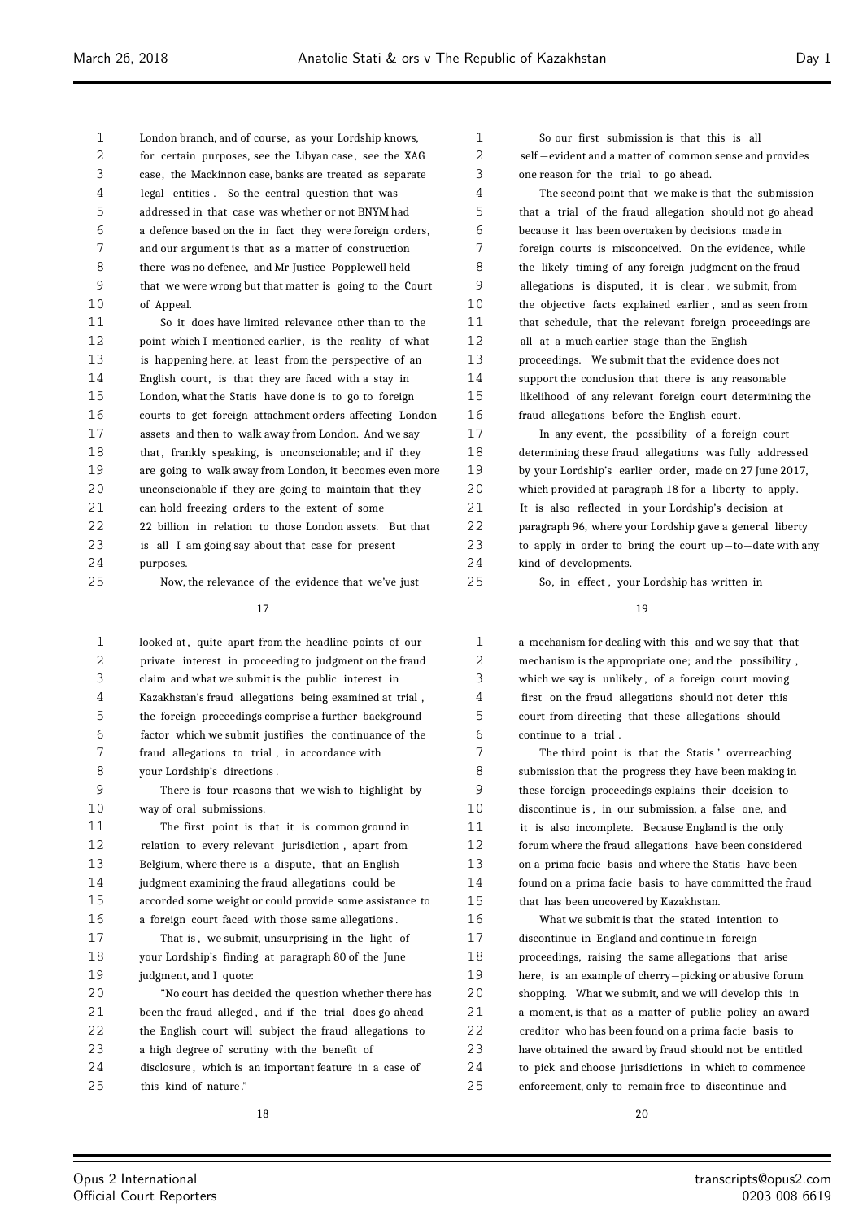London branch, and of course, as your Lordship knows, for certain purposes, see the Libyan case, see the XAG case, the Mackinnon case, banks are treated as separate legal entities. So the central question that was addressed in that case was whether or not BNYM had a defence based on the in fact they were foreign orders, and our argument is that as a matter of construction there was no defence, and Mr Justice Popplewell held that we were wrong but that matter is going to the Court of Appeal.

So it does have limited relevance other than to the point which I mentioned earlier, is the reality of what is happening here, at least from the perspective of an English court, is that they are faced with a stay in London, what the Statis have done is to go to foreign courts to get foreign attachment orders affecting London assets and then to walk away from London. And we say that, frankly speaking, is unconscionable; and if they are going to walk away from London, it becomes even more unconscionable if they are going to maintain that they can hold freezing orders to the extent of some 22 billion in relation to those London assets. But that is all I am going say about that case for present purposes.

Now, the relevance of the evidence that we've just looked at, quite apart from the headline points of our private interest in proceeding to judgment on the fraud claim and what we submit is the public interest in Kazakhstan's fraud allegations being examined at trial, the foreign proceedings comprise a further background factor which we submit justifies the continuance of the fraud allegations to trial, in accordance with your Lordship's directions.

There is four reasons that we wish to highlight by way of oral submissions.

The first point is that it is common ground in relation to every relevant jurisdiction, apart from Belgium, where there is a dispute, that an English judgment examining the fraud allegations could be accorded some weight or could provide some assistance to a foreign court faced with those same allegations.

That is, we submit, unsurprising in the light of your Lordship's finding at paragraph 80 of the June judgment, and I quote:

"No court has decided the question whether there has been the fraud alleged, and if the trial does go ahead the English court will subject the fraud allegations to a high degree of scrutiny with the benefit of disclosure, which is an important feature in a case of this kind of nature."

So our first submission is that this is all self-evident and a matter of common sense and provides one reason for the trial to go ahead.

The second point that we make is that the submission that a trial of the fraud allegation should not go ahead because it has been overtaken by decisions made in foreign courts is misconceived. On the evidence, while the likely timing of any foreign judgment on the fraud allegations is disputed, it is clear, we submit, from the objective facts explained earlier, and as seen from that schedule, that the relevant foreign proceedings are all at a much earlier stage than the English proceedings. We submit that the evidence does not support the conclusion that there is any reasonable likelihood of any relevant foreign court determining the fraud allegations before the English court.

In any event, the possibility of a foreign court determining these fraud allegations was fully addressed by your Lordship's earlier order, made on 27 June 2017, which provided at paragraph 18 for a liberty to apply. It is also reflected in your Lordship's decision at paragraph 96, where your Lordship gave a general liberty to apply in order to bring the court up-to-date with any kind of developments.

So, in effect, your Lordship has written in a mechanism for dealing with this and we say that that mechanism is the appropriate one; and the possibility, which we say is unlikely, of a foreign court moving first on the fraud allegations should not deter this court from directing that these allegations should continue to a trial.

The third point is that the Statis' overreaching submission that the progress they have been making in these foreign proceedings explains their decision to discontinue is, in our submission, a false one, and it is also incomplete. Because England is the only forum where the fraud allegations have been considered on a prima facie basis and where the Statis have been found on a prima facie basis to have committed the fraud that has been uncovered by Kazakhstan.

What we submit is that the stated intention to discontinue in England and continue in foreign proceedings, raising the same allegations that arise here, is an example of cherry-picking or abusive forum shopping. What we submit, and we will develop this in a moment, is that as a matter of public policy an award creditor who has been found on a prima facie basis to have obtained the award by fraud should not be entitled to pick and choose jurisdictions in which to commence enforcement, only to remain free to discontinue and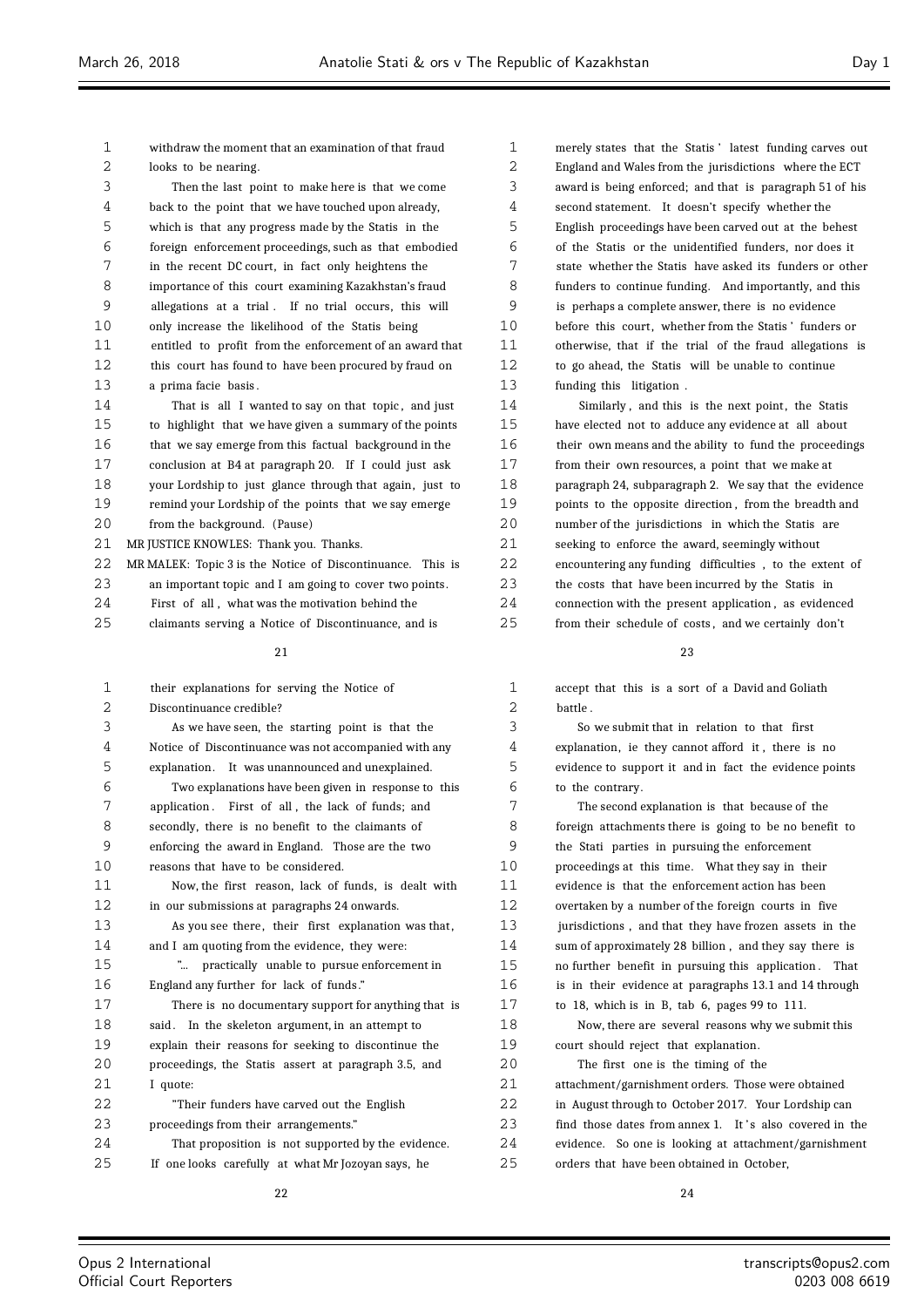withdraw the moment that an examination of that fraud looks to be nearing.

Then the last point to make here is that we come back to the point that we have touched upon already, which is that any progress made by the Statis in the foreign enforcement proceedings, such as that embodied in the recent DC court, in fact only heightens the importance of this court examining Kazakhstan's fraud allegations at a trial. If no trial occurs, this will only increase the likelihood of the Statis being entitled to profit from the enforcement of an award that this court has found to have been procured by fraud on a prima facie basis.

That is all I wanted to say on that topic, and just to highlight that we have given a summary of the points that we say emerge from this factual background in the conclusion at B4 at paragraph 20. If I could just ask your Lordship to just glance through that again, just to remind your Lordship of the points that we say emerge from the background. (Pause)

MR JUSTICE KNOWLES: Thank you. Thanks.

MR MALEK: Topic 3 is the Notice of Discontinuance. This is an important topic and I am going to cover two points. First of all, what was the motivation behind the claimants serving a Notice of Discontinuance, and is their explanations for serving the Notice of Discontinuance credible?

As we have seen, the starting point is that the Notice of Discontinuance was not accompanied with any explanation. It was unannounced and unexplained.

Two explanations have been given in response to this application. First of all, the lack of funds; and secondly, there is no benefit to the claimants of enforcing the award in England. Those are the two reasons that have to be considered.

Now, the first reason, lack of funds, is dealt with in our submissions at paragraphs 24 onwards.

As you see there, their first explanation was that, and I am quoting from the evidence, they were:

"... practically unable to pursue enforcement in England any further for lack of funds."

There is no documentary support for anything that is said. In the skeleton argument, in an attempt to explain their reasons for seeking to discontinue the proceedings, the Statis assert at paragraph 3.5, and I quote:

"Their funders have carved out the English proceedings from their arrangements."

That proposition is not supported by the evidence. If one looks carefully at what Mr Jozoyan says, he merely states that the Statis' latest funding carves out England and Wales from the jurisdictions where the ECT award is being enforced; and that is paragraph 51 of his second statement. It doesn't specify whether the English proceedings have been carved out at the behest of the Statis or the unidentified funders, nor does it state whether the Statis have asked its funders or other funders to continue funding. And importantly, and this is perhaps a complete answer, there is no evidence before this court, whether from the Statis' funders or otherwise, that if the trial of the fraud allegations is to go ahead, the Statis will be unable to continue funding this litigation.

Similarly, and this is the next point, the Statis have elected not to adduce any evidence at all about their own means and the ability to fund the proceedings from their own resources, a point that we make at paragraph 24, subparagraph 2. We say that the evidence points to the opposite direction, from the breadth and number of the jurisdictions in which the Statis are seeking to enforce the award, seemingly without encountering any funding difficulties, to the extent of the costs that have been incurred by the Statis in connection with the present application, as evidenced from their schedule of costs, and we certainly don't accept that this is a sort of a David and Goliath battle.

So we submit that in relation to that first explanation, ie they cannot afford it, there is no evidence to support it and in fact the evidence points to the contrary.

The second explanation is that because of the foreign attachments there is going to be no benefit to the Stati parties in pursuing the enforcement proceedings at this time. What they say in their evidence is that the enforcement action has been overtaken by a number of the foreign courts in five jurisdictions, and that they have frozen assets in the sum of approximately 28 billion, and they say there is no further benefit in pursuing this application. That is in their evidence at paragraphs 13.1 and 14 through to 18, which is in B, tab 6, pages 99 to 111.

Now, there are several reasons why we submit this court should reject that explanation.

The first one is the timing of the attachment/garnishment orders. Those were obtained in August through to October 2017. Your Lordship can find those dates from annex 1. It's also covered in the evidence. So one is looking at attachment/garnishment orders that have been obtained in October,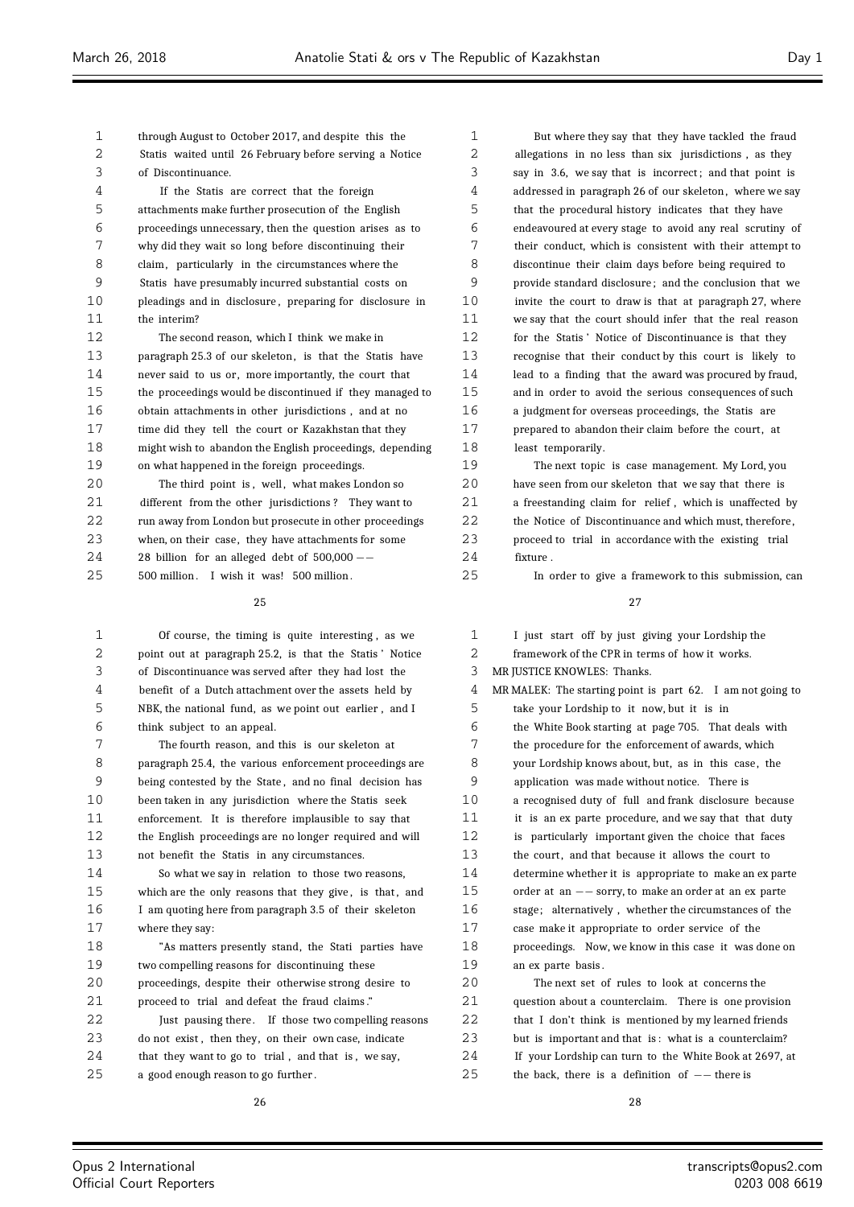through August to October 2017, and despite this the Statis waited until 26 February before serving a Notice of Discontinuance.

If the Statis are correct that the foreign attachments make further prosecution of the English proceedings unnecessary, then the question arises as to why did they wait so long before discontinuing their claim, particularly in the circumstances where the Statis have presumably incurred substantial costs on pleadings and in disclosure, preparing for disclosure in the interim?

The second reason, which I think we make in paragraph 25.3 of our skeleton, is that the Statis have never said to us or, more importantly, the court that the proceedings would be discontinued if they managed to obtain attachments in other jurisdictions, and at no time did they tell the court or Kazakhstan that they might wish to abandon the English proceedings, depending on what happened in the foreign proceedings.

The third point is, well, what makes London so different from the other jurisdictions? They want to run away from London but prosecute in other proceedings when, on their case, they have attachments for some 28 billion for an alleged debt of 500,000 -- 500 million. I wish it was! 500 million.

Of course, the timing is quite interesting, as we point out at paragraph 25.2, is that the Statis' Notice of Discontinuance was served after they had lost the benefit of a Dutch attachment over the assets held by NBK, the national fund, as we point out earlier, and I think subject to an appeal.

The fourth reason, and this is our skeleton at paragraph 25.4, the various enforcement proceedings are being contested by the State, and no final decision has been taken in any jurisdiction where the Statis seek enforcement. It is therefore implausible to say that the English proceedings are no longer required and will not benefit the Statis in any circumstances.

So what we say in relation to those two reasons, which are the only reasons that they give, is that, and I am quoting here from paragraph 3.5 of their skeleton where they say:

"As matters presently stand, the Stati parties have two compelling reasons for discontinuing these proceedings, despite their otherwise strong desire to proceed to trial and defeat the fraud claims."

Just pausing there. If those two compelling reasons do not exist, then they, on their own case, indicate that they want to go to trial, and that is, we say, a good enough reason to go further.

But where they say that they have tackled the fraud allegations in no less than six jurisdictions, as they say in 3.6, we say that is incorrect; and that point is addressed in paragraph 26 of our skeleton, where we say that the procedural history indicates that they have endeavoured at every stage to avoid any real scrutiny of their conduct, which is consistent with their attempt to discontinue their claim days before being required to provide standard disclosure; and the conclusion that we invite the court to draw is that at paragraph 27, where we say that the court should infer that the real reason for the Statis' Notice of Discontinuance is that they recognise that their conduct by this court is likely to lead to a finding that the award was procured by fraud, and in order to avoid the serious consequences of such a judgment for overseas proceedings, the Statis are prepared to abandon their claim before the court, at least temporarily.

The next topic is case management. My Lord, you have seen from our skeleton that we say that there is a freestanding claim for relief, which is unaffected by the Notice of Discontinuance and which must, therefore, proceed to trial in accordance with the existing trial fixture.

In order to give a framework to this submission, can I just start off by just giving your Lordship the framework of the CPR in terms of how it works.

MR JUSTICE KNOWLES: Thanks.

MR MALEK: The starting point is part 62. I am not going to take your Lordship to it now, but it is in the White Book starting at page 705. That deals with the procedure for the enforcement of awards, which your Lordship knows about, but, as in this case, the application was made without notice. There is a recognised duty of full and frank disclosure because it is an ex parte procedure, and we say that that duty is particularly important given the choice that faces the court, and that because it allows the court to determine whether it is appropriate to make an ex parte order at an -- sorry, to make an order at an ex parte stage; alternatively, whether the circumstances of the case make it appropriate to order service of the proceedings. Now, we know in this case it was done on an ex parte basis.

The next set of rules to look at concerns the question about a counterclaim. There is one provision that I don't think is mentioned by my learned friends but is important and that is: what is a counterclaim? If your Lordship can turn to the White Book at 2697, at the back, there is a definition of -- there is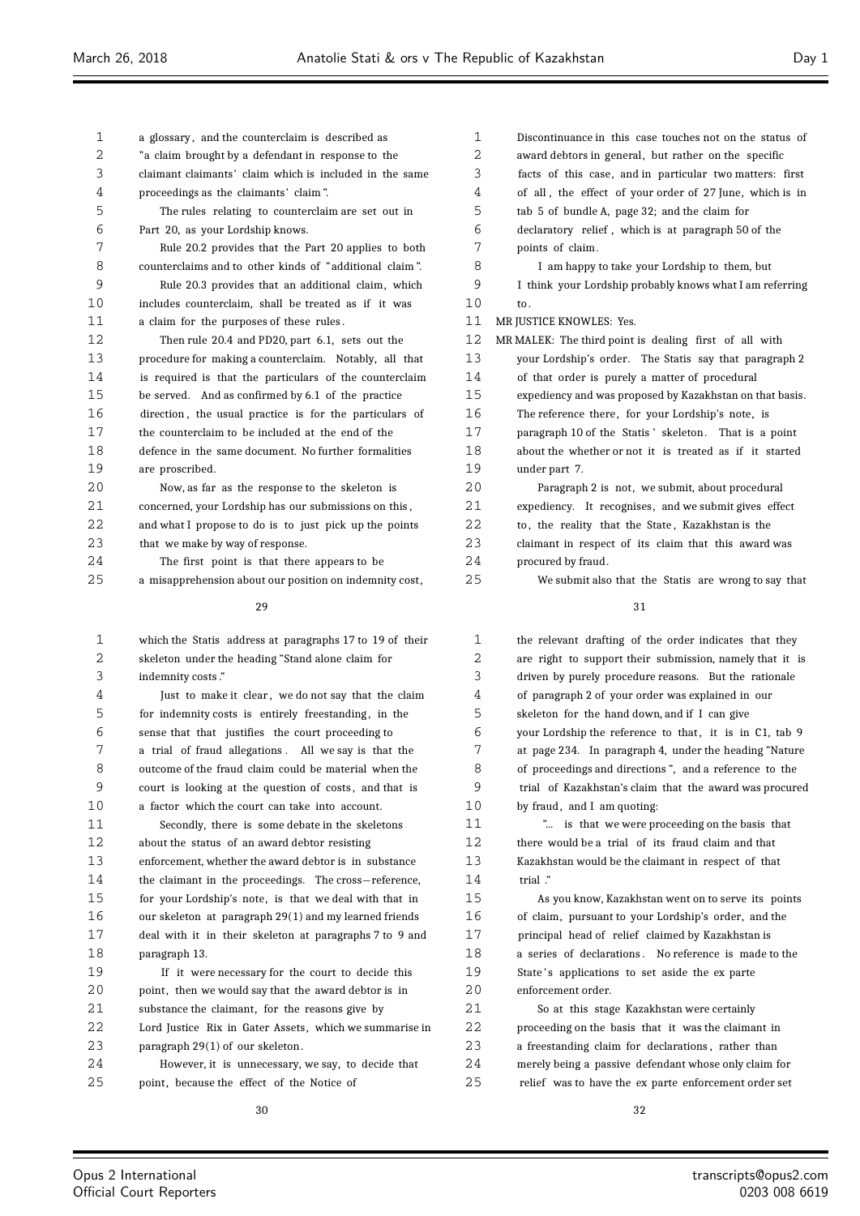a glossary, and the counterclaim is described as "a claim brought by a defendant in response to the claimant claimants' claim which is included in the same proceedings as the claimants' claim".

The rules relating to counterclaim are set out in Part 20, as your Lordship knows.

Rule 20.2 provides that the Part 20 applies to both counterclaims and to other kinds of "additional claim".

Rule 20.3 provides that an additional claim, which includes counterclaim, shall be treated as if it was a claim for the purposes of these rules.

Then rule 20.4 and PD20, part 6.1, sets out the procedure for making a counterclaim. Notably, all that is required is that the particulars of the counterclaim be served. And as confirmed by 6.1 of the practice direction, the usual practice is for the particulars of the counterclaim to be included at the end of the defence in the same document. No further formalities are proscribed.

Now, as far as the response to the skeleton is concerned, your Lordship has our submissions on this, and what I propose to do is to just pick up the points that we make by way of response.

The first point is that there appears to be a misapprehension about our position on indemnity cost, which the Statis address at paragraphs 17 to 19 of their skeleton under the heading "Stand alone claim for indemnity costs."

Just to make it clear, we do not say that the claim for indemnity costs is entirely freestanding, in the sense that that justifies the court proceeding to a trial of fraud allegations. All we say is that the outcome of the fraud claim could be material when the court is looking at the question of costs, and that is a factor which the court can take into account.

Secondly, there is some debate in the skeletons about the status of an award debtor resisting enforcement, whether the award debtor is in substance the claimant in the proceedings. The cross-reference, for your Lordship's note, is that we deal with that in our skeleton at paragraph 29(1) and my learned friends deal with it in their skeleton at paragraphs 7 to 9 and paragraph 13.

If it were necessary for the court to decide this point, then we would say that the award debtor is in substance the claimant, for the reasons give by Lord Justice Rix in Gater Assets, which we summarise in paragraph 29(1) of our skeleton.

However, it is unnecessary, we say, to decide that point, because the effect of the Notice of Discontinuance in this case touches not on the status of award debtors in general, but rather on the specific facts of this case, and in particular two matters: first of all, the effect of your order of 27 June, which is in tab 5 of bundle A, page 32; and the claim for declaratory relief, which is at paragraph 50 of the points of claim.

I am happy to take your Lordship to them, but I think your Lordship probably knows what I am referring to.

MR JUSTICE KNOWLES: Yes.

MR MALEK: The third point is dealing first of all with your Lordship's order. The Statis say that paragraph 2 of that order is purely a matter of procedural expediency and was proposed by Kazakhstan on that basis. The reference there, for your Lordship's note, is paragraph 10 of the Statis' skeleton. That is a point about the whether or not it is treated as if it started under part 7.

Paragraph 2 is not, we submit, about procedural expediency. It recognises, and we submit gives effect to, the reality that the State, Kazakhstan is the claimant in respect of its claim that this award was procured by fraud.

We submit also that the Statis are wrong to say that the relevant drafting of the order indicates that they are right to support their submission, namely that it is driven by purely procedure reasons. But the rationale of paragraph 2 of your order was explained in our skeleton for the hand down, and if I can give your Lordship the reference to that, it is in C1, tab 9 at page 234. In paragraph 4, under the heading "Nature of proceedings and directions", and a reference to the trial of Kazakhstan's claim that the award was procured by fraud, and I am quoting:

"... is that we were proceeding on the basis that there would be a trial of its fraud claim and that Kazakhstan would be the claimant in respect of that trial."

As you know, Kazakhstan went on to serve its points of claim, pursuant to your Lordship's order, and the principal head of relief claimed by Kazakhstan is a series of declarations. No reference is made to the State's applications to set aside the ex parte enforcement order.

So at this stage Kazakhstan were certainly proceeding on the basis that it was the claimant in a freestanding claim for declarations, rather than merely being a passive defendant whose only claim for relief was to have the ex parte enforcement order set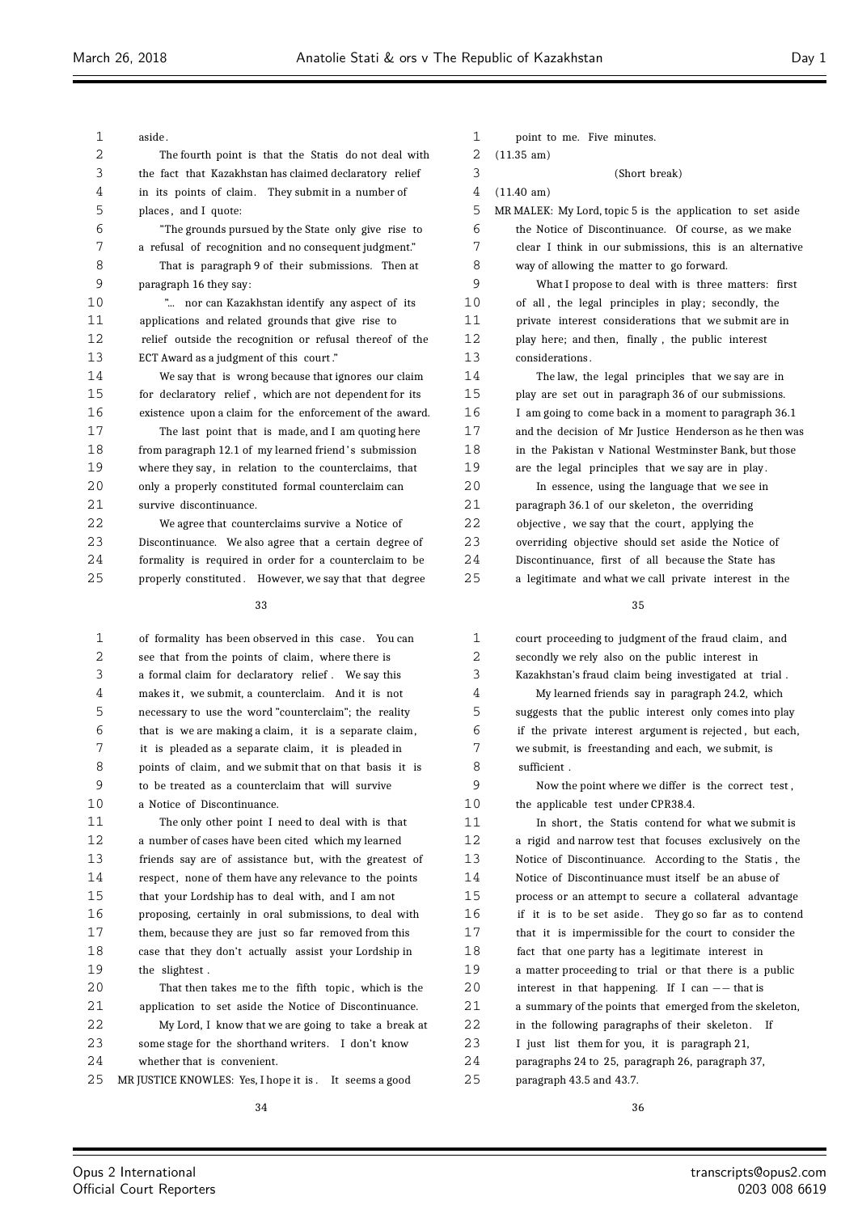aside.

The fourth point is that the Statis do not deal with the fact that Kazakhstan has claimed declaratory relief in its points of claim. They submit in a number of places, and I quote:

"The grounds pursued by the State only give rise to a refusal of recognition and no consequent judgment."

That is paragraph 9 of their submissions. Then at paragraph 16 they say:

"... nor can Kazakhstan identify any aspect of its applications and related grounds that give rise to relief outside the recognition or refusal thereof of the ECT Award as a judgment of this court."

We say that is wrong because that ignores our claim for declaratory relief, which are not dependent for its existence upon a claim for the enforcement of the award.

The last point that is made, and I am quoting here from paragraph 12.1 of my learned friend's submission where they say, in relation to the counterclaims, that only a properly constituted formal counterclaim can survive discontinuance.

We agree that counterclaims survive a Notice of Discontinuance. We also agree that a certain degree of formality is required in order for a counterclaim to be properly constituted. However, we say that that degree of formality has been observed in this case. You can see that from the points of claim, where there is a formal claim for declaratory relief. We say this makes it, we submit, a counterclaim. And it is not necessary to use the word "counterclaim"; the reality that is we are making a claim, it is a separate claim, it is pleaded as a separate claim, it is pleaded in points of claim, and we submit that on that basis it is to be treated as a counterclaim that will survive a Notice of Discontinuance.

The only other point I need to deal with is that a number of cases have been cited which my learned friends say are of assistance but, with the greatest of respect, none of them have any relevance to the points that your Lordship has to deal with, and I am not proposing, certainly in oral submissions, to deal with them, because they are just so far removed from this case that they don't actually assist your Lordship in the slightest.

That then takes me to the fifth topic, which is the application to set aside the Notice of Discontinuance.

My Lord, I know that we are going to take a break at some stage for the shorthand writers. I don't know whether that is convenient.

MR JUSTICE KNOWLES: Yes, I hope it is. It seems a good point to me. Five minutes.

(11.35 am)

(Short break)

(11.40 am)

MR MALEK: My Lord, topic 5 is the application to set aside the Notice of Discontinuance. Of course, as we make clear I think in our submissions, this is an alternative way of allowing the matter to go forward.

What I propose to deal with is three matters: first of all, the legal principles in play; secondly, the private interest considerations that we submit are in play here; and then, finally, the public interest considerations.

The law, the legal principles that we say are in play are set out in paragraph 36 of our submissions. I am going to come back in a moment to paragraph 36.1 and the decision of Mr Justice Henderson as he then was in the Pakistan v National Westminster Bank, but those are the legal principles that we say are in play.

In essence, using the language that we see in paragraph 36.1 of our skeleton, the overriding objective, we say that the court, applying the overriding objective should set aside the Notice of Discontinuance, first of all because the State has a legitimate and what we call private interest in the court proceeding to judgment of the fraud claim, and secondly we rely also on the public interest in Kazakhstan's fraud claim being investigated at trial.

My learned friends say in paragraph 24.2, which suggests that the public interest only comes into play if the private interest argument is rejected, but each, we submit, is freestanding and each, we submit, is sufficient.

Now the point where we differ is the correct test, the applicable test under CPR38.4.

In short, the Statis contend for what we submit is a rigid and narrow test that focuses exclusively on the Notice of Discontinuance. According to the Statis, the Notice of Discontinuance must itself be an abuse of process or an attempt to secure a collateral advantage if it is to be set aside. They go so far as to contend that it is impermissible for the court to consider the fact that one party has a legitimate interest in a matter proceeding to trial or that there is a public interest in that happening. If I can -- that is a summary of the points that emerged from the skeleton, in the following paragraphs of their skeleton. If I just list them for you, it is paragraph 21, paragraphs 24 to 25, paragraph 26, paragraph 37, paragraph 43.5 and 43.7.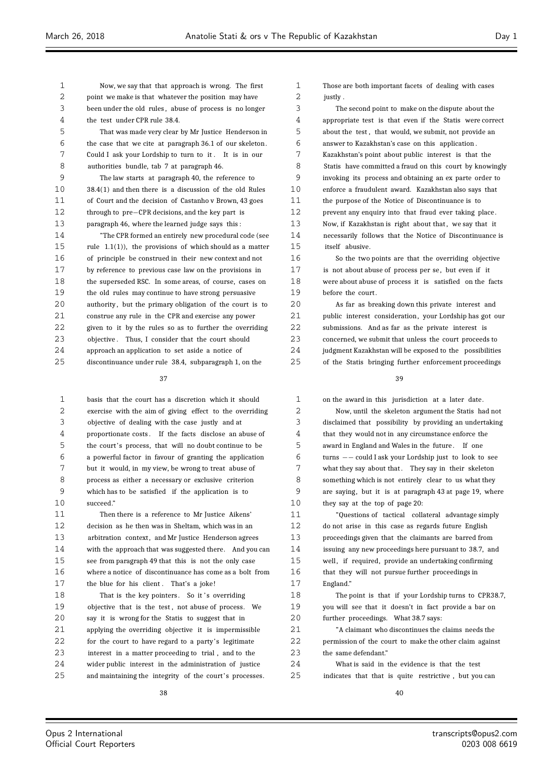Now, we say that that approach is wrong. The first point we make is that whatever the position may have been under the old rules, abuse of process is no longer the test under CPR rule 38.4.

That was made very clear by Mr Justice Henderson in the case that we cite at paragraph 36.1 of our skeleton. Could I ask your Lordship to turn to it. It is in our authorities bundle, tab 7 at paragraph 46.

The law starts at paragraph 40, the reference to 38.4(1) and then there is a discussion of the old Rules of Court and the decision of Castanho v Brown, 43 goes through to pre-CPR decisions, and the key part is paragraph 46, where the learned judge says this:

"The CPR formed an entirely new procedural code (see rule 1.1(1)), the provisions of which should as a matter of principle be construed in their new context and not by reference to previous case law on the provisions in the superseded RSC. In some areas, of course, cases on the old rules may continue to have strong persuasive authority, but the primary obligation of the court is to construe any rule in the CPR and exercise any power given to it by the rules so as to further the overriding objective. Thus, I consider that the court should approach an application to set aside a notice of discontinuance under rule 38.4, subparagraph 1, on the basis that the court has a discretion which it should exercise with the aim of giving effect to the overriding objective of dealing with the case justly and at proportionate costs. If the facts disclose an abuse of the court's process, that will no doubt continue to be a powerful factor in favour of granting the application but it would, in my view, be wrong to treat abuse of process as either a necessary or exclusive criterion which has to be satisfied if the application is to succeed."

Then there is a reference to Mr Justice Aikens' decision as he then was in Sheltam, which was in an arbitration context, and Mr Justice Henderson agrees with the approach that was suggested there. And you can see from paragraph 49 that this is not the only case where a notice of discontinuance has come as a bolt from the blue for his client. That's a joke!

That is the key pointers. So it's overriding objective that is the test, not abuse of process. We say it is wrong for the Statis to suggest that in applying the overriding objective it is impermissible for the court to have regard to a party's legitimate interest in a matter proceeding to trial, and to the wider public interest in the administration of justice and maintaining the integrity of the court's processes. Those are both important facets of dealing with cases justly.

The second point to make on the dispute about the appropriate test is that even if the Statis were correct about the test, that would, we submit, not provide an answer to Kazakhstan's case on this application. Kazakhstan's point about public interest is that the Statis have committed a fraud on this court by knowingly invoking its process and obtaining an ex parte order to enforce a fraudulent award. Kazakhstan also says that the purpose of the Notice of Discontinuance is to prevent any enquiry into that fraud ever taking place. Now, if Kazakhstan is right about that, we say that it necessarily follows that the Notice of Discontinuance is itself abusive.

So the two points are that the overriding objective is not about abuse of process per se, but even if it were about abuse of process it is satisfied on the facts before the court.

As far as breaking down this private interest and public interest consideration, your Lordship has got our submissions. And as far as the private interest is concerned, we submit that unless the court proceeds to judgment Kazakhstan will be exposed to the possibilities of the Statis bringing further enforcement proceedings on the award in this jurisdiction at a later date.

Now, until the skeleton argument the Statis had not disclaimed that possibility by providing an undertaking that they would not in any circumstance enforce the award in England and Wales in the future. If one turns -- could I ask your Lordship just to look to see what they say about that. They say in their skeleton something which is not entirely clear to us what they are saying, but it is at paragraph 43 at page 19, where they say at the top of page 20:

"Questions of tactical collateral advantage simply do not arise in this case as regards future English proceedings given that the claimants are barred from issuing any new proceedings here pursuant to 38.7, and well, if required, provide an undertaking confirming that they will not pursue further proceedings in England."

The point is that if your Lordship turns to CPR38.7, you will see that it doesn't in fact provide a bar on further proceedings. What 38.7 says:

"A claimant who discontinues the claims needs the permission of the court to make the other claim against the same defendant."

What is said in the evidence is that the test indicates that that is quite restrictive, but you can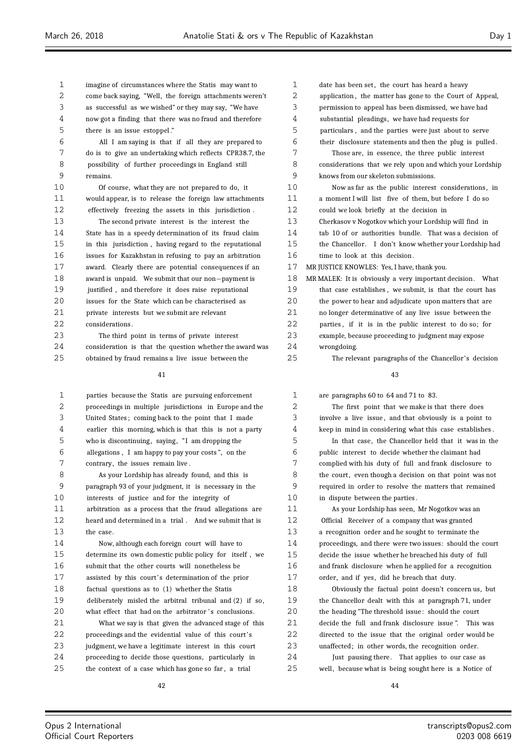imagine of circumstances where the Statis may want to come back saying, "Well, the foreign attachments weren't as successful as we wished" or they may say, "We have now got a finding that there was no fraud and therefore there is an issue estoppel."

All I am saying is that if all they are prepared to do is to give an undertaking which reflects CPR38.7, the possibility of further proceedings in England still remains.

Of course, what they are not prepared to do, it would appear, is to release the foreign law attachments effectively freezing the assets in this jurisdiction.

The second private interest is the interest the State has in a speedy determination of its fraud claim in this jurisdiction, having regard to the reputational issues for Kazakhstan in refusing to pay an arbitration award. Clearly there are potential consequences if an award is unpaid. We submit that our non-payment is justified, and therefore it does raise reputational issues for the State which can be characterised as private interests but we submit are relevant considerations.

The third point in terms of private interest consideration is that the question whether the award was obtained by fraud remains a live issue between the parties because the Statis are pursuing enforcement proceedings in multiple jurisdictions in Europe and the United States; coming back to the point that I made earlier this morning, which is that this is not a party who is discontinuing, saying, "I am dropping the allegations, I am happy to pay your costs", on the contrary, the issues remain live.

As your Lordship has already found, and this is paragraph 93 of your judgment, it is necessary in the interests of justice and for the integrity of arbitration as a process that the fraud allegations are heard and determined in a trial. And we submit that is the case.

Now, although each foreign court will have to determine its own domestic public policy for itself, we submit that the other courts will nonetheless be assisted by this court's determination of the prior factual questions as to (1) whether the Statis deliberately misled the arbitral tribunal and (2) if so, what effect that had on the arbitrator's conclusions.

What we say is that given the advanced stage of this proceedings and the evidential value of this court's judgment, we have a legitimate interest in this court proceeding to decide those questions, particularly in the context of a case which has gone so far, a trial date has been set, the court has heard a heavy application, the matter has gone to the Court of Appeal, permission to appeal has been dismissed, we have had substantial pleadings, we have had requests for particulars, and the parties were just about to serve their disclosure statements and then the plug is pulled.

Those are, in essence, the three public interest considerations that we rely upon and which your Lordship knows from our skeleton submissions.

Now as far as the public interest considerations, in a moment I will list five of them, but before I do so could we look briefly at the decision in Cherkasov v Nogotkov which your Lordship will find in tab 10 of or authorities bundle. That was a decision of the Chancellor. I don't know whether your Lordship had time to look at this decision.

MR JUSTICE KNOWLES: Yes, I have, thank you.

MR MALEK: It is obviously a very important decision. What that case establishes, we submit, is that the court has the power to hear and adjudicate upon matters that are no longer determinative of any live issue between the parties, if it is in the public interest to do so; for example, because proceeding to judgment may expose wrongdoing.

The relevant paragraphs of the Chancellor's decision are paragraphs 60 to 64 and 71 to 83.

The first point that we make is that there does involve a live issue, and that obviously is a point to keep in mind in considering what this case establishes.

In that case, the Chancellor held that it was in the public interest to decide whether the claimant had complied with his duty of full and frank disclosure to the court, even though a decision on that point was not required in order to resolve the matters that remained in dispute between the parties.

As your Lordship has seen, Mr Nogotkov was an Official Receiver of a company that was granted a recognition order and he sought to terminate the proceedings, and there were two issues: should the court decide the issue whether he breached his duty of full and frank disclosure when he applied for a recognition order, and if yes, did he breach that duty.

Obviously the factual point doesn't concern us, but the Chancellor dealt with this at paragraph 71, under the heading "The threshold issue: should the court decide the full and frank disclosure issue". This was directed to the issue that the original order would be unaffected; in other words, the recognition order.

Just pausing there. That applies to our case as well, because what is being sought here is a Notice of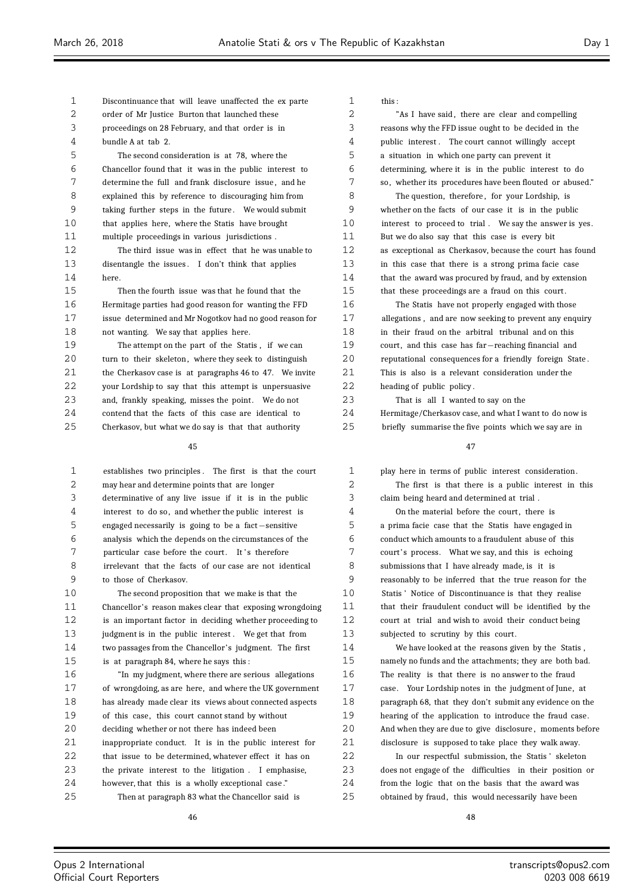Discontinuance that will leave unaffected the ex parte order of Mr Justice Burton that launched these proceedings on 28 February, and that order is in bundle A at tab 2.

The second consideration is at 78, where the Chancellor found that it was in the public interest to determine the full and frank disclosure issue, and he explained this by reference to discouraging him from taking further steps in the future. We would submit that applies here, where the Statis have brought multiple proceedings in various jurisdictions.

The third issue was in effect that he was unable to disentangle the issues. I don't think that applies here.

Then the fourth issue was that he found that the Hermitage parties had good reason for wanting the FFD issue determined and Mr Nogotkov had no good reason for not wanting. We say that applies here.

The attempt on the part of the Statis, if we can turn to their skeleton, where they seek to distinguish the Cherkasov case is at paragraphs 46 to 47. We invite your Lordship to say that this attempt is unpersuasive and, frankly speaking, misses the point. We do not contend that the facts of this case are identical to Cherkasov, but what we do say is that that authority establishes two principles. The first is that the court may hear and determine points that are longer determinative of any live issue if it is in the public interest to do so, and whether the public interest is engaged necessarily is going to be a fact-sensitive analysis which the depends on the circumstances of the particular case before the court. It's therefore irrelevant that the facts of our case are not identical to those of Cherkasov.

The second proposition that we make is that the Chancellor's reason makes clear that exposing wrongdoing is an important factor in deciding whether proceeding to judgment is in the public interest. We get that from two passages from the Chancellor's judgment. The first is at paragraph 84, where he says this:

"In my judgment, where there are serious allegations of wrongdoing, as are here, and where the UK government has already made clear its views about connected aspects of this case, this court cannot stand by without deciding whether or not there has indeed been inappropriate conduct. It is in the public interest for that issue to be determined, whatever effect it has on the private interest to the litigation. I emphasise, however, that this is a wholly exceptional case."

Then at paragraph 83 what the Chancellor said is this:

"As I have said, there are clear and compelling reasons why the FFD issue ought to be decided in the public interest. The court cannot willingly accept a situation in which one party can prevent it determining, where it is in the public interest to do so, whether its procedures have been flouted or abused."

The question, therefore, for your Lordship, is whether on the facts of our case it is in the public interest to proceed to trial. We say the answer is yes. But we do also say that this case is every bit as exceptional as Cherkasov, because the court has found in this case that there is a strong prima facie case that the award was procured by fraud, and by extension that these proceedings are a fraud on this court.

The Statis have not properly engaged with those allegations, and are now seeking to prevent any enquiry in their fraud on the arbitral tribunal and on this court, and this case has far-reaching financial and reputational consequences for a friendly foreign State. This is also is a relevant consideration under the heading of public policy.

That is all I wanted to say on the Hermitage/Cherkasov case, and what I want to do now is briefly summarise the five points which we say are in play here in terms of public interest consideration.

The first is that there is a public interest in this claim being heard and determined at trial.

On the material before the court, there is a prima facie case that the Statis have engaged in conduct which amounts to a fraudulent abuse of this court's process. What we say, and this is echoing submissions that I have already made, is it is reasonably to be inferred that the true reason for the Statis' Notice of Discontinuance is that they realise that their fraudulent conduct will be identified by the court at trial and wish to avoid their conduct being subjected to scrutiny by this court.

We have looked at the reasons given by the Statis, namely no funds and the attachments; they are both bad. The reality is that there is no answer to the fraud case. Your Lordship notes in the judgment of June, at paragraph 68, that they don't submit any evidence on the hearing of the application to introduce the fraud case. And when they are due to give disclosure, moments before disclosure is supposed to take place they walk away.

In our respectful submission, the Statis' skeleton does not engage of the difficulties in their position or from the logic that on the basis that the award was obtained by fraud, this would necessarily have been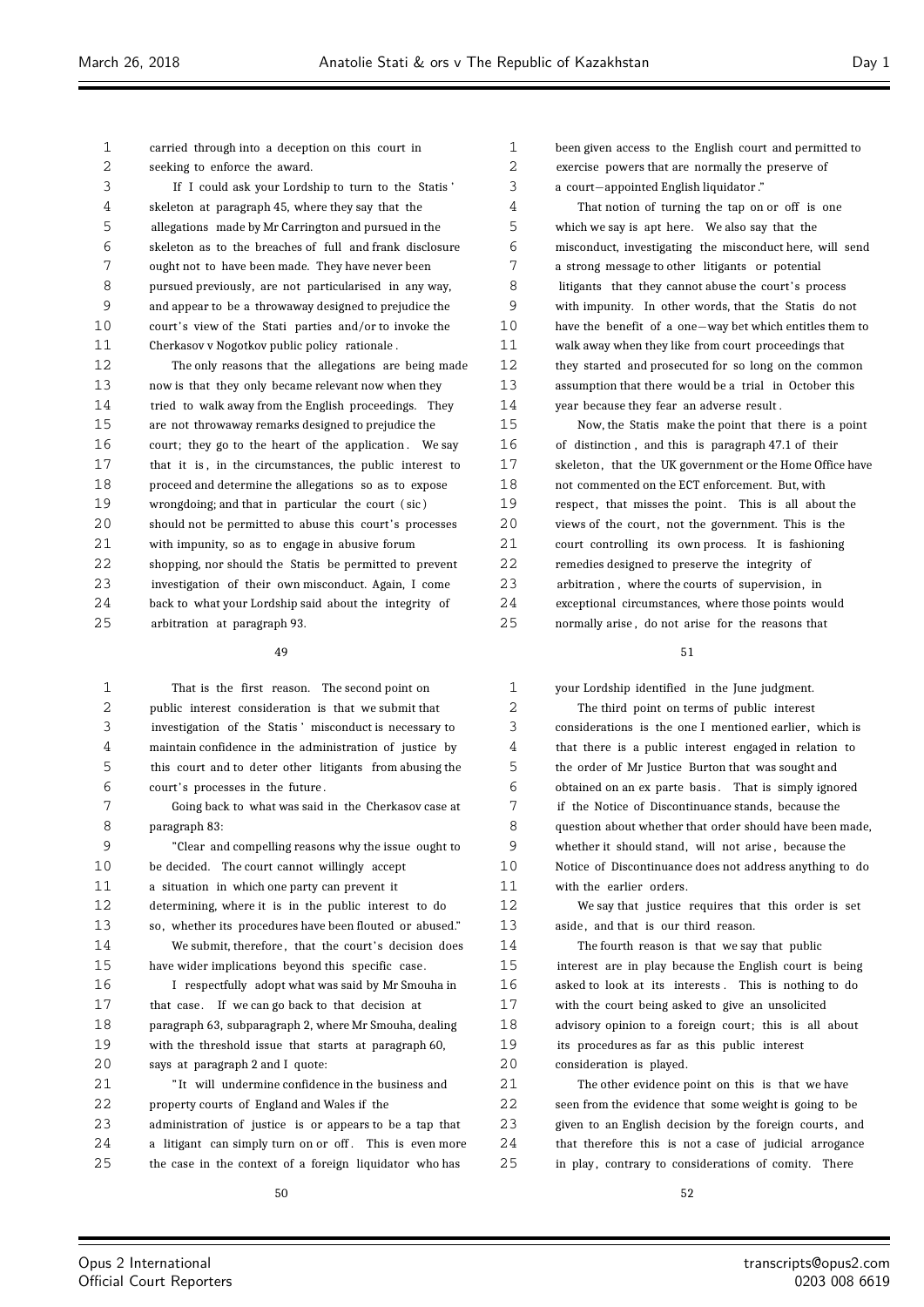carried through into a deception on this court in seeking to enforce the award.

If I could ask your Lordship to turn to the Statis' skeleton at paragraph 45, where they say that the allegations made by Mr Carrington and pursued in the skeleton as to the breaches of full and frank disclosure ought not to have been made. They have never been pursued previously, are not particularised in any way, and appear to be a throwaway designed to prejudice the court's view of the Stati parties and/or to invoke the Cherkasov v Nogotkov public policy rationale.

The only reasons that the allegations are being made now is that they only became relevant now when they tried to walk away from the English proceedings. They are not throwaway remarks designed to prejudice the court; they go to the heart of the application. We say that it is, in the circumstances, the public interest to proceed and determine the allegations so as to expose wrongdoing; and that in particular the court (sic) should not be permitted to abuse this court's processes with impunity, so as to engage in abusive forum shopping, nor should the Statis be permitted to prevent investigation of their own misconduct. Again, I come back to what your Lordship said about the integrity of arbitration at paragraph 93.

That is the first reason. The second point on public interest consideration is that we submit that investigation of the Statis' misconduct is necessary to maintain confidence in the administration of justice by this court and to deter other litigants from abusing the court's processes in the future.

Going back to what was said in the Cherkasov case at paragraph 83:

"Clear and compelling reasons why the issue ought to be decided. The court cannot willingly accept a situation in which one party can prevent it determining, where it is in the public interest to do so, whether its procedures have been flouted or abused."

We submit, therefore, that the court's decision does have wider implications beyond this specific case.

I respectfully adopt what was said by Mr Smouha in that case. If we can go back to that decision at paragraph 63, subparagraph 2, where Mr Smouha, dealing with the threshold issue that starts at paragraph 60, says at paragraph 2 and I quote:

"It will undermine confidence in the business and property courts of England and Wales if the administration of justice is or appears to be a tap that a litigant can simply turn on or off. This is even more the case in the context of a foreign liquidator who has been given access to the English court and permitted to exercise powers that are normally the preserve of a court-appointed English liquidator."

That notion of turning the tap on or off is one which we say is apt here. We also say that the misconduct, investigating the misconduct here, will send a strong message to other litigants or potential litigants that they cannot abuse the court's process with impunity. In other words, that the Statis do not have the benefit of a one-way bet which entitles them to walk away when they like from court proceedings that they started and prosecuted for so long on the common assumption that there would be a trial in October this year because they fear an adverse result.

Now, the Statis make the point that there is a point of distinction, and this is paragraph 47.1 of their skeleton, that the UK government or the Home Office have not commented on the ECT enforcement. But, with respect, that misses the point. This is all about the views of the court, not the government. This is the court controlling its own process. It is fashioning remedies designed to preserve the integrity of arbitration, where the courts of supervision, in exceptional circumstances, where those points would normally arise, do not arise for the reasons that your Lordship identified in the June judgment.

The third point on terms of public interest considerations is the one I mentioned earlier, which is that there is a public interest engaged in relation to the order of Mr Justice Burton that was sought and obtained on an ex parte basis. That is simply ignored if the Notice of Discontinuance stands, because the question about whether that order should have been made, whether it should stand, will not arise, because the Notice of Discontinuance does not address anything to do with the earlier orders.

We say that justice requires that this order is set aside, and that is our third reason.

The fourth reason is that we say that public interest are in play because the English court is being asked to look at its interests. This is nothing to do with the court being asked to give an unsolicited advisory opinion to a foreign court; this is all about its procedures as far as this public interest consideration is played.

The other evidence point on this is that we have seen from the evidence that some weight is going to be given to an English decision by the foreign courts, and that therefore this is not a case of judicial arrogance in play, contrary to considerations of comity. There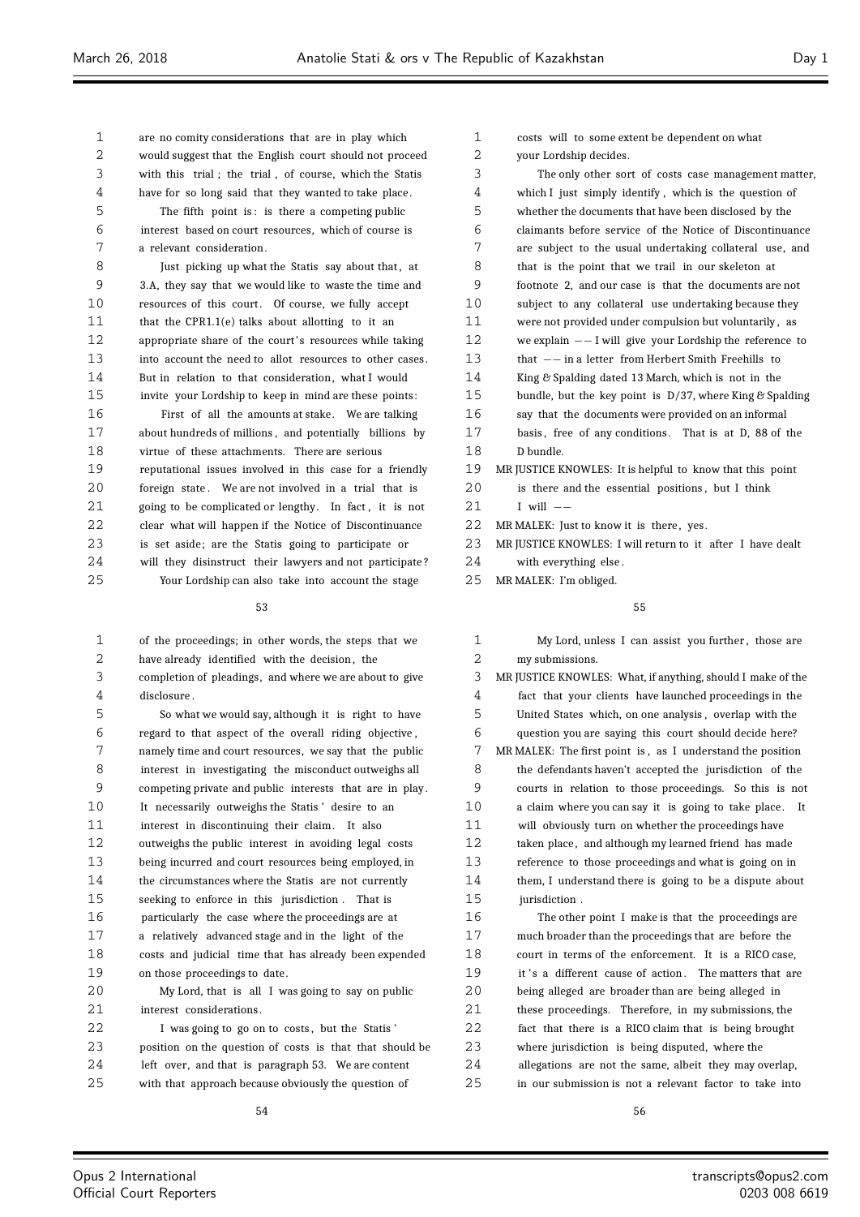are no comity considerations that are in play which would suggest that the English court should not proceed with this trial; the trial, of course, which the Statis have for so long said that they wanted to take place.

The fifth point is: is there a competing public interest based on court resources, which of course is a relevant consideration.

Just picking up what the Statis say about that, at 3.A, they say that we would like to waste the time and resources of this court. Of course, we fully accept that the CPR1.1(e) talks about allotting to it an appropriate share of the court's resources while taking into account the need to allot resources to other cases. But in relation to that consideration, what I would invite your Lordship to keep in mind are these points:

First of all the amounts at stake. We are talking about hundreds of millions, and potentially billions by virtue of these attachments. There are serious reputational issues involved in this case for a friendly foreign state. We are not involved in a trial that is going to be complicated or lengthy. In fact, it is not clear what will happen if the Notice of Discontinuance is set aside; are the Statis going to participate or will they disinstruct their lawyers and not participate?

Your Lordship can also take into account the stage of the proceedings; in other words, the steps that we have already identified with the decision, the completion of pleadings, and where we are about to give disclosure.

So what we would say, although it is right to have regard to that aspect of the overall riding objective, namely time and court resources, we say that the public interest in investigating the misconduct outweighs all competing private and public interests that are in play. It necessarily outweighs the Statis' desire to an interest in discontinuing their claim. It also outweighs the public interest in avoiding legal costs being incurred and court resources being employed, in the circumstances where the Statis are not currently seeking to enforce in this jurisdiction. That is particularly the case where the proceedings are at a relatively advanced stage and in the light of the costs and judicial time that has already been expended on those proceedings to date.

My Lord, that is all I was going to say on public interest considerations.

I was going to go on to costs, but the Statis' position on the question of costs is that that should be left over, and that is paragraph 53. We are content with that approach because obviously the question of costs will to some extent be dependent on what your Lordship decides.

The only other sort of costs case management matter, which I just simply identify, which is the question of whether the documents that have been disclosed by the claimants before service of the Notice of Discontinuance are subject to the usual undertaking collateral use, and that is the point that we trail in our skeleton at footnote 2, and our case is that the documents are not subject to any collateral use undertaking because they were not provided under compulsion but voluntarily, as we explain -- I will give your Lordship the reference to that -- in a letter from Herbert Smith Freehills to King & Spalding dated 13 March, which is not in the bundle, but the key point is D/37, where King & Spalding say that the documents were provided on an informal basis, free of any conditions. That is at D, 88 of the D bundle.

MR JUSTICE KNOWLES: It is helpful to know that this point is there and the essential positions, but I think I will --

MR MALEK: Just to know it is there, yes.

MR JUSTICE KNOWLES: I will return to it after I have dealt with everything else.

MR MALEK: I'm obliged.

My Lord, unless I can assist you further, those are my submissions.

MR JUSTICE KNOWLES: What, if anything, should I make of the fact that your clients have launched proceedings in the United States which, on one analysis, overlap with the question you are saying this court should decide here?

MR MALEK: The first point is, as I understand the position the defendants haven't accepted the jurisdiction of the courts in relation to those proceedings. So this is not a claim where you can say it is going to take place. It will obviously turn on whether the proceedings have taken place, and although my learned friend has made reference to those proceedings and what is going on in them, I understand there is going to be a dispute about jurisdiction.

The other point I make is that the proceedings are much broader than the proceedings that are before the court in terms of the enforcement. It is a RICO case, it's a different cause of action. The matters that are being alleged are broader than are being alleged in these proceedings. Therefore, in my submissions, the fact that there is a RICO claim that is being brought where jurisdiction is being disputed, where the allegations are not the same, albeit they may overlap, in our submission is not a relevant factor to take into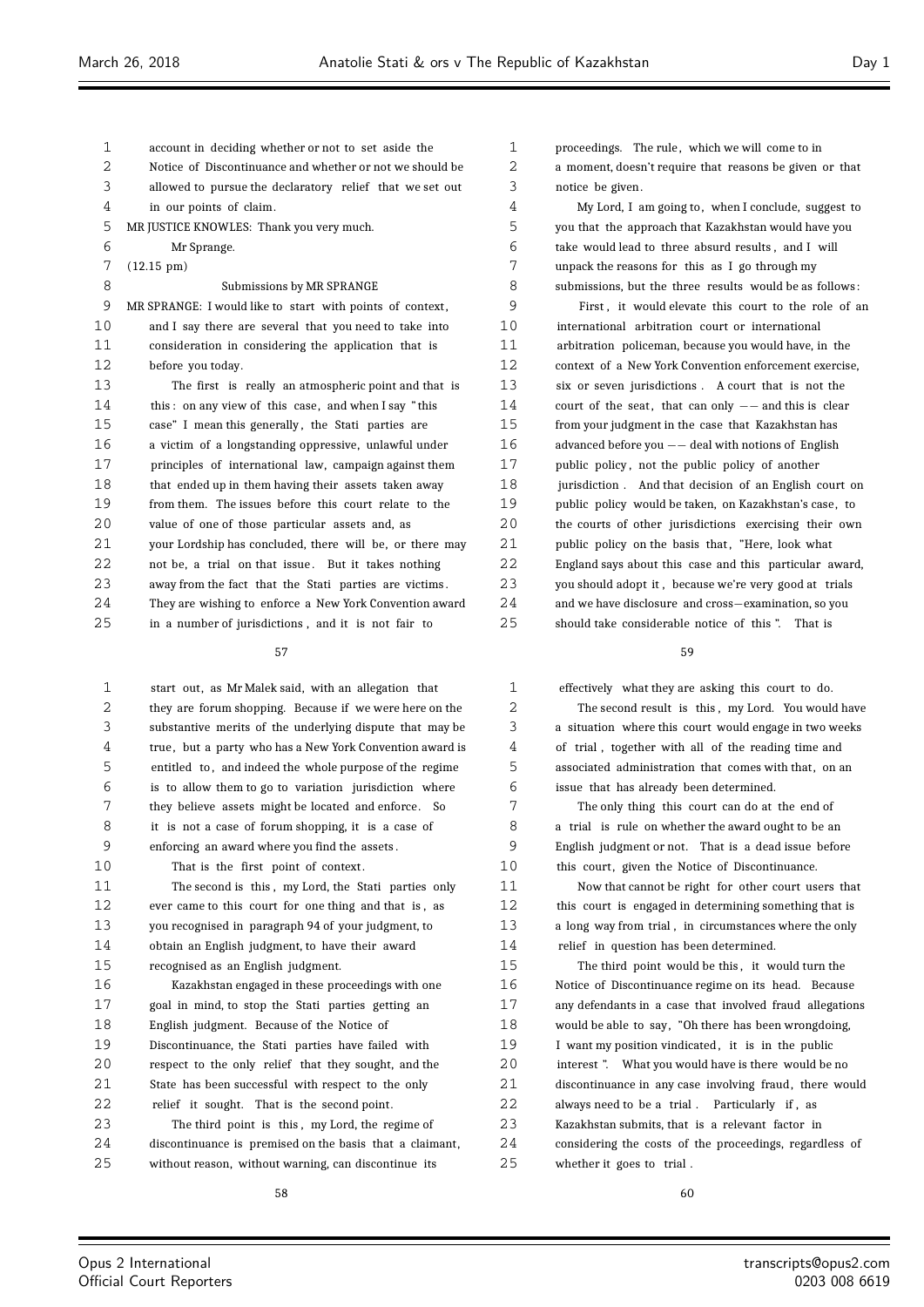account in deciding whether or not to set aside the Notice of Discontinuance and whether or not we should be allowed to pursue the declaratory relief that we set out in our points of claim.

MR JUSTICE KNOWLES: Thank you very much.

Mr Sprange.

(12.15 pm)

Submissions by MR SPRANGE

MR SPRANGE: I would like to start with points of context, and I say there are several that you need to take into consideration in considering the application that is before you today.

The first is really an atmospheric point and that is this: on any view of this case, and when I say "this case" I mean this generally, the Stati parties are a victim of a longstanding oppressive, unlawful under principles of international law, campaign against them that ended up in them having their assets taken away from them. The issues before this court relate to the value of one of those particular assets and, as your Lordship has concluded, there will be, or there may not be, a trial on that issue. But it takes nothing away from the fact that the Stati parties are victims. They are wishing to enforce a New York Convention award in a number of jurisdictions, and it is not fair to start out, as Mr Malek said, with an allegation that they are forum shopping. Because if we were here on the substantive merits of the underlying dispute that may be true, but a party who has a New York Convention award is entitled to, and indeed the whole purpose of the regime is to allow them to go to variation jurisdiction where they believe assets might be located and enforce. So it is not a case of forum shopping, it is a case of enforcing an award where you find the assets.

That is the first point of context.

The second is this, my Lord, the Stati parties only ever came to this court for one thing and that is, as you recognised in paragraph 94 of your judgment, to obtain an English judgment, to have their award recognised as an English judgment.

Kazakhstan engaged in these proceedings with one goal in mind, to stop the Stati parties getting an English judgment. Because of the Notice of Discontinuance, the Stati parties have failed with respect to the only relief that they sought, and the State has been successful with respect to the only relief it sought. That is the second point.

The third point is this, my Lord, the regime of discontinuance is premised on the basis that a claimant, without reason, without warning, can discontinue its proceedings. The rule, which we will come to in a moment, doesn't require that reasons be given or that notice be given.

My Lord, I am going to, when I conclude, suggest to you that the approach that Kazakhstan would have you take would lead to three absurd results, and I will unpack the reasons for this as I go through my submissions, but the three results would be as follows:

First, it would elevate this court to the role of an international arbitration court or international arbitration policeman, because you would have, in the context of a New York Convention enforcement exercise, six or seven jurisdictions. A court that is not the court of the seat, that can only -- and this is clear from your judgment in the case that Kazakhstan has advanced before you -- deal with notions of English public policy, not the public policy of another jurisdiction. And that decision of an English court on public policy would be taken, on Kazakhstan's case, to the courts of other jurisdictions exercising their own public policy on the basis that, "Here, look what England says about this case and this particular award, you should adopt it, because we're very good at trials and we have disclosure and cross-examination, so you should take considerable notice of this". That is effectively what they are asking this court to do.

The second result is this, my Lord. You would have a situation where this court would engage in two weeks of trial, together with all of the reading time and associated administration that comes with that, on an issue that has already been determined.

The only thing this court can do at the end of a trial is rule on whether the award ought to be an English judgment or not. That is a dead issue before this court, given the Notice of Discontinuance.

Now that cannot be right for other court users that this court is engaged in determining something that is a long way from trial, in circumstances where the only relief in question has been determined.

The third point would be this, it would turn the Notice of Discontinuance regime on its head. Because any defendants in a case that involved fraud allegations would be able to say, "Oh there has been wrongdoing, I want my position vindicated, it is in the public interest". What you would have is there would be no discontinuance in any case involving fraud, there would always need to be a trial. Particularly if, as Kazakhstan submits, that is a relevant factor in considering the costs of the proceedings, regardless of whether it goes to trial.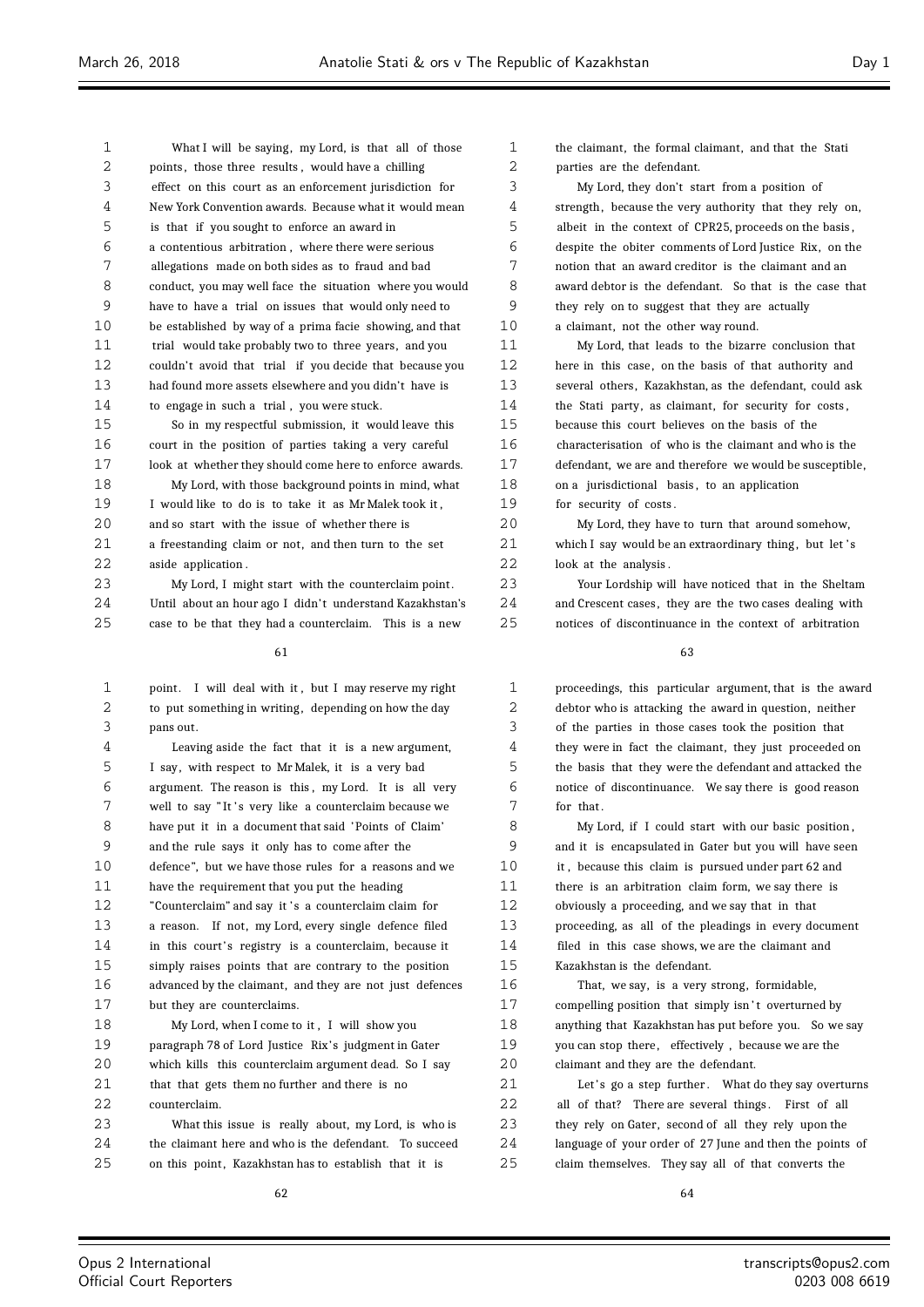What I will be saying, my Lord, is that all of those points, those three results, would have a chilling effect on this court as an enforcement jurisdiction for New York Convention awards. Because what it would mean is that if you sought to enforce an award in a contentious arbitration, where there were serious allegations made on both sides as to fraud and bad conduct, you may well face the situation where you would have to have a trial on issues that would only need to be established by way of a prima facie showing, and that trial would take probably two to three years, and you couldn't avoid that trial if you decide that because you had found more assets elsewhere and you didn't have is to engage in such a trial, you were stuck.

So in my respectful submission, it would leave this court in the position of parties taking a very careful look at whether they should come here to enforce awards.

My Lord, with those background points in mind, what I would like to do is to take it as Mr Malek took it, and so start with the issue of whether there is a freestanding claim or not, and then turn to the set aside application.

My Lord, I might start with the counterclaim point. Until about an hour ago I didn't understand Kazakhstan's case to be that they had a counterclaim. This is a new point. I will deal with it, but I may reserve my right to put something in writing, depending on how the day pans out.

Leaving aside the fact that it is a new argument, I say, with respect to Mr Malek, it is a very bad argument. The reason is this, my Lord. It is all very well to say "It's very like a counterclaim because we have put it in a document that said 'Points of Claim' and the rule says it only has to come after the defence", but we have those rules for a reasons and we have the requirement that you put the heading "Counterclaim" and say it's a counterclaim claim for a reason. If not, my Lord, every single defence filed in this court's registry is a counterclaim, because it simply raises points that are contrary to the position advanced by the claimant, and they are not just defences but they are counterclaims.

My Lord, when I come to it, I will show you paragraph 78 of Lord Justice Rix's judgment in Gater which kills this counterclaim argument dead. So I say that that gets them no further and there is no counterclaim.

What this issue is really about, my Lord, is who is the claimant here and who is the defendant. To succeed on this point, Kazakhstan has to establish that it is the claimant, the formal claimant, and that the Stati parties are the defendant.

My Lord, they don't start from a position of strength, because the very authority that they rely on, albeit in the context of CPR25, proceeds on the basis, despite the obiter comments of Lord Justice Rix, on the notion that an award creditor is the claimant and an award debtor is the defendant. So that is the case that they rely on to suggest that they are actually a claimant, not the other way round.

My Lord, that leads to the bizarre conclusion that here in this case, on the basis of that authority and several others, Kazakhstan, as the defendant, could ask the Stati party, as claimant, for security for costs, because this court believes on the basis of the characterisation of who is the claimant and who is the defendant, we are and therefore we would be susceptible, on a jurisdictional basis, to an application for security of costs.

My Lord, they have to turn that around somehow, which I say would be an extraordinary thing, but let's look at the analysis.

Your Lordship will have noticed that in the Sheltam and Crescent cases, they are the two cases dealing with notices of discontinuance in the context of arbitration proceedings, this particular argument, that is the award debtor who is attacking the award in question, neither of the parties in those cases took the position that they were in fact the claimant, they just proceeded on the basis that they were the defendant and attacked the notice of discontinuance. We say there is good reason for that.

My Lord, if I could start with our basic position, and it is encapsulated in Gater but you will have seen it, because this claim is pursued under part 62 and there is an arbitration claim form, we say there is obviously a proceeding, and we say that in that proceeding, as all of the pleadings in every document filed in this case shows, we are the claimant and Kazakhstan is the defendant.

That, we say, is a very strong, formidable, compelling position that simply isn't overturned by anything that Kazakhstan has put before you. So we say you can stop there, effectively, because we are the claimant and they are the defendant.

Let's go a step further. What do they say overturns all of that? There are several things. First of all they rely on Gater, second of all they rely upon the language of your order of 27 June and then the points of claim themselves. They say all of that converts the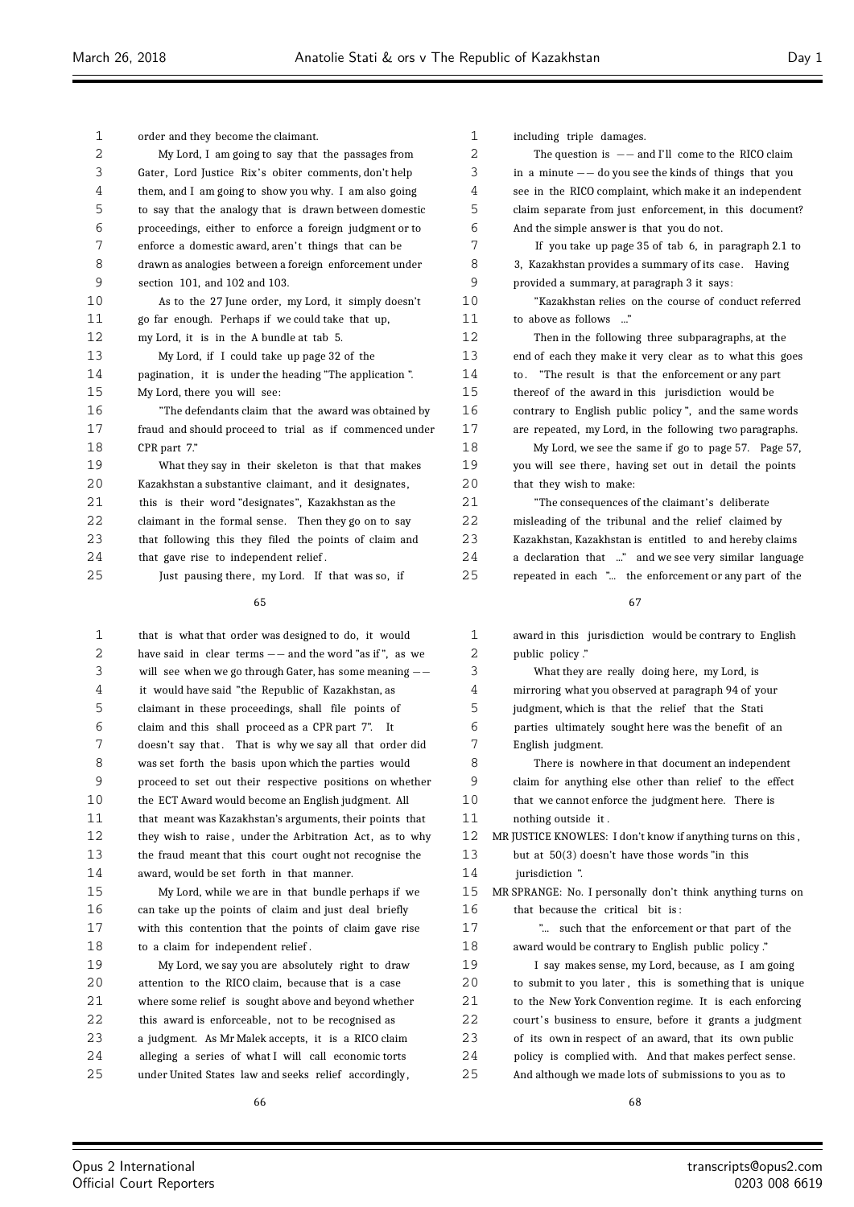order and they become the claimant.

My Lord, I am going to say that the passages from Gater, Lord Justice Rix's obiter comments, don't help them, and I am going to show you why. I am also going to say that the analogy that is drawn between domestic proceedings, either to enforce a foreign judgment or to enforce a domestic award, aren't things that can be drawn as analogies between a foreign enforcement under section 101, and 102 and 103.

As to the 27 June order, my Lord, it simply doesn't go far enough. Perhaps if we could take that up, my Lord, it is in the A bundle at tab 5.

My Lord, if I could take up page 32 of the pagination, it is under the heading "The application". My Lord, there you will see:

"The defendants claim that the award was obtained by fraud and should proceed to trial as if commenced under CPR part 7."

What they say in their skeleton is that that makes Kazakhstan a substantive claimant, and it designates, this is their word "designates", Kazakhstan as the claimant in the formal sense. Then they go on to say that following this they filed the points of claim and that gave rise to independent relief.

Just pausing there, my Lord. If that was so, if that is what that order was designed to do, it would have said in clear terms -- and the word "as if", as we will see when we go through Gater, has some meaning -- it would have said "the Republic of Kazakhstan, as claimant in these proceedings, shall file points of claim and this shall proceed as a CPR part 7". It doesn't say that. That is why we say all that order did was set forth the basis upon which the parties would proceed to set out their respective positions on whether the ECT Award would become an English judgment. All that meant was Kazakhstan's arguments, their points that they wish to raise, under the Arbitration Act, as to why the fraud meant that this court ought not recognise the award, would be set forth in that manner.

My Lord, while we are in that bundle perhaps if we can take up the points of claim and just deal briefly with this contention that the points of claim gave rise to a claim for independent relief.

My Lord, we say you are absolutely right to draw attention to the RICO claim, because that is a case where some relief is sought above and beyond whether this award is enforceable, not to be recognised as a judgment. As Mr Malek accepts, it is a RICO claim alleging a series of what I will call economic torts under United States law and seeks relief accordingly, including triple damages.

The question is -- and I'll come to the RICO claim in a minute -- do you see the kinds of things that you see in the RICO complaint, which make it an independent claim separate from just enforcement, in this document? And the simple answer is that you do not.

If you take up page 35 of tab 6, in paragraph 2.1 to 3, Kazakhstan provides a summary of its case. Having provided a summary, at paragraph 3 it says:

"Kazakhstan relies on the course of conduct referred to above as follows ..."

Then in the following three subparagraphs, at the end of each they make it very clear as to what this goes to. "The result is that the enforcement or any part thereof of the award in this jurisdiction would be contrary to English public policy", and the same words are repeated, my Lord, in the following two paragraphs.

My Lord, we see the same if go to page 57. Page 57, you will see there, having set out in detail the points that they wish to make:

"The consequences of the claimant's deliberate misleading of the tribunal and the relief claimed by Kazakhstan, Kazakhstan is entitled to and hereby claims a declaration that ..." and we see very similar language repeated in each "... the enforcement or any part of the award in this jurisdiction would be contrary to English public policy."

What they are really doing here, my Lord, is mirroring what you observed at paragraph 94 of your judgment, which is that the relief that the Stati parties ultimately sought here was the benefit of an English judgment.

There is nowhere in that document an independent claim for anything else other than relief to the effect that we cannot enforce the judgment here. There is nothing outside it.

MR JUSTICE KNOWLES: I don't know if anything turns on this, but at 50(3) doesn't have those words "in this jurisdiction".

MR SPRANGE: No. I personally don't think anything turns on that because the critical bit is:

"... such that the enforcement or that part of the award would be contrary to English public policy."

I say makes sense, my Lord, because, as I am going to submit to you later, this is something that is unique to the New York Convention regime. It is each enforcing court's business to ensure, before it grants a judgment of its own in respect of an award, that its own public policy is complied with. And that makes perfect sense. And although we made lots of submissions to you as to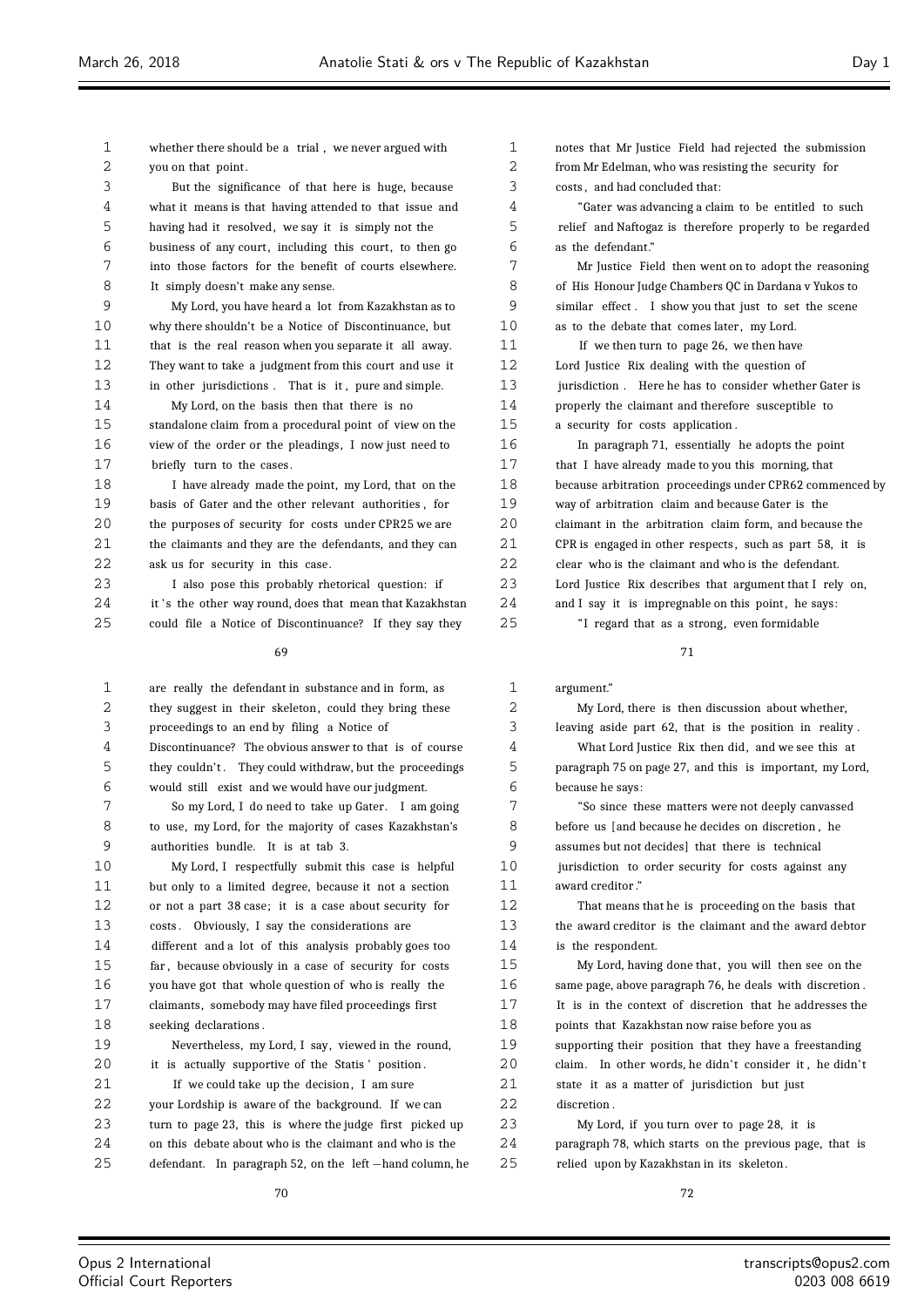whether there should be a trial, we never argued with you on that point.

But the significance of that here is huge, because what it means is that having attended to that issue and having had it resolved, we say it is simply not the business of any court, including this court, to then go into those factors for the benefit of courts elsewhere. It simply doesn't make any sense.

My Lord, you have heard a lot from Kazakhstan as to why there shouldn't be a Notice of Discontinuance, but that is the real reason when you separate it all away. They want to take a judgment from this court and use it in other jurisdictions. That is it, pure and simple.

My Lord, on the basis then that there is no standalone claim from a procedural point of view on the view of the order or the pleadings, I now just need to briefly turn to the cases.

I have already made the point, my Lord, that on the basis of Gater and the other relevant authorities, for the purposes of security for costs under CPR25 we are the claimants and they are the defendants, and they can ask us for security in this case.

I also pose this probably rhetorical question: if it's the other way round, does that mean that Kazakhstan could file a Notice of Discontinuance? If they say they are really the defendant in substance and in form, as they suggest in their skeleton, could they bring these proceedings to an end by filing a Notice of Discontinuance? The obvious answer to that is of course they couldn't. They could withdraw, but the proceedings would still exist and we would have our judgment.

So my Lord, I do need to take up Gater. I am going to use, my Lord, for the majority of cases Kazakhstan's authorities bundle. It is at tab 3.

My Lord, I respectfully submit this case is helpful but only to a limited degree, because it not a section or not a part 38 case; it is a case about security for costs. Obviously, I say the considerations are different and a lot of this analysis probably goes too far, because obviously in a case of security for costs you have got that whole question of who is really the claimants, somebody may have filed proceedings first seeking declarations.

Nevertheless, my Lord, I say, viewed in the round, it is actually supportive of the Statis' position.

If we could take up the decision, I am sure your Lordship is aware of the background. If we can turn to page 23, this is where the judge first picked up on this debate about who is the claimant and who is the defendant. In paragraph 52, on the left-hand column, he notes that Mr Justice Field had rejected the submission from Mr Edelman, who was resisting the security for costs, and had concluded that:

"Gater was advancing a claim to be entitled to such relief and Naftogaz is therefore properly to be regarded as the defendant."

Mr Justice Field then went on to adopt the reasoning of His Honour Judge Chambers QC in Dardana v Yukos to similar effect. I show you that just to set the scene as to the debate that comes later, my Lord.

If we then turn to page 26, we then have Lord Justice Rix dealing with the question of jurisdiction. Here he has to consider whether Gater is properly the claimant and therefore susceptible to a security for costs application.

In paragraph 71, essentially he adopts the point that I have already made to you this morning, that because arbitration proceedings under CPR62 commenced by way of arbitration claim and because Gater is the claimant in the arbitration claim form, and because the CPR is engaged in other respects, such as part 58, it is clear who is the claimant and who is the defendant. Lord Justice Rix describes that argument that I rely on, and I say it is impregnable on this point, he says:

"I regard that as a strong, even formidable argument."

My Lord, there is then discussion about whether, leaving aside part 62, that is the position in reality.

What Lord Justice Rix then did, and we see this at paragraph 75 on page 27, and this is important, my Lord, because he says:

"So since these matters were not deeply canvassed before us [and because he decides on discretion, he assumes but not decides] that there is technical jurisdiction to order security for costs against any award creditor."

That means that he is proceeding on the basis that the award creditor is the claimant and the award debtor is the respondent.

My Lord, having done that, you will then see on the same page, above paragraph 76, he deals with discretion. It is in the context of discretion that he addresses the points that Kazakhstan now raise before you as supporting their position that they have a freestanding claim. In other words, he didn't consider it, he didn't state it as a matter of jurisdiction but just discretion.

My Lord, if you turn over to page 28, it is paragraph 78, which starts on the previous page, that is relied upon by Kazakhstan in its skeleton.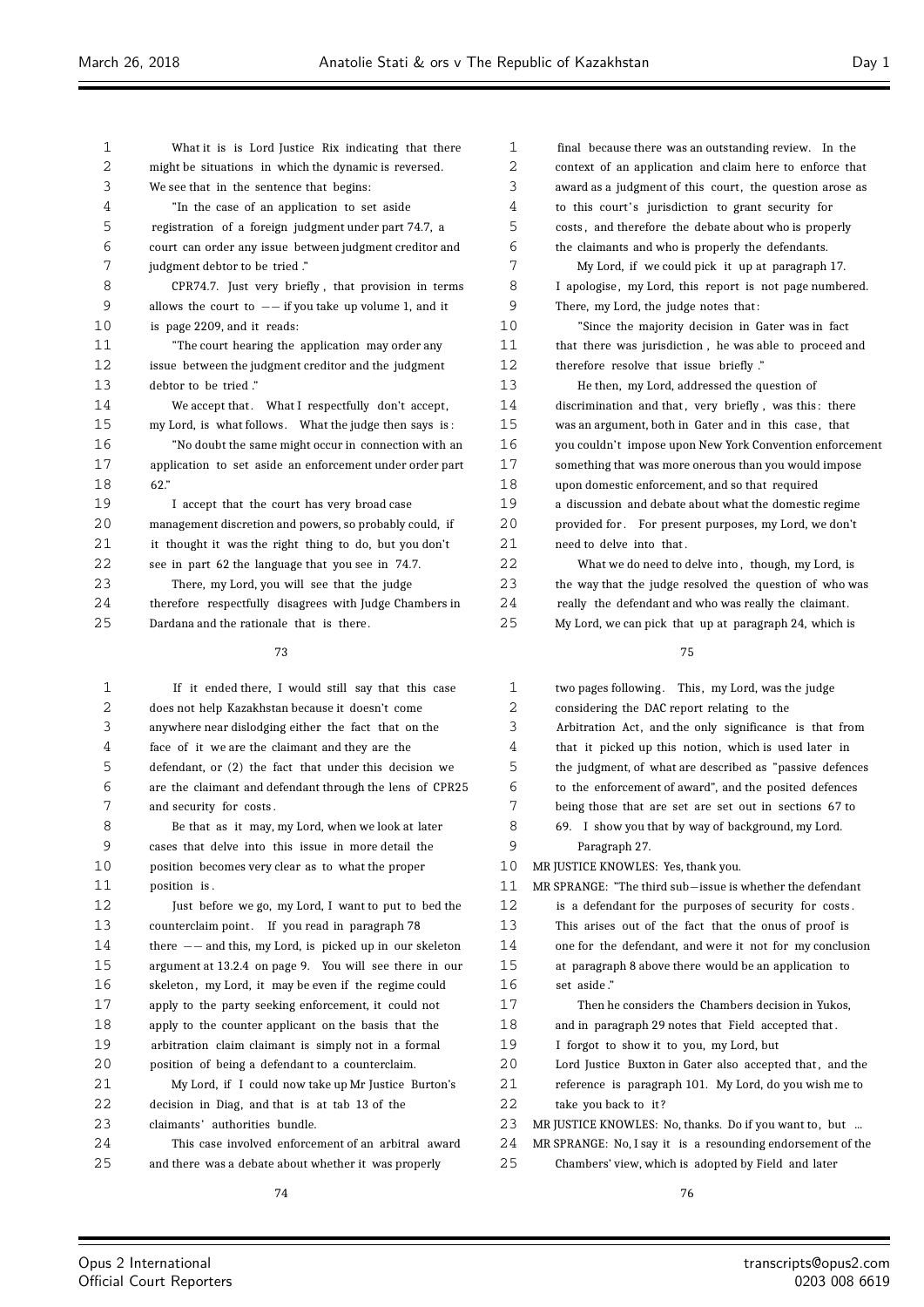What it is is Lord Justice Rix indicating that there might be situations in which the dynamic is reversed. We see that in the sentence that begins:

"In the case of an application to set aside registration of a foreign judgment under part 74.7, a court can order any issue between judgment creditor and judgment debtor to be tried."

CPR74.7. Just very briefly, that provision in terms allows the court to -- if you take up volume 1, and it is page 2209, and it reads:

"The court hearing the application may order any issue between the judgment creditor and the judgment debtor to be tried."

We accept that. What I respectfully don't accept, my Lord, is what follows. What the judge then says is:

"No doubt the same might occur in connection with an application to set aside an enforcement under order part 62."

I accept that the court has very broad case management discretion and powers, so probably could, if it thought it was the right thing to do, but you don't see in part 62 the language that you see in 74.7.

There, my Lord, you will see that the judge therefore respectfully disagrees with Judge Chambers in Dardana and the rationale that is there.

If it ended there, I would still say that this case does not help Kazakhstan because it doesn't come anywhere near dislodging either the fact that on the face of it we are the claimant and they are the defendant, or (2) the fact that under this decision we are the claimant and defendant through the lens of CPR25 and security for costs.

Be that as it may, my Lord, when we look at later cases that delve into this issue in more detail the position becomes very clear as to what the proper position is.

Just before we go, my Lord, I want to put to bed the counterclaim point. If you read in paragraph 78 there -- and this, my Lord, is picked up in our skeleton argument at 13.2.4 on page 9. You will see there in our skeleton, my Lord, it may be even if the regime could apply to the party seeking enforcement, it could not apply to the counter applicant on the basis that the arbitration claim claimant is simply not in a formal position of being a defendant to a counterclaim.

My Lord, if I could now take up Mr Justice Burton's decision in Diag, and that is at tab 13 of the claimants' authorities bundle.

This case involved enforcement of an arbitral award and there was a debate about whether it was properly final because there was an outstanding review. In the context of an application and claim here to enforce that award as a judgment of this court, the question arose as to this court's jurisdiction to grant security for costs, and therefore the debate about who is properly the claimants and who is properly the defendants.

My Lord, if we could pick it up at paragraph 17. I apologise, my Lord, this report is not page numbered. There, my Lord, the judge notes that:

"Since the majority decision in Gater was in fact that there was jurisdiction, he was able to proceed and therefore resolve that issue briefly."

He then, my Lord, addressed the question of discrimination and that, very briefly, was this: there was an argument, both in Gater and in this case, that you couldn't impose upon New York Convention enforcement something that was more onerous than you would impose upon domestic enforcement, and so that required a discussion and debate about what the domestic regime provided for. For present purposes, my Lord, we don't need to delve into that.

What we do need to delve into, though, my Lord, is the way that the judge resolved the question of who was really the defendant and who was really the claimant. My Lord, we can pick that up at paragraph 24, which is two pages following. This, my Lord, was the judge considering the DAC report relating to the Arbitration Act, and the only significance is that from that it picked up this notion, which is used later in the judgment, of what are described as "passive defences to the enforcement of award", and the posited defences being those that are set are set out in sections 67 to 69. I show you that by way of background, my Lord.

Paragraph 27.

MR JUSTICE KNOWLES: Yes, thank you.

MR SPRANGE: "The third sub—issue is whether the defendant is a defendant for the purposes of security for costs. This arises out of the fact that the onus of proof is one for the defendant, and were it not for my conclusion at paragraph 8 above there would be an application to set aside."

Then he considers the Chambers decision in Yukos, and in paragraph 29 notes that Field accepted that. I forgot to show it to you, my Lord, but Lord Justice Buxton in Gater also accepted that, and the reference is paragraph 101. My Lord, do you wish me to take you back to it?

MR JUSTICE KNOWLES: No, thanks. Do if you want to, but ...

MR SPRANGE: No, I say it is a resounding endorsement of the Chambers' view, which is adopted by Field and later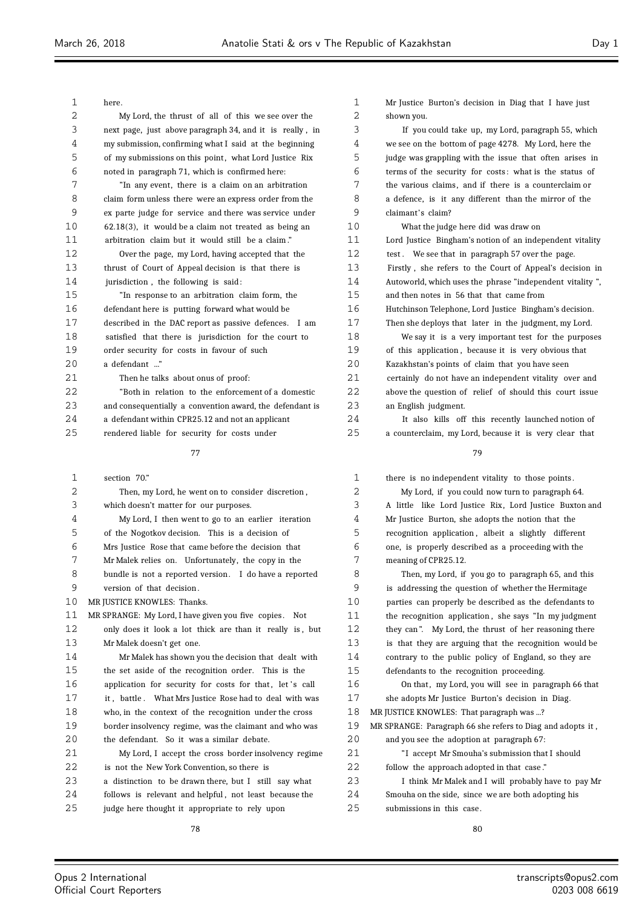here.

My Lord, the thrust of all of this we see over the next page, just above paragraph 34, and it is really, in my submission, confirming what I said at the beginning of my submissions on this point, what Lord Justice Rix noted in paragraph 71, which is confirmed here:

"In any event, there is a claim on an arbitration claim form unless there were an express order from the ex parte judge for service and there was service under 62.18(3), it would be a claim not treated as being an arbitration claim but it would still be a claim."

Over the page, my Lord, having accepted that the thrust of Court of Appeal decision is that there is jurisdiction, the following is said:

"In response to an arbitration claim form, the defendant here is putting forward what would be described in the DAC report as passive defences. I am satisfied that there is jurisdiction for the court to order security for costs in favour of such a defendant ..."

Then he talks about onus of proof:

"Both in relation to the enforcement of a domestic and consequentially a convention award, the defendant is a defendant within CPR25.12 and not an applicant rendered liable for security for costs under section 70."

Then, my Lord, he went on to consider discretion, which doesn't matter for our purposes.

My Lord, I then went to go to an earlier iteration of the Nogotkov decision. This is a decision of Mrs Justice Rose that came before the decision that Mr Malek relies on. Unfortunately, the copy in the bundle is not a reported version. I do have a reported version of that decision.

MR JUSTICE KNOWLES: Thanks.

MR SPRANGE: My Lord, I have given you five copies. Not only does it look a lot thick are than it really is, but Mr Malek doesn't get one.

Mr Malek has shown you the decision that dealt with the set aside of the recognition order. This is the application for security for costs for that, let's call it, battle. What Mrs Justice Rose had to deal with was who, in the context of the recognition under the cross border insolvency regime, was the claimant and who was the defendant. So it was a similar debate.

My Lord, I accept the cross border insolvency regime is not the New York Convention, so there is a distinction to be drawn there, but I still say what follows is relevant and helpful, not least because the judge here thought it appropriate to rely upon Mr Justice Burton's decision in Diag that I have just shown you.

If you could take up, my Lord, paragraph 55, which we see on the bottom of page 4278. My Lord, here the judge was grappling with the issue that often arises in terms of the security for costs: what is the status of the various claims, and if there is a counterclaim or a defence, is it any different than the mirror of the claimant's claim?

What the judge here did was draw on Lord Justice Bingham's notion of an independent vitality test. We see that in paragraph 57 over the page. Firstly, she refers to the Court of Appeal's decision in Autoworld, which uses the phrase "independent vitality", and then notes in 56 that that came from Hutchinson Telephone, Lord Justice Bingham's decision. Then she deploys that later in the judgment, my Lord.

We say it is a very important test for the purposes of this application, because it is very obvious that Kazakhstan's points of claim that you have seen certainly do not have an independent vitality over and above the question of relief of should this court issue an English judgment.

It also kills off this recently launched notion of a counterclaim, my Lord, because it is very clear that there is no independent vitality to those points.

My Lord, if you could now turn to paragraph 64. A little like Lord Justice Rix, Lord Justice Buxton and Mr Justice Burton, she adopts the notion that the recognition application, albeit a slightly different one, is properly described as a proceeding with the meaning of CPR25.12.

Then, my Lord, if you go to paragraph 65, and this is addressing the question of whether the Hermitage parties can properly be described as the defendants to the recognition application, she says "In my judgment they can". My Lord, the thrust of her reasoning there is that they are arguing that the recognition would be contrary to the public policy of England, so they are defendants to the recognition proceeding.

On that, my Lord, you will see in paragraph 66 that she adopts Mr Justice Burton's decision in Diag.

MR JUSTICE KNOWLES: That paragraph was ...?

MR SPRANGE: Paragraph 66 she refers to Diag and adopts it, and you see the adoption at paragraph 67:

"I accept Mr Smouha's submission that I should follow the approach adopted in that case."

I think Mr Malek and I will probably have to pay Mr Smouha on the side, since we are both adopting his submissions in this case.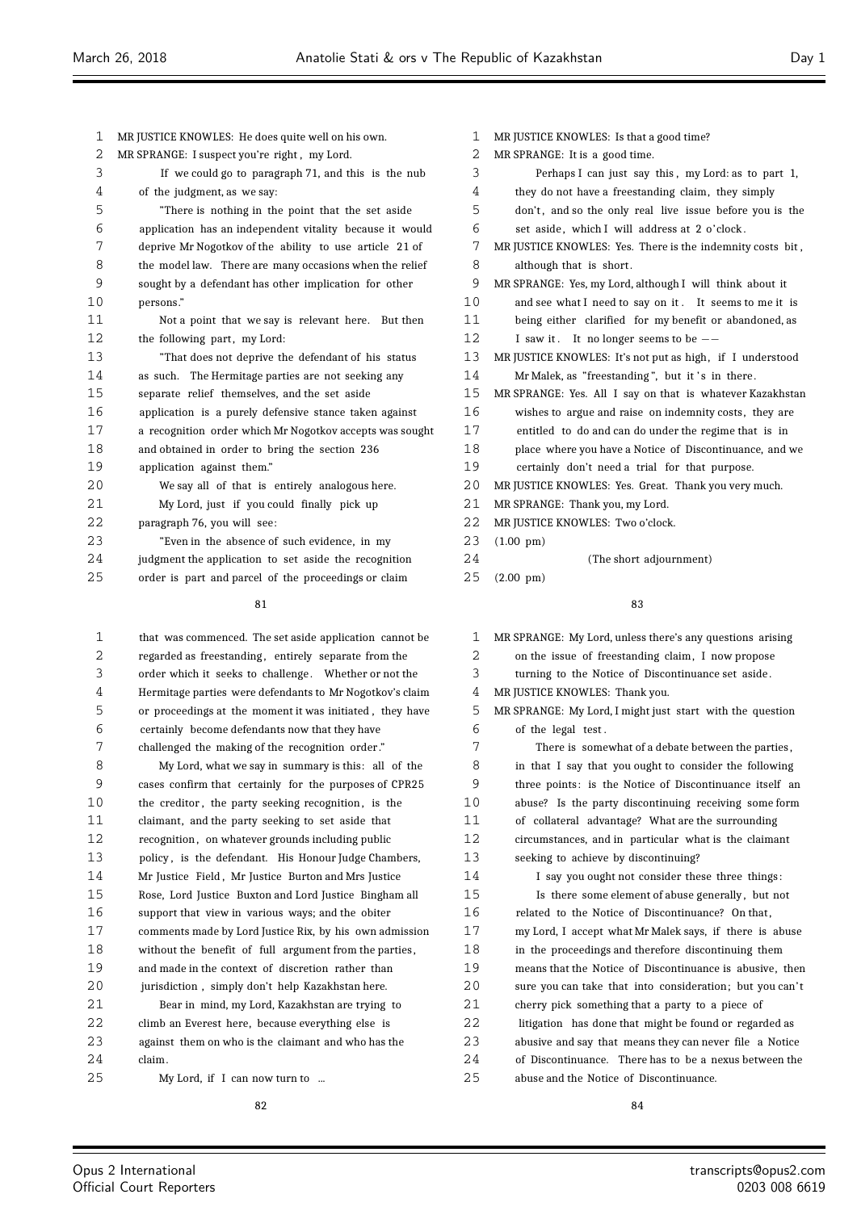MR JUSTICE KNOWLES: He does quite well on his own.

MR SPRANGE: I suspect you're right, my Lord.

If we could go to paragraph 71, and this is the nub of the judgment, as we say:

"There is nothing in the point that the set aside application has an independent vitality because it would deprive Mr Nogotkov of the ability to use article 21 of the model law. There are many occasions when the relief sought by a defendant has other implication for other persons."

Not a point that we say is relevant here. But then the following part, my Lord:

"That does not deprive the defendant of his status as such. The Hermitage parties are not seeking any separate relief themselves, and the set aside application is a purely defensive stance taken against a recognition order which Mr Nogotkov accepts was sought and obtained in order to bring the section 236 application against them."

We say all of that is entirely analogous here.

My Lord, just if you could finally pick up paragraph 76, you will see:

"Even in the absence of such evidence, in my judgment the application to set aside the recognition order is part and parcel of the proceedings or claim that was commenced. The set aside application cannot be regarded as freestanding, entirely separate from the order which it seeks to challenge. Whether or not the Hermitage parties were defendants to Mr Nogotkov's claim or proceedings at the moment it was initiated, they have certainly become defendants now that they have challenged the making of the recognition order."

My Lord, what we say in summary is this: all of the cases confirm that certainly for the purposes of CPR25 the creditor, the party seeking recognition, is the claimant, and the party seeking to set aside that recognition, on whatever grounds including public policy, is the defendant. His Honour Judge Chambers, Mr Justice Field, Mr Justice Burton and Mrs Justice Rose, Lord Justice Buxton and Lord Justice Bingham all support that view in various ways; and the obiter comments made by Lord Justice Rix, by his own admission without the benefit of full argument from the parties, and made in the context of discretion rather than jurisdiction, simply don't help Kazakhstan here.

Bear in mind, my Lord, Kazakhstan are trying to climb an Everest here, because everything else is against them on who is the claimant and who has the claim.

My Lord, if I can now turn to ...

MR JUSTICE KNOWLES: Is that a good time?

MR SPRANGE: It is a good time.

Perhaps I can just say this, my Lord: as to part 1, they do not have a freestanding claim, they simply don't, and so the only real live issue before you is the set aside, which I will address at 2 o'clock.

MR JUSTICE KNOWLES: Yes. There is the indemnity costs bit, although that is short.

MR SPRANGE: Yes, my Lord, although I will think about it and see what I need to say on it. It seems to me it is being either clarified for my benefit or abandoned, as I saw it. It no longer seems to be --

MR JUSTICE KNOWLES: It's not put as high, if I understood Mr Malek, as "freestanding", but it's in there.

MR SPRANGE: Yes. All I say on that is whatever Kazakhstan wishes to argue and raise on indemnity costs, they are entitled to do and can do under the regime that is in place where you have a Notice of Discontinuance, and we certainly don't need a trial for that purpose.

MR JUSTICE KNOWLES: Yes. Great. Thank you very much.

MR SPRANGE: Thank you, my Lord.

MR JUSTICE KNOWLES: Two o'clock.

(1.00 pm)

(The short adjournment)

(2.00 pm)

MR SPRANGE: My Lord, unless there's any questions arising on the issue of freestanding claim, I now propose turning to the Notice of Discontinuance set aside.

MR JUSTICE KNOWLES: Thank you.

MR SPRANGE: My Lord, I might just start with the question of the legal test.

There is somewhat of a debate between the parties, in that I say that you ought to consider the following three points: is the Notice of Discontinuance itself an abuse? Is the party discontinuing receiving some form of collateral advantage? What are the surrounding circumstances, and in particular what is the claimant seeking to achieve by discontinuing?

I say you ought not consider these three things:

Is there some element of abuse generally, but not related to the Notice of Discontinuance? On that, my Lord, I accept what Mr Malek says, if there is abuse in the proceedings and therefore discontinuing them means that the Notice of Discontinuance is abusive, then sure you can take that into consideration; but you can't cherry pick something that a party to a piece of litigation has done that might be found or regarded as abusive and say that means they can never file a Notice of Discontinuance. There has to be a nexus between the abuse and the Notice of Discontinuance.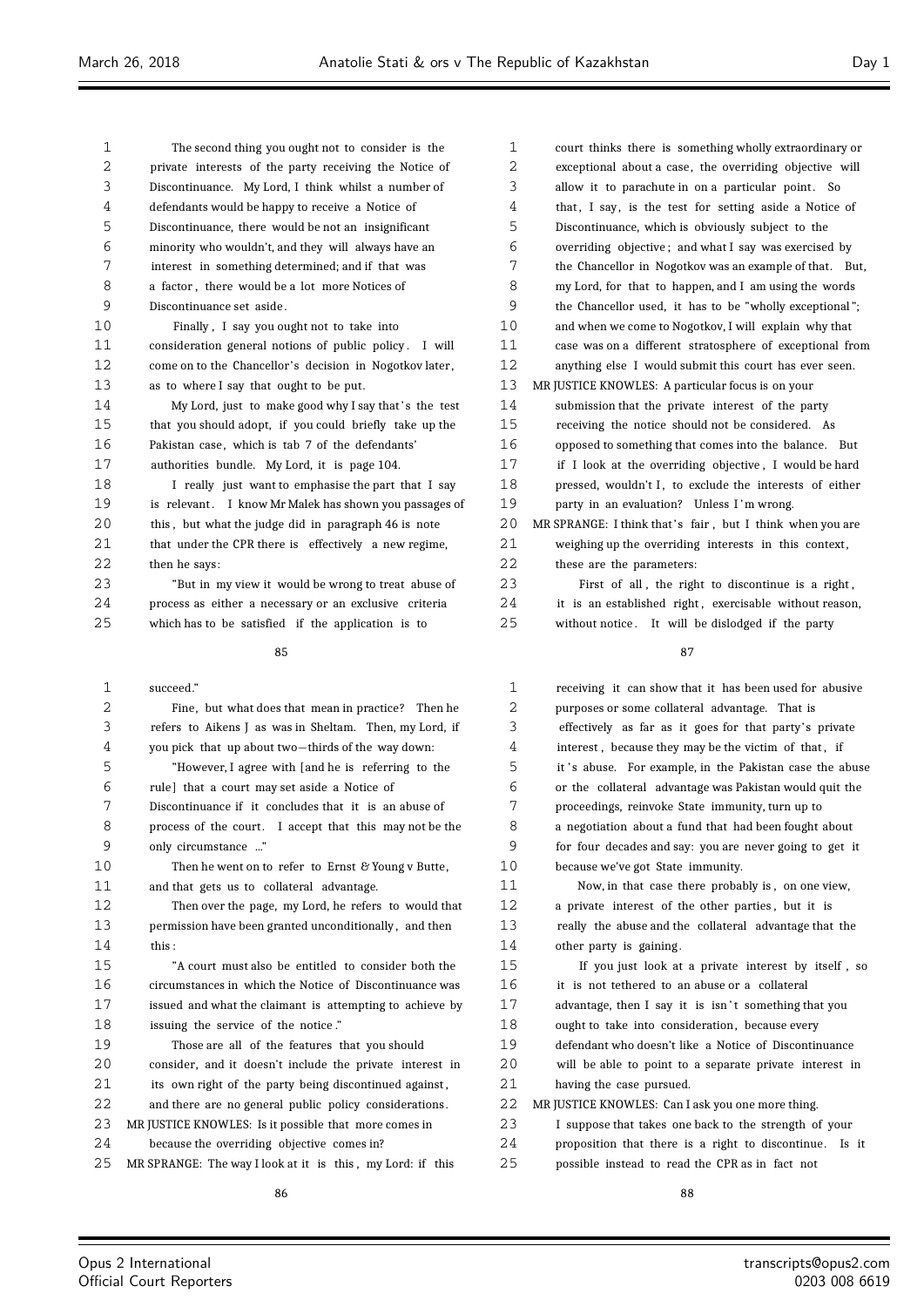The second thing you ought not to consider is the private interests of the party receiving the Notice of Discontinuance. My Lord, I think whilst a number of defendants would be happy to receive a Notice of Discontinuance, there would be not an insignificant minority who wouldn't, and they will always have an interest in something determined; and if that was a factor, there would be a lot more Notices of Discontinuance set aside.

Finally, I say you ought not to take into consideration general notions of public policy. I will come on to the Chancellor's decision in Nogotkov later, as to where I say that ought to be put.

My Lord, just to make good why I say that's the test that you should adopt, if you could briefly take up the Pakistan case, which is tab 7 of the defendants' authorities bundle. My Lord, it is page 104.

I really just want to emphasise the part that I say is relevant. I know Mr Malek has shown you passages of this, but what the judge did in paragraph 46 is note that under the CPR there is effectively a new regime, then he says:

"But in my view it would be wrong to treat abuse of process as either a necessary or an exclusive criteria which has to be satisfied if the application is to succeed."

Fine, but what does that mean in practice? Then he refers to Aikens J as was in Sheltam. Then, my Lord, if you pick that up about two-thirds of the way down:

"However, I agree with [and he is referring to the rule] that a court may set aside a Notice of Discontinuance if it concludes that it is an abuse of process of the court. I accept that this may not be the only circumstance ..."

Then he went on to refer to Ernst & Young v Butte, and that gets us to collateral advantage.

Then over the page, my Lord, he refers to would that permission have been granted unconditionally, and then this:

"A court must also be entitled to consider both the circumstances in which the Notice of Discontinuance was issued and what the claimant is attempting to achieve by issuing the service of the notice."

Those are all of the features that you should consider, and it doesn't include the private interest in its own right of the party being discontinued against, and there are no general public policy considerations.

MR JUSTICE KNOWLES: Is it possible that more comes in because the overriding objective comes in?

MR SPRANGE: The way I look at it is this, my Lord: if this court thinks there is something wholly extraordinary or exceptional about a case, the overriding objective will allow it to parachute in on a particular point. So that, I say, is the test for setting aside a Notice of Discontinuance, which is obviously subject to the overriding objective; and what I say was exercised by the Chancellor in Nogotkov was an example of that. But, my Lord, for that to happen, and I am using the words the Chancellor used, it has to be "wholly exceptional"; and when we come to Nogotkov, I will explain why that case was on a different stratosphere of exceptional from anything else I would submit this court has ever seen.

MR JUSTICE KNOWLES: A particular focus is on your submission that the private interest of the party receiving the notice should not be considered. As opposed to something that comes into the balance. But if I look at the overriding objective, I would be hard pressed, wouldn't I, to exclude the interests of either party in an evaluation? Unless I'm wrong.

MR SPRANGE: I think that's fair, but I think when you are weighing up the overriding interests in this context, these are the parameters:

First of all, the right to discontinue is a right, it is an established right, exercisable without reason, without notice. It will be dislodged if the party receiving it can show that it has been used for abusive purposes or some collateral advantage. That is effectively as far as it goes for that party's private interest, because they may be the victim of that, if it's abuse. For example, in the Pakistan case the abuse or the collateral advantage was Pakistan would quit the proceedings, reinvoke State immunity, turn up to a negotiation about a fund that had been fought about for four decades and say: you are never going to get it because we've got State immunity.

Now, in that case there probably is, on one view, a private interest of the other parties, but it is really the abuse and the collateral advantage that the other party is gaining.

If you just look at a private interest by itself, so it is not tethered to an abuse or a collateral advantage, then I say it is isn't something that you ought to take into consideration, because every defendant who doesn't like a Notice of Discontinuance will be able to point to a separate private interest in having the case pursued.

MR JUSTICE KNOWLES: Can I ask you one more thing. I suppose that takes one back to the strength of your proposition that there is a right to discontinue. Is it possible instead to read the CPR as in fact not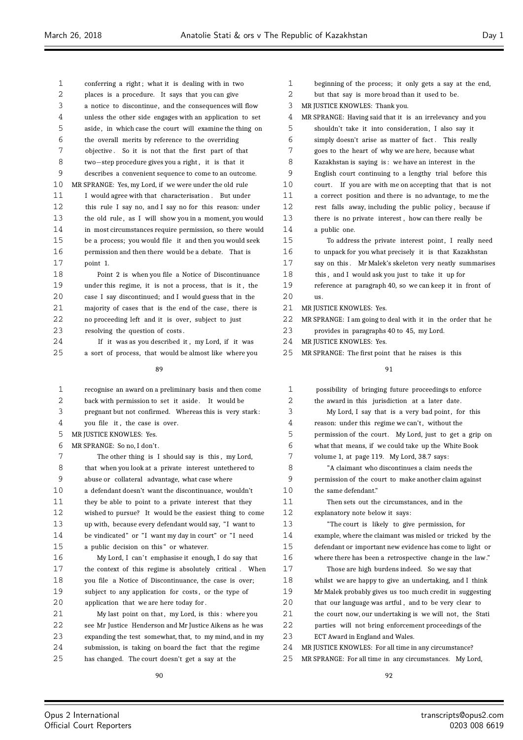conferring a right; what it is dealing with in two places is a procedure. It says that you can give a notice to discontinue, and the consequences will flow unless the other side engages with an application to set aside, in which case the court will examine the thing on the overall merits by reference to the overriding objective. So it is not that the first part of that two-step procedure gives you a right, it is that it describes a convenient sequence to come to an outcome.

MR SPRANGE: Yes, my Lord, if we were under the old rule I would agree with that characterisation. But under this rule I say no, and I say no for this reason: under the old rule, as I will show you in a moment, you would in most circumstances require permission, so there would be a process; you would file it and then you would seek permission and then there would be a debate. That is point 1.

Point 2 is when you file a Notice of Discontinuance under this regime, it is not a process, that is it, the case I say discontinued; and I would guess that in the majority of cases that is the end of the case, there is no proceeding left and it is over, subject to just resolving the question of costs.

If it was as you described it, my Lord, if it was a sort of process, that would be almost like where you recognise an award on a preliminary basis and then come back with permission to set it aside. It would be pregnant but not confirmed. Whereas this is very stark: you file it, the case is over.

MR JUSTICE KNOWLES: Yes.

MR SPRANGE: So no, I don't.

The other thing is I should say is this, my Lord, that when you look at a private interest untethered to abuse or collateral advantage, what case where a defendant doesn't want the discontinuance, wouldn't they be able to point to a private interest that they wished to pursue? It would be the easiest thing to come up with, because every defendant would say, "I want to be vindicated" or "I want my day in court" or "I need a public decision on this" or whatever.

My Lord, I can't emphasise it enough, I do say that the context of this regime is absolutely critical. When you file a Notice of Discontinuance, the case is over; subject to any application for costs, or the type of application that we are here today for.

My last point on that, my Lord, is this: where you see Mr Justice Henderson and Mr Justice Aikens as he was expanding the test somewhat, that, to my mind, and in my submission, is taking on board the fact that the regime has changed. The court doesn't get a say at the beginning of the process; it only gets a say at the end, but that say is more broad than it used to be.

MR JUSTICE KNOWLES: Thank you.

MR SPRANGE: Having said that it is an irrelevancy and you shouldn't take it into consideration, I also say it simply doesn't arise as matter of fact. This really goes to the heart of why we are here, because what Kazakhstan is saying is: we have an interest in the English court continuing to a lengthy trial before this court. If you are with me on accepting that that is not a correct position and there is no advantage, to me the rest falls away, including the public policy, because if there is no private interest, how can there really be a public one.

To address the private interest point, I really need to unpack for you what precisely it is that Kazakhstan say on this. Mr Malek's skeleton very neatly summarises this, and I would ask you just to take it up for reference at paragraph 40, so we can keep it in front of us.

MR JUSTICE KNOWLES: Yes.

MR SPRANGE: I am going to deal with it in the order that he provides in paragraphs 40 to 45, my Lord.

MR JUSTICE KNOWLES: Yes.

MR SPRANGE: The first point that he raises is this possibility of bringing future proceedings to enforce the award in this jurisdiction at a later date.

My Lord, I say that is a very bad point, for this reason: under this regime we can't, without the permission of the court. My Lord, just to get a grip on what that means, if we could take up the White Book volume 1, at page 119. My Lord, 38.7 says:

"A claimant who discontinues a claim needs the permission of the court to make another claim against the same defendant."

Then sets out the circumstances, and in the explanatory note below it says:

"The court is likely to give permission, for example, where the claimant was misled or tricked by the defendant or important new evidence has come to light or where there has been a retrospective change in the law."

Those are high burdens indeed. So we say that whilst we are happy to give an undertaking, and I think Mr Malek probably gives us too much credit in suggesting that our language was artful, and to be very clear to the court now, our undertaking is we will not, the Stati parties will not bring enforcement proceedings of the ECT Award in England and Wales.

MR JUSTICE KNOWLES: For all time in any circumstance?

MR SPRANGE: For all time in any circumstances. My Lord,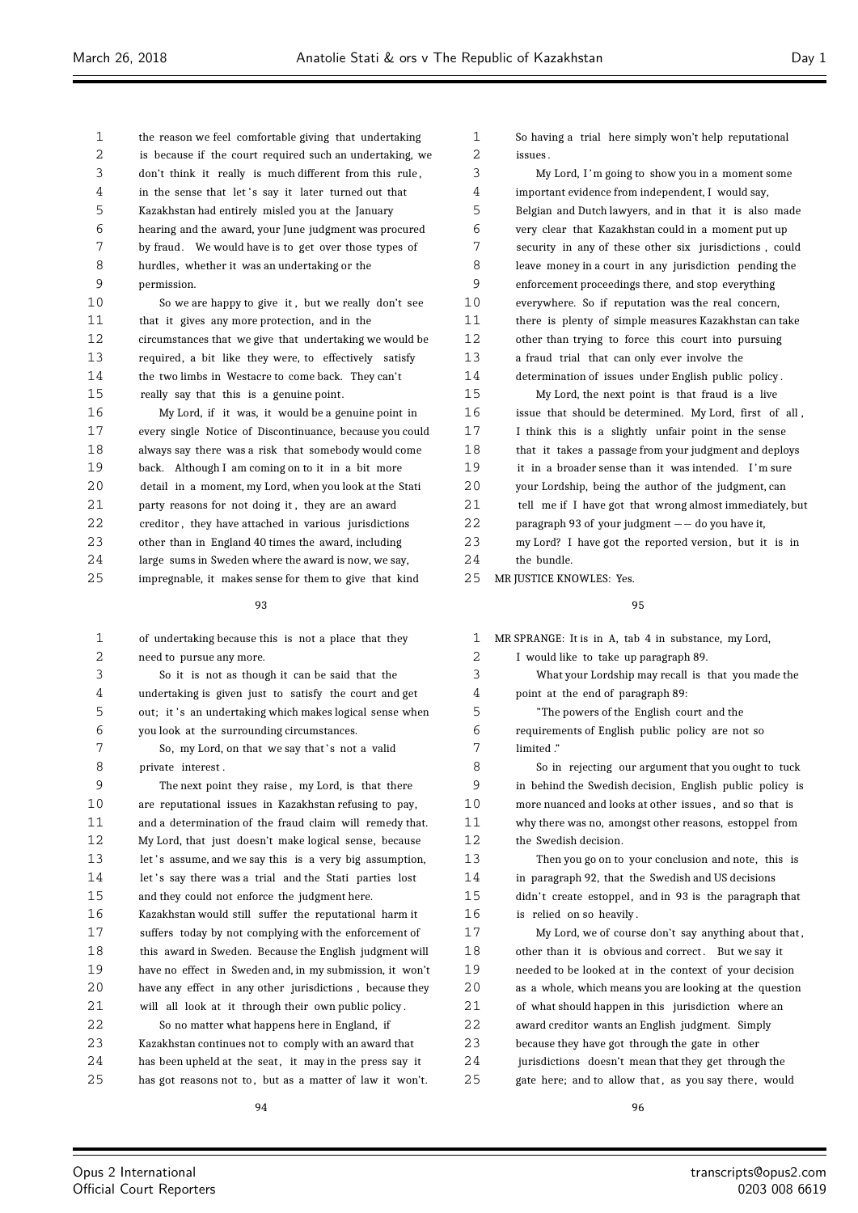the reason we feel comfortable giving that undertaking is because if the court required such an undertaking, we don't think it really is much different from this rule, in the sense that let's say it later turned out that Kazakhstan had entirely misled you at the January hearing and the award, your June judgment was procured by fraud. We would have is to get over those types of hurdles, whether it was an undertaking or the permission.

So we are happy to give it, but we really don't see that it gives any more protection, and in the circumstances that we give that undertaking we would be required, a bit like they were, to effectively satisfy the two limbs in Westacre to come back. They can't really say that this is a genuine point.

My Lord, if it was, it would be a genuine point in every single Notice of Discontinuance, because you could always say there was a risk that somebody would come back. Although I am coming on to it in a bit more detail in a moment, my Lord, when you look at the Stati party reasons for not doing it, they are an award creditor, they have attached in various jurisdictions other than in England 40 times the award, including large sums in Sweden where the award is now, we say, impregnable, it makes sense for them to give that kind of undertaking because this is not a place that they need to pursue any more.

So it is not as though it can be said that the undertaking is given just to satisfy the court and get out; it's an undertaking which makes logical sense when you look at the surrounding circumstances.

So, my Lord, on that we say that's not a valid private interest.

The next point they raise, my Lord, is that there are reputational issues in Kazakhstan refusing to pay, and a determination of the fraud claim will remedy that. My Lord, that just doesn't make logical sense, because let's assume, and we say this is a very big assumption, let's say there was a trial and the Stati parties lost and they could not enforce the judgment here. Kazakhstan would still suffer the reputational harm it suffers today by not complying with the enforcement of this award in Sweden. Because the English judgment will have no effect in Sweden and, in my submission, it won't have any effect in any other jurisdictions, because they will all look at it through their own public policy.

So no matter what happens here in England, if Kazakhstan continues not to comply with an award that has been upheld at the seat, it may in the press say it has got reasons not to, but as a matter of law it won't. So having a trial here simply won't help reputational issues.

My Lord, I'm going to show you in a moment some important evidence from independent, I would say, Belgian and Dutch lawyers, and in that it is also made very clear that Kazakhstan could in a moment put up security in any of these other six jurisdictions, could leave money in a court in any jurisdiction pending the enforcement proceedings there, and stop everything everywhere. So if reputation was the real concern, there is plenty of simple measures Kazakhstan can take other than trying to force this court into pursuing a fraud trial that can only ever involve the determination of issues under English public policy.

My Lord, the next point is that fraud is a live issue that should be determined. My Lord, first of all, I think this is a slightly unfair point in the sense that it takes a passage from your judgment and deploys it in a broader sense than it was intended. I'm sure your Lordship, being the author of the judgment, can tell me if I have got that wrong almost immediately, but paragraph 93 of your judgment -- do you have it, my Lord? I have got the reported version, but it is in the bundle.

MR JUSTICE KNOWLES: Yes.

MR SPRANGE: It is in A, tab 4 in substance, my Lord, I would like to take up paragraph 89.

What your Lordship may recall is that you made the point at the end of paragraph 89:

"The powers of the English court and the requirements of English public policy are not so limited."

So in rejecting our argument that you ought to tuck in behind the Swedish decision, English public policy is more nuanced and looks at other issues, and so that is why there was no, amongst other reasons, estoppel from the Swedish decision.

Then you go on to your conclusion and note, this is in paragraph 92, that the Swedish and US decisions didn't create estoppel, and in 93 is the paragraph that is relied on so heavily.

My Lord, we of course don't say anything about that, other than it is obvious and correct. But we say it needed to be looked at in the context of your decision as a whole, which means you are looking at the question of what should happen in this jurisdiction where an award creditor wants an English judgment. Simply because they have got through the gate in other jurisdictions doesn't mean that they get through the gate here; and to allow that, as you say there, would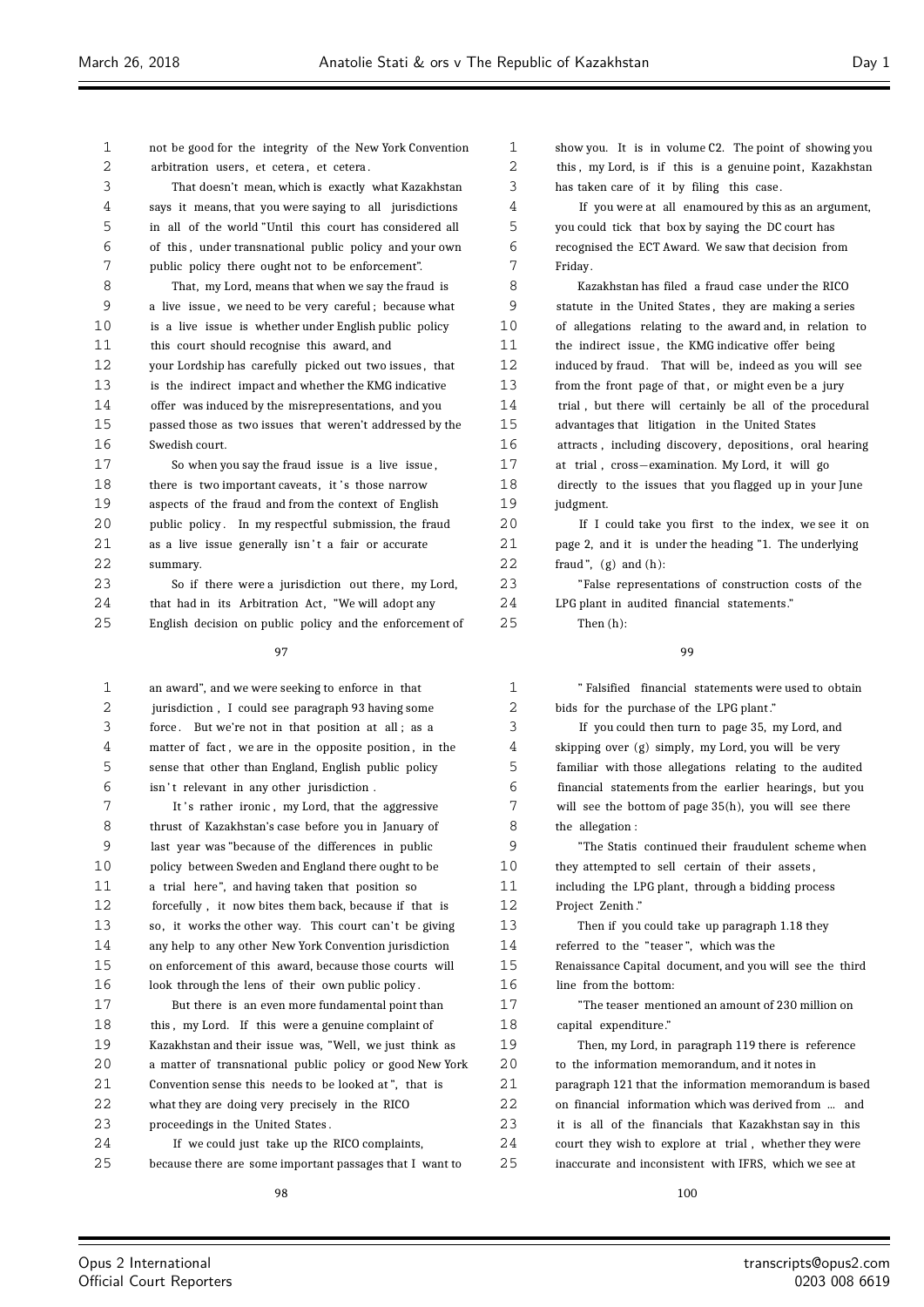not be good for the integrity of the New York Convention arbitration users, et cetera, et cetera.

That doesn't mean, which is exactly what Kazakhstan says it means, that you were saying to all jurisdictions in all of the world "Until this court has considered all of this, under transnational public policy and your own public policy there ought not to be enforcement".

That, my Lord, means that when we say the fraud is a live issue, we need to be very careful; because what is a live issue is whether under English public policy this court should recognise this award, and your Lordship has carefully picked out two issues, that is the indirect impact and whether the KMG indicative offer was induced by the misrepresentations, and you passed those as two issues that weren't addressed by the Swedish court.

So when you say the fraud issue is a live issue, there is two important caveats, it's those narrow aspects of the fraud and from the context of English public policy. In my respectful submission, the fraud as a live issue generally isn't a fair or accurate summary.

So if there were a jurisdiction out there, my Lord, that had in its Arbitration Act, "We will adopt any English decision on public policy and the enforcement of an award", and we were seeking to enforce in that jurisdiction, I could see paragraph 93 having some force. But we're not in that position at all; as a matter of fact, we are in the opposite position, in the sense that other than England, English public policy isn't relevant in any other jurisdiction.

It's rather ironic, my Lord, that the aggressive thrust of Kazakhstan's case before you in January of last year was "because of the differences in public policy between Sweden and England there ought to be a trial here", and having taken that position so forcefully, it now bites them back, because if that is so, it works the other way. This court can't be giving any help to any other New York Convention jurisdiction on enforcement of this award, because those courts will look through the lens of their own public policy.

But there is an even more fundamental point than this, my Lord. If this were a genuine complaint of Kazakhstan and their issue was, "Well, we just think as a matter of transnational public policy or good New York Convention sense this needs to be looked at", that is what they are doing very precisely in the RICO proceedings in the United States.

If we could just take up the RICO complaints, because there are some important passages that I want to show you. It is in volume C2. The point of showing you this, my Lord, is if this is a genuine point, Kazakhstan has taken care of it by filing this case.

If you were at all enamoured by this as an argument, you could tick that box by saying the DC court has recognised the ECT Award. We saw that decision from Friday.

Kazakhstan has filed a fraud case under the RICO statute in the United States, they are making a series of allegations relating to the award and, in relation to the indirect issue, the KMG indicative offer being induced by fraud. That will be, indeed as you will see from the front page of that, or might even be a jury trial, but there will certainly be all of the procedural advantages that litigation in the United States attracts, including discovery, depositions, oral hearing at trial, cross-examination. My Lord, it will go directly to the issues that you flagged up in your June judgment.

If I could take you first to the index, we see it on page 2, and it is under the heading "1. The underlying fraud", (g) and (h):

"False representations of construction costs of the LPG plant in audited financial statements."

Then (h):

"Falsified financial statements were used to obtain bids for the purchase of the LPG plant."

If you could then turn to page 35, my Lord, and skipping over (g) simply, my Lord, you will be very familiar with those allegations relating to the audited financial statements from the earlier hearings, but you will see the bottom of page 35(h), you will see there the allegation:

"The Statis continued their fraudulent scheme when they attempted to sell certain of their assets, including the LPG plant, through a bidding process Project Zenith."

Then if you could take up paragraph 1.18 they referred to the "teaser", which was the Renaissance Capital document, and you will see the third line from the bottom:

"The teaser mentioned an amount of 230 million on capital expenditure."

Then, my Lord, in paragraph 119 there is reference to the information memorandum, and it notes in paragraph 121 that the information memorandum is based on financial information which was derived from ... and it is all of the financials that Kazakhstan say in this court they wish to explore at trial, whether they were inaccurate and inconsistent with IFRS, which we see at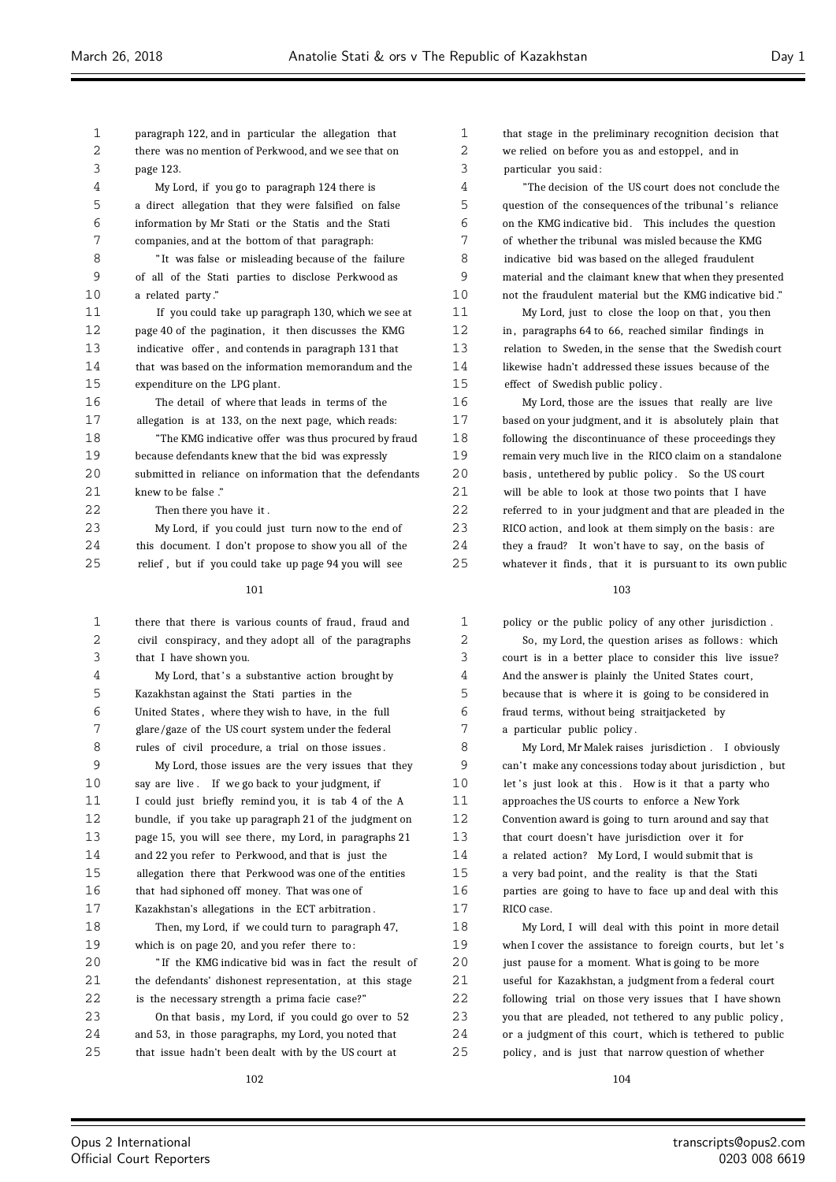paragraph 122, and in particular the allegation that there was no mention of Perkwood, and we see that on page 123.

My Lord, if you go to paragraph 124 there is a direct allegation that they were falsified on false information by Mr Stati or the Statis and the Stati companies, and at the bottom of that paragraph:

"It was false or misleading because of the failure of all of the Stati parties to disclose Perkwood as a related party."

If you could take up paragraph 130, which we see at page 40 of the pagination, it then discusses the KMG indicative offer, and contends in paragraph 131 that that was based on the information memorandum and the expenditure on the LPG plant.

The detail of where that leads in terms of the allegation is at 133, on the next page, which reads:

"The KMG indicative offer was thus procured by fraud because defendants knew that the bid was expressly submitted in reliance on information that the defendants knew to be false."

Then there you have it.

My Lord, if you could just turn now to the end of this document. I don't propose to show you all of the relief, but if you could take up page 94 you will see there that there is various counts of fraud, fraud and civil conspiracy, and they adopt all of the paragraphs that I have shown you.

My Lord, that's a substantive action brought by Kazakhstan against the Stati parties in the United States, where they wish to have, in the full glare/gaze of the US court system under the federal rules of civil procedure, a trial on those issues.

My Lord, those issues are the very issues that they say are live. If we go back to your judgment, if I could just briefly remind you, it is tab 4 of the A bundle, if you take up paragraph 21 of the judgment on page 15, you will see there, my Lord, in paragraphs 21 and 22 you refer to Perkwood, and that is just the allegation there that Perkwood was one of the entities that had siphoned off money. That was one of Kazakhstan's allegations in the ECT arbitration.

Then, my Lord, if we could turn to paragraph 47, which is on page 20, and you refer there to:

"If the KMG indicative bid was in fact the result of the defendants' dishonest representation, at this stage is the necessary strength a prima facie case?"

On that basis, my Lord, if you could go over to 52 and 53, in those paragraphs, my Lord, you noted that that issue hadn't been dealt with by the US court at that stage in the preliminary recognition decision that we relied on before you as and estoppel, and in particular you said:

"The decision of the US court does not conclude the question of the consequences of the tribunal's reliance on the KMG indicative bid. This includes the question of whether the tribunal was misled because the KMG indicative bid was based on the alleged fraudulent material and the claimant knew that when they presented not the fraudulent material but the KMG indicative bid."

My Lord, just to close the loop on that, you then in, paragraphs 64 to 66, reached similar findings in relation to Sweden, in the sense that the Swedish court likewise hadn't addressed these issues because of the effect of Swedish public policy.

My Lord, those are the issues that really are live based on your judgment, and it is absolutely plain that following the discontinuance of these proceedings they remain very much live in the RICO claim on a standalone basis, untethered by public policy. So the US court will be able to look at those two points that I have referred to in your judgment and that are pleaded in the RICO action, and look at them simply on the basis: are they a fraud? It won't have to say, on the basis of whatever it finds, that it is pursuant to its own public policy or the public policy of any other jurisdiction.

So, my Lord, the question arises as follows: which court is in a better place to consider this live issue? And the answer is plainly the United States court, because that is where it is going to be considered in fraud terms, without being straitjacketed by a particular public policy.

My Lord, Mr Malek raises jurisdiction. I obviously can't make any concessions today about jurisdiction, but let's just look at this. How is it that a party who approaches the US courts to enforce a New York Convention award is going to turn around and say that that court doesn't have jurisdiction over it for a related action? My Lord, I would submit that is a very bad point, and the reality is that the Stati parties are going to have to face up and deal with this RICO case.

My Lord, I will deal with this point in more detail when I cover the assistance to foreign courts, but let's just pause for a moment. What is going to be more useful for Kazakhstan, a judgment from a federal court following trial on those very issues that I have shown you that are pleaded, not tethered to any public policy, or a judgment of this court, which is tethered to public policy, and is just that narrow question of whether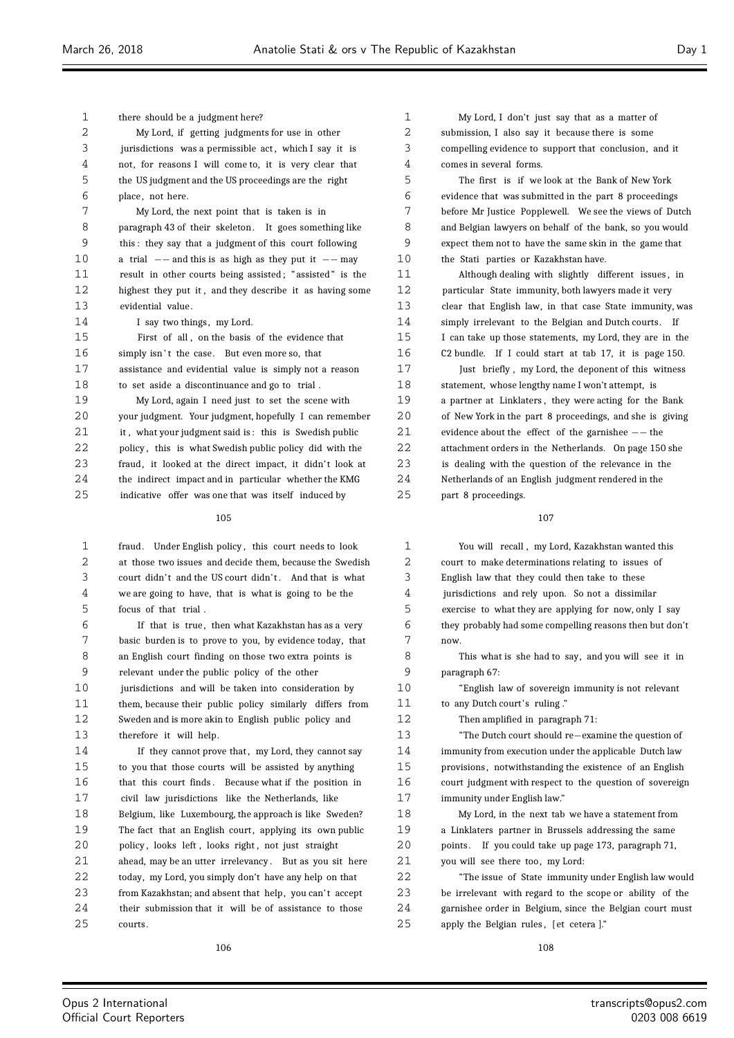there should be a judgment here?

My Lord, if getting judgments for use in other jurisdictions was a permissible act, which I say it is not, for reasons I will come to, it is very clear that the US judgment and the US proceedings are the right place, not here.

My Lord, the next point that is taken is in paragraph 43 of their skeleton. It goes something like this: they say that a judgment of this court following a trial -- and this is as high as they put it -- may result in other courts being assisted; "assisted" is the highest they put it, and they describe it as having some evidential value.

I say two things, my Lord.

First of all, on the basis of the evidence that simply isn't the case. But even more so, that assistance and evidential value is simply not a reason to set aside a discontinuance and go to trial.

My Lord, again I need just to set the scene with your judgment. Your judgment, hopefully I can remember it, what your judgment said is: this is Swedish public policy, this is what Swedish public policy did with the fraud, it looked at the direct impact, it didn't look at the indirect impact and in particular whether the KMG indicative offer was one that was itself induced by fraud. Under English policy, this court needs to look at those two issues and decide them, because the Swedish court didn't and the US court didn't. And that is what we are going to have, that is what is going to be the focus of that trial.

If that is true, then what Kazakhstan has as a very basic burden is to prove to you, by evidence today, that an English court finding on those two extra points is relevant under the public policy of the other jurisdictions and will be taken into consideration by them, because their public policy similarly differs from Sweden and is more akin to English public policy and therefore it will help.

If they cannot prove that, my Lord, they cannot say to you that those courts will be assisted by anything that this court finds. Because what if the position in civil law jurisdictions like the Netherlands, like Belgium, like Luxembourg, the approach is like Sweden? The fact that an English court, applying its own public policy, looks left, looks right, not just straight ahead, may be an utter irrelevancy. But as you sit here today, my Lord, you simply don't have any help on that from Kazakhstan; and absent that help, you can't accept their submission that it will be of assistance to those courts.

My Lord, I don't just say that as a matter of submission, I also say it because there is some compelling evidence to support that conclusion, and it comes in several forms.

The first is if we look at the Bank of New York evidence that was submitted in the part 8 proceedings before Mr Justice Popplewell. We see the views of Dutch and Belgian lawyers on behalf of the bank, so you would expect them not to have the same skin in the game that the Stati parties or Kazakhstan have.

Although dealing with slightly different issues, in particular State immunity, both lawyers made it very clear that English law, in that case State immunity, was simply irrelevant to the Belgian and Dutch courts. If I can take up those statements, my Lord, they are in the C2 bundle. If I could start at tab 17, it is page 150.

Just briefly, my Lord, the deponent of this witness statement, whose lengthy name I won't attempt, is a partner at Linklaters, they were acting for the Bank of New York in the part 8 proceedings, and she is giving evidence about the effect of the garnishee -- the attachment orders in the Netherlands. On page 150 she is dealing with the question of the relevance in the Netherlands of an English judgment rendered in the part 8 proceedings.

You will recall, my Lord, Kazakhstan wanted this court to make determinations relating to issues of English law that they could then take to these jurisdictions and rely upon. So not a dissimilar exercise to what they are applying for now, only I say they probably had some compelling reasons then but don't now.

This what is she had to say, and you will see it in paragraph 67:

"English law of sovereign immunity is not relevant to any Dutch court's ruling."

Then amplified in paragraph 71:

"The Dutch court should re-examine the question of immunity from execution under the applicable Dutch law provisions, notwithstanding the existence of an English court judgment with respect to the question of sovereign immunity under English law."

My Lord, in the next tab we have a statement from a Linklaters partner in Brussels addressing the same points. If you could take up page 173, paragraph 71, you will see there too, my Lord:

"The issue of State immunity under English law would be irrelevant with regard to the scope or ability of the garnishee order in Belgium, since the Belgian court must apply the Belgian rules, [et cetera]."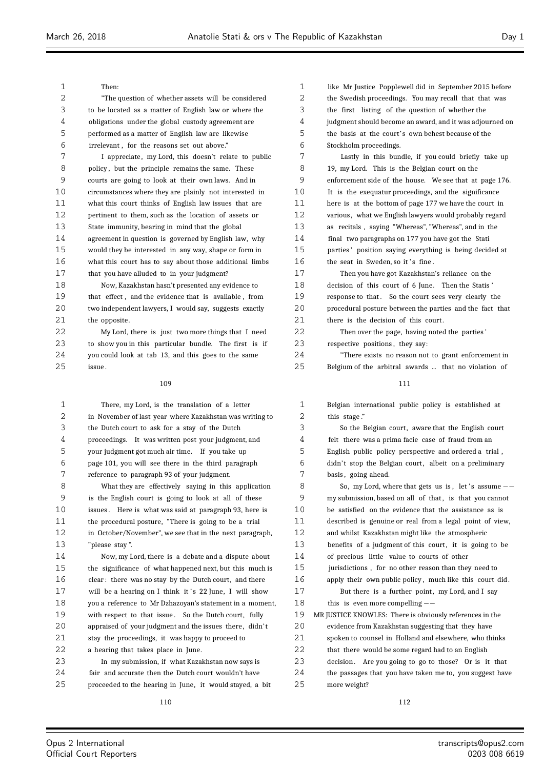Then:

"The question of whether assets will be considered to be located as a matter of English law or where the obligations under the global custody agreement are performed as a matter of English law are likewise irrelevant, for the reasons set out above."

I appreciate, my Lord, this doesn't relate to public policy, but the principle remains the same. These courts are going to look at their own laws. And in circumstances where they are plainly not interested in what this court thinks of English law issues that are pertinent to them, such as the location of assets or State immunity, bearing in mind that the global agreement in question is governed by English law, why would they be interested in any way, shape or form in what this court has to say about those additional limbs that you have alluded to in your judgment?

Now, Kazakhstan hasn't presented any evidence to that effect, and the evidence that is available, from two independent lawyers, I would say, suggests exactly the opposite.

My Lord, there is just two more things that I need to show you in this particular bundle. The first is if you could look at tab 13, and this goes to the same issue.

There, my Lord, is the translation of a letter in November of last year where Kazakhstan was writing to the Dutch court to ask for a stay of the Dutch proceedings. It was written post your judgment, and your judgment got much air time. If you take up page 101, you will see there in the third paragraph reference to paragraph 93 of your judgment.

What they are effectively saying in this application is the English court is going to look at all of these issues. Here is what was said at paragraph 93, here is the procedural posture, "There is going to be a trial in October/November", we see that in the next paragraph, "please stay".

Now, my Lord, there is a debate and a dispute about the significance of what happened next, but this much is clear: there was no stay by the Dutch court, and there will be a hearing on I think it's 22 June, I will show you a reference to Mr Dzhazoyan's statement in a moment, with respect to that issue. So the Dutch court, fully appraised of your judgment and the issues there, didn't stay the proceedings, it was happy to proceed to a hearing that takes place in June.

In my submission, if what Kazakhstan now says is fair and accurate then the Dutch court wouldn't have proceeded to the hearing in June, it would stayed, a bit like Mr Justice Popplewell did in September 2015 before the Swedish proceedings. You may recall that that was the first listing of the question of whether the judgment should become an award, and it was adjourned on the basis at the court's own behest because of the Stockholm proceedings.

Lastly in this bundle, if you could briefly take up 19, my Lord. This is the Belgian court on the enforcement side of the house. We see that at page 176. It is the exequatur proceedings, and the significance here is at the bottom of page 177 we have the court in various, what we English lawyers would probably regard as recitals, saying "Whereas", "Whereas", and in the final two paragraphs on 177 you have got the Stati parties' position saying everything is being decided at the seat in Sweden, so it's fine.

Then you have got Kazakhstan's reliance on the decision of this court of 6 June. Then the Statis' response to that. So the court sees very clearly the procedural posture between the parties and the fact that there is the decision of this court.

Then over the page, having noted the parties' respective positions, they say:

"There exists no reason not to grant enforcement in Belgium of the arbitral awards ... that no violation of Belgian international public policy is established at this stage."

So the Belgian court, aware that the English court felt there was a prima facie case of fraud from an English public policy perspective and ordered a trial, didn't stop the Belgian court, albeit on a preliminary basis, going ahead.

So, my Lord, where that gets us is, let's assume -- my submission, based on all of that, is that you cannot be satisfied on the evidence that the assistance as is described is genuine or real from a legal point of view, and whilst Kazakhstan might like the atmospheric benefits of a judgment of this court, it is going to be of precious little value to courts of other jurisdictions, for no other reason than they need to apply their own public policy, much like this court did.

But there is a further point, my Lord, and I say this is even more compelling --

MR JUSTICE KNOWLES: There is obviously references in the evidence from Kazakhstan suggesting that they have spoken to counsel in Holland and elsewhere, who thinks that there would be some regard had to an English decision. Are you going to go to those? Or is it that the passages that you have taken me to, you suggest have more weight?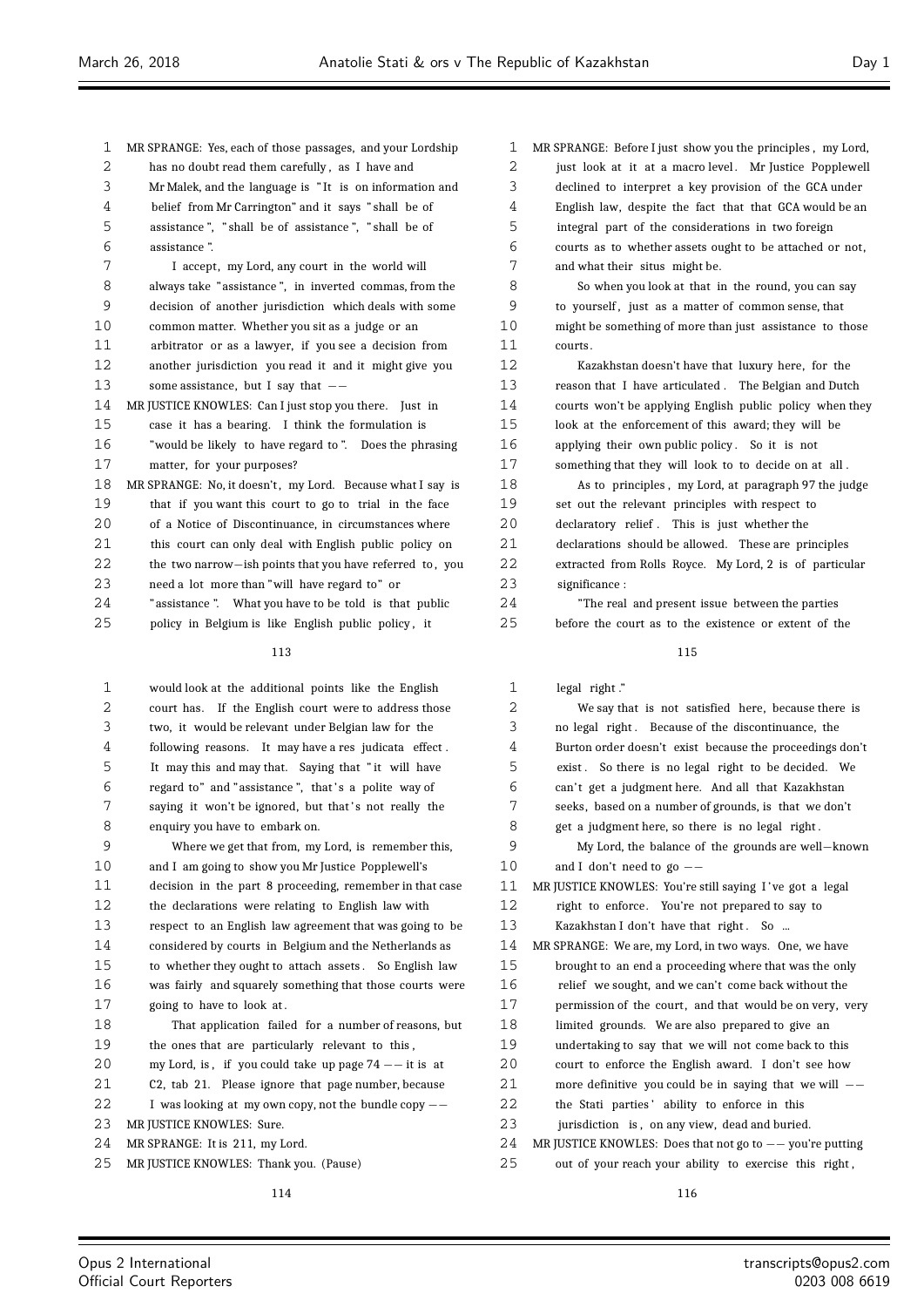MR SPRANGE: Yes, each of those passages, and your Lordship has no doubt read them carefully, as I have and Mr Malek, and the language is "It is on information and belief from Mr Carrington" and it says "shall be of assistance", "shall be of assistance", "shall be of assistance".

I accept, my Lord, any court in the world will always take "assistance", in inverted commas, from the decision of another jurisdiction which deals with some common matter. Whether you sit as a judge or an arbitrator or as a lawyer, if you see a decision from another jurisdiction you read it and it might give you some assistance, but I say that --

MR JUSTICE KNOWLES: Can I just stop you there. Just in case it has a bearing. I think the formulation is "would be likely to have regard to". Does the phrasing matter, for your purposes?

MR SPRANGE: No, it doesn't, my Lord. Because what I say is that if you want this court to go to trial in the face of a Notice of Discontinuance, in circumstances where this court can only deal with English public policy on the two narrow-ish points that you have referred to, you need a lot more than "will have regard to" or "assistance". What you have to be told is that public policy in Belgium is like English public policy, it would look at the additional points like the English court has. If the English court were to address those two, it would be relevant under Belgian law for the following reasons. It may have a res judicata effect. It may this and may that. Saying that "it will have regard to" and "assistance", that's a polite way of saying it won't be ignored, but that's not really the enquiry you have to embark on.

Where we get that from, my Lord, is remember this, and I am going to show you Mr Justice Popplewell's decision in the part 8 proceeding, remember in that case the declarations were relating to English law with respect to an English law agreement that was going to be considered by courts in Belgium and the Netherlands as to whether they ought to attach assets. So English law was fairly and squarely something that those courts were going to have to look at.

That application failed for a number of reasons, but the ones that are particularly relevant to this, my Lord, is, if you could take up page 74 -- it is at C2, tab 21. Please ignore that page number, because I was looking at my own copy, not the bundle copy --

MR JUSTICE KNOWLES: Sure.

MR SPRANGE: It is 211, my Lord.

MR JUSTICE KNOWLES: Thank you. (Pause)

MR SPRANGE: Before I just show you the principles, my Lord, just look at it at a macro level. Mr Justice Popplewell declined to interpret a key provision of the GCA under English law, despite the fact that that GCA would be an integral part of the considerations in two foreign courts as to whether assets ought to be attached or not, and what their situs might be.

So when you look at that in the round, you can say to yourself, just as a matter of common sense, that might be something of more than just assistance to those courts.

Kazakhstan doesn't have that luxury here, for the reason that I have articulated. The Belgian and Dutch courts won't be applying English public policy when they look at the enforcement of this award; they will be applying their own public policy. So it is not something that they will look to to decide on at all.

As to principles, my Lord, at paragraph 97 the judge set out the relevant principles with respect to declaratory relief. This is just whether the declarations should be allowed. These are principles extracted from Rolls Royce. My Lord, 2 is of particular significance:

"The real and present issue between the parties before the court as to the existence or extent of the legal right."

We say that is not satisfied here, because there is no legal right. Because of the discontinuance, the Burton order doesn't exist because the proceedings don't exist. So there is no legal right to be decided. We can't get a judgment here. And all that Kazakhstan seeks, based on a number of grounds, is that we don't get a judgment here, so there is no legal right.

My Lord, the balance of the grounds are well-known and I don't need to go --

MR JUSTICE KNOWLES: You're still saying I've got a legal right to enforce. You're not prepared to say to Kazakhstan I don't have that right. So ...

MR SPRANGE: We are, my Lord, in two ways. One, we have brought to an end a proceeding where that was the only relief we sought, and we can't come back without the permission of the court, and that would be on very, very limited grounds. We are also prepared to give an undertaking to say that we will not come back to this court to enforce the English award. I don't see how more definitive you could be in saying that we will -- the Stati parties' ability to enforce in this jurisdiction is, on any view, dead and buried.

MR JUSTICE KNOWLES: Does that not go to -- you're putting out of your reach your ability to exercise this right,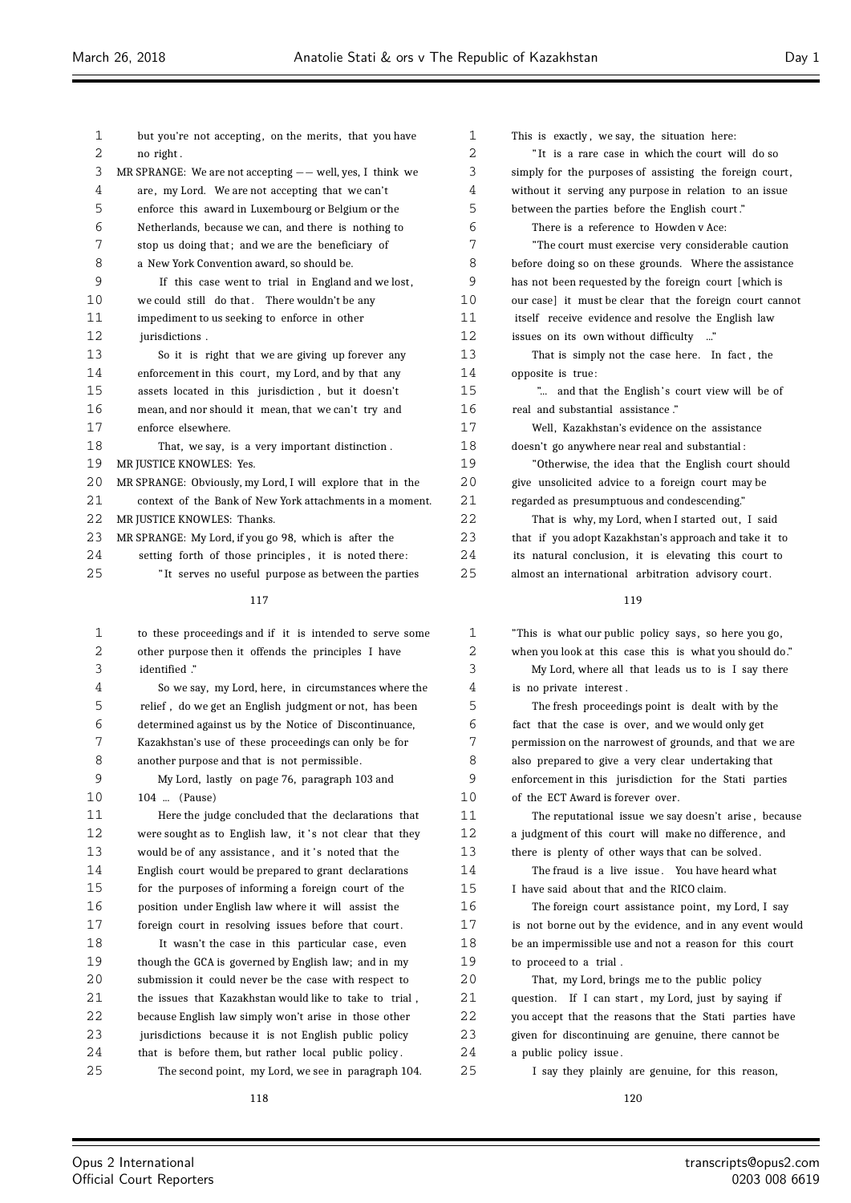but you're not accepting, on the merits, that you have no right.

MR SPRANGE: We are not accepting -- well, yes, I think we are, my Lord. We are not accepting that we can't enforce this award in Luxembourg or Belgium or the Netherlands, because we can, and there is nothing to stop us doing that; and we are the beneficiary of a New York Convention award, so should be.

If this case went to trial in England and we lost, we could still do that. There wouldn't be any impediment to us seeking to enforce in other jurisdictions.

So it is right that we are giving up forever any enforcement in this court, my Lord, and by that any assets located in this jurisdiction, but it doesn't mean, and nor should it mean, that we can't try and enforce elsewhere.

That, we say, is a very important distinction.

MR JUSTICE KNOWLES: Yes.

MR SPRANGE: Obviously, my Lord, I will explore that in the context of the Bank of New York attachments in a moment.

MR JUSTICE KNOWLES: Thanks.

MR SPRANGE: My Lord, if you go 98, which is after the setting forth of those principles, it is noted there:

"It serves no useful purpose as between the parties to these proceedings and if it is intended to serve some other purpose then it offends the principles I have identified."

So we say, my Lord, here, in circumstances where the relief, do we get an English judgment or not, has been determined against us by the Notice of Discontinuance, Kazakhstan's use of these proceedings can only be for another purpose and that is not permissible.

My Lord, lastly on page 76, paragraph 103 and 104 ... (Pause)

Here the judge concluded that the declarations that were sought as to English law, it's not clear that they would be of any assistance, and it's noted that the English court would be prepared to grant declarations for the purposes of informing a foreign court of the position under English law where it will assist the foreign court in resolving issues before that court.

It wasn't the case in this particular case, even though the GCA is governed by English law; and in my submission it could never be the case with respect to the issues that Kazakhstan would like to take to trial, because English law simply won't arise in those other jurisdictions because it is not English public policy that is before them, but rather local public policy.

The second point, my Lord, we see in paragraph 104. This is exactly, we say, the situation here:

"It is a rare case in which the court will do so simply for the purposes of assisting the foreign court, without it serving any purpose in relation to an issue between the parties before the English court."

There is a reference to Howden v Ace:

"The court must exercise very considerable caution before doing so on these grounds. Where the assistance has not been requested by the foreign court [which is our case] it must be clear that the foreign court cannot itself receive evidence and resolve the English law issues on its own without difficulty ..."

That is simply not the case here. In fact, the opposite is true:

"... and that the English's court view will be of real and substantial assistance."

Well, Kazakhstan's evidence on the assistance doesn't go anywhere near real and substantial:

"Otherwise, the idea that the English court should give unsolicited advice to a foreign court may be regarded as presumptuous and condescending."

That is why, my Lord, when I started out, I said that if you adopt Kazakhstan's approach and take it to its natural conclusion, it is elevating this court to almost an international arbitration advisory court. "This is what our public policy says, so here you go, when you look at this case this is what you should do."

My Lord, where all that leads us to is I say there is no private interest.

The fresh proceedings point is dealt with by the fact that the case is over, and we would only get permission on the narrowest of grounds, and that we are also prepared to give a very clear undertaking that enforcement in this jurisdiction for the Stati parties of the ECT Award is forever over.

The reputational issue we say doesn't arise, because a judgment of this court will make no difference, and there is plenty of other ways that can be solved.

The fraud is a live issue. You have heard what I have said about that and the RICO claim.

The foreign court assistance point, my Lord, I say is not borne out by the evidence, and in any event would be an impermissible use and not a reason for this court to proceed to a trial.

That, my Lord, brings me to the public policy question. If I can start, my Lord, just by saying if you accept that the reasons that the Stati parties have given for discontinuing are genuine, there cannot be a public policy issue.

I say they plainly are genuine, for this reason,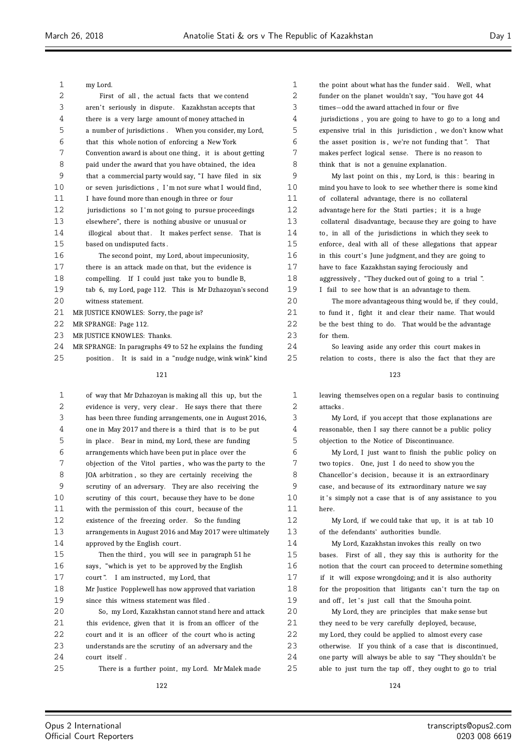my Lord.

First of all, the actual facts that we contend aren't seriously in dispute. Kazakhstan accepts that there is a very large amount of money attached in a number of jurisdictions. When you consider, my Lord, that this whole notion of enforcing a New York Convention award is about one thing, it is about getting paid under the award that you have obtained, the idea that a commercial party would say, "I have filed in six or seven jurisdictions, I'm not sure what I would find, I have found more than enough in three or four jurisdictions so I'm not going to pursue proceedings elsewhere", there is nothing abusive or unusual or illogical about that. It makes perfect sense. That is based on undisputed facts.

The second point, my Lord, about impecuniosity, there is an attack made on that, but the evidence is compelling. If I could just take you to bundle B, tab 6, my Lord, page 112. This is Mr Dzhazoyan's second witness statement.

MR JUSTICE KNOWLES: Sorry, the page is?

MR SPRANGE: Page 112.

MR JUSTICE KNOWLES: Thanks.

MR SPRANGE: In paragraphs 49 to 52 he explains the funding position. It is said in a "nudge nudge, wink wink" kind of way that Mr Dzhazoyan is making all this up, but the evidence is very, very clear. He says there that there has been three funding arrangements, one in August 2016, one in May 2017 and there is a third that is to be put in place. Bear in mind, my Lord, these are funding arrangements which have been put in place over the objection of the Vitol parties, who was the party to the JOA arbitration, so they are certainly receiving the scrutiny of an adversary. They are also receiving the scrutiny of this court, because they have to be done with the permission of this court, because of the existence of the freezing order. So the funding arrangements in August 2016 and May 2017 were ultimately approved by the English court.

Then the third, you will see in paragraph 51 he says, "which is yet to be approved by the English court". I am instructed, my Lord, that Mr Justice Popplewell has now approved that variation since this witness statement was filed.

So, my Lord, Kazakhstan cannot stand here and attack this evidence, given that it is from an officer of the court and it is an officer of the court who is acting understands are the scrutiny of an adversary and the court itself.

There is a further point, my Lord. Mr Malek made the point about what has the funder said. Well, what funder on the planet wouldn't say, "You have got 44 times—odd the award attached in four or five jurisdictions, you are going to have to go to a long and expensive trial in this jurisdiction, we don't know what the asset position is, we're not funding that". That makes perfect logical sense. There is no reason to think that is not a genuine explanation.

My last point on this, my Lord, is this: bearing in mind you have to look to see whether there is some kind of collateral advantage, there is no collateral advantage here for the Stati parties; it is a huge collateral disadvantage, because they are going to have to, in all of the jurisdictions in which they seek to enforce, deal with all of these allegations that appear in this court's June judgment, and they are going to have to face Kazakhstan saying ferociously and aggressively, "They ducked out of going to a trial". I fail to see how that is an advantage to them.

The more advantageous thing would be, if they could, to fund it, fight it and clear their name. That would be the best thing to do. That would be the advantage for them.

So leaving aside any order this court makes in relation to costs, there is also the fact that they are leaving themselves open on a regular basis to continuing attacks.

My Lord, if you accept that those explanations are reasonable, then I say there cannot be a public policy objection to the Notice of Discontinuance.

My Lord, I just want to finish the public policy on two topics. One, just I do need to show you the Chancellor's decision, because it is an extraordinary case, and because of its extraordinary nature we say it's simply not a case that is of any assistance to you here.

My Lord, if we could take that up, it is at tab 10 of the defendants' authorities bundle.

My Lord, Kazakhstan invokes this really on two bases. First of all, they say this is authority for the notion that the court can proceed to determine something if it will expose wrongdoing; and it is also authority for the proposition that litigants can't turn the tap on and off, let's just call that the Smouha point.

My Lord, they are principles that make sense but they need to be very carefully deployed, because, my Lord, they could be applied to almost every case otherwise. If you think of a case that is discontinued, one party will always be able to say "They shouldn't be able to just turn the tap off, they ought to go to trial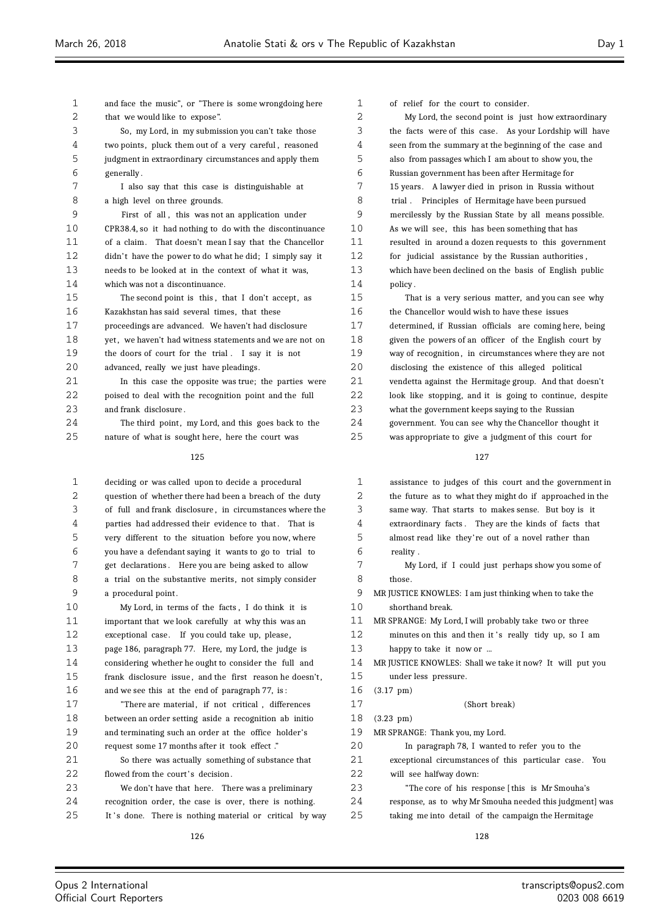and face the music", or "There is some wrongdoing here that we would like to expose".

So, my Lord, in my submission you can't take those two points, pluck them out of a very careful, reasoned judgment in extraordinary circumstances and apply them generally.

I also say that this case is distinguishable at a high level on three grounds.

First of all, this was not an application under CPR38.4, so it had nothing to do with the discontinuance of a claim. That doesn't mean I say that the Chancellor didn't have the power to do what he did; I simply say it needs to be looked at in the context of what it was, which was not a discontinuance.

The second point is this, that I don't accept, as Kazakhstan has said several times, that these proceedings are advanced. We haven't had disclosure yet, we haven't had witness statements and we are not on the doors of court for the trial. I say it is not advanced, really we just have pleadings.

In this case the opposite was true; the parties were poised to deal with the recognition point and the full and frank disclosure.

The third point, my Lord, and this goes back to the nature of what is sought here, here the court was

deciding or was called upon to decide a procedural question of whether there had been a breach of the duty of full and frank disclosure, in circumstances where the parties had addressed their evidence to that. That is very different to the situation before you now, where you have a defendant saying it wants to go to trial to get declarations. Here you are being asked to allow a trial on the substantive merits, not simply consider a procedural point.

My Lord, in terms of the facts, I do think it is important that we look carefully at why this was an exceptional case. If you could take up, please, page 186, paragraph 77. Here, my Lord, the judge is considering whether he ought to consider the full and frank disclosure issue, and the first reason he doesn't, and we see this at the end of paragraph 77, is:

"There are material, if not critical, differences between an order setting aside a recognition ab initio and terminating such an order at the office holder's request some 17 months after it took effect."

So there was actually something of substance that flowed from the court's decision.

We don't have that here. There was a preliminary recognition order, the case is over, there is nothing. It's done. There is nothing material or critical by way

of relief for the court to consider.

My Lord, the second point is just how extraordinary the facts were of this case. As your Lordship will have seen from the summary at the beginning of the case and also from passages which I am about to show you, the Russian government has been after Hermitage for 15 years. A lawyer died in prison in Russia without trial. Principles of Hermitage have been pursued mercilessly by the Russian State by all means possible. As we will see, this has been something that has resulted in around a dozen requests to this government for judicial assistance by the Russian authorities, which have been declined on the basis of English public policy.

That is a very serious matter, and you can see why the Chancellor would wish to have these issues determined, if Russian officials are coming here, being given the powers of an officer of the English court by way of recognition, in circumstances where they are not disclosing the existence of this alleged political vendetta against the Hermitage group. And that doesn't look like stopping, and it is going to continue, despite what the government keeps saying to the Russian government. You can see why the Chancellor thought it was appropriate to give a judgment of this court for

assistance to judges of this court and the government in the future as to what they might do if approached in the same way. That starts to makes sense. But boy is it extraordinary facts. They are the kinds of facts that almost read like they're out of a novel rather than reality.

My Lord, if I could just perhaps show you some of those.

MR JUSTICE KNOWLES: I am just thinking when to take the shorthand break.

MR SPRANGE: My Lord, I will probably take two or three minutes on this and then it's really tidy up, so I am happy to take it now or ...

MR JUSTICE KNOWLES: Shall we take it now? It will put you under less pressure.

(3.17 pm)

(Short break)

(3.23 pm)

MR SPRANGE: Thank you, my Lord.

In paragraph 78, I wanted to refer you to the exceptional circumstances of this particular case. You will see halfway down:

"The core of his response [this is Mr Smouha's response, as to why Mr Smouha needed this judgment] was taking me into detail of the campaign the Hermitage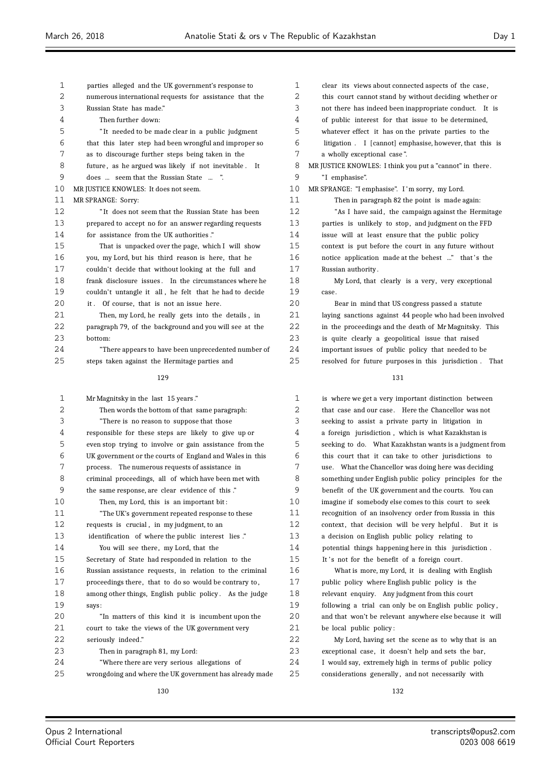parties alleged and the UK government's response to numerous international requests for assistance that the Russian State has made."

Then further down:

"It needed to be made clear in a public judgment that this later step had been wrongful and improper so as to discourage further steps being taken in the future, as he argued was likely if not inevitable. It does ... seem that the Russian State ... ".

MR JUSTICE KNOWLES: It does not seem.

MR SPRANGE: Sorry:

"It does not seem that the Russian State has been prepared to accept no for an answer regarding requests for assistance from the UK authorities."

That is unpacked over the page, which I will show you, my Lord, but his third reason is here, that he couldn't decide that without looking at the full and frank disclosure issues. In the circumstances where he couldn't untangle it all, he felt that he had to decide it. Of course, that is not an issue here.

Then, my Lord, he really gets into the details, in paragraph 79, of the background and you will see at the bottom:

"There appears to have been unprecedented number of steps taken against the Hermitage parties and Mr Magnitsky in the last 15 years."

Then words the bottom of that same paragraph:

"There is no reason to suppose that those responsible for these steps are likely to give up or even stop trying to involve or gain assistance from the UK government or the courts of England and Wales in this process. The numerous requests of assistance in criminal proceedings, all of which have been met with the same response, are clear evidence of this."

Then, my Lord, this is an important bit:

"The UK's government repeated response to these requests is crucial, in my judgment, to an identification of where the public interest lies."

You will see there, my Lord, that the Secretary of State had responded in relation to the Russian assistance requests, in relation to the criminal proceedings there, that to do so would be contrary to, among other things, English public policy. As the judge says:

"In matters of this kind it is incumbent upon the court to take the views of the UK government very seriously indeed."

Then in paragraph 81, my Lord:

"Where there are very serious allegations of wrongdoing and where the UK government has already made clear its views about connected aspects of the case, this court cannot stand by without deciding whether or not there has indeed been inappropriate conduct. It is of public interest for that issue to be determined, whatever effect it has on the private parties to the litigation. I [cannot] emphasise, however, that this is a wholly exceptional case".

MR JUSTICE KNOWLES: I think you put a "cannot" in there. "I emphasise".

MR SPRANGE: "I emphasise". I'm sorry, my Lord.

Then in paragraph 82 the point is made again:

"As I have said, the campaign against the Hermitage parties is unlikely to stop, and judgment on the FFD issue will at least ensure that the public policy context is put before the court in any future without notice application made at the behest ..." that's the Russian authority.

My Lord, that clearly is a very, very exceptional case.

Bear in mind that US congress passed a statute laying sanctions against 44 people who had been involved in the proceedings and the death of Mr Magnitsky. This is quite clearly a geopolitical issue that raised important issues of public policy that needed to be resolved for future purposes in this jurisdiction. That is where we get a very important distinction between that case and our case. Here the Chancellor was not seeking to assist a private party in litigation in a foreign jurisdiction, which is what Kazakhstan is seeking to do. What Kazakhstan wants is a judgment from this court that it can take to other jurisdictions to use. What the Chancellor was doing here was deciding something under English public policy principles for the benefit of the UK government and the courts. You can imagine if somebody else comes to this court to seek recognition of an insolvency order from Russia in this context, that decision will be very helpful. But it is a decision on English public policy relating to potential things happening here in this jurisdiction. It's not for the benefit of a foreign court.

What is more, my Lord, it is dealing with English public policy where English public policy is the relevant enquiry. Any judgment from this court following a trial can only be on English public policy, and that won't be relevant anywhere else because it will be local public policy:

My Lord, having set the scene as to why that is an exceptional case, it doesn't help and sets the bar, I would say, extremely high in terms of public policy considerations generally, and not necessarily with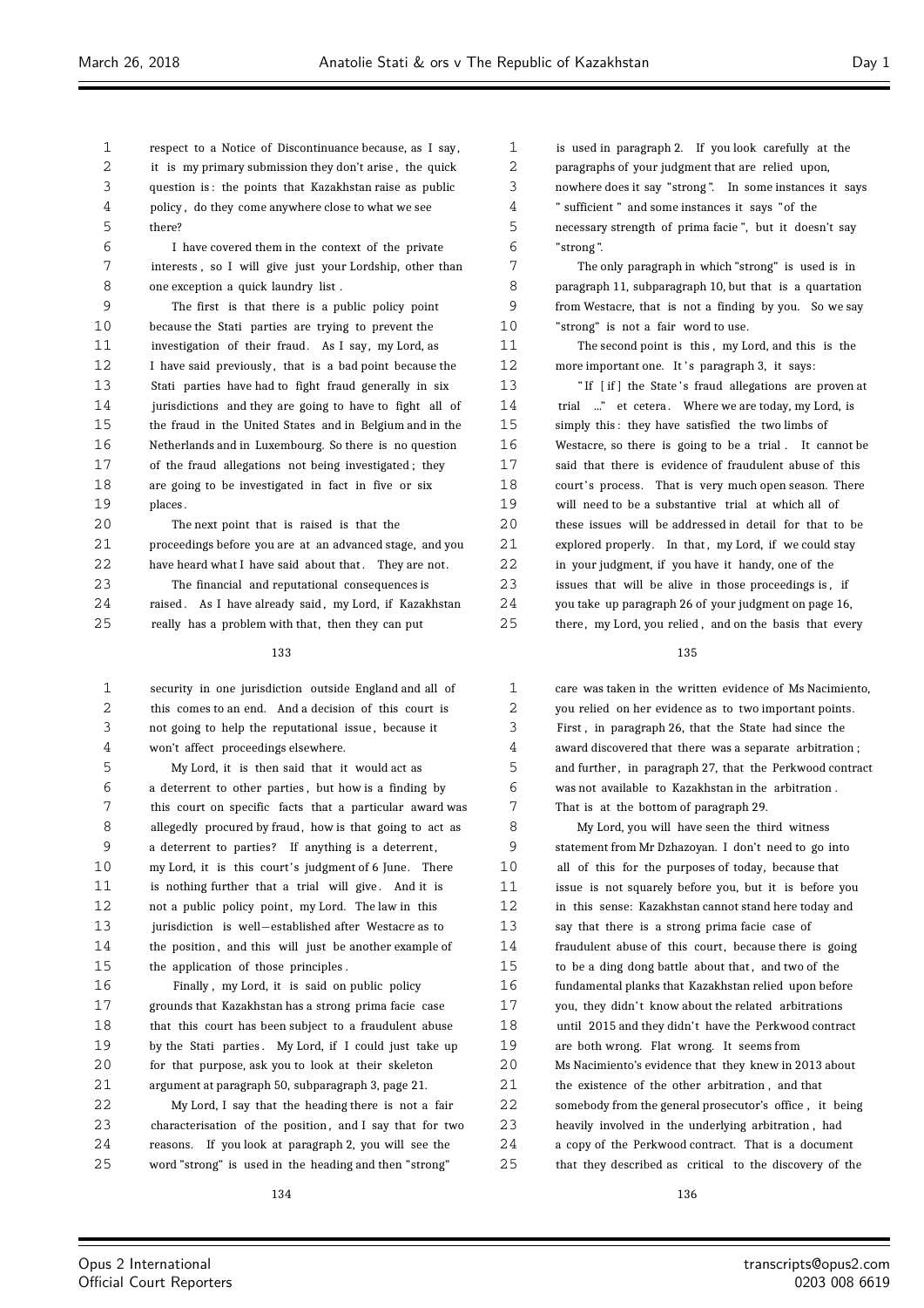respect to a Notice of Discontinuance because, as I say, it is my primary submission they don't arise, the quick question is: the points that Kazakhstan raise as public policy, do they come anywhere close to what we see there?

I have covered them in the context of the private interests, so I will give just your Lordship, other than one exception a quick laundry list.

The first is that there is a public policy point because the Stati parties are trying to prevent the investigation of their fraud. As I say, my Lord, as I have said previously, that is a bad point because the Stati parties have had to fight fraud generally in six jurisdictions and they are going to have to fight all of the fraud in the United States and in Belgium and in the Netherlands and in Luxembourg. So there is no question of the fraud allegations not being investigated; they are going to be investigated in fact in five or six places.

The next point that is raised is that the proceedings before you are at an advanced stage, and you have heard what I have said about that. They are not.

The financial and reputational consequences is raised. As I have already said, my Lord, if Kazakhstan really has a problem with that, then they can put security in one jurisdiction outside England and all of this comes to an end. And a decision of this court is not going to help the reputational issue, because it won't affect proceedings elsewhere.

My Lord, it is then said that it would act as a deterrent to other parties, but how is a finding by this court on specific facts that a particular award was allegedly procured by fraud, how is that going to act as a deterrent to parties? If anything is a deterrent, my Lord, it is this court's judgment of 6 June. There is nothing further that a trial will give. And it is not a public policy point, my Lord. The law in this jurisdiction is well-established after Westacre as to the position, and this will just be another example of the application of those principles.

Finally, my Lord, it is said on public policy grounds that Kazakhstan has a strong prima facie case that this court has been subject to a fraudulent abuse by the Stati parties. My Lord, if I could just take up for that purpose, ask you to look at their skeleton argument at paragraph 50, subparagraph 3, page 21.

My Lord, I say that the heading there is not a fair characterisation of the position, and I say that for two reasons. If you look at paragraph 2, you will see the word "strong" is used in the heading and then "strong" is used in paragraph 2. If you look carefully at the paragraphs of your judgment that are relied upon, nowhere does it say "strong". In some instances it says "sufficient" and some instances it says "of the necessary strength of prima facie", but it doesn't say "strong".

The only paragraph in which "strong" is used is in paragraph 11, subparagraph 10, but that is a quartation from Westacre, that is not a finding by you. So we say "strong" is not a fair word to use.

The second point is this, my Lord, and this is the more important one. It's paragraph 3, it says:

"If [if] the State's fraud allegations are proven at trial ..." et cetera. Where we are today, my Lord, is simply this: they have satisfied the two limbs of Westacre, so there is going to be a trial. It cannot be said that there is evidence of fraudulent abuse of this court's process. That is very much open season. There will need to be a substantive trial at which all of these issues will be addressed in detail for that to be explored properly. In that, my Lord, if we could stay in your judgment, if you have it handy, one of the issues that will be alive in those proceedings is, if you take up paragraph 26 of your judgment on page 16, there, my Lord, you relied, and on the basis that every care was taken in the written evidence of Ms Nacimiento, you relied on her evidence as to two important points. First, in paragraph 26, that the State had since the award discovered that there was a separate arbitration; and further, in paragraph 27, that the Perkwood contract was not available to Kazakhstan in the arbitration. That is at the bottom of paragraph 29.

My Lord, you will have seen the third witness statement from Mr Dzhazoyan. I don't need to go into all of this for the purposes of today, because that issue is not squarely before you, but it is before you in this sense: Kazakhstan cannot stand here today and say that there is a strong prima facie case of fraudulent abuse of this court, because there is going to be a ding dong battle about that, and two of the fundamental planks that Kazakhstan relied upon before you, they didn't know about the related arbitrations until 2015 and they didn't have the Perkwood contract are both wrong. Flat wrong. It seems from Ms Nacimiento's evidence that they knew in 2013 about the existence of the other arbitration, and that somebody from the general prosecutor's office, it being heavily involved in the underlying arbitration, had a copy of the Perkwood contract. That is a document that they described as critical to the discovery of the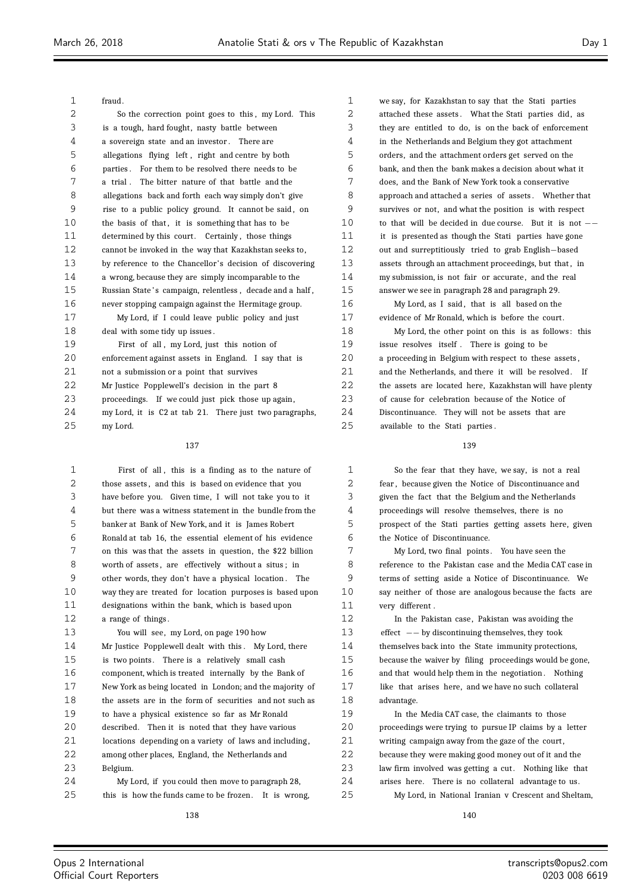fraud.

So the correction point goes to this, my Lord. This is a tough, hard fought, nasty battle between a sovereign state and an investor. There are allegations flying left, right and centre by both parties. For them to be resolved there needs to be a trial. The bitter nature of that battle and the allegations back and forth each way simply don't give rise to a public policy ground. It cannot be said, on the basis of that, it is something that has to be determined by this court. Certainly, those things cannot be invoked in the way that Kazakhstan seeks to, by reference to the Chancellor's decision of discovering a wrong, because they are simply incomparable to the Russian State's campaign, relentless, decade and a half, never stopping campaign against the Hermitage group.

My Lord, if I could leave public policy and just deal with some tidy up issues.

First of all, my Lord, just this notion of enforcement against assets in England. I say that is not a submission or a point that survives Mr Justice Popplewell's decision in the part 8 proceedings. If we could just pick those up again, my Lord, it is C2 at tab 21. There just two paragraphs, my Lord.

First of all, this is a finding as to the nature of those assets, and this is based on evidence that you have before you. Given time, I will not take you to it but there was a witness statement in the bundle from the banker at Bank of New York, and it is James Robert Ronald at tab 16, the essential element of his evidence on this was that the assets in question, the $22 billion worth of assets, are effectively without a situs; in other words, they don't have a physical location. The way they are treated for location purposes is based upon designations within the bank, which is based upon a range of things.

You will see, my Lord, on page 190 how Mr Justice Popplewell dealt with this. My Lord, there is two points. There is a relatively small cash component, which is treated internally by the Bank of New York as being located in London; and the majority of the assets are in the form of securities and not such as to have a physical existence so far as Mr Ronald described. Then it is noted that they have various locations depending on a variety of laws and including, among other places, England, the Netherlands and Belgium.

My Lord, if you could then move to paragraph 28, this is how the funds came to be frozen. It is wrong, we say, for Kazakhstan to say that the Stati parties attached these assets. What the Stati parties did, as they are entitled to do, is on the back of enforcement in the Netherlands and Belgium they got attachment orders, and the attachment orders get served on the bank, and then the bank makes a decision about what it does, and the Bank of New York took a conservative approach and attached a series of assets. Whether that survives or not, and what the position is with respect to that will be decided in due course. But it is not -- it is presented as though the Stati parties have gone out and surreptitiously tried to grab English-based assets through an attachment proceedings, but that, in my submission, is not fair or accurate, and the real answer we see in paragraph 28 and paragraph 29.

My Lord, as I said, that is all based on the evidence of Mr Ronald, which is before the court.

My Lord, the other point on this is as follows: this issue resolves itself. There is going to be a proceeding in Belgium with respect to these assets, and the Netherlands, and there it will be resolved. If the assets are located here, Kazakhstan will have plenty of cause for celebration because of the Notice of Discontinuance. They will not be assets that are available to the Stati parties.

So the fear that they have, we say, is not a real fear, because given the Notice of Discontinuance and given the fact that the Belgium and the Netherlands proceedings will resolve themselves, there is no prospect of the Stati parties getting assets here, given the Notice of Discontinuance.

My Lord, two final points. You have seen the reference to the Pakistan case and the Media CAT case in terms of setting aside a Notice of Discontinuance. We say neither of those are analogous because the facts are very different.

In the Pakistan case, Pakistan was avoiding the effect -- by discontinuing themselves, they took themselves back into the State immunity protections, because the waiver by filing proceedings would be gone, and that would help them in the negotiation. Nothing like that arises here, and we have no such collateral advantage.

In the Media CAT case, the claimants to those proceedings were trying to pursue IP claims by a letter writing campaign away from the gaze of the court, because they were making good money out of it and the law firm involved was getting a cut. Nothing like that arises here. There is no collateral advantage to us.

My Lord, in National Iranian v Crescent and Sheltam,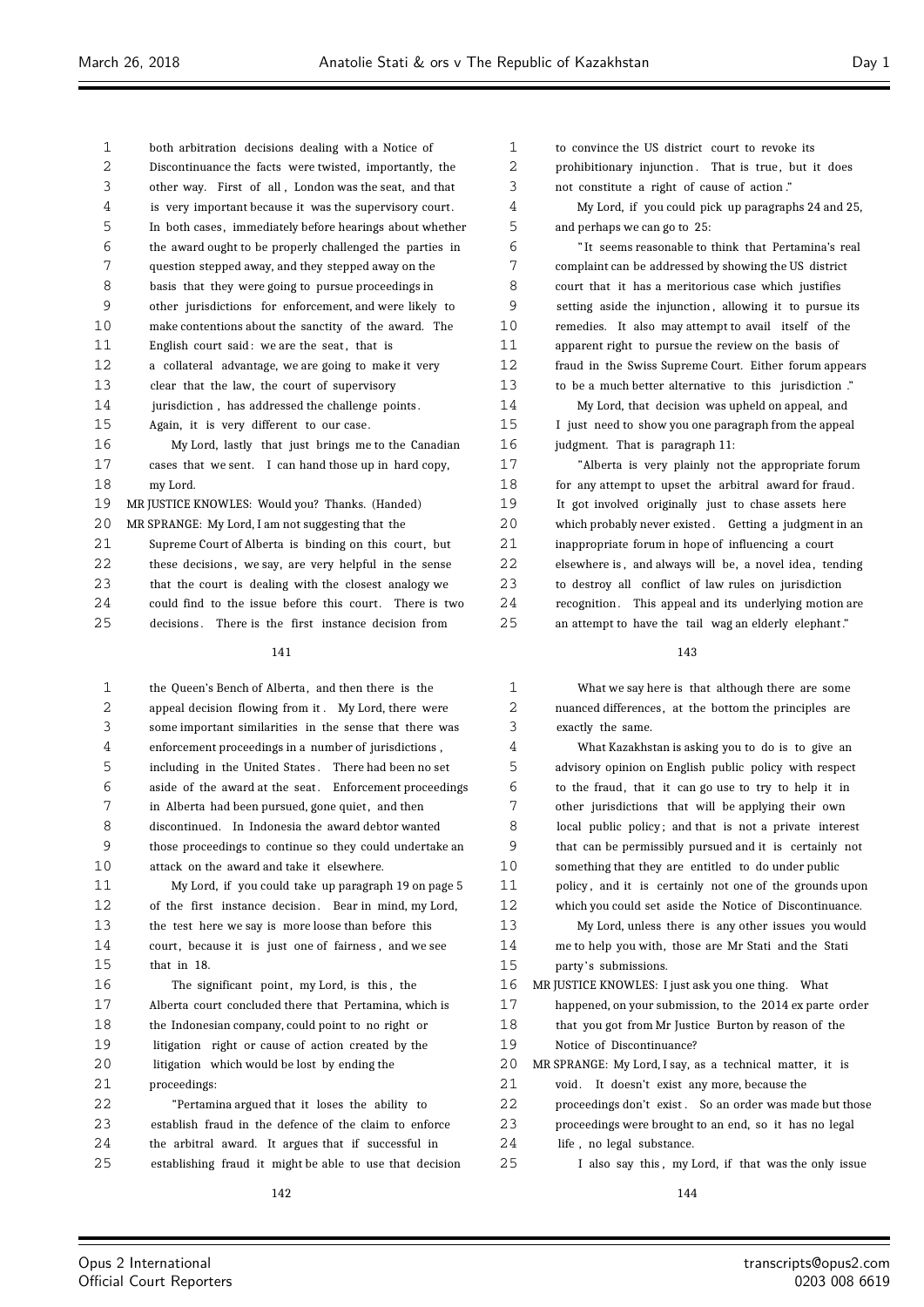both arbitration decisions dealing with a Notice of Discontinuance the facts were twisted, importantly, the other way. First of all, London was the seat, and that is very important because it was the supervisory court. In both cases, immediately before hearings about whether the award ought to be properly challenged the parties in question stepped away, and they stepped away on the basis that they were going to pursue proceedings in other jurisdictions for enforcement, and were likely to make contentions about the sanctity of the award. The English court said: we are the seat, that is a collateral advantage, we are going to make it very clear that the law, the court of supervisory jurisdiction, has addressed the challenge points. Again, it is very different to our case.

My Lord, lastly that just brings me to the Canadian cases that we sent. I can hand those up in hard copy, my Lord.

MR JUSTICE KNOWLES: Would you? Thanks. (Handed)

MR SPRANGE: My Lord, I am not suggesting that the Supreme Court of Alberta is binding on this court, but these decisions, we say, are very helpful in the sense that the court is dealing with the closest analogy we could find to the issue before this court. There is two decisions. There is the first instance decision from the Queen's Bench of Alberta, and then there is the appeal decision flowing from it. My Lord, there were some important similarities in the sense that there was enforcement proceedings in a number of jurisdictions, including in the United States. There had been no set aside of the award at the seat. Enforcement proceedings in Alberta had been pursued, gone quiet, and then discontinued. In Indonesia the award debtor wanted those proceedings to continue so they could undertake an attack on the award and take it elsewhere.

My Lord, if you could take up paragraph 19 on page 5 of the first instance decision. Bear in mind, my Lord, the test here we say is more loose than before this court, because it is just one of fairness, and we see that in 18.

The significant point, my Lord, is this, the Alberta court concluded there that Pertamina, which is the Indonesian company, could point to no right or litigation right or cause of action created by the litigation which would be lost by ending the proceedings:

"Pertamina argued that it loses the ability to establish fraud in the defence of the claim to enforce the arbitral award. It argues that if successful in establishing fraud it might be able to use that decision to convince the US district court to revoke its prohibitionary injunction. That is true, but it does not constitute a right of cause of action."

My Lord, if you could pick up paragraphs 24 and 25, and perhaps we can go to 25:

"It seems reasonable to think that Pertamina's real complaint can be addressed by showing the US district court that it has a meritorious case which justifies setting aside the injunction, allowing it to pursue its remedies. It also may attempt to avail itself of the apparent right to pursue the review on the basis of fraud in the Swiss Supreme Court. Either forum appears to be a much better alternative to this jurisdiction."

My Lord, that decision was upheld on appeal, and I just need to show you one paragraph from the appeal judgment. That is paragraph 11:

"Alberta is very plainly not the appropriate forum for any attempt to upset the arbitral award for fraud. It got involved originally just to chase assets here which probably never existed. Getting a judgment in an inappropriate forum in hope of influencing a court elsewhere is, and always will be, a novel idea, tending to destroy all conflict of law rules on jurisdiction recognition. This appeal and its underlying motion are an attempt to have the tail wag an elderly elephant."

What we say here is that although there are some nuanced differences, at the bottom the principles are exactly the same.

What Kazakhstan is asking you to do is to give an advisory opinion on English public policy with respect to the fraud, that it can go use to try to help it in other jurisdictions that will be applying their own local public policy; and that is not a private interest that can be permissibly pursued and it is certainly not something that they are entitled to do under public policy, and it is certainly not one of the grounds upon which you could set aside the Notice of Discontinuance.

My Lord, unless there is any other issues you would me to help you with, those are Mr Stati and the Stati party's submissions.

MR JUSTICE KNOWLES: I just ask you one thing. What happened, on your submission, to the 2014 ex parte order that you got from Mr Justice Burton by reason of the Notice of Discontinuance?

MR SPRANGE: My Lord, I say, as a technical matter, it is void. It doesn't exist any more, because the proceedings don't exist. So an order was made but those proceedings were brought to an end, so it has no legal life, no legal substance.

I also say this, my Lord, if that was the only issue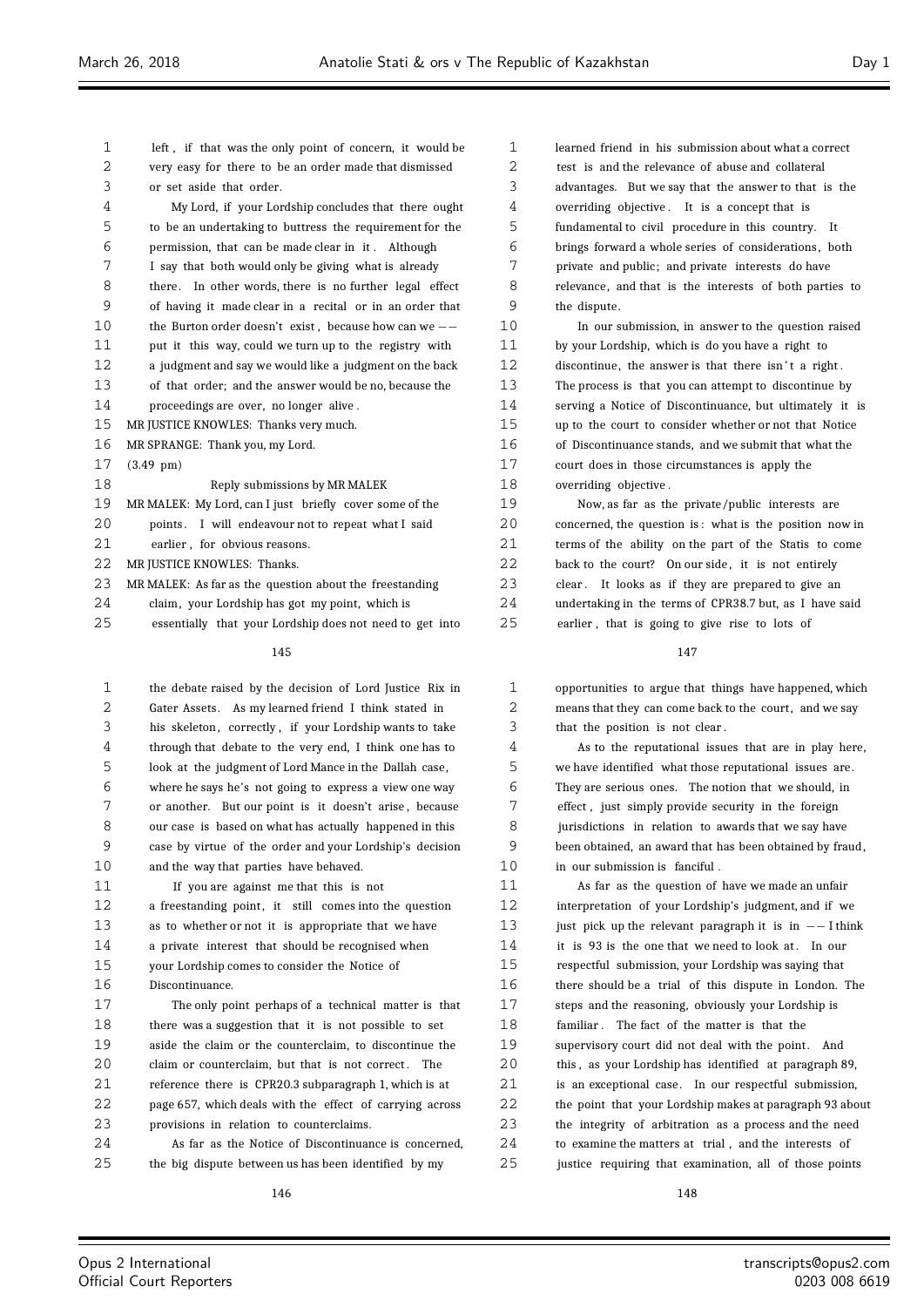left, if that was the only point of concern, it would be very easy for there to be an order made that dismissed or set aside that order.

My Lord, if your Lordship concludes that there ought to be an undertaking to buttress the requirement for the permission, that can be made clear in it. Although I say that both would only be giving what is already there. In other words, there is no further legal effect of having it made clear in a recital or in an order that the Burton order doesn't exist, because how can we -- put it this way, could we turn up to the registry with a judgment and say we would like a judgment on the back of that order; and the answer would be no, because the proceedings are over, no longer alive.

MR JUSTICE KNOWLES: Thanks very much.

MR SPRANGE: Thank you, my Lord.

(3.49 pm)

## Reply submissions by MR MALEK

MR MALEK: My Lord, can I just briefly cover some of the points. I will endeavour not to repeat what I said earlier, for obvious reasons.

MR JUSTICE KNOWLES: Thanks.

MR MALEK: As far as the question about the freestanding claim, your Lordship has got my point, which is essentially that your Lordship does not need to get into the debate raised by the decision of Lord Justice Rix in Gater Assets. As my learned friend I think stated in his skeleton, correctly, if your Lordship wants to take through that debate to the very end, I think one has to look at the judgment of Lord Mance in the Dallah case, where he says he's not going to express a view one way or another. But our point is it doesn't arise, because our case is based on what has actually happened in this case by virtue of the order and your Lordship's decision and the way that parties have behaved.

If you are against me that this is not a freestanding point, it still comes into the question as to whether or not it is appropriate that we have a private interest that should be recognised when your Lordship comes to consider the Notice of Discontinuance.

The only point perhaps of a technical matter is that there was a suggestion that it is not possible to set aside the claim or the counterclaim, to discontinue the claim or counterclaim, but that is not correct. The reference there is CPR20.3 subparagraph 1, which is at page 657, which deals with the effect of carrying across provisions in relation to counterclaims.

As far as the Notice of Discontinuance is concerned, the big dispute between us has been identified by my learned friend in his submission about what a correct test is and the relevance of abuse and collateral advantages. But we say that the answer to that is the overriding objective. It is a concept that is fundamental to civil procedure in this country. It brings forward a whole series of considerations, both private and public; and private interests do have relevance, and that is the interests of both parties to the dispute.

In our submission, in answer to the question raised by your Lordship, which is do you have a right to discontinue, the answer is that there isn't a right. The process is that you can attempt to discontinue by serving a Notice of Discontinuance, but ultimately it is up to the court to consider whether or not that Notice of Discontinuance stands, and we submit that what the court does in those circumstances is apply the overriding objective.

Now, as far as the private/public interests are concerned, the question is: what is the position now in terms of the ability on the part of the Statis to come back to the court? On our side, it is not entirely clear. It looks as if they are prepared to give an undertaking in the terms of CPR38.7 but, as I have said earlier, that is going to give rise to lots of opportunities to argue that things have happened, which means that they can come back to the court, and we say that the position is not clear.

As to the reputational issues that are in play here, we have identified what those reputational issues are. They are serious ones. The notion that we should, in effect, just simply provide security in the foreign jurisdictions in relation to awards that we say have been obtained, an award that has been obtained by fraud, in our submission is fanciful.

As far as the question of have we made an unfair interpretation of your Lordship's judgment, and if we just pick up the relevant paragraph it is in -- I think it is 93 is the one that we need to look at. In our respectful submission, your Lordship was saying that there should be a trial of this dispute in London. The steps and the reasoning, obviously your Lordship is familiar. The fact of the matter is that the supervisory court did not deal with the point. And this, as your Lordship has identified at paragraph 89, is an exceptional case. In our respectful submission, the point that your Lordship makes at paragraph 93 about the integrity of arbitration as a process and the need to examine the matters at trial, and the interests of justice requiring that examination, all of those points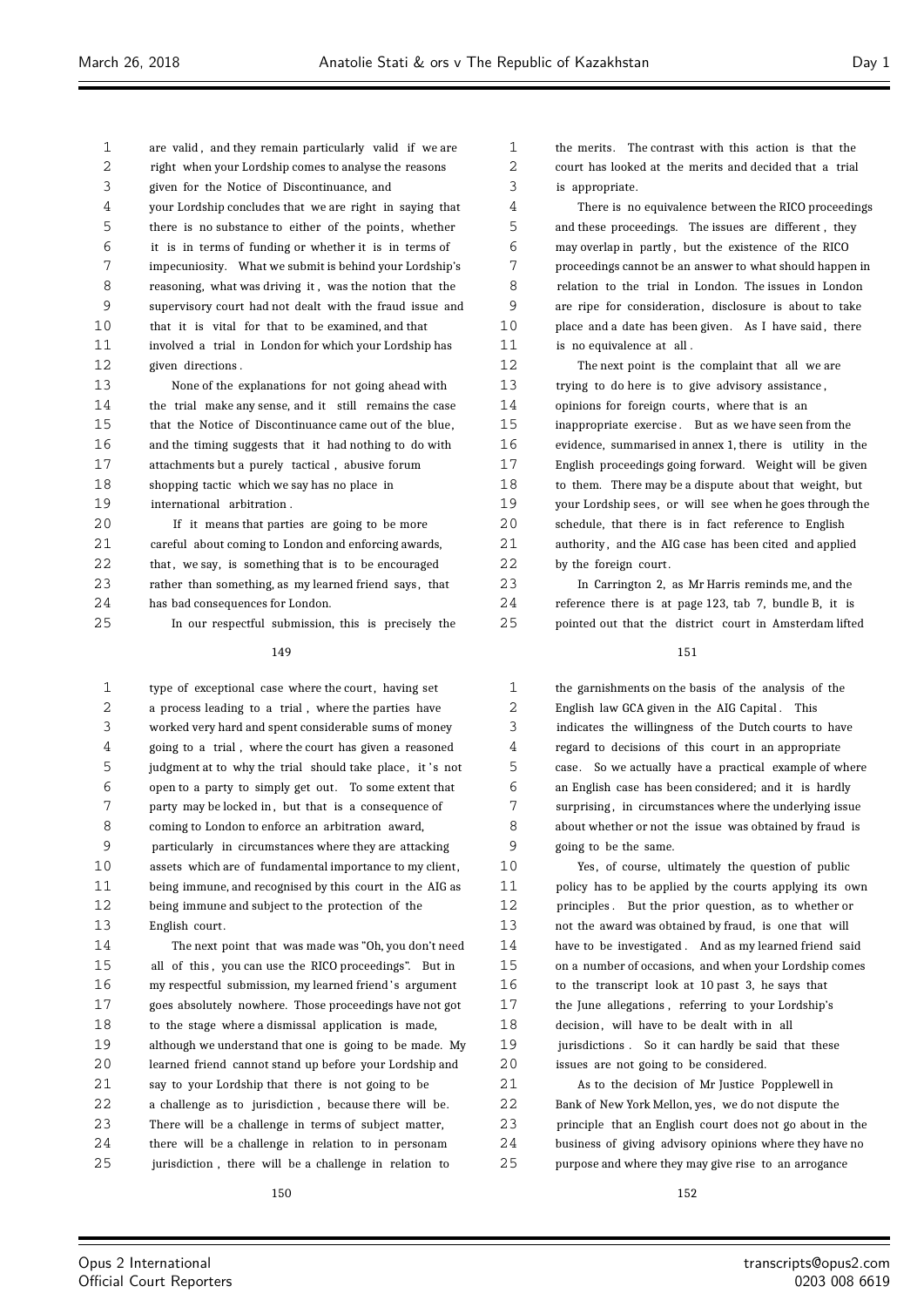are valid, and they remain particularly valid if we are right when your Lordship comes to analyse the reasons given for the Notice of Discontinuance, and your Lordship concludes that we are right in saying that there is no substance to either of the points, whether it is in terms of funding or whether it is in terms of impecuniosity. What we submit is behind your Lordship's reasoning, what was driving it, was the notion that the supervisory court had not dealt with the fraud issue and that it is vital for that to be examined, and that involved a trial in London for which your Lordship has given directions.

None of the explanations for not going ahead with the trial make any sense, and it still remains the case that the Notice of Discontinuance came out of the blue, and the timing suggests that it had nothing to do with attachments but a purely tactical, abusive forum shopping tactic which we say has no place in international arbitration.

If it means that parties are going to be more careful about coming to London and enforcing awards, that, we say, is something that is to be encouraged rather than something, as my learned friend says, that has bad consequences for London.

In our respectful submission, this is precisely the type of exceptional case where the court, having set a process leading to a trial, where the parties have worked very hard and spent considerable sums of money going to a trial, where the court has given a reasoned judgment at to why the trial should take place, it's not open to a party to simply get out. To some extent that party may be locked in, but that is a consequence of coming to London to enforce an arbitration award, particularly in circumstances where they are attacking assets which are of fundamental importance to my client, being immune, and recognised by this court in the AIG as being immune and subject to the protection of the English court.

The next point that was made was "Oh, you don't need all of this, you can use the RICO proceedings". But in my respectful submission, my learned friend's argument goes absolutely nowhere. Those proceedings have not got to the stage where a dismissal application is made, although we understand that one is going to be made. My learned friend cannot stand up before your Lordship and say to your Lordship that there is not going to be a challenge as to jurisdiction, because there will be. There will be a challenge in terms of subject matter, there will be a challenge in relation to in personam jurisdiction, there will be a challenge in relation to the merits. The contrast with this action is that the court has looked at the merits and decided that a trial is appropriate.

There is no equivalence between the RICO proceedings and these proceedings. The issues are different, they may overlap in partly, but the existence of the RICO proceedings cannot be an answer to what should happen in relation to the trial in London. The issues in London are ripe for consideration, disclosure is about to take place and a date has been given. As I have said, there is no equivalence at all.

The next point is the complaint that all we are trying to do here is to give advisory assistance, opinions for foreign courts, where that is an inappropriate exercise. But as we have seen from the evidence, summarised in annex 1, there is utility in the English proceedings going forward. Weight will be given to them. There may be a dispute about that weight, but your Lordship sees, or will see when he goes through the schedule, that there is in fact reference to English authority, and the AIG case has been cited and applied by the foreign court.

In Carrington 2, as Mr Harris reminds me, and the reference there is at page 123, tab 7, bundle B, it is pointed out that the district court in Amsterdam lifted the garnishments on the basis of the analysis of the English law GCA given in the AIG Capital. This indicates the willingness of the Dutch courts to have regard to decisions of this court in an appropriate case. So we actually have a practical example of where an English case has been considered; and it is hardly surprising, in circumstances where the underlying issue about whether or not the issue was obtained by fraud is going to be the same.

Yes, of course, ultimately the question of public policy has to be applied by the courts applying its own principles. But the prior question, as to whether or not the award was obtained by fraud, is one that will have to be investigated. And as my learned friend said on a number of occasions, and when your Lordship comes to the transcript look at 10 past 3, he says that the June allegations, referring to your Lordship's decision, will have to be dealt with in all jurisdictions. So it can hardly be said that these issues are not going to be considered.

As to the decision of Mr Justice Popplewell in Bank of New York Mellon, yes, we do not dispute the principle that an English court does not go about in the business of giving advisory opinions where they have no purpose and where they may give rise to an arrogance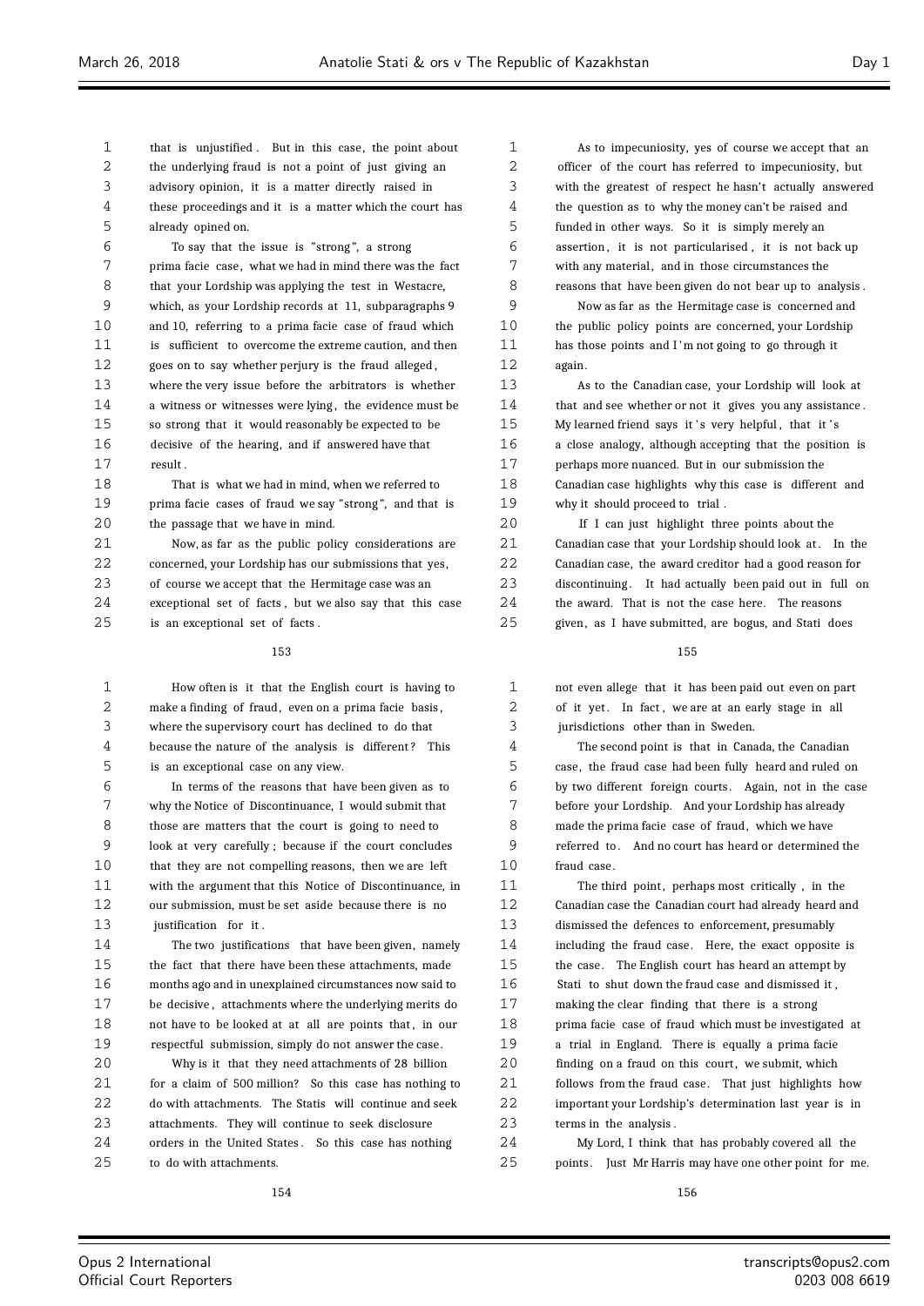that is unjustified. But in this case, the point about the underlying fraud is not a point of just giving an advisory opinion, it is a matter directly raised in these proceedings and it is a matter which the court has already opined on.

To say that the issue is "strong", a strong prima facie case, what we had in mind there was the fact that your Lordship was applying the test in Westacre, which, as your Lordship records at 11, subparagraphs 9 and 10, referring to a prima facie case of fraud which is sufficient to overcome the extreme caution, and then goes on to say whether perjury is the fraud alleged, where the very issue before the arbitrators is whether a witness or witnesses were lying, the evidence must be so strong that it would reasonably be expected to be decisive of the hearing, and if answered have that result.

That is what we had in mind, when we referred to prima facie cases of fraud we say "strong", and that is the passage that we have in mind.

Now, as far as the public policy considerations are concerned, your Lordship has our submissions that yes, of course we accept that the Hermitage case was an exceptional set of facts, but we also say that this case is an exceptional set of facts.

How often is it that the English court is having to make a finding of fraud, even on a prima facie basis, where the supervisory court has declined to do that because the nature of the analysis is different? This is an exceptional case on any view.

In terms of the reasons that have been given as to why the Notice of Discontinuance, I would submit that those are matters that the court is going to need to look at very carefully; because if the court concludes that they are not compelling reasons, then we are left with the argument that this Notice of Discontinuance, in our submission, must be set aside because there is no justification for it.

The two justifications that have been given, namely the fact that there have been these attachments, made months ago and in unexplained circumstances now said to be decisive, attachments where the underlying merits do not have to be looked at at all are points that, in our respectful submission, simply do not answer the case.

Why is it that they need attachments of 28 billion for a claim of 500 million? So this case has nothing to do with attachments. The Statis will continue and seek attachments. They will continue to seek disclosure orders in the United States. So this case has nothing to do with attachments.

As to impecuniosity, yes of course we accept that an officer of the court has referred to impecuniosity, but with the greatest of respect he hasn't actually answered the question as to why the money can't be raised and funded in other ways. So it is simply merely an assertion, it is not particularised, it is not back up with any material, and in those circumstances the reasons that have been given do not bear up to analysis.

Now as far as the Hermitage case is concerned and the public policy points are concerned, your Lordship has those points and I'm not going to go through it again.

As to the Canadian case, your Lordship will look at that and see whether or not it gives you any assistance. My learned friend says it's very helpful, that it's a close analogy, although accepting that the position is perhaps more nuanced. But in our submission the Canadian case highlights why this case is different and why it should proceed to trial.

If I can just highlight three points about the Canadian case that your Lordship should look at. In the Canadian case, the award creditor had a good reason for discontinuing. It had actually been paid out in full on the award. That is not the case here. The reasons given, as I have submitted, are bogus, and Stati does not even allege that it has been paid out even on part of it yet. In fact, we are at an early stage in all jurisdictions other than in Sweden.

The second point is that in Canada, the Canadian case, the fraud case had been fully heard and ruled on by two different foreign courts. Again, not in the case before your Lordship. And your Lordship has already made the prima facie case of fraud, which we have referred to. And no court has heard or determined the fraud case.

The third point, perhaps most critically, in the Canadian case the Canadian court had already heard and dismissed the defences to enforcement, presumably including the fraud case. Here, the exact opposite is the case. The English court has heard an attempt by Stati to shut down the fraud case and dismissed it, making the clear finding that there is a strong prima facie case of fraud which must be investigated at a trial in England. There is equally a prima facie finding on a fraud on this court, we submit, which follows from the fraud case. That just highlights how important your Lordship's determination last year is in terms in the analysis.

My Lord, I think that has probably covered all the points. Just Mr Harris may have one other point for me.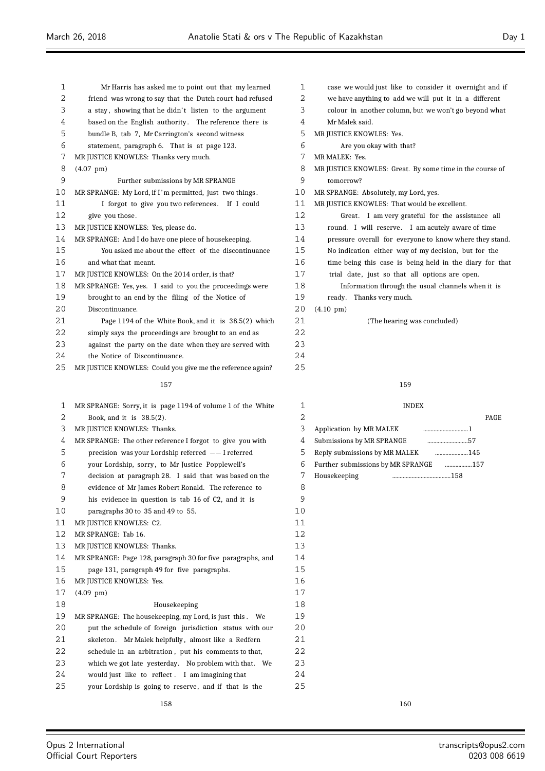Mr Harris has asked me to point out that my learned friend was wrong to say that the Dutch court had refused a stay, showing that he didn't listen to the argument based on the English authority. The reference there is bundle B, tab 7, Mr Carrington's second witness statement, paragraph 6. That is at page 123.

MR JUSTICE KNOWLES: Thanks very much.

(4.07 pm)

## Further submissions by MR SPRANGE

MR SPRANGE: My Lord, if I'm permitted, just two things. I forgot to give you two references. If I could give you those.

MR JUSTICE KNOWLES: Yes, please do.

MR SPRANGE: And I do have one piece of housekeeping. You asked me about the effect of the discontinuance and what that meant.

MR JUSTICE KNOWLES: On the 2014 order, is that?

MR SPRANGE: Yes, yes. I said to you the proceedings were brought to an end by the filing of the Notice of Discontinuance.

Page 1194 of the White Book, and it is 38.5(2) which simply says the proceedings are brought to an end as against the party on the date when they are served with the Notice of Discontinuance.

MR JUSTICE KNOWLES: Could you give me the reference again?

MR SPRANGE: Sorry, it is page 1194 of volume 1 of the White Book, and it is 38.5(2).

MR JUSTICE KNOWLES: Thanks.

MR SPRANGE: The other reference I forgot to give you with precision was your Lordship referred -- I referred your Lordship, sorry, to Mr Justice Popplewell's decision at paragraph 28. I said that was based on the evidence of Mr James Robert Ronald. The reference to his evidence in question is tab 16 of C2, and it is paragraphs 30 to 35 and 49 to 55.

MR JUSTICE KNOWLES: C2.

MR SPRANGE: Tab 16.

MR JUSTICE KNOWLES: Thanks.

MR SPRANGE: Page 128, paragraph 30 for five paragraphs, and page 131, paragraph 49 for five paragraphs.

MR JUSTICE KNOWLES: Yes.

(4.09 pm)

## Housekeeping

MR SPRANGE: The housekeeping, my Lord, is just this. We put the schedule of foreign jurisdiction status with our skeleton. Mr Malek helpfully, almost like a Redfern schedule in an arbitration, put his comments to that, which we got late yesterday. No problem with that. We would just like to reflect. I am imagining that your Lordship is going to reserve, and if that is the case we would just like to consider it overnight and if we have anything to add we will put it in a different colour in another column, but we won't go beyond what Mr Malek said.

MR JUSTICE KNOWLES: Yes. Are you okay with that?

MR MALEK: Yes.

MR JUSTICE KNOWLES: Great. By some time in the course of tomorrow?

MR SPRANGE: Absolutely, my Lord, yes.

MR JUSTICE KNOWLES: That would be excellent.

Great. I am very grateful for the assistance all round. I will reserve. I am acutely aware of time pressure overall for everyone to know where they stand. No indication either way of my decision, but for the time being this case is being held in the diary for that trial date, just so that all options are open.

Information through the usual channels when it is ready. Thanks very much.

(4.10 pm)

(The hearing was concluded)

## INDEX

| | PAGE |
|---|---|
| Application by MR MALEK | 1 |
| Submissions by MR SPRANGE | 57 |
| Reply submissions by MR MALEK | 145 |
| Further submissions by MR SPRANGE | 157 |
| Housekeeping | 158 |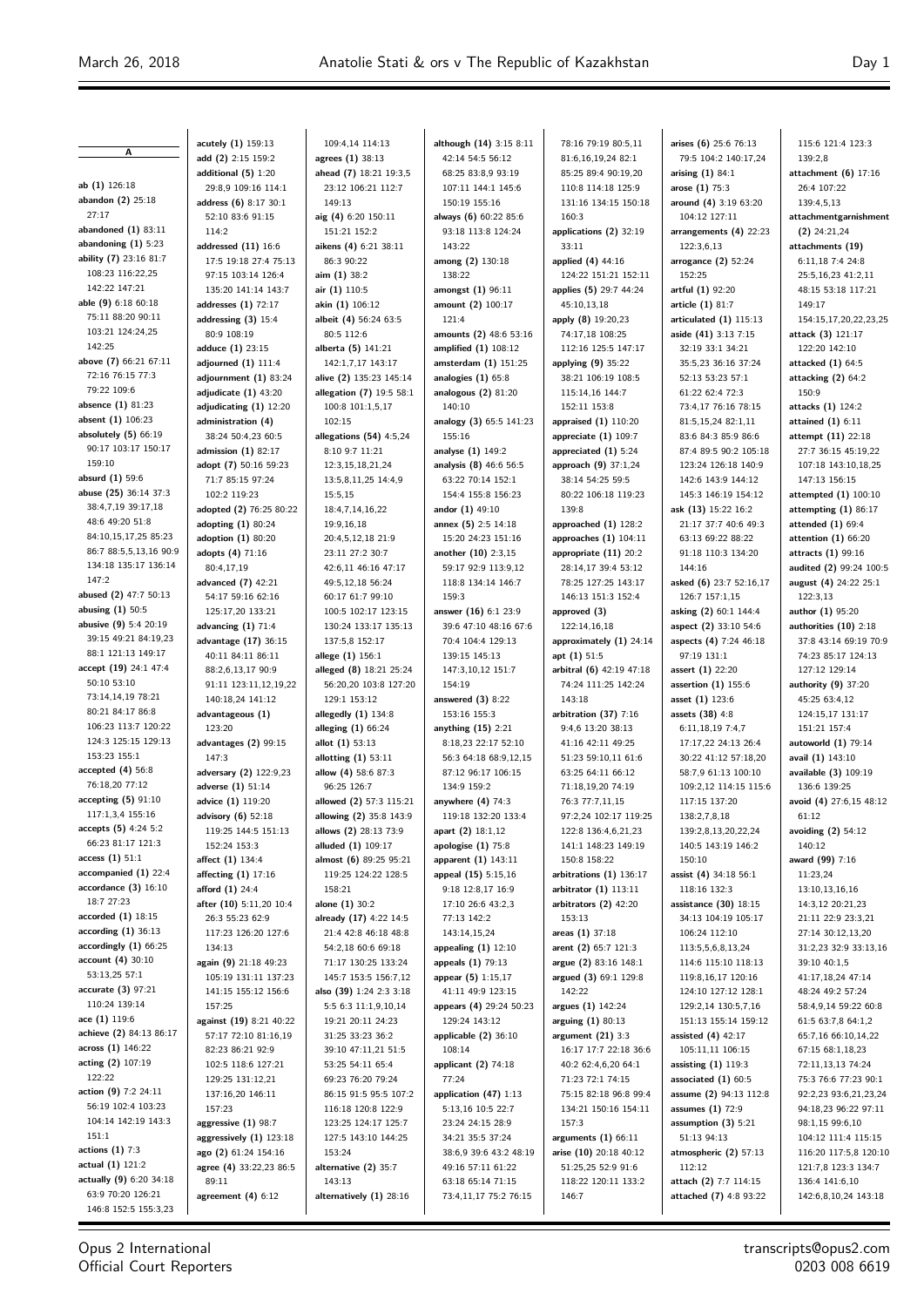## A

**ab (1)** 126:18
**abandon (2)** 25:18 27:17
**abandoned (1)** 83:11
**abandoning (1)** 5:23
**ability (7)** 23:16 81:7 108:23 116:22,25 142:22 147:21
**able (9)** 6:18 60:18 75:11 88:20 90:11 103:21 124:24,25 142:25
**above (7)** 66:21 67:11 72:16 76:15 77:3 79:22 109:6
**absence (1)** 81:23
**absent (1)** 106:23
**absolutely (5)** 66:19 90:17 103:17 150:17 159:10
**absurd (1)** 59:6
**abuse (25)** 36:14 37:3 38:4,7,19 39:17,18 48:6 49:20 51:8 84:10,15,17,25 85:23 86:7 88:5,5,13,16 90:9 134:18 135:17 136:14 147:2
**abused (2)** 47:7 50:13
**abusing (1)** 50:5
**abusive (9)** 5:4 20:19 39:15 49:21 84:19,23 88:1 121:13 149:17
**accept (19)** 24:1 47:4 50:10 53:10 73:14,14,19 78:21 80:21 84:17 86:8 106:23 113:7 120:22 124:3 125:15 129:13 153:23 155:1
**accepted (4)** 56:8 76:18,20 77:12
**accepting (5)** 91:10 117:1,3,4 155:16
**accepts (5)** 4:24 5:2 66:23 81:17 121:3
**access (1)** 51:1
**accompanied (1)** 22:4
**accordance (3)** 16:10 18:7 27:23
**accorded (1)** 18:15
**according (1)** 36:13
**accordingly (1)** 66:25
**account (4)** 30:10 53:13,25 57:1
**accurate (3)** 97:21 110:24 139:14
**ace (1)** 119:6
**achieve (2)** 84:13 86:17
**across (1)** 146:22
**acting (2)** 107:19 122:22
**action (9)** 7:2 24:11 56:19 102:4 103:23 104:14 142:19 143:3 151:1
**actions (1)** 7:3
**actual (1)** 121:2
**actually (9)** 6:20 34:18 63:9 70:20 126:21 146:8 152:5 155:3,23
**acutely (1)** 159:13
**add (2)** 2:15 159:2
**additional (5)** 1:20 29:8,9 109:16 114:1
**address (6)** 8:17 30:1 52:10 83:6 91:15 114:2
**addressed (11)** 16:6 17:5 19:18 27:4 75:13 97:15 103:14 126:4 135:20 141:14 143:7
**addresses (1)** 72:17
**addressing (3)** 15:4 80:9 108:19
**adduce (1)** 23:15
**adjourned (1)** 111:4
**adjournment (1)** 83:24
**adjudicate (1)** 43:20
**adjudicating (1)** 12:20
**administration (4)** 38:24 50:4,23 60:5
**admission (1)** 82:17
**adopt (7)** 50:16 59:23 71:7 85:15 97:24 102:2 119:23
**adopted (2)** 76:25 80:22
**adopting (1)** 80:24
**adoption (1)** 80:20
**adopts (4)** 71:16 80:4,17,19
**advanced (7)** 42:21 54:17 59:16 62:16 125:17,20 133:21
**advancing (1)** 71:4
**advantage (17)** 36:15 40:11 84:11 86:11 88:2,6,13,17 90:9 91:11 123:11,12,19,22 140:18,24 141:12
**advantageous (1)** 123:20
**advantages (2)** 99:15 147:3
**adversary (2)** 122:9,23
**adverse (1)** 51:14
**advice (1)** 119:20
**advisory (6)** 52:18 119:25 144:5 151:13 152:24 153:3
**affect (1)** 134:4
**affecting (1)** 17:16
**afford (1)** 24:4
**after (10)** 5:11,20 10:4 26:3 55:23 62:9 117:23 126:20 127:6 134:13
**again (9)** 21:18 49:23 105:19 131:11 137:23 141:15 155:12 156:6 157:25
**against (19)** 8:21 40:22 57:17 72:10 81:16,19 82:23 86:21 92:9 102:5 118:6 127:21 129:25 131:12,21 137:16,20 146:11 157:23
**aggressive (1)** 98:7
**aggressively (1)** 123:18
**ago (2)** 61:24 154:16
**agree (4)** 33:22,23 86:5 89:11
**agreement (4)** 6:12
109:4,14 114:13
**agrees (1)** 38:13
**ahead (7)** 18:21 19:3,5 23:12 106:21 112:7 149:13
**aig (4)** 6:20 150:11 151:21 152:2
**aikens (4)** 6:21 38:11 86:3 90:22
**aim (1)** 38:2
**air (1)** 110:5
**akin (1)** 106:12
**albeit (4)** 56:24 63:5 80:5 112:6
**alberta (5)** 141:21 142:1,7,17 143:17
**alive (2)** 135:23 145:14
**allegation (7)** 19:5 58:1 100:8 101:1,5,17 102:15
**allegations (54)** 4:5,24 8:10 9:7 11:21 12:3,15,18,21,24 13:5,8,11,25 14:4,9 15:5,15 18:4,7,14,16,22 19:9,16,18 20:4,5,12,18 21:9 23:11 27:2 30:7 42:6,11 46:16 47:17 49:5,12,18 56:24 60:17 61:7 99:10 100:5 102:17 123:15 130:24 133:17 135:13 137:5,8 152:17
**allege (1)** 156:1
**alleged (8)** 18:21 25:24 56:20,20 103:8 127:20 129:1 153:12
**allegedly (1)** 134:8
**alleging (1)** 66:24
**allot (1)** 53:13
**allotting (1)** 53:11
**allow (4)** 58:6 87:3 96:25 126:7
**allowed (2)** 57:3 115:21
**allowing (2)** 35:8 143:9
**allows (2)** 28:13 73:9
**alluded (1)** 109:17
**almost (6)** 89:25 95:21 119:25 124:22 128:5 158:21
**alone (1)** 30:2
**already (17)** 4:22 14:5 21:4 42:8 46:18 48:8 54:2,18 60:6 69:18 71:17 130:25 133:24 145:7 153:5 156:7,12
**also (39)** 1:24 2:3 3:18 5:5 6:3 11:1,9,10,14 19:21 20:11 24:23 31:25 33:23 36:2 39:10 47:11,21 51:5 53:25 54:11 65:4 69:23 76:20 79:24 86:15 91:5 95:5 107:2 116:18 120:8 122:9 123:25 124:17 125:7 127:5 143:10 144:25 153:24
**alternative (2)** 35:7 143:13
**alternatively (1)** 28:16
**although (14)** 3:15 8:11 42:14 54:5 56:12 68:25 83:8,9 93:19 107:11 144:1 145:6 150:19 155:16
**always (6)** 60:22 85:6 93:18 113:8 124:24 143:22
**among (2)** 130:18 138:22
**amongst (1)** 96:11
**amount (2)** 100:17 121:4
**amounts (2)** 48:6 53:16
**amplified (1)** 108:12
**amsterdam (1)** 151:25
**analogies (1)** 65:8
**analogous (2)** 81:20 140:10
**analogy (3)** 65:5 141:23 155:16
**analyse (1)** 149:2
**analysis (8)** 46:6 56:5 63:22 70:14 152:1 154:4 155:8 156:23
**andor (1)** 49:10
**annex (5)** 2:5 14:18 15:20 24:23 151:16
**another (10)** 2:3,15 59:17 92:9 113:9,12 118:8 134:14 146:7 159:3
**answer (16)** 6:1 23:9 39:6 47:10 48:16 67:6 70:4 104:4 129:13 139:15 145:13 147:3,10,12 151:7 154:19
**answered (3)** 8:22 153:16 155:3
**anything (15)** 2:21 8:18,23 22:17 52:10 56:3 64:18 68:9,12,15 87:12 96:17 106:15 134:9 159:2
**anywhere (4)** 74:3 119:18 132:20 133:4
**apart (2)** 18:1,12
**apologise (1)** 75:8
**apparent (1)** 143:11
**appeal (15)** 5:15,16 9:18 12:8,17 16:9 17:10 26:6 43:2,3 77:13 142:2 143:14,15,24
**appealing (1)** 12:10
**appeals (1)** 79:13
**appear (5)** 1:15,17 41:11 49:9 123:15
**appears (4)** 29:24 50:23 129:24 143:12
**applicable (2)** 36:10 108:14
**applicant (2)** 74:18 77:24
**application (47)** 1:13 5:13,16 10:5 22:7 23:24 24:15 28:9 34:21 35:5 37:24 38:6,9 39:6 43:2 48:19 49:16 57:11 61:22 63:18 65:14 71:15 73:4,11,17 75:2 76:15
78:16 79:19 80:5,11 81:6,16,19,24 82:1 85:25 89:4 90:19,20 110:8 114:18 125:9 131:16 134:15 150:18 160:3
**applications (2)** 32:19 33:11
**applied (4)** 44:16 124:22 151:21 152:11
**applies (5)** 29:7 44:24 45:10,13,18
**apply (8)** 19:20,23 74:17,18 108:25 112:16 125:5 147:17
**applying (9)** 35:22 38:21 106:19 108:5 115:14,16 144:7 152:11 153:8
**appraised (1)** 110:20
**appreciate (1)** 109:7
**appreciated (1)** 5:24
**approach (9)** 37:1,24 38:14 54:25 59:5 80:22 106:18 119:23 139:8
**approached (1)** 128:2
**approaches (1)** 104:11
**appropriate (11)** 20:2 28:14,17 39:4 53:12 78:25 127:25 143:17 146:13 151:3 152:4
**approved (3)** 122:14,16,18
**approximately (1)** 24:14
**apt (1)** 51:5
**arbitral (6)** 42:19 47:18 74:24 111:25 142:24 143:18
**arbitration (37)** 7:16 9:4,6 13:20 38:13 41:16 42:11 49:25 51:23 59:10,11 61:6 63:25 64:11 66:12 71:18,19,20 74:19 76:3 77:7,11,15 97:2,24 102:17 119:25 122:8 136:4,6,21,23 141:1 148:23 149:19 150:8 158:22
**arbitrations (1)** 136:17
**arbitrator (1)** 113:11
**arbitrators (2)** 42:20 153:13
**areas (1)** 37:18
**arent (2)** 65:7 121:3
**argue (2)** 83:16 148:1
**argued (3)** 69:1 129:8 142:22
**argues (1)** 142:24
**arguing (1)** 80:13
**argument (21)** 3:3 16:17 17:7 22:18 36:6 40:2 62:4,6,20 64:1 71:23 72:1 74:15 75:15 82:18 96:8 99:4 134:21 150:16 154:11 157:3
**arguments (1)** 66:11
**arise (10)** 20:18 40:12 51:25,25 52:9 91:6 118:22 120:11 133:2 146:7
**arises (6)** 25:6 76:13 79:5 104:2 140:17,24
**arising (1)** 84:1
**arose (1)** 75:3
**around (4)** 3:19 63:20 104:12 127:11
**arrangements (4)** 22:23 122:3,6,13
**arrogance (2)** 52:24 152:25
**artful (1)** 92:20
**article (1)** 81:7
**articulated (1)** 115:13
**aside (41)** 3:13 7:15 32:19 33:1 34:21 35:5,23 36:16 37:24 52:13 53:23 57:1 61:22 62:4 72:3 73:4,17 76:16 78:15 81:5,15,24 82:1,11 83:6 84:3 85:9 86:6 87:4 89:5 90:2 105:18 123:24 126:18 140:9 142:6 143:9 144:12 145:3 146:19 154:12
**ask (13)** 15:22 16:2 21:17 37:7 40:6 49:3 63:13 69:22 88:22 91:18 110:3 134:20 144:16
**asked (6)** 23:7 52:16,17 126:7 157:1,15
**asking (2)** 60:1 144:4
**aspect (2)** 33:10 54:6
**aspects (4)** 7:24 46:18 97:19 131:1
**assert (1)** 22:20
**assertion (1)** 155:6
**asset (1)** 123:6
**assets (38)** 4:8 6:11,18,19 7:4,7 17:17,22 24:13 26:4 30:22 41:12 57:18,20 58:7,9 61:13 100:10 109:2,12 114:15 115:6 117:15 137:20 138:2,7,8,18 139:2,8,13,20,22,24 140:5 143:19 146:2 150:10
**assist (4)** 34:18 56:1 118:16 132:3
**assistance (30)** 18:15 34:13 104:19 105:17 106:24 112:10 113:5,5,6,8,13,24 114:6 115:10 118:13 119:8,16,17 120:16 124:10 127:12 128:1 129:2,14 130:5,7,16 151:13 155:14 159:12
**assisted (4)** 42:17 105:11,11 106:15
**assisting (1)** 119:3
**associated (1)** 60:5
**assume (2)** 94:13 112:8
**assumes (1)** 72:9
**assumption (3)** 5:21 51:13 94:13
**atmospheric (2)** 57:13 112:12
**attach (2)** 7:7 114:15
**attached (7)** 4:8 93:22
115:6 121:4 123:3 139:2,8
**attachment (6)** 17:16 26:4 107:22 139:4,5,13
**attachmentgarnishment (2)** 24:21,24
**attachments (19)** 6:11,18 7:4 24:8 25:5,16,23 41:2,11 48:15 53:18 117:21 149:17 154:15,17,20,22,23,25
**attack (3)** 121:17 122:20 142:10
**attacked (1)** 64:5
**attacking (2)** 64:2 150:9
**attacks (1)** 124:2
**attained (1)** 6:11
**attempt (11)** 22:18 27:7 36:15 45:19,22 107:18 143:10,18,25 147:13 156:15
**attempted (1)** 100:10
**attempting (1)** 86:17
**attended (1)** 69:4
**attention (1)** 66:20
**attracts (1)** 99:16
**audited (2)** 99:24 100:5
**august (4)** 24:22 25:1 122:3,13
**author (1)** 95:20
**authorities (10)** 2:18 37:8 43:14 69:19 70:9 74:23 85:17 124:13 127:12 129:14
**authority (9)** 37:20 45:25 63:4,12 124:15,17 131:17 151:21 157:4
**autoworld (1)** 79:14
**avail (1)** 143:10
**available (3)** 109:19 136:6 139:25
**avoid (4)** 27:6,15 48:12 61:12
**avoiding (2)** 54:12 140:12
**award (99)** 7:16 11:23,24 13:10,13,16,16 14:3,12 20:21,23 21:11 22:9 23:3,21 27:14 30:12,13,20 31:2,23 32:9 33:13,16 39:10 40:1,5 41:17,18,24 47:14 48:24 49:2 57:24 58:4,9,14 59:22 60:8 61:5 63:7,8 64:1,2 65:7,16 66:10,14,22 67:15 68:1,18,23 72:11,13,13 74:24 75:3 76:6 77:23 90:1 92:2,23 93:6,21,23,24 94:18,23 96:22 97:11 98:1,15 99:6,10 104:12 111:4 115:15 116:20 117:5,8 120:10 121:7,8 123:3 134:7 136:4 141:6,10 142:6,8,10,24 143:18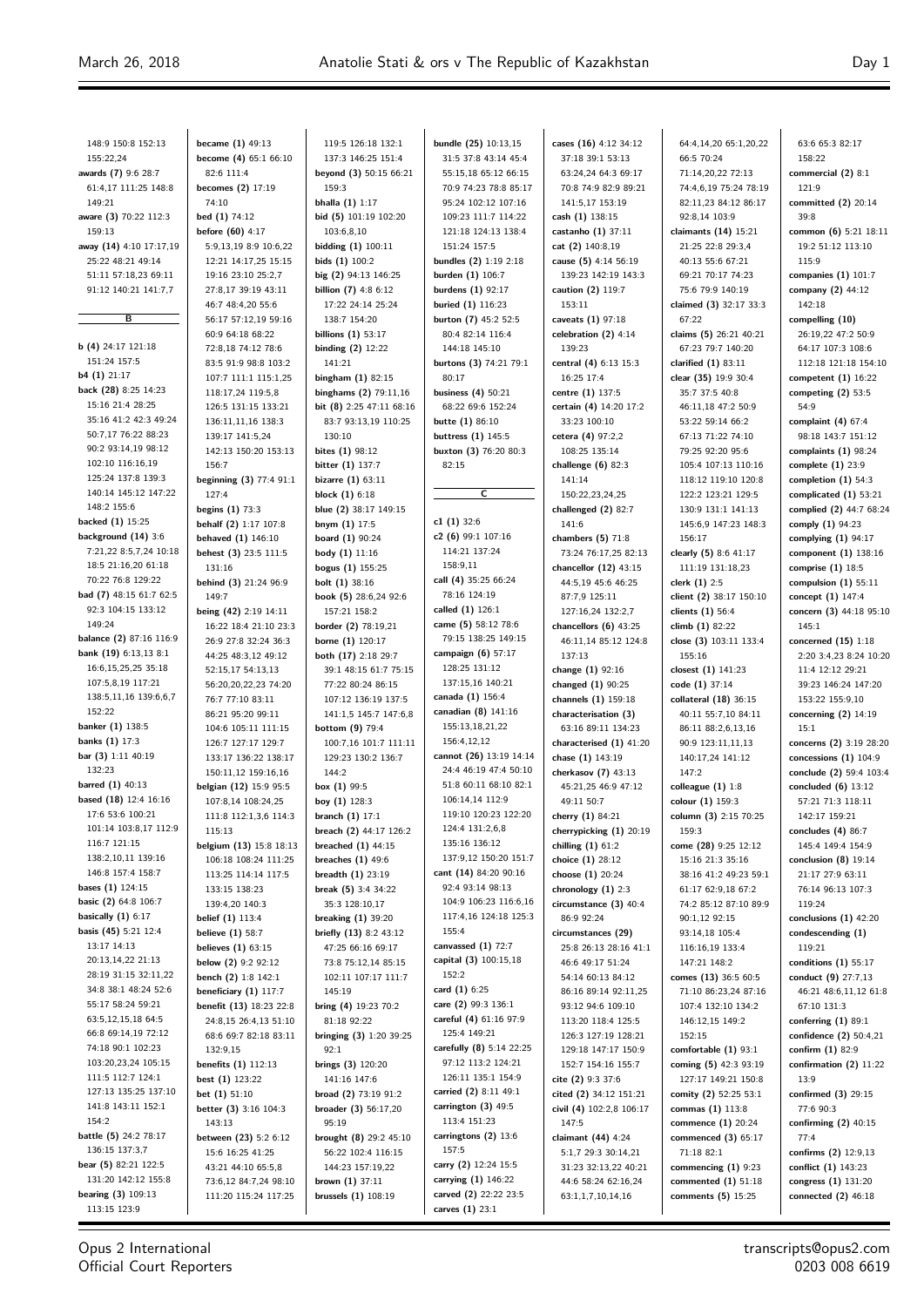148:9 150:8 152:13 155:22,24
**awards (7)** 9:6 28:7 61:4,17 111:25 148:8 149:21
**aware (3)** 70:22 112:3 159:13
**away (14)** 4:10 17:17,19 25:22 48:21 49:14 51:11 57:18,23 69:11 91:12 140:21 141:7,7

## B

**b (4)** 24:17 121:18 151:24 157:5
**b4 (1)** 21:17
**back (28)** 8:25 14:23 15:16 21:4 28:25 35:16 41:2 42:3 49:24 50:7,17 76:22 88:23 90:2 93:14,19 98:12 102:10 116:16,19 125:24 137:8 139:3 140:14 145:12 147:22 148:2 155:6
**backed (1)** 15:25
**background (14)** 3:6 7:21,22 8:5,7,24 10:18 18:5 21:16,20 61:18 70:22 76:8 129:22
**bad (7)** 48:15 61:7 62:5 92:3 104:15 133:12 149:24
**balance (2)** 87:16 116:9
**bank (19)** 6:13,13 8:1 16:6,15,25,25 35:18 107:5,8,19 117:21 138:5,11,16 139:6,6,7 152:22
**banker (1)** 138:5
**banks (1)** 17:3
**bar (3)** 1:11 40:19 132:23
**barred (1)** 40:13
**based (18)** 12:4 16:16 17:6 53:6 100:21 101:14 103:8,17 112:9 116:7 121:15 138:2,10,11 139:16 146:8 157:4 158:7
**bases (1)** 124:15
**basic (2)** 64:8 106:7
**basically (1)** 6:17
**basis (45)** 5:21 12:4 13:17 14:13 20:13,14,22 21:13 28:19 31:15 32:11,22 34:8 38:1 48:24 52:6 55:17 58:24 59:21 63:5,12,15,18 64:5 66:8 69:14,19 72:12 74:18 90:1 102:23 103:20,23,24 105:15 111:5 112:7 124:1 127:13 135:25 137:10 141:8 143:11 152:1 154:2
**battle (5)** 24:2 78:17 136:15 137:3,7
**bear (5)** 82:21 122:5 131:20 142:12 155:8
**bearing (3)** 109:13 113:15 123:9
**became (1)** 49:13
**become (4)** 65:1 66:10 82:6 111:4
**becomes (2)** 17:19 74:10
**bed (1)** 74:12
**before (60)** 4:17 5:9,13,19 8:9 10:6,22 12:21 14:17,25 15:15 19:16 23:10 25:2,7 27:8,17 39:19 43:11 46:7 48:4,20 55:6 56:17 57:12,19 59:16 60:9 64:18 68:22 72:8,18 74:12 78:6 83:5 91:9 98:8 103:2 107:7 111:1 115:1,25 118:17,24 119:5,8 126:5 131:15 133:21 136:11,11,16 138:3 139:17 141:5,24 142:13 150:20 153:13 156:7
**beginning (3)** 77:4 91:1 127:4
**begins (1)** 73:3
**behalf (2)** 1:17 107:8
**behaved (1)** 146:10
**behest (3)** 23:5 111:5 131:16
**behind (3)** 21:24 96:9 149:7
**being (42)** 2:19 14:11 16:22 18:4 21:10 23:3 26:9 27:8 32:24 36:3 44:25 48:3,12 49:12 52:15,17 54:13,13 56:20,20,22,23 74:20 76:7 77:10 83:11 86:21 95:20 99:11 104:6 105:11 111:15 126:7 127:17 129:7 133:17 136:22 138:17 150:11,12 159:16,16
**belgian (12)** 15:9 95:5 107:8,14 108:24,25 111:8 112:1,3,6 114:3 115:13
**belgium (13)** 15:8 18:13 106:18 108:24 111:25 113:25 114:14 117:5 133:15 138:23 139:4,20 140:3
**belief (1)** 113:4
**believe (1)** 58:7
**believes (1)** 63:15
**below (2)** 9:2 92:12
**bench (2)** 1:8 142:1
**beneficiary (1)** 117:7
**benefit (13)** 18:23 22:8 24:8,15 26:4,13 51:10 68:6 69:7 82:18 83:11 132:9,15
**benefits (1)** 112:13
**best (1)** 123:22
**bet (1)** 51:10
**better (3)** 3:16 104:3 143:13
**between (23)** 5:2 6:12 15:6 16:25 41:25 43:21 44:10 65:5,8 73:6,12 84:7,24 98:10 111:20 115:24 117:25 119:5 126:18 132:1 137:3 146:25 151:4
**beyond (3)** 50:15 66:21 159:3
**bhalla (1)** 1:17
**bid (5)** 101:19 102:20 103:6,8,10
**bidding (1)** 100:11
**bids (1)** 100:2
**big (2)** 94:13 146:25
**billion (7)** 4:8 6:12 17:22 24:14 25:24 138:7 154:20
**billions (1)** 53:17
**binding (2)** 12:22 141:21
**bingham (1)** 82:15
**binghams (2)** 79:11,16
**bit (8)** 2:25 47:11 68:16 83:7 93:13,19 110:25 130:10
**bites (1)** 98:12
**bitter (1)** 137:7
**bizarre (1)** 63:11
**block (1)** 6:18
**blue (2)** 38:17 149:15
**bnym (1)** 17:5
**board (1)** 90:24
**body (1)** 11:16
**bogus (1)** 155:25
**bolt (1)** 38:16
**book (5)** 28:6,24 92:6 157:21 158:2
**border (2)** 78:19,21
**borne (1)** 120:17
**both (17)** 2:18 29:7 39:1 48:15 61:7 75:15 77:22 80:24 86:15 107:12 136:19 137:5 141:1,5 145:7 147:6,8
**bottom (9)** 79:4 100:7,16 101:7 111:11 129:23 130:2 136:7 144:2
**box (1)** 99:5
**boy (1)** 128:3
**branch (1)** 17:1
**breach (2)** 44:17 126:2
**breached (1)** 44:15
**breaches (1)** 49:6
**breadth (1)** 23:19
**break (5)** 3:4 34:22 35:3 128:10,17
**breaking (1)** 39:20
**briefly (13)** 8:2 43:12 47:25 66:16 69:17 73:8 75:12,14 85:15 102:11 107:17 111:7 145:19
**bring (4)** 19:23 70:2 81:18 92:22
**bringing (3)** 1:20 39:25 92:1
**brings (3)** 120:20 141:16 147:6
**broad (2)** 73:19 91:2
**broader (3)** 56:17,20 95:19
**brought (8)** 29:2 45:10 56:22 102:4 116:15 144:23 157:19,22
**brown (1)** 37:11
**brussels (1)** 108:19
**bundle (25)** 10:13,15 31:5 37:8 43:14 45:4 55:15,18 65:12 66:15 70:9 74:23 78:8 85:17 95:24 102:12 107:16 109:23 111:7 114:22 121:18 124:13 138:4 151:24 157:5
**bundles (2)** 1:19 2:18
**burden (1)** 106:7
**burdens (1)** 92:17
**buried (1)** 116:23
**burton (7)** 45:2 52:5 80:4 82:14 116:4 144:18 145:10
**burtons (3)** 74:21 79:1 80:17
**business (4)** 50:21 68:22 69:6 152:24
**butte (1)** 86:10
**buttress (1)** 145:5
**buxton (3)** 76:20 80:3 82:15

## C

**c1 (1)** 32:6
**c2 (6)** 99:1 107:16 114:21 137:24 158:9,11
**call (4)** 35:25 66:24 78:16 124:19
**called (1)** 126:1
**came (5)** 58:12 78:6 79:15 138:25 149:15
**campaign (6)** 57:17 128:25 131:12 137:15,16 140:21
**canada (1)** 156:4
**canadian (8)** 141:16 155:13,18,21,22 156:4,12,12
**cannot (26)** 13:19 14:14 24:4 46:19 47:4 50:10 51:8 60:11 68:10 82:1 106:14,14 112:9 119:10 120:23 122:20 124:4 131:2,6,8 135:16 136:12 137:9,12 150:21 151:7
**cant (14)** 84:20 90:16 92:4 93:14 98:13 104:9 106:23 116:6,16 117:4,16 124:18 125:3 155:4
**canvassed (1)** 72:7
**capital (3)** 100:15,18 152:2
**card (1)** 6:25
**care (2)** 99:3 136:1
**careful (4)** 61:16 97:9 125:4 149:21
**carefully (8)** 5:14 22:25 97:12 113:2 124:21 126:11 135:1 154:9
**carried (2)** 8:11 49:1
**carrington (3)** 49:5 113:4 151:23
**carringtons (2)** 13:6 157:5
**carry (2)** 12:24 15:5
**carrying (1)** 146:22
**carved (2)** 22:22 23:5
**carves (1)** 23:1
**cases (16)** 4:12 34:12 37:18 39:1 53:13 63:24,24 64:3 69:17 70:8 74:9 82:9 89:21 141:5,7 153:19
**cash (1)** 138:15
**castanho (1)** 37:11
**cat (2)** 140:8,19
**cause (5)** 4:14 56:19 139:23 142:19 143:3
**caution (2)** 119:7 153:11
**caveats (1)** 97:18
**celebration (2)** 4:14 139:23
**central (4)** 6:13 15:3 16:25 17:4
**centre (1)** 137:5
**certain (4)** 14:20 17:2 33:23 100:10
**cetera (4)** 97:2,2 108:25 135:14
**challenge (6)** 82:3 141:14 150:22,23,24,25
**challenged (2)** 82:7 141:6
**chambers (5)** 71:8 73:24 76:17,25 82:13
**chancellor (12)** 43:15 44:5,19 45:6 46:25 87:7,9 125:11 127:16,24 132:2,7
**chancellors (6)** 43:25 46:11,14 85:12 124:8 137:13
**change (1)** 92:16
**changed (1)** 90:25
**channels (1)** 159:18
**characterisation (3)** 63:16 89:11 134:23
**characterised (1)** 41:20
**chase (1)** 143:19
**cherkasov (7)** 43:13 45:21,25 46:9 47:12 49:11 50:7
**cherry (1)** 84:21
**cherrypicking (1)** 20:19
**chilling (1)** 61:2
**choice (1)** 28:12
**choose (1)** 20:24
**chronology (1)** 2:3
**circumstance (3)** 40:4 86:9 92:24
**circumstances (29)** 25:8 26:13 28:16 41:1 46:6 49:17 51:24 54:14 60:13 84:12 86:16 89:14 92:11,25 93:12 94:6 109:10 113:20 118:4 125:5 126:3 127:19 128:21 129:18 147:17 150:9 152:7 154:16 155:7
**cite (2)** 9:3 37:6
**cited (2)** 34:12 151:21
**civil (4)** 102:2,8 106:17 147:5
**claimant (44)** 4:24 5:1,7 29:3 30:14,21 31:23 32:13,22 40:21 44:6 58:24 62:16,24 63:1,1,7,10,14,16 64:4,14,20 65:1,20,22 66:5 70:24 71:14,20 72:13 74:4,6,19 75:24 78:19 82:11,23 84:12 86:17 92:8,14 103:9
**claimants (14)** 15:21 21:25 22:8 29:3,4 40:13 55:6 67:21 69:21 70:17 74:23 75:6 79:9 140:19
**claimed (3)** 32:17 33:3 67:22
**claims (5)** 26:21 40:21 67:23 79:7 140:20
**clarified (1)** 83:11
**clear (35)** 19:9 30:4 35:7 37:5 40:8 46:11,18 47:2 50:9 53:22 59:14 66:2 67:13 71:22 74:10 79:25 92:20 95:6 105:4 107:13 110:16 118:12 119:10 120:8 122:2 123:21 129:5 130:9 131:1 141:13 145:6,9 147:23 148:3 156:17
**clearly (5)** 8:6 41:17 111:19 131:18,23
**clerk (1)** 2:5
**client (2)** 38:17 150:10
**clients (1)** 56:4
**climb (1)** 82:22
**close (3)** 103:11 133:4 155:16
**closest (1)** 141:23
**code (1)** 37:14
**collateral (18)** 36:15 40:11 55:7,10 84:11 86:11 88:2,6,13,16 90:9 123:11,11,13 140:17,24 141:12 147:2
**colleague (1)** 1:8
**colour (1)** 159:3
**column (3)** 2:15 70:25 159:3
**come (28)** 9:25 12:12 15:16 21:3 35:16 38:16 41:2 49:23 59:1 61:17 62:9,18 67:2 74:2 85:12 87:10 89:9 90:1,12 92:15 93:14,18 105:4 116:16,19 133:4 147:21 148:2
**comes (13)** 36:5 60:5 71:10 86:23,24 87:16 107:4 132:10 134:2 146:12,15 149:2 152:15
**comfortable (1)** 93:1
**coming (5)** 42:3 93:19 127:17 149:21 150:8
**comity (2)** 52:25 53:1
**commas (1)** 113:8
**commence (1)** 20:24
**commenced (3)** 65:17 71:18 82:1
**commencing (1)** 9:23
**commented (1)** 51:18
**comments (5)** 15:25
63:6 65:3 82:17 158:22
**commercial (2)** 8:1 121:9
**committed (2)** 20:14 39:8
**common (6)** 5:21 18:11 19:2 51:12 113:10 115:9
**companies (1)** 101:7
**company (2)** 44:12 142:18
**compelling (10)** 26:19,22 47:2 50:9 64:17 107:3 108:6 112:18 121:18 154:10
**competent (1)** 16:22
**competing (2)** 53:5 54:9
**complaint (4)** 67:4 98:18 143:7 151:12
**complaints (1)** 98:24
**complete (1)** 23:9
**completion (1)** 54:3
**complicated (1)** 53:21
**complied (2)** 44:7 68:24
**comply (1)** 94:23
**complying (1)** 94:17
**component (1)** 138:16
**comprise (1)** 18:5
**compulsion (1)** 55:11
**concept (1)** 147:4
**concern (3)** 44:18 95:10 145:1
**concerned (15)** 1:18 2:20 3:4,23 8:24 10:20 11:4 12:12 29:21 39:23 146:24 147:20 153:22 155:9,10
**concerning (2)** 14:19 15:1
**concerns (2)** 3:19 28:20
**concessions (1)** 104:9
**conclude (2)** 59:4 103:4
**concluded (6)** 13:12 57:21 71:3 118:11 142:17 159:21
**concludes (4)** 86:7 145:4 149:4 154:9
**conclusion (8)** 19:14 21:17 27:9 63:11 76:14 96:13 107:3 119:24
**conclusions (1)** 42:20
**condescending (1)** 119:21
**conditions (1)** 55:17
**conduct (9)** 27:7,13 46:21 48:6,11,12 61:8 67:10 131:3
**conferring (1)** 89:1
**confidence (2)** 50:4,21
**confirm (1)** 82:9
**confirmation (2)** 11:22 13:9
**confirmed (3)** 29:15 77:6 90:3
**confirming (2)** 40:15 77:4
**confirms (2)** 12:9,13
**conflict (1)** 143:23
**congress (1)** 131:20
**connected (2)** 46:18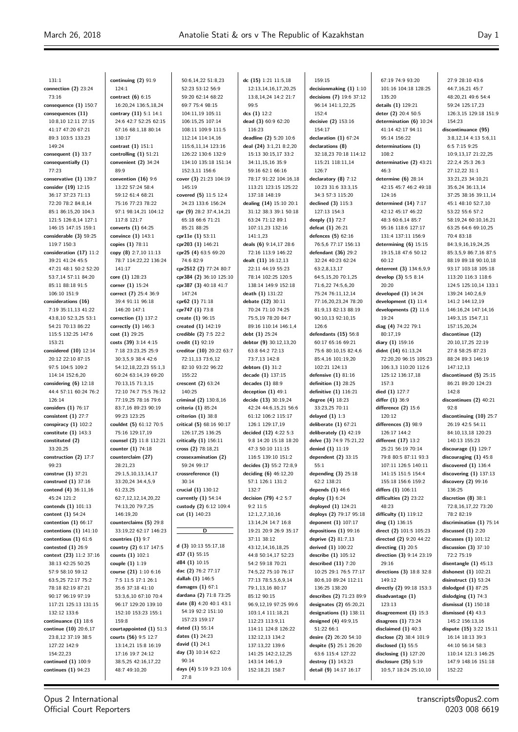131:1
**connection (2)** 23:24 73:16
**consequence (1)** 150:7
**consequences (11)** 10:8,10 12:11 27:15 41:17 47:20 67:21 89:3 103:5 133:23 149:24
**consequent (1)** 33:7
**consequentially (1)** 77:23
**conservative (1)** 139:7
**consider (19)** 12:15 36:17 37:23 71:13 72:20 78:2 84:8,14 85:1 86:15,20 104:3 121:5 126:8,14 127:1 146:15 147:15 159:1
**considerable (3)** 59:25 119:7 150:3
**consideration (17)** 11:2 39:21 41:24 45:5 47:21 48:1 50:2 52:20 53:7,14 57:11 84:20 85:11 88:18 91:5 106:10 151:9
**considerations (16)** 7:19 35:11,13 41:22 43:8,10 52:5,20 53:1 54:21 70:13 86:22 115:5 132:25 147:6 153:21
**considered (10)** 12:14 20:12 22:10 87:15 97:5 104:5 109:2 114:14 152:6,20
**considering (6)** 12:18 44:4 57:11 60:24 76:2 126:14
**considers (1)** 76:17
**consistent (1)** 27:7
**conspiracy (1)** 102:2
**constitute (1)** 143:3
**constituted (2)** 33:20,25
**construction (2)** 17:7 99:23
**construe (1)** 37:21
**construed (1)** 37:16
**contend (4)** 36:11,16 45:24 121:2
**contends (1)** 101:13
**content (1)** 54:24
**contention (1)** 66:17
**contentions (1)** 141:10
**contentious (1)** 61:6
**contested (1)** 26:9
**context (23)** 11:2 37:16 38:13 42:25 50:25 57:9 58:10 59:12 63:5,25 72:17 75:2 78:18 82:19 87:21 90:17 96:19 97:19 117:21 125:13 131:15 132:12 133:6
**continuance (1)** 18:6
**continue (10)** 20:6,17 23:8,12 37:19 38:5 127:22 142:9 154:22,23
**continued (1)** 100:9
**continues (1)** 94:23
**continuing (2)** 91:9 124:1
**contract (6)** 6:15 16:20,24 136:5,18,24
**contrary (11)** 5:1 14:1 24:6 42:7 52:25 62:15 67:16 68:1,18 80:14 130:17
**contrast (1)** 151:1
**controlling (1)** 51:21
**convenient (2)** 34:24 89:9
**convention (16)** 9:6 13:22 57:24 58:4 59:12 61:4 68:21 75:16 77:23 78:22 97:1 98:14,21 104:12 117:8 121:7
**converts (1)** 64:25
**convince (1)** 143:1
**copies (1)** 78:11
**copy (8)** 2:7,10 11:13 78:7 114:22,22 136:24 141:17
**core (1)** 128:23
**corner (1)** 15:24
**correct (7)** 25:4 36:9 39:4 91:11 96:18 146:20 147:1
**correction (1)** 137:2
**correctly (1)** 146:3
**cost (1)** 29:25
**costs (39)** 3:14 4:15 7:18 23:23,25 25:9 30:3,5,9 38:4 42:6 54:12,18,22,23 55:1,3 60:24 63:14,19 69:20 70:13,15 71:3,15 72:10 74:7 75:5 76:12 77:19,25 78:16 79:6 83:7,16 89:23 90:19 99:23 123:25
**couldnt (5)** 61:12 70:5 75:16 129:17,19
**counsel (2)** 11:8 112:21
**counter (1)** 74:18
**counterclaim (27)** 28:21,23 29:1,5,10,13,14,17 33:20,24 34:4,5,9 61:23,25 62:7,12,12,14,20,22 74:13,20 79:7,25 146:19,20
**counterclaims (5)** 29:8 33:19,22 62:17 146:23
**countries (1)** 9:7
**country (2)** 6:17 147:5
**counts (1)** 102:1
**couple (1)** 1:19
**course (21)** 1:10 6:16 7:5 11:5 17:1 26:1 35:6 37:18 41:10 53:3,6,10 67:10 70:4 96:17 129:20 139:10 152:10 153:23 155:1 159:8
**courtappointed (1)** 51:3
**courts (56)** 9:5 12:7 13:14,21 15:8 16:19 17:16 19:7 24:12 38:5,25 42:16,17,22 48:7 49:10,20
50:6,14,22 51:8,23 52:23 53:12 56:9 59:20 62:14 68:22 69:7 75:4 98:15 104:11,19 105:11 106:15,25 107:14 108:11 109:1 111:5 112:14 114:14,16 115:6,11,14 123:16 126:22 130:6 132:9 134:10 135:18 151:14 152:3,11 156:6
**cover (3)** 21:23 104:19 145:19
**covered (5)** 11:5 12:4 24:23 133:6 156:24
**cpr (9)** 28:2 37:4,14,21 65:18 66:6 71:21 85:21 88:25
**cpr11e (1)** 53:11
**cpr203 (1)** 146:21
**cpr25 (4)** 63:5 69:20 74:6 82:9
**cpr2512 (2)** 77:24 80:7
**cpr384 (2)** 36:10 125:10
**cpr387 (3)** 40:18 41:7 147:24
**cpr62 (1)** 71:18
**cpr747 (1)** 73:8
**create (1)** 96:15
**created (1)** 142:19
**credible (2)** 7:5 22:2
**credit (1)** 92:19
**creditor (10)** 20:22 63:7 72:11,13 73:6,12 82:10 93:22 96:22 155:22
**crescent (2)** 63:24 140:25
**criminal (2)** 130:8,16
**criteria (1)** 85:24
**criterion (1)** 38:8
**critical (5)** 68:16 90:17 126:17,25 136:25
**critically (1)** 156:11
**cross (2)** 78:18,21
**crossexamination (2)** 59:24 99:17
**crossreference (1)** 30:14
**crucial (1)** 130:12
**currently (1)** 54:14
**custody (2)** 6:12 109:4
**cut (1)** 140:23

## D

**d (3)** 10:13 55:17,18
**d37 (1)** 55:15
**d84 (1)** 10:15
**dac (2)** 76:2 77:17
**dallah (1)** 146:5
**damages (1)** 67:1
**dardana (2)** 71:8 73:25
**date (8)** 4:20 40:1 43:1 54:19 92:2 151:10 157:23 159:17
**dated (1)** 55:14
**dates (1)** 24:23
**david (1)** 24:1
**day (3)** 10:14 62:2 90:14
**days (4)** 5:19 9:23 10:6 27:8
**dc (15)** 1:21 11:5,18 12:13,14,16,17,20,25 13:8,14,24 14:2 21:7 99:5
**dcs (1)** 12:2
**dead (3)** 60:9 62:20 116:23
**deadline (2)** 5:20 10:6
**deal (24)** 3:1,21 8:2,20 15:13 30:15,17 33:2 34:11,15,16 35:9 59:16 62:1 66:16 78:17 91:22 104:16,18 113:21 123:15 125:22 137:18 148:19
**dealing (14)** 15:10 20:1 31:12 38:3 39:1 50:18 63:24 71:12 89:1 107:11,23 132:16 141:1,23
**deals (6)** 9:14,17 28:6 72:16 113:9 146:22
**dealt (11)** 16:12,13 22:11 44:19 55:23 78:14 102:25 120:5 138:14 149:9 152:18
**death (1)** 131:22
**debate (12)** 30:11 70:24 71:10 74:25 75:5,19 78:20 84:7 89:16 110:14 146:1,4
**debt (1)** 25:24
**debtor (9)** 30:12,13,20 63:8 64:2 72:13 73:7,13 142:8
**debtors (1)** 31:2
**decade (1)** 137:15
**decades (1)** 88:9
**deception (1)** 49:1
**decide (13)** 30:19,24 42:24 44:6,15,21 56:6 61:12 106:2 115:17 126:1 129:17,19
**decided (12)** 4:22 5:3 9:8 14:20 15:18 18:20 47:3 50:10 111:15 116:5 139:10 151:2
**decides (3)** 55:2 72:8,9
**deciding (6)** 46:12,20 57:1 126:1 131:2 132:7
**decision (79)** 4:2 5:7 9:2 11:5 12:1,2,7,10,16 13:14,24 14:7 16:8 19:21 20:9 26:9 35:17 37:11 38:12 43:12,14,16,18,25 44:8 50:14,17 52:23 54:2 59:18 70:21 74:5,22 75:10 76:17 77:13 78:5,5,6,9,14 79:1,13,16 80:17 85:12 90:15 96:9,12,19 97:25 99:6 103:1,4 111:18,21 112:23 113:9,11 114:11 124:8 126:22 132:12,13 134:2 137:13,22 139:6 141:25 142:2,12,25 143:14 146:1,9 152:18,21 158:7
159:15
**decisionmaking (1)** 1:10
**decisions (7)** 19:6 37:12 96:14 141:1,22,25 152:4
**decisive (2)** 153:16 154:17
**declaration (1)** 67:24
**declarations (8)** 32:18,23 70:18 114:12 115:21 118:11,14 126:7
**declaratory (8)** 7:12 10:23 31:6 33:3,15 34:3 57:3 115:20
**declined (3)** 115:3 127:13 154:3
**deeply (1)** 72:7
**defeat (1)** 26:21
**defences (5)** 62:16 76:5,6 77:17 156:13
**defendant (36)** 29:2 32:24 40:23 62:24 63:2,8,13,17 64:5,15,20 70:1,25 71:6,22 74:5,6,20 75:24 76:11,12,14 77:16,20,23,24 78:20 81:9,13 82:13 88:19 90:10,13 92:10,15 126:6
**defendants (15)** 56:8 60:17 65:16 69:21 75:6 80:10,15 82:4,6 85:4,16 101:19,20 102:21 124:13
**defensive (1)** 81:16
**definition (1)** 28:25
**definitive (1)** 116:21
**degree (4)** 18:23 33:23,25 70:11
**delayed (1)** 1:3
**deliberate (1)** 67:21
**deliberately (1)** 42:19
**delve (3)** 74:9 75:21,22
**denied (1)** 11:19
**dependent (2)** 33:15 55:1
**depending (3)** 25:18 62:2 138:21
**depends (1)** 46:6
**deploy (1)** 6:24
**deployed (1)** 124:21
**deploys (2)** 79:17 95:18
**deponent (1)** 107:17
**depositions (1)** 99:16
**deprive (2)** 81:7,13
**derived (1)** 100:22
**describe (1)** 105:12
**described (11)** 7:20 10:25 29:1 76:5 77:17 80:6,10 89:24 112:11 136:25 138:20
**describes (2)** 71:23 89:9
**designates (2)** 65:20,21
**designations (1)** 138:11
**designed (4)** 49:9,15 51:22 66:1
**desire (2)** 26:20 54:10
**despite (5)** 25:1 26:20 63:6 115:4 127:22
**destroy (1)** 143:23
**detail (9)** 14:17 16:17
67:19 74:9 93:20 101:16 104:18 128:25 135:20
**details (1)** 129:21
**deter (2)** 20:4 50:5
**determination (6)** 10:24 41:14 42:17 94:11 95:14 156:22
**determinations (1)** 108:2
**determinative (2)** 43:21 46:3
**determine (6)** 28:14 42:15 45:7 46:2 49:18 124:16
**determined (14)** 7:17 42:12 45:17 46:22 48:3 60:6,14 85:7 95:16 118:6 127:17 131:4 137:11 156:9
**determining (6)** 15:15 19:15,18 47:6 50:12 60:12
**deterrent (3)** 134:6,9,9
**develop (3)** 5:5 8:14 20:20
**developed (1)** 14:24
**development (1)** 11:4
**developments (2)** 11:6 19:24
**diag (4)** 74:22 79:1 80:17,19
**diary (1)** 159:16
**didnt (14)** 61:13,24 72:20,20 96:15 105:23 106:3,3 110:20 112:6 125:12 136:17,18 157:3
**died (1)** 127:7
**differ (1)** 36:9
**difference (2)** 15:6 120:12
**differences (3)** 98:9 126:17 144:2
**different (17)** 13:2 25:21 56:19 70:14 79:8 80:5 87:11 93:3 107:11 126:5 140:11 141:15 151:5 154:4 155:18 156:6 159:2
**differs (1)** 106:11
**difficulties (2)** 23:22 48:23
**difficulty (1)** 119:12
**ding (1)** 136:15
**direct (2)** 101:5 105:23
**directed (2)** 9:20 44:22
**directing (1)** 20:5
**direction (3)** 9:14 23:19 29:16
**directions (3)** 18:8 32:8 149:12
**directly (2)** 99:18 153:3
**disadvantage (1)** 123:13
**disagreement (1)** 15:3
**disagrees (1)** 73:24
**disclaimed (1)** 40:3
**disclose (2)** 38:4 101:9
**disclosed (1)** 55:5
**disclosing (1)** 127:20
**disclosure (25)** 5:19 10:5,7 18:24 25:10,10
27:9 28:10 43:6 44:7,16,21 45:7 48:20,21 49:6 54:4 59:24 125:17,23 126:3,15 129:18 151:9 154:23
**discontinuance (95)** 3:8,12,14 4:13 5:6,11 6:5 7:15 9:25 10:9,13,17 21:22,25 22:2,4 25:3 26:3 27:12,22 31:1 33:21,23 34:10,21 35:6,24 36:13,14 37:25 38:16 39:11,14 45:1 48:10 52:7,10 53:22 55:6 57:2 58:19,24 60:10,16,21 63:25 64:6 69:10,25 70:4 83:18 84:3,9,16,19,24,25 85:3,5,9 86:7,16 87:5 88:19 89:18 90:10,18 93:17 103:18 105:18 113:20 116:3 118:6 124:5 125:10,14 133:1 139:24 140:2,6,9 141:2 144:12,19 146:16,24 147:14,16 149:3,15 154:7,11 157:15,20,24
**discontinue (12)** 20:10,17,25 22:19 27:8 58:25 87:23 88:24 89:3 146:19 147:12,13
**discontinued (5)** 25:15 86:21 89:20 124:23 142:8
**discontinues (2)** 40:21 92:8
**discontinuing (10)** 25:7 26:19 42:5 54:11 84:10,13,18 120:23 140:13 155:23
**discourage (1)** 129:7
**discouraging (1)** 45:8
**discovered (1)** 136:4
**discovering (1)** 137:13
**discovery (2)** 99:16 136:25
**discretion (8)** 38:1 72:8,16,17,22 73:20 78:2 82:19
**discrimination (1)** 75:14
**discussed (1)** 2:20
**discusses (1)** 101:12
**discussion (3)** 37:10 72:2 75:19
**disentangle (1)** 45:13
**dishonest (1)** 102:21
**disinstruct (1)** 53:24
**dislodged (1)** 87:25
**dislodging (1)** 74:3
**dismissal (1)** 150:18
**dismissed (4)** 43:3 145:2 156:13,16
**dispute (15)** 3:22 15:11 16:14 18:13 39:3 44:10 56:14 58:3 110:14 121:3 146:25 147:9 148:16 151:18 152:22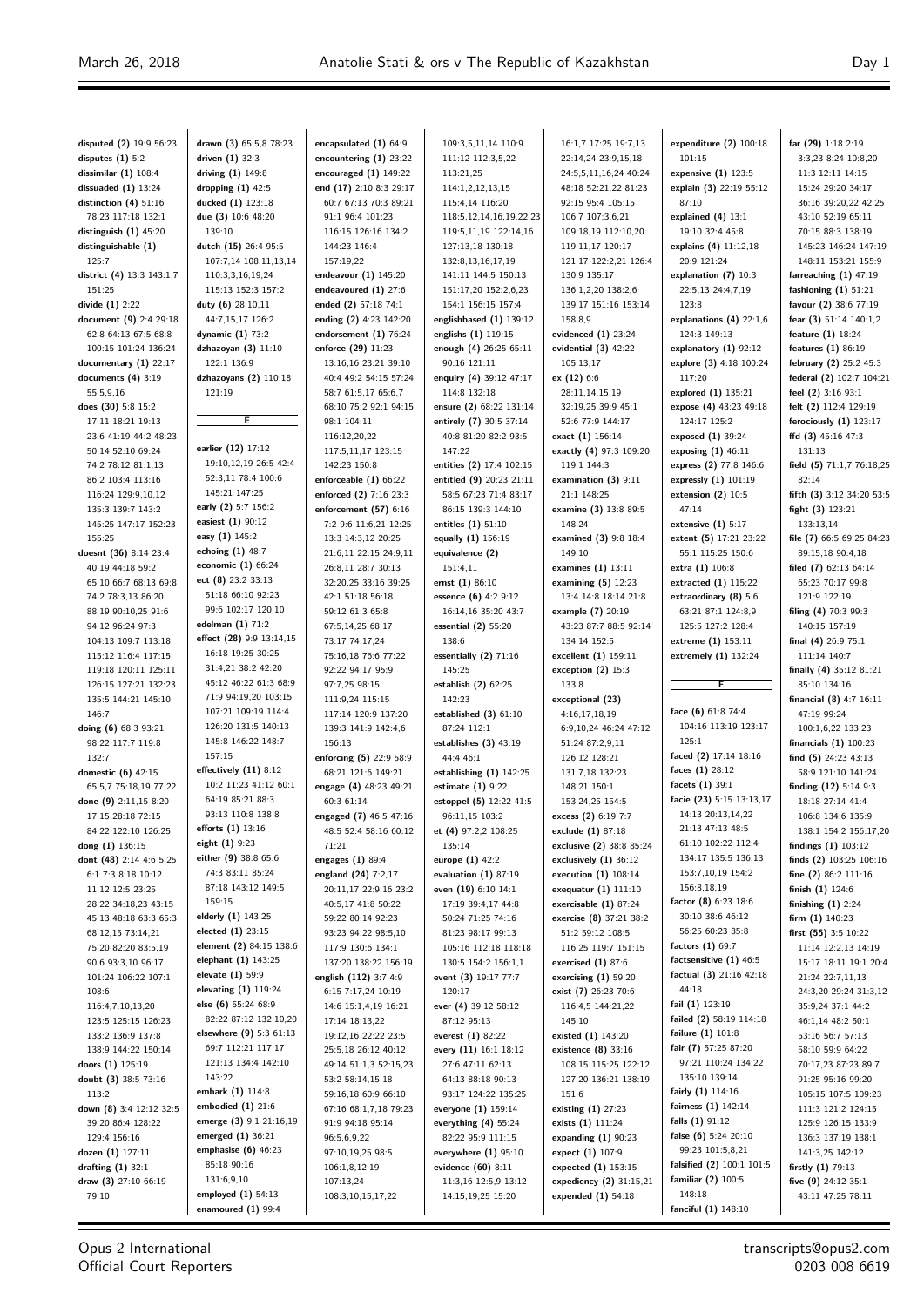disputed (2) 19:9 56:23
disputes (1) 5:2
dissimilar (1) 108:4
dissuaded (1) 13:24
distinction (4) 51:16 78:23 117:18 132:1
distinguish (1) 45:20
distinguishable (1) 125:7
district (4) 13:3 143:1,7 151:25
divide (1) 2:22
document (9) 2:4 29:18 62:8 64:13 67:5 68:8 100:15 101:24 136:24
documentary (1) 22:17
documents (4) 3:19 55:5,9,16
does (30) 5:8 15:2 17:11 18:21 19:13 23:6 41:19 44:2 48:23 50:14 52:10 69:24 74:2 78:12 81:1,13 86:2 103:4 113:16 116:24 129:9,10,12 135:3 139:7 143:2 145:25 147:17 152:23 155:25
doesnt (36) 8:14 23:4 40:19 44:18 59:2 65:10 66:7 68:13 69:8 74:2 78:3,13 86:20 88:19 90:10,25 91:6 94:12 96:24 97:3 104:13 109:7 113:18 115:12 116:4 117:15 119:18 120:11 125:11 126:15 127:21 132:23 135:5 144:21 145:10 146:7
doing (6) 68:3 93:21 98:22 117:7 119:8 132:7
domestic (6) 42:15 65:5,7 75:18,19 77:22
done (9) 2:11,15 8:20 17:15 28:18 72:15 84:22 122:10 126:25
dong (1) 136:15
dont (48) 2:14 4:6 5:25 6:1 7:3 8:18 10:12 11:12 12:5 23:25 28:22 34:18,23 43:15 45:13 48:18 63:3 65:3 68:12,15 73:14,21 75:20 82:20 83:5,19 90:6 93:3,10 96:17 101:24 106:22 107:1 108:6 116:4,7,10,13,20 123:5 125:15 126:23 133:2 136:9 137:8 138:9 144:22 150:14
doors (1) 125:19
doubt (3) 38:5 73:16 113:2
down (8) 3:4 12:12 32:5 39:20 86:4 128:22 129:4 156:16
dozen (1) 127:11
drafting (1) 32:1
draw (3) 27:10 66:19 79:10
drawn (3) 65:5,8 78:23
driven (1) 32:3
driving (1) 149:8
dropping (1) 42:5
ducked (1) 123:18
due (3) 10:6 48:20 139:10
dutch (15) 26:4 95:5 107:7,14 108:11,13,14 110:3,3,16,19,24 115:13 152:3 157:2
duty (6) 28:10,11 44:7,15,17 126:2
dynamic (1) 73:2
dzhazoyan (3) 11:10 122:1 136:9
dzhazoyans (2) 110:18 121:19

**E**

earlier (12) 17:12 19:10,12,19 26:5 42:4 52:3,11 78:4 100:6 145:21 147:25
early (2) 5:7 156:2
easiest (1) 90:12
easy (1) 145:2
echoing (1) 48:7
economic (1) 66:24
ect (8) 23:2 33:13 51:18 66:10 92:23 99:6 102:17 120:10
edelman (1) 71:2
effect (28) 9:9 13:14,15 16:18 19:25 30:25 31:4,21 38:2 42:20 45:12 46:22 61:3 68:9 71:9 94:19,20 103:15 107:21 109:19 114:4 126:20 131:5 140:13 145:8 146:22 148:7 157:15
effectively (11) 8:12 10:2 11:23 41:12 60:1 64:19 85:21 88:3 93:13 110:8 138:8
efforts (1) 13:16
eight (1) 9:23
either (9) 38:8 65:6 74:3 83:11 85:24 87:18 143:12 149:5 159:15
elderly (1) 143:25
elected (1) 23:15
element (2) 84:15 138:6
elephant (1) 143:25
elevate (1) 59:9
elevating (1) 119:24
else (6) 55:24 68:9 82:22 87:12 132:10,20
elsewhere (9) 5:3 61:13 69:7 112:21 117:17 121:13 134:4 142:10 143:22
embark (1) 114:8
embodied (1) 21:6
emerge (3) 9:1 21:16,19
emerged (1) 36:21
emphasise (6) 46:23 85:18 90:16 131:6,9,10
employed (1) 54:13
enamoured (1) 99:4
encapsulated (1) 64:9
encountering (1) 23:22
encouraged (1) 149:22
end (17) 2:10 8:3 29:17 60:7 67:13 70:3 89:21 91:1 96:4 101:23 116:15 126:16 134:2 144:23 146:4 157:19,22
endeavour (1) 145:20
endeavoured (1) 27:6
ended (2) 57:18 74:1
ending (2) 4:23 142:20
endorsement (1) 76:24
enforce (29) 11:23 13:16,16 23:21 39:10 40:4 49:2 54:15 57:24 58:7 61:5,17 65:6,7 68:10 75:2 92:1 94:15 98:1 104:11 116:12,20,22 117:5,11,17 123:15 142:23 150:8
enforceable (1) 66:22
enforced (2) 7:16 23:3
enforcement (57) 6:16 7:2 9:6 11:6,21 12:25 13:3 14:3,12 20:25 21:6,11 22:15 24:9,11 26:8,11 28:7 30:13 32:20,25 33:16 39:25 42:1 51:18 56:18 59:12 61:3 65:8 67:5,14,25 68:17 73:17 74:17,24 75:16,18 76:6 77:22 92:22 94:17 95:9 97:7,25 98:15 111:9,24 115:15 117:14 120:9 137:20 139:3 141:9 142:4,6 156:13
enforcing (5) 22:9 58:9 68:21 121:6 149:21
engage (4) 48:23 49:21 60:3 61:14
engaged (7) 46:5 47:16 48:5 52:4 58:16 60:12 71:21
engages (1) 89:4
england (24) 7:2,17 20:11,17 22:9,16 23:2 40:5,17 41:8 50:22 59:22 80:14 92:23 93:23 94:22 98:5,10 117:9 130:6 134:1 137:20 138:22 156:19
english (112) 3:7 4:9 6:15 7:17,24 10:19 14:6 15:1,4,19 16:21 17:14 18:13,22 19:12,16 22:22 23:5 25:5,18 26:12 40:12 49:14 51:1,3 52:15,23 53:2 58:14,15,18 59:16,18 60:9 66:10 67:16 68:1,7,18 79:23 91:9 94:18 95:14 96:5,6,9,22 97:10,19,25 98:5 106:1,8,12,19 107:13,24 108:3,10,15,17,22 109:3,5,11,14 110:9 111:12 112:3,5,22 113:21,25 114:1,2,12,13,15 115:4,14 116:20 118:5,12,14,16,19,22,23 119:5,11,19 122:14,16 127:13,18 130:18 132:8,13,16,17,19 141:11 144:5 150:13 151:17,20 152:6,23 154:1 156:15 157:4
englishbased (1) 139:12
englishs (1) 119:15
enough (4) 26:25 65:11 90:16 121:11
enquiry (4) 39:12 47:17 114:8 132:18
ensure (2) 68:22 131:14
entirely (7) 30:5 37:14 40:8 81:20 82:2 93:5 147:22
entities (2) 17:4 102:15
entitled (9) 20:23 21:11 58:5 67:23 71:4 83:17 86:15 139:3 144:10
entitles (1) 51:10
equally (1) 156:19
equivalence (2) 151:4,11
ernst (1) 86:10
essence (6) 4:2 9:12 16:14,16 35:20 43:7
essential (2) 55:20 138:6
essentially (2) 71:16 145:25
establish (2) 62:25 142:23
established (3) 61:10 87:24 112:1
establishes (3) 43:19 44:4 46:1
establishing (1) 142:25
estimate (1) 9:22
estoppel (5) 12:22 41:5 96:11,15 103:2
et (4) 97:2,2 108:25 135:14
europe (1) 42:2
evaluation (1) 87:19
even (19) 6:10 14:1 17:19 39:4,17 44:8 50:24 71:25 74:16 81:23 98:17 99:13 105:16 112:18 118:18 130:5 154:2 156:1,1
event (3) 19:17 77:7 120:17
ever (4) 39:12 58:12 87:12 95:13
everest (1) 82:22
every (11) 16:1 18:12 27:6 47:11 62:13 64:13 88:18 90:13 93:17 124:22 135:25
everyone (1) 159:14
everything (4) 55:24 82:22 95:9 111:15
everywhere (1) 95:10
evidence (60) 8:11 11:3,16 12:5,9 13:12 14:15,19,25 15:20 16:1,7 17:25 19:7,13 22:14,24 23:9,15,18 24:5,5,11,16,24 40:24 48:18 52:21,22 81:23 92:15 95:4 105:15 106:7 107:3,6,21 109:18,19 112:10,20 119:11,17 120:17 121:17 122:2,21 126:4 130:9 135:17 136:1,2,20 138:2,6 139:17 151:16 153:14 158:8,9
evidenced (1) 23:24
evidential (3) 42:22 105:13,17
ex (12) 6:6 28:11,14,15,19 32:19,25 39:9 45:1 52:6 77:9 144:17
exact (1) 156:14
exactly (4) 97:3 109:20 119:1 144:3
examination (3) 9:11 21:1 148:25
examine (3) 13:8 89:5 148:24
examined (3) 9:8 18:4 149:10
examines (1) 13:11
examining (5) 12:23 13:4 14:8 18:14 21:8
example (7) 20:19 43:23 87:7 88:5 92:14 134:14 152:5
excellent (1) 159:11
exception (2) 15:3 133:8
exceptional (23) 4:16,17,18,19 6:9,10,24 46:24 47:12 51:24 87:2,9,11 126:12 128:21 131:7,18 132:23 148:21 150:1 153:24,25 154:5
excess (2) 6:19 7:7
exclude (1) 87:18
exclusive (2) 38:8 85:24
exclusively (1) 36:12
execution (1) 108:14
exequatur (1) 111:10
exercisable (1) 87:24
exercise (8) 37:21 38:2 51:2 59:12 108:5 116:25 119:7 151:15
exercised (1) 87:6
exercising (1) 59:20
exist (7) 26:23 70:6 116:4,5 144:21,22 145:10
existed (1) 143:20
existence (8) 33:16 108:15 115:25 122:12 127:20 136:21 138:19 151:6
existing (1) 27:23
exists (1) 111:24
expanding (1) 90:23
expect (1) 107:9
expected (1) 153:15
expediency (2) 31:15,21
expended (1) 54:18
expenditure (2) 100:18 101:15
expensive (1) 123:5
explain (3) 22:19 55:12 87:10
explained (4) 13:1 19:10 32:4 45:8
explains (4) 11:12,18 20:9 121:24
explanation (7) 10:3 22:5,13 24:4,7,19 123:8
explanations (4) 22:1,6 124:3 149:13
explanatory (1) 92:12
explore (3) 4:18 100:24 117:20
explored (1) 135:21
expose (4) 43:23 49:18 124:17 125:2
exposed (1) 39:24
exposing (1) 46:11
express (2) 77:8 146:6
expressly (1) 101:19
extension (2) 10:5 47:14
extensive (1) 5:17
extent (5) 17:21 23:22 55:1 115:25 150:6
extra (1) 106:8
extracted (1) 115:22
extraordinary (8) 5:6 63:21 87:1 124:8,9 125:5 127:2 128:4
extreme (1) 153:11
extremely (1) 132:24

**F**

face (6) 61:8 74:4 104:16 113:19 123:17 125:1
faced (2) 17:14 18:16
faces (1) 28:12
facets (1) 39:1
facie (23) 5:15 13:13,17 14:13 20:13,14,22 21:13 47:13 48:5 61:10 102:22 112:4 134:17 135:5 136:13 153:7,10,19 154:2 156:8,18,19
factor (8) 6:23 18:6 30:10 38:6 46:12 56:25 60:23 85:8
factors (1) 69:7
factsensitive (1) 46:5
factual (3) 21:16 42:18 44:18
fail (1) 123:19
failed (2) 58:19 114:18
failure (1) 101:8
fair (7) 57:25 87:20 97:21 110:24 134:22 135:10 139:14
fairly (1) 114:16
fairness (1) 142:14
falls (1) 91:12
false (6) 5:24 20:10 99:23 101:5,8,21
falsified (2) 100:1 101:5
familiar (2) 100:5 148:18
fanciful (1) 148:10
far (29) 1:18 2:19 3:3,23 8:24 10:8,20 11:3 12:11 14:15 15:24 29:20 34:17 36:16 39:20,22 42:25 43:10 52:19 65:11 70:15 88:3 138:19 145:23 146:24 147:19 148:11 153:21 155:9
farreaching (1) 47:19
fashioning (1) 51:21
favour (2) 38:6 77:19
fear (3) 51:14 140:1,2
feature (1) 18:24
features (1) 86:19
february (2) 25:2 45:3
federal (2) 102:7 104:21
feel (2) 3:16 93:1
felt (2) 112:4 129:19
ferociously (1) 123:17
ffd (3) 45:16 47:3 131:13
field (5) 71:1,7 76:18,25 82:14
fifth (3) 3:12 34:20 53:5
fight (3) 123:21 133:13,14
file (7) 66:5 69:25 84:23 89:15,18 90:4,18
filed (7) 62:13 64:14 65:23 70:17 99:8 121:9 122:19
filing (4) 70:3 99:3 140:15 157:19
final (4) 26:9 75:1 111:14 140:7
finally (4) 35:12 81:21 85:10 134:16
financial (8) 4:7 16:11 47:19 99:24 100:1,6,22 133:23
financials (1) 100:23
find (5) 24:23 43:13 58:9 121:10 141:24
finding (12) 5:14 9:3 18:18 27:14 41:4 106:8 134:6 135:9 138:1 154:2 156:17,20
findings (1) 103:12
finds (2) 103:25 106:16
fine (2) 86:2 111:16
finish (1) 124:6
finishing (1) 2:24
firm (1) 140:23
first (55) 3:5 10:22 11:14 12:2,13 14:19 15:17 18:11 19:1 20:4 21:24 22:7,11,23 24:3,20 29:24 31:3,12 35:9,24 37:1 44:2 46:1,14 48:2 50:1 53:16 56:7 57:13 58:10 59:9 64:22 70:17,23 87:23 89:7 91:25 95:16 99:20 105:15 107:5 109:23 111:3 121:2 124:15 125:9 126:15 133:9 136:3 137:19 138:1 141:3,25 142:12
firstly (1) 79:13
five (9) 24:12 35:1 43:11 47:25 78:11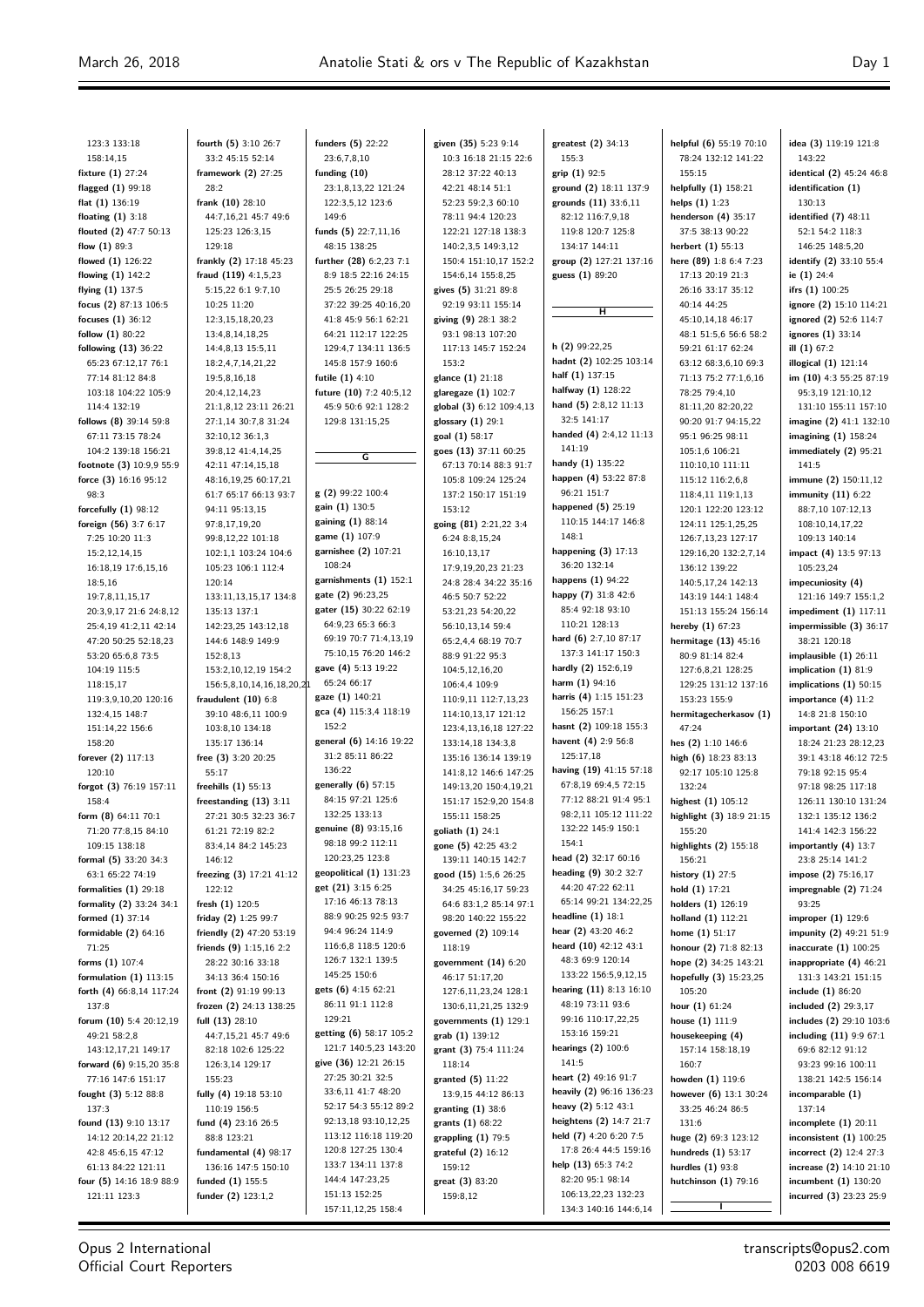123:3 133:18
158:14,15
**fixture (1)** 27:24
**flagged (1)** 99:18
**flat (1)** 136:19
**floating (1)** 3:18
**flouted (2)** 47:7 50:13
**flow (1)** 89:3
**flowed (1)** 126:22
**flowing (1)** 142:2
**flying (1)** 137:5
**focus (2)** 87:13 106:5
**focuses (1)** 36:12
**follow (1)** 80:22
**following (13)** 36:22
65:23 67:12,17 76:1
77:14 81:12 84:8
103:18 104:22 105:9
114:4 132:19
**follows (8)** 39:14 59:8
67:11 73:15 78:24
104:2 139:18 156:21
**footnote (13)** 10:9,9 55:9
98:3
**force (3)** 16:16 95:12
98:3
**forcefully (1)** 98:12
**foreign (56)** 3:7 6:17
7:25 10:20 11:3
15:2,12,14,15
16:18,19 17:6,15,16
18:5,16
19:7,8,11,15,17
20:3,9,17 21:6 24:8,12
25:4,19 41:2,11 42:14
47:20 50:25 52:18,23
53:20 65:6,8 73:5
104:19 115:5
118:15,17
119:3,9,10,20 120:16
132:4,15 148:7
151:14,22 156:6
158:20
**forever (2)** 117:13
120:10
**forgot (3)** 76:19 157:11
158:4
**form (8)** 64:11 70:1
71:20 77:8,15 84:10
109:15 138:18
**formal (5)** 33:20 34:3
63:1 65:22 74:19
**formalities (1)** 29:18
**formality (2)** 33:24 34:1
**formed (1)** 37:14
**formidable (2)** 64:16
71:25
**forms (1)** 107:4
**formulation (1)** 113:15
**forth (4)** 66:8,14 117:24
137:8
**forum (10)** 5:4 20:12,19
49:21 58:2,8
143:12,17,21 149:17
**forward (6)** 9:15,20 35:8
77:16 147:6 151:17
**fought (3)** 5:12 88:8
137:3
**found (13)** 9:10 13:17
14:12 20:14,22 21:12
42:8 45:6,15 47:12
61:13 84:22 121:11
**four (5)** 14:16 18:9 88:9
121:11 123:3
**fourth (5)** 3:10 26:7
33:2 45:15 52:14
**framework (2)** 27:25
28:2
**frank (10)** 28:10
44:7,16,21 45:7 49:6
125:23 126:3,15
129:18
**frankly (2)** 17:18 45:23
**fraud (119)** 4:1,5,23
5:15,22 6:1 9:7,10
10:25 11:20
12:3,15,18,20,23
13:4,8,14,18,25
14:4,8,13 15:5,11
18:2,4,7,14,21,22
19:5,8,16,18
20:4,12,14,23
21:1,8,12 23:11 26:21
27:1,14 30:7,8 31:24
32:10,12 36:1,3
39:8,12 41:4,14,25
42:11 47:14,15,18
48:16,19,25 60:17,21
61:7 65:17 66:13 93:7
94:11 95:13,15
97:8,17,19,20
99:8,12,22 101:18
102:1,1 103:24 104:6
105:23 106:1 112:4
120:14
133:11,13,15,17 134:8
135:13 137:1
142:23,25 143:12,18
144:6 148:9 149:9
152:8,13
153:2,10,12,19 154:2
156:5,8,10,14,16,18,20,21
**fraudulent (10)** 6:8
39:10 48:6,11 100:9
103:8,10 134:18
135:17 136:14
**free (3)** 3:20 20:25
55:17
**freeholds (1)** 55:13
**freestanding (13)** 3:11
27:21 30:5 32:23 36:7
61:21 72:19 82:2
83:4,14 84:2 145:23
146:12
**freezing (3)** 17:21 41:12
122:12
**fresh (1)** 120:5
**friday (2)** 1:25 99:7
**friendly (2)** 47:20 53:19
**friends (9)** 1:15,16 2:2
28:22 30:16 33:18
34:13 36:4 150:16
**front (2)** 91:19 99:13
**frozen (2)** 24:13 138:25
**full (13)** 28:10
44:7,15,21 45:7 49:6
82:18 102:6 125:22
126:3,14 129:17
155:23
**fully (4)** 19:18 53:10
110:19 156:5
**fund (4)** 23:16 26:5
88:8 123:21
**fundamental (4)** 98:17
136:16 147:5 150:10
**funded (1)** 155:5
**funder (2)** 123:1,2
**funders (5)** 22:22
23:6,7,8,10
**funding (10)**
23:1,8,13,22 121:24
122:3,5,12 123:6
149:6
**funds (5)** 22:7,11,16
48:15 138:25
**further (28)** 6:2,23 7:1
8:9 18:5 22:16 24:15
25:5 26:25 29:18
37:22 39:25 40:16,20
41:8 45:9 56:1 62:21
64:21 112:17 122:25
129:4,7 134:11 136:5
145:8 157:9 160:6
**futile (1)** 4:10
**future (10)** 7:2 40:5,12
45:9 50:6 92:1 128:2
129:8 131:15,25

## G

**g (2)** 99:22 100:4
**gain (1)** 130:5
**gaining (1)** 88:14
**game (1)** 107:9
**garnishee (2)** 107:21
108:24
**garnishments (1)** 152:1
**gate (2)** 96:23,25
**gater (15)** 30:22 62:19
64:9,23 65:3 66:3
69:19 70:7 71:4,13,19
75:10,15 76:20 146:2
**gave (4)** 5:13 19:22
65:24 66:17
**gaze (1)** 140:21
**gca (4)** 115:3,4 118:19
152:2
**general (6)** 14:16 19:22
31:2 85:11 86:22
136:22
**generally (6)** 57:15
84:15 97:21 125:6
132:25 133:13
**genuine (8)** 93:15,16
98:18 99:2 112:11
120:23,25 123:8
**geopolitical (1)** 131:23
**get (21)** 3:15 6:25
17:16 46:13 78:13
88:9 90:25 92:5 93:7
94:4 96:24 114:9
116:6,8 118:5 120:6
126:7 132:1 139:5
145:25 150:6
**gets (6)** 4:15 62:21
86:11 91:1 112:8
129:21
**getting (6)** 58:17 105:2
121:7 140:5,23 143:20
**give (36)** 12:21 26:15
27:25 30:21 32:5
33:6,11 41:7 48:20
52:17 54:3 55:12 89:2
92:13,18 93:10,12,25
113:12 116:18 119:20
120:8 127:25 130:4
133:7 134:11 137:8
144:4 147:23,25
151:13 152:25
157:11,12,25 158:4
**given (35)** 5:23 9:14
10:3 16:18 21:15 22:6
28:12 37:22 40:13
42:21 48:14 51:1
52:23 59:2,3 60:10
78:11 94:4 120:23
122:21 127:18 138:3
140:2,3,5 149:3,12
150:4 151:10,17 152:2
154:6,14 155:8,25
**gives (5)** 31:21 89:8
92:19 93:11 155:14
**giving (9)** 28:1 38:2
93:1 98:13 107:20
117:13 145:7 152:24
153:2
**glance (1)** 21:18
**glaregaze (1)** 102:7
**global (3)** 6:12 109:4,13
**glossary (1)** 29:1
**goal (1)** 58:17
**goes (13)** 37:11 60:25
67:13 70:14 88:3 91:7
105:8 109:24 125:24
137:2 150:17 151:19
153:12
**going (81)** 2:21,22 3:4
6:24 8:8,15,24
16:10,13,17
17:9,19,20,23 21:23
24:8 28:4 34:22 35:16
46:5 50:7 52:22
53:21,23 54:20,22
56:10,13,14 59:4
65:2,4,4 68:19 70:7
88:9 91:22 95:3
104:5,12,16,20
106:4,4 109:9
110:9,11 112:7,13,23
114:10,13,17 121:12
123:4,13,16,18 127:22
133:14,18 134:3,8
135:16 136:14 139:19
141:8,12 146:6 147:25
149:13,20 150:4,19,21
151:17 152:9,20 154:8
155:11 158:25
**goliath (1)** 24:1
**gone (5)** 42:25 43:2
139:11 140:15 142:7
**good (15)** 1:5,6 26:25
34:25 45:16,17 59:23
64:6 83:1,2 85:14 97:1
98:20 140:22 155:22
**governed (2)** 109:14
118:19
**government (14)** 6:20
46:17 51:17,20
127:6,11,23,24 128:1
130:6,11,21,25 132:9
**governments (1)** 129:1
**grab (1)** 139:12
**grant (3)** 75:4 111:24
118:14
**granted (5)** 11:22
13:9,15 44:12 86:13
**granting (1)** 38:6
**grants (1)** 68:22
**grappling (1)** 79:5
**grateful (2)** 16:12
159:12
**great (3)** 83:20
159:8,12
**greatest (2)** 34:13
155:3
**grip (1)** 92:5
**ground (2)** 18:11 137:9
**grounds (11)** 33:6,11
82:12 116:7,9,18
119:8 120:7 125:8
134:17 144:11
**group (2)** 127:21 137:16
**guess (1)** 89:20

## H

**h (2)** 99:22,25
**hadnt (2)** 102:25 103:14
**half (1)** 137:15
**halfway (1)** 128:22
**hand (5)** 2:8,12 11:13
32:5 141:17
**handed (4)** 2:4,12 11:13
141:19
**handy (1)** 135:22
**happen (4)** 53:22 87:8
96:21 151:7
**happened (5)** 25:19
110:15 144:17 146:8
148:1
**happening (3)** 17:13
36:20 132:14
**happens (1)** 94:22
**happy (7)** 31:8 42:6
85:4 92:18 93:10
110:21 128:13
**hard (6)** 2:7,10 87:17
137:3 141:17 150:3
**hardly (2)** 152:6,19
**harm (1)** 94:16
**harris (4)** 1:15 151:23
156:25 157:1
**hasnt (2)** 109:18 155:3
**havent (4)** 2:9 56:8
125:17,18
**having (19)** 41:15 57:18
67:8,19 69:4,5 72:15
77:12 88:21 91:4 95:1
98:2,11 105:12 111:22
132:22 145:9 150:1
154:1
**head (2)** 32:17 60:16
**heading (9)** 30:2 32:7
44:20 47:22 62:11
65:14 99:21 134:22,25
**headline (1)** 18:1
**hear (2)** 43:20 46:2
**heard (10)** 42:12 43:1
48:3 69:9 120:14
133:22 156:5,9,12,15
**hearing (11)** 8:13 16:10
48:19 73:11 93:6
99:16 110:17,22,25
153:16 159:21
**hearings (2)** 100:6
141:5
**heart (2)** 49:16 91:7
**heavily (2)** 96:16 136:23
**heavy (2)** 5:12 43:1
**heightens (2)** 14:7 21:7
**held (7)** 4:20 6:20 7:5
17:8 26:4 44:5 159:16
**help (13)** 65:3 74:2
82:20 95:1 98:14
106:13,22,23 132:23
134:3 140:16 144:6,14
**helpful (6)** 55:19 70:10
78:24 132:12 141:22
155:15
**helpfully (1)** 158:21
**helps (1)** 1:23
**henderson (4)** 35:17
37:5 38:13 90:22
**herbert (1)** 55:13
**here (89)** 1:8 6:4 7:23
17:13 20:19 21:3
26:16 33:17 35:12
40:14 44:25
45:10,14,18 46:17
48:1 51:5,6 56:6 58:2
59:21 61:17 62:24
63:12 68:3,6,10 69:3
71:13 75:2 77:1,6,16
78:25 79:4,10
81:11,20 82:20,22
90:20 91:7 94:15,22
95:1 96:25 98:11
105:1,6 106:21
110:10,10 111:11
115:12 116:2,6,8
118:4,11 119:1,13
120:1 122:20 123:12
124:11 125:1,25,25
126:7,13,23 127:17
129:16,20 132:2,7,14
136:12 139:22
140:5,17,24 142:13
143:19 144:1 148:4
151:13 155:24 156:14
**hereby (1)** 67:23
**hermitage (13)** 45:16
80:9 81:14 82:4
127:6,8,21 128:25
129:25 131:12 137:16
153:23 155:9
**hermitagecherkasov (1)**
47:24
**hes (2)** 1:10 146:6
**high (6)** 18:23 83:13
92:17 105:10 125:8
132:24
**highest (1)** 105:12
**highlight (3)** 18:9 21:15
155:20
**highlights (2)** 155:18
156:21
**history (1)** 27:5
**hold (1)** 17:21
**holders (1)** 126:19
**holland (1)** 112:21
**home (1)** 51:17
**honour (2)** 71:8 82:13
**hope (2)** 34:25 143:21
**hopefully (3)** 15:23,25
105:20
**hour (1)** 61:24
**house (1)** 111:9
**housekeeping (4)**
157:14 158:18,19
160:7
**howden (1)** 119:6
**however (6)** 13:1 30:24
33:25 46:24 86:5
131:6
**huge (2)** 69:3 123:12
**hundreds (1)** 53:17
**hurdles (1)** 93:8
**hutchinson (1)** 79:16

## I

**idea (3)** 119:19 121:8
143:22
**identical (2)** 45:24 46:8
**identification (1)**
130:13
**identified (7)** 48:11
52:1 54:2 118:3
146:25 148:5,20
**identify (2)** 33:10 55:4
**ie (1)** 24:4
**ifrs (1)** 100:25
**ignore (2)** 15:10 114:21
**ignored (2)** 52:6 114:7
**ignores (1)** 33:14
**ill (1)** 67:2
**illogical (1)** 121:14
**im (10)** 4:3 55:25 87:19
95:3,19 121:10,12
131:10 155:11 157:10
**imagine (2)** 41:1 132:10
**imagining (1)** 158:24
**immediately (2)** 95:21
141:5
**immune (2)** 150:11,12
**immunity (11)** 6:22
88:7,10 107:12,13
108:10,14,17,22
109:13 140:14
**impact (4)** 13:5 97:13
105:23,24
**impecuniosity (4)**
121:16 149:7 155:1,2
**impediment (1)** 117:11
**impermissible (3)** 36:17
38:21 120:18
**implausible (1)** 26:11
**implication (1)** 81:9
**implications (1)** 50:15
**importance (4)** 11:2
14:8 21:8 150:10
**important (24)** 13:10
18:24 21:23 28:12,23
39:1 43:18 46:12 72:5
79:18 92:15 95:4
97:18 98:25 117:18
126:11 130:10 131:24
132:1 135:12 136:2
141:4 142:3 156:22
**importantly (4)** 13:7
23:8 25:14 141:2
**impose (2)** 75:16,17
**impregnable (2)** 71:24
93:25
**improper (1)** 129:6
**impunity (2)** 49:21 51:9
**inaccurate (1)** 100:25
**inappropriate (4)** 46:21
131:3 143:21 151:15
**include (1)** 86:20
**included (2)** 29:3,17
**includes (2)** 29:10 103:6
**including (11)** 9:9 67:1
69:6 82:12 91:12
93:23 99:16 100:11
138:21 142:5 156:14
**incomparable (1)**
137:14
**incomplete (1)** 20:11
**inconsistent (1)** 100:25
**incorrect (2)** 12:4 27:3
**increase (2)** 14:10 21:10
**incumbent (1)** 130:20
**incurred (3)** 23:23 25:9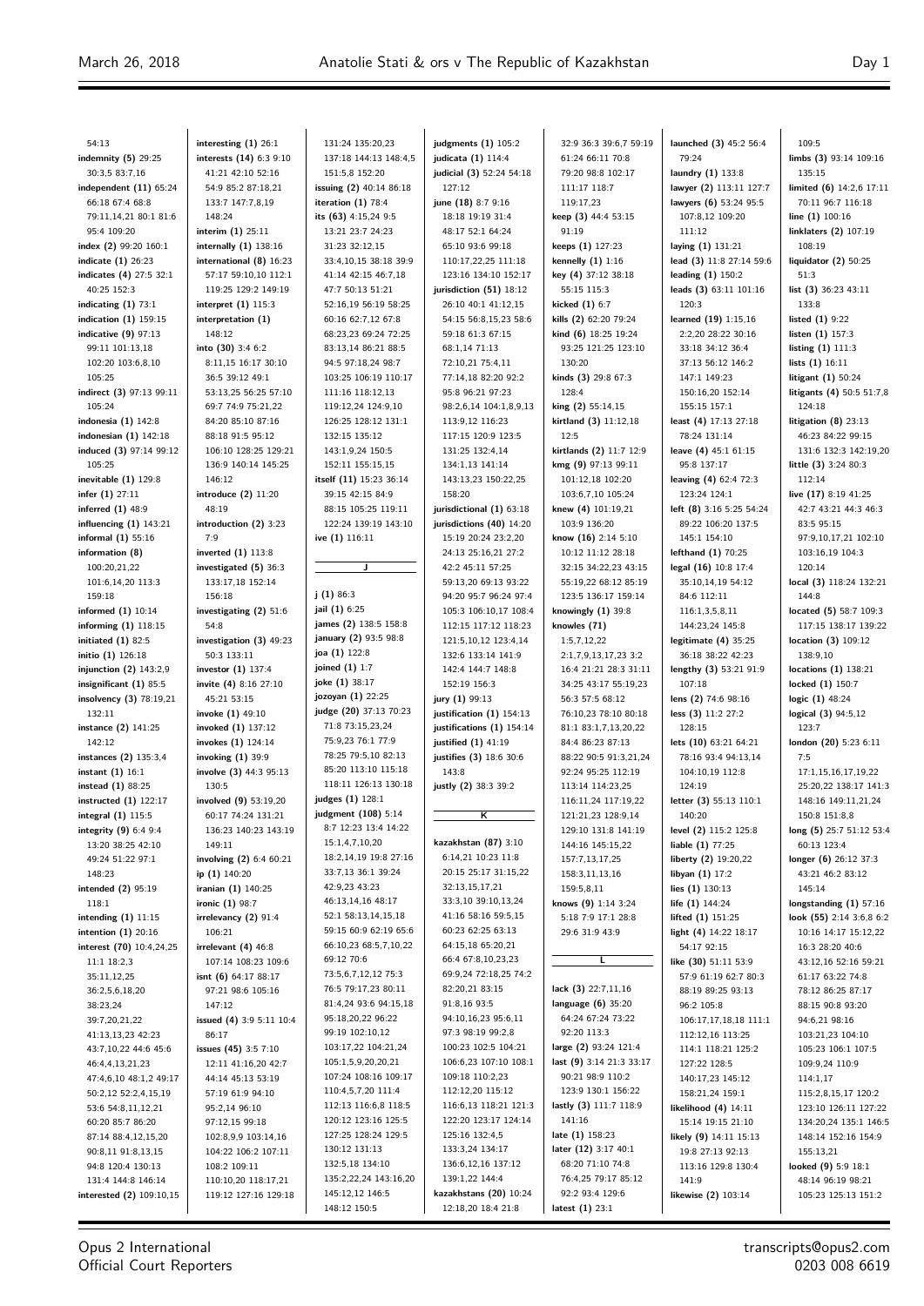54:13
**indemnity (5)** 29:25 30:3,5 83:7,16
**independent (11)** 65:24 66:18 67:4 68:8 79:11,14,21 80:1 81:6 95:4 109:20
**index (2)** 99:20 160:1
**indicate (1)** 26:23
**indicates (4)** 27:5 32:1 40:25 152:3
**indicating (1)** 73:1
**indication (1)** 159:15
**indicative (9)** 97:13 99:11 101:13,18 102:20 103:6,8,10 105:25
**indirect (3)** 97:13 99:11 105:24
**indonesia (1)** 142:8
**indonesian (1)** 142:18
**induced (3)** 97:14 99:12 105:25
**inevitable (1)** 129:8
**infer (1)** 27:11
**inferred (1)** 48:9
**influencing (1)** 143:21
**informal (1)** 55:16
**information (8)** 100:20,21,22 101:6,14,20 113:3 159:18
**informed (1)** 10:14
**informing (1)** 118:15
**initiated (1)** 82:5
**initio (1)** 126:18
**injunction (2)** 143:2,9
**insignificant (1)** 85:5
**insolvency (3)** 78:19,21 132:11
**instance (2)** 141:25 142:12
**instances (2)** 135:3,4
**instant (1)** 16:1
**instead (1)** 88:25
**instructed (1)** 122:17
**integral (1)** 115:5
**integrity (9)** 6:4 9:4 13:20 38:25 42:10 49:24 51:22 97:1 148:23
**intended (2)** 95:19 118:1
**intending (1)** 11:15
**intention (1)** 20:16
**interest (70)** 10:4,24,25 11:1 18:2,3 35:11,12,25 36:2,5,6,18,20 38:23,24 39:7,20,21,22 41:13,13,23 42:23 43:7,10,22 44:6 45:6 46:4,4,13,21,23 47:4,6,10 48:1,2 49:17 50:2,12 52:2,4,15,19 53:6 54:8,11,12,21 60:20 85:7 86:20 87:14 88:4,12,15,20 90:8,11 91:8,13,15 94:8 120:4 130:13 131:4 144:8 146:14
**interested (2)** 109:10,15
**interesting (1)** 26:1
**interests (14)** 6:3 9:10 41:21 42:10 52:16 54:9 85:2 87:18,21 133:7 147:7,8,19 148:24
**interim (1)** 25:11
**internally (1)** 138:16
**international (8)** 16:23 57:17 59:10,10 112:1 119:25 129:2 149:19
**interpret (1)** 115:3
**interpretation (1)** 148:12
**into (30)** 3:4 6:2 8:11,15 16:17 30:10 36:5 39:12 49:1 53:13,25 56:25 57:10 69:7 74:9 75:21,22 84:20 85:10 87:16 88:18 91:5 95:12 106:10 128:25 129:21 136:9 140:14 145:25 146:12
**introduce (2)** 11:20 48:19
**introduction (2)** 3:23 7:9
**inverted (1)** 113:8
**investigated (5)** 36:3 133:17,18 152:14 156:18
**investigating (2)** 51:6 54:8
**investigation (3)** 49:23 50:3 133:11
**investor (1)** 137:4
**invite (4)** 8:16 27:10 45:21 53:15
**invoke (1)** 49:10
**invoked (1)** 137:12
**invokes (1)** 124:14
**invoking (1)** 39:9
**involve (3)** 44:3 95:13 130:5
**involved (9)** 53:19,20 60:17 74:24 131:21 136:23 140:23 143:19 149:11
**involving (2)** 6:4 60:21
**ip (1)** 140:20
**iranian (1)** 140:25
**ironic (1)** 98:7
**irrelevancy (2)** 91:4 106:21
**irrelevant (4)** 46:8 107:14 108:23 109:6
**isnt (6)** 64:17 88:17 97:21 98:6 105:16 147:12
**issued (4)** 3:9 5:11 10:4 86:17
**issues (45)** 3:5 7:10 12:11 41:16,20 42:7 44:14 45:13 53:19 57:19 61:9 94:10 95:2,14 96:10 97:12,15 99:18 102:8,9,9 103:14,16 104:22 106:2 107:11 108:2 109:11 110:10,20 118:17,21 119:12 127:16 129:18 131:24 135:20,23 137:18 144:13 148:4,5 151:5,8 152:20
**issuing (2)** 40:14 86:18
**iteration (1)** 78:4
**its (63)** 4:15,24 9:5 13:21 23:7 24:23 31:23 32:12,15 33:4,10,15 38:18 39:9 41:14 42:15 46:7,18 47:7 50:13 51:21 52:16,19 56:19 58:25 60:16 62:7,12 67:8 68:23,23 69:24 72:25 83:13,14 86:21 88:5 94:5 97:18,24 98:7 103:25 106:19 110:17 111:16 118:12,13 119:12,24 124:9,10 126:25 128:12 131:1 132:15 135:12 143:1,9,24 150:5 152:11 155:15,15
**itself (11)** 15:23 36:14 39:15 42:15 84:9 88:15 105:25 119:11 122:24 139:19 143:10
**ive (1)** 116:11

**J**

**j (1)** 86:3
**jail (1)** 6:25
**james (2)** 138:5 158:8
**january (2)** 93:5 98:8
**joa (1)** 122:8
**joined (1)** 1:7
**joke (1)** 38:17
**jozoyan (1)** 22:25
**judge (20)** 37:13 70:23 71:8 73:15,23,24 75:9,23 76:1 77:9 78:25 79:5,10 82:13 85:20 113:10 115:18 118:11 126:13 130:18
**judges (1)** 128:1
**judgment (108)** 5:14 8:7 12:23 13:4 14:22 15:1,4,7,10,20 18:2,14,19 19:8 27:16 33:7,13 36:1 39:24 42:9,23 43:23 46:13,14,16 48:17 52:1 58:13,14,15,18 59:15 60:9 62:19 65:6 66:10,23 68:5,7,10,22 69:12 70:6 73:5,6,7,12,12 75:3 76:5 79:17,23 80:11 81:4,24 93:6 94:15,18 95:18,20,22 96:22 99:19 102:10,12 103:17,22 104:21,24 105:1,5,9,20,20,21 107:24 108:16 109:17 110:4,5,7,20 111:4 112:13 116:6,8 118:5 120:12 123:16 125:5 127:25 128:24 129:5 130:12 131:13 132:5,18 134:10 135:2,22,24 143:16,20 145:12,12 146:5 148:12 150:5
**judgments (1)** 105:2
**judicata (1)** 114:4
**judicial (3)** 52:24 54:18 127:12
**june (18)** 8:7 9:16 18:18 19:19 31:4 48:17 52:1 64:24 65:10 93:6 99:18 110:17,22,25 111:18 123:16 134:10 152:17
**jurisdiction (51)** 18:12 26:10 40:1 41:12,15 54:15 56:8,15,23 58:6 59:18 61:3 67:15 68:1,14 71:13 72:10,21 75:4,11 77:14,18 82:20 92:2 95:8 96:21 97:23 98:2,6,14 104:1,8,9,13 113:9,12 116:23 117:15 120:9 123:5 131:25 132:4,14 134:1,13 141:14 143:13,23 150:22,25 158:20
**jurisdictional (1)** 63:18
**jurisdictions (40)** 14:20 15:19 20:24 23:2,20 24:13 25:16,21 27:2 42:2 45:11 57:25 59:13,20 69:13 93:22 94:20 95:7 96:24 97:4 105:3 106:10,17 108:4 112:15 117:12 118:23 121:5,10,12 123:4,14 132:6 133:14 141:9 142:4 144:7 148:8 152:19 156:3
**jury (1)** 99:13
**justification (1)** 154:13
**justifications (1)** 154:14
**justified (1)** 41:19
**justifies (3)** 18:6 30:6 143:8
**justly (2)** 38:3 39:2

**K**

**kazakhstan (87)** 3:10 6:14,21 10:23 11:8 20:15 25:17 31:15,22 32:13,15,17,21 33:3,10 39:10,13,24 41:16 58:16 59:5,15 60:23 62:25 63:13 64:15,18 65:20,21 66:4 67:8,10,23,23 69:9,24 72:18,25 74:2 82:20,21 83:15 91:8,16 93:5 94:10,16,23 95:6,11 97:3 98:19 99:2,8 100:23 102:5 104:21 106:6,23 107:10 108:1 109:18 110:2,23 112:12,20 115:12 116:6,13 118:21 121:3 122:20 123:17 124:14 125:16 132:4,5 133:3,24 134:17 136:6,12,16 137:12 139:1,22 144:4
**kazakhstans (20)** 10:24 12:18,20 18:4 21:8 32:9 36:3 39:6,7 59:19 61:24 66:11 70:8 79:20 98:8 102:17 111:17 118:7 119:17,23
**keep (3)** 44:4 53:15 91:19
**keeps (1)** 127:23
**kennelly (1)** 1:16
**key (4)** 37:12 38:18 55:15 115:3
**kicked (1)** 6:7
**kills (2)** 62:20 79:24
**kind (6)** 18:25 19:24 93:25 121:25 123:10 130:20
**kinds (3)** 29:8 67:3 128:4
**king (2)** 55:14,15
**kirtland (3)** 11:12,18 12:5
**kirtlands (2)** 11:7 12:9
**kmg (9)** 97:13 99:11 101:12,18 102:20 103:6,7,10 105:24
**knew (4)** 101:19,21 103:9 136:20
**know (16)** 2:14 5:10 10:12 11:12 28:18 32:15 34:22,23 43:15 55:19,22 68:12 85:19 123:5 136:17 159:14
**knowingly (1)** 39:8
**knowles (71)** 1:5,7,12,22 2:1,7,9,13,17,23 3:2 16:4 21:21 28:3 31:11 34:25 43:17 55:19,23 56:3 57:5 68:12 76:10,23 78:10 80:18 81:1 83:1,7,13,20,22 84:4 86:23 87:13 88:22 90:5 91:3,21,24 92:24 95:25 112:19 113:14 114:23,25 116:11,24 117:19,22 121:21,23 128:9,14 129:10 131:8 141:19 144:16 145:15,22 157:7,13,17,25 158:3,11,13,16 159:5,8,11
**knows (9)** 1:14 3:24 5:18 7:9 17:1 28:8 29:6 31:9 43:9

**L**

**lack (3)** 22:7,11,16
**language (6)** 35:20 64:24 67:24 73:22 92:20 113:3
**large (2)** 93:24 121:4
**last (9)** 3:14 21:3 33:17 90:21 98:9 110:2 123:9 130:1 156:22
**lastly (3)** 111:7 118:9 141:16
**late (1)** 158:23
**later (12)** 3:17 40:1 68:20 71:10 74:8 76:4,25 79:17 85:12 92:2 93:4 129:6
**latest (1)** 23:1
**launched (3)** 45:2 56:4 79:24
**laundry (1)** 133:8
**lawyer (2)** 113:11 127:7
**lawyers (6)** 53:24 95:5 107:8,12 109:20 111:12
**laying (1)** 131:21
**lead (3)** 11:8 27:14 59:6
**leading (1)** 150:2
**leads (3)** 63:11 101:16 120:3
**learned (19)** 1:15,16 2:2,20 28:22 30:16 33:18 34:12 36:4 37:13 56:12 146:2 147:1 149:23 150:16,20 152:14 155:15 157:1
**least (4)** 17:13 27:18 78:24 131:14
**leave (4)** 45:1 61:15 95:8 137:17
**leaving (4)** 62:4 72:3 123:24 124:1
**left (8)** 3:16 5:25 54:24 89:22 106:20 137:5 145:1 154:10
**lefthand (1)** 70:25
**legal (16)** 10:8 17:4 35:10,14,19 54:12 84:6 112:11 116:1,3,5,8,11 144:23,24 145:8
**legitimate (4)** 35:25 36:18 38:22 42:23
**lengthy (3)** 53:21 91:9 107:18
**lens (2)** 74:6 98:16
**less (3)** 11:2 27:2 128:15
**lets (10)** 63:21 64:21 78:16 93:4 94:13,14 104:10,19 112:8 124:19
**letter (3)** 55:13 110:1 140:20
**level (2)** 115:2 125:8
**liable (1)** 77:25
**liberty (2)** 19:20,22
**libyan (1)** 17:2
**lies (1)** 130:13
**life (1)** 144:24
**lifted (1)** 151:25
**light (4)** 14:22 18:17 54:17 92:15
**like (30)** 51:11 53:9 57:9 61:19 62:7 80:3 88:19 89:25 93:13 96:2 105:8 106:17,17,18,18 111:1 112:12,16 113:25 114:1 118:21 125:2 127:22 128:5 140:17,23 145:12 158:21,24 159:1
**likelihood (4)** 14:11 15:14 19:15 21:10
**likely (9)** 14:11 15:13 19:8 27:13 92:23 113:16 129:8 130:4 141:9
**likewise (1)** 103:14
109:5
**limbs (3)** 93:14 109:16 135:15
**limited (6)** 14:2,6 17:11 70:11 96:7 116:18
**line (1)** 100:16
**linklaters (2)** 107:19 108:19
**liquidator (2)** 50:25 51:3
**list (3)** 36:23 43:11 133:8
**listed (1)** 9:22
**listen (1)** 157:3
**listing (1)** 111:3
**lists (1)** 16:11
**litigant (1)** 50:24
**litigants (4)** 50:5 51:7,8 124:18
**litigation (8)** 23:13 46:23 84:22 99:15 131:6 132:3 142:19,20
**little (3)** 3:24 80:3 112:14
**live (17)** 8:19 41:25 42:7 43:21 44:3 46:3 83:5 95:15 97:9,10,17,21 102:10 103:16,19 104:3 120:14
**local (3)** 118:24 132:21 144:8
**located (5)** 58:7 109:3 117:15 138:17 139:22
**location (3)** 109:12 138:9,10
**locations (1)** 138:21
**locked (1)** 150:7
**logic (1)** 48:24
**logical (3)** 94:5,12 123:7
**london (20)** 5:23 6:11 7:5 17:1,15,16,17,19,22 25:20,22 138:17 141:3 148:16 149:11,21,24 150:8 151:8,8
**long (5)** 25:7 51:12 53:4 60:13 123:4
**longer (6)** 26:12 37:3 43:21 46:2 83:12 145:14
**longstanding (1)** 57:16
**look (55)** 2:14 3:6,8 6:2 10:16 14:22 15:12,22 16:3 28:20 40:6 43:12,16 52:16 59:21 61:17 63:22 74:8 78:12 86:25 87:17 88:15 90:8 93:20 94:6,21 98:16 103:21,23 104:10 105:23 106:1 107:5 109:9,24 110:9 114:1,17 115:2,8,15,17 120:2 123:10 126:11 127:22 134:20,24 135:1 146:5 148:14 152:16 154:9 155:13,21
**looked (9)** 5:9 18:1 48:14 96:19 98:21 105:23 125:13 151:2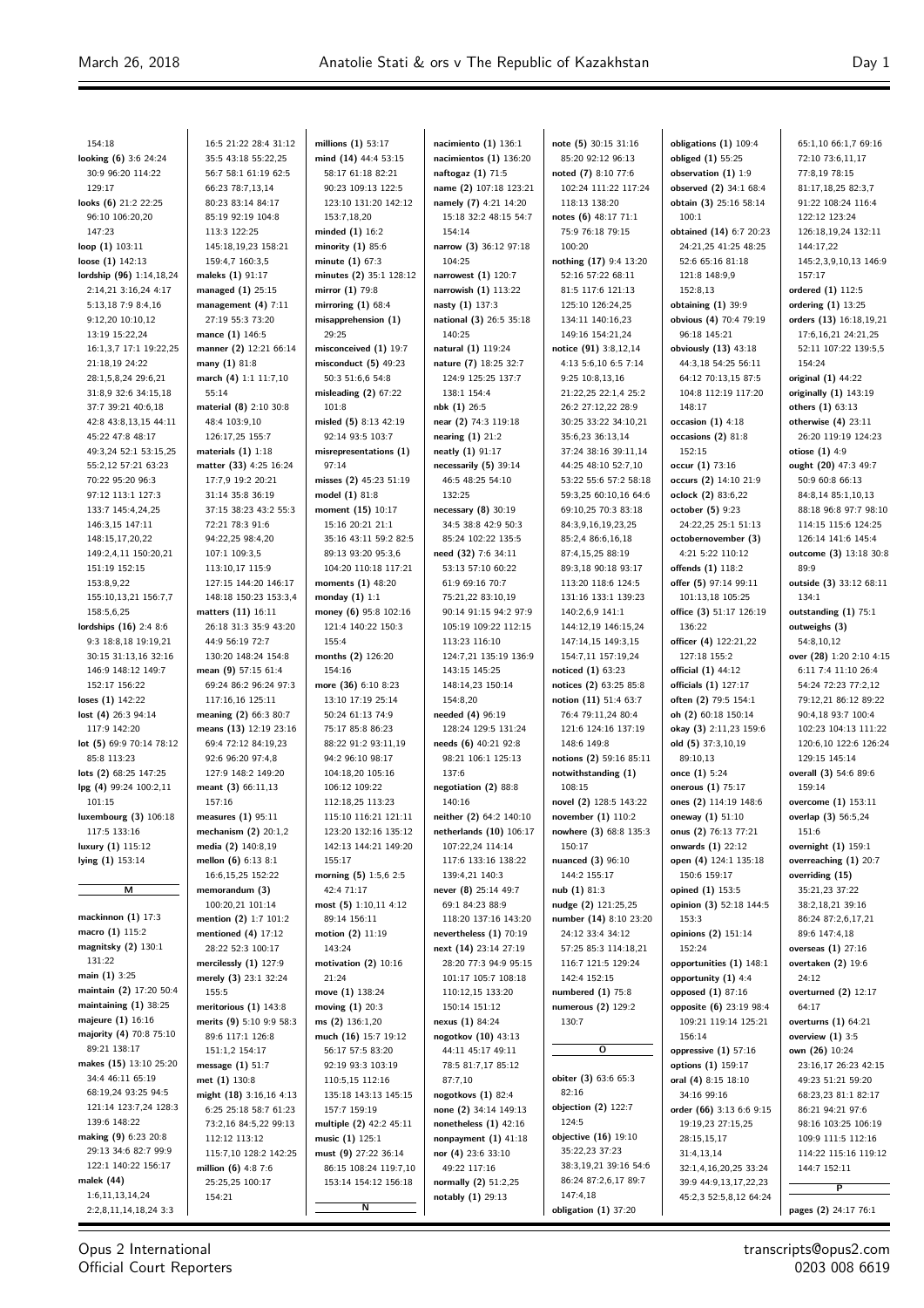154:18
**looking (6)** 3:6 24:24 30:9 96:20 114:22 129:17
**looks (6)** 21:2 22:25 96:10 106:20,20 147:23
**loop (1)** 103:11
**loose (1)** 142:13
**lordship (96)** 1:14,18,24 2:14,21 3:16,24 4:17 5:13,18 7:9 8:4,16 9:12,20 10:10,12 13:19 15:22,24 16:1,3,7 17:1 19:22,25 21:18,19 24:22 28:1,5,8,24 29:6,21 31:8,9 32:6 34:15,18 37:7 39:21 40:6,18 42:8 43:8,13,15 44:11 45:22 47:8 48:17 49:3,24 52:1 53:15,25 55:2,12 57:21 63:23 70:22 95:20 96:3 97:12 113:1 127:3 133:7 145:4,24,25 146:3,15 147:11 148:15,17,20,22 149:2,4,11 150:20,21 151:19 152:15 153:8,9,22 155:10,13,21 156:7,7 158:5,6,25
**lordships (16)** 2:4 8:6 9:3 18:8,18 19:19,21 30:15 31:13,16 32:16 146:9 148:12 149:7 152:17 156:22
**loses (1)** 142:22
**lost (4)** 26:3 94:14 117:9 142:20
**lot (5)** 69:9 70:14 78:12 85:8 113:23
**lots (2)** 68:25 147:25
**lpg (4)** 99:24 100:2,11 101:15
**luxembourg (3)** 106:18 117:5 133:16
**luxury (1)** 115:12
**lying (1)** 153:14

## M

**mackinnon (1)** 17:3
**macro (1)** 115:2
**magnitsky (2)** 130:1 131:22
**main (1)** 3:25
**maintain (2)** 17:20 50:4
**maintaining (1)** 38:25
**majeure (1)** 16:16
**majority (4)** 70:8 75:10 89:21 138:17
**makes (15)** 13:10 25:20 34:4 46:11 65:19 68:19,24 93:25 94:5 121:14 123:7,24 128:3 139:6 148:22
**making (9)** 6:23 20:8 29:13 34:6 82:7 99:9 122:1 140:22 156:17
**malek (44)** 1:6,11,13,14,24 2:2,8,11,14,18,24 3:3 16:5 21:22 28:4 31:12 35:5 43:18 55:22,25 56:7 58:1 61:19 62:5 66:23 78:7,13,14 80:23 83:14 84:17 85:19 92:19 104:8 113:3 122:25 145:18,19,23 158:21 159:4,7 160:3,5
**maleks (1)** 91:17
**managed (1)** 25:15
**management (4)** 7:11 27:19 55:3 73:20
**mance (1)** 146:5
**manner (2)** 12:21 66:14
**many (1)** 81:8
**march (4)** 1:1 11:7,10 55:14
**material (8)** 2:10 30:8 48:4 103:9,10 126:17,25 155:7
**materials (1)** 1:18
**matter (33)** 4:25 16:24 17:7,9 19:2 20:21 31:14 35:8 36:19 37:15 38:23 43:2 55:3 72:21 78:3 91:6 94:22,25 98:4,20 107:1 109:3,5 113:10,17 115:9 127:15 144:20 146:17 148:18 150:23 153:3,4
**matters (11)** 16:11 26:18 31:3 35:9 43:20 44:9 56:19 72:7 130:20 148:24 154:8
**mean (9)** 57:15 61:4 69:24 86:2 96:24 97:3 117:16,16 125:11
**meaning (2)** 66:3 80:7
**means (13)** 12:19 23:16 69:4 72:12 84:19,23 92:6 96:20 97:4,8 127:9 148:2 149:20
**meant (3)** 66:11,13 157:16
**measures (1)** 95:11
**mechanism (2)** 20:1,2
**media (2)** 140:8,19
**mellon (6)** 6:13 8:1 16:6,15,25 152:22
**memorandum (3)** 100:20,21 101:14
**mention (2)** 1:7 101:2
**mentioned (4)** 17:12 28:22 52:3 100:17
**mercilessly (1)** 127:9
**merely (3)** 23:1 32:24 155:5
**meritorious (1)** 143:8
**merits (9)** 5:10 9:9 58:3 89:6 117:1 126:8 151:1,2 154:17
**message (1)** 51:7
**met (1)** 130:8
**might (18)** 3:16,16 4:13 6:25 25:18 58:7 61:23 73:2,16 84:5,22 99:13 112:12 113:12 115:7,10 128:2 142:25
**million (6)** 4:8 7:6 25:25,25 100:17 154:21
**millions (1)** 53:17
**mind (14)** 44:4 53:15 58:17 61:18 82:21 90:23 109:13 122:5 123:10 131:20 142:12 153:7,18,20
**minded (1)** 16:2
**minority (1)** 85:6
**minute (1)** 67:3
**minutes (2)** 35:1 128:12
**mirror (1)** 79:8
**mirroring (1)** 68:4
**misapprehension (1)** 29:25
**misconceived (1)** 19:7
**misconduct (5)** 49:23 50:3 51:6,6 54:8
**misleading (2)** 67:22 101:8
**misled (5)** 8:13 42:19 92:14 93:5 103:7
**misrepresentations (1)** 97:14
**misses (2)** 45:23 51:19
**model (1)** 81:8
**moment (15)** 10:17 15:16 20:21 21:1 35:16 43:11 59:2 82:5 89:13 93:20 95:3,6 104:20 110:18 117:21
**moments (1)** 48:20
**monday (1)** 1:1
**money (6)** 95:8 102:16 121:4 140:22 150:3 155:4
**months (2)** 126:20 154:16
**more (36)** 6:10 8:23 13:10 17:19 25:14 50:24 61:13 74:9 75:17 85:8 86:23 88:22 91:2 93:11,19 94:2 96:10 98:17 104:18,20 105:16 106:12 109:22 112:18,25 113:23 115:10 116:21 121:11 123:20 132:16 135:12 142:13 144:21 149:20 155:17
**morning (5)** 1:5,6 2:5 42:4 71:17
**most (5)** 1:10,11 4:12 89:14 156:11
**motion (2)** 11:19 143:24
**motivation (2)** 10:16 21:24
**move (1)** 138:24
**moving (1)** 20:3
**ms (2)** 136:1,20
**much (16)** 15:7 19:12 56:17 57:5 83:20 92:19 93:3 103:19 110:5,15 112:16 135:18 143:13 145:15 157:7 159:19
**multiple (2)** 42:2 45:11
**music (1)** 125:1
**must (9)** 27:22 36:14 86:15 108:24 119:7,10 153:14 154:12 156:18

## N

**nacimiento (1)** 136:1
**nacimientos (1)** 136:20
**naftogaz (1)** 71:5
**name (2)** 107:18 123:21
**namely (7)** 4:21 14:20 15:18 32:2 48:15 54:7 154:14
**narrow (3)** 36:12 97:18 104:25
**narrowest (1)** 120:7
**narrowish (1)** 113:22
**nasty (1)** 137:3
**national (3)** 26:5 35:18 140:25
**natural (1)** 119:24
**nature (7)** 18:25 32:7 124:9 125:25 137:7 138:1 154:4
**nbk (1)** 26:5
**near (2)** 74:3 119:18
**nearing (1)** 21:2
**neatly (1)** 91:17
**necessarily (5)** 39:14 46:5 48:25 54:10 132:25
**necessary (8)** 30:19 34:5 38:8 42:9 50:3 85:24 102:22 135:5
**need (32)** 7:6 34:11 53:13 57:10 60:22 61:9 69:16 70:7 75:21,22 83:10,19 90:14 91:15 94:2 97:9 105:19 109:22 112:15 113:23 116:10 124:7,21 135:19 136:9 143:15 145:25 148:14,23 150:14 154:8,20
**needed (4)** 96:19 128:24 129:5 131:24
**needs (6)** 40:21 92:8 98:21 106:1 125:13 137:6
**negotiation (2)** 88:8 140:16
**neither (2)** 64:2 140:10
**netherlands (10)** 106:17 107:22,24 114:14 117:6 133:16 138:22 139:4,21 140:3
**never (8)** 25:14 49:7 69:1 84:23 88:9 118:20 137:16 143:20
**nevertheless (1)** 70:19
**next (14)** 23:14 27:19 28:20 77:3 94:9 95:15 101:17 105:7 108:18 110:12,15 133:20 150:14 151:12
**nexus (1)** 84:24
**nogotkov (10)** 43:13 44:11 45:17 49:11 78:5 81:7,17 85:12 87:7,10
**nogotkovs (1)** 82:4
**none (2)** 34:14 149:13
**nonetheless (1)** 42:16
**nonpayment (1)** 41:18
**nor (4)** 23:6 33:10 49:22 117:16
**normally (2)** 51:2,25
**notably (1)** 29:13
**note (5)** 30:15 31:16 85:20 92:12 96:13
**noted (7)** 8:10 77:6 102:24 111:22 117:24 118:13 138:20
**notes (6)** 48:17 71:1 75:9 76:18 79:15 100:20
**nothing (17)** 9:4 13:20 52:16 57:22 68:11 81:5 117:6 121:13 125:10 126:24,25 134:11 140:16,23 149:16 154:21,24
**notice (91)** 3:8,12,14 4:13 5:6,10 6:5 7:14 9:25 10:8,13,16 21:22,25 22:1,4 25:2 26:2 27:12,22 28:9 30:25 33:22 34:10,21 35:6,23 36:13,14 37:24 38:16 39:11,14 44:25 48:10 52:7,10 53:22 55:6 57:2 58:18 59:3,25 60:10,16 64:6 69:10,25 70:3 83:18 84:3,9,16,19,23,25 85:2,4 86:6,16,18 87:4,15,25 88:19 89:3,18 90:18 93:17 113:20 118:6 124:5 131:16 133:1 139:23 140:2,6,9 141:1 144:12,19 146:15,24 147:14,15 149:3,15 154:7,11 157:19,24
**noticed (1)** 63:23
**notices (2)** 63:25 85:8
**notion (11)** 51:4 63:7 76:4 79:11,24 80:4 121:6 124:16 137:19 148:6 149:8
**notions (2)** 59:16 85:11
**notwithstanding (1)** 108:15
**novel (2)** 128:5 143:22
**november (1)** 110:2
**nowhere (3)** 68:8 135:3 150:17
**nuanced (3)** 96:10 144:2 155:17
**nub (1)** 81:3
**nudge (2)** 121:25,25
**number (14)** 8:10 23:20 24:12 33:4 34:12 57:25 85:3 114:18,21 116:7 121:5 129:24 142:4 152:15
**numbered (1)** 75:8
**numerous (2)** 129:2 130:7

## O

**obiter (3)** 63:6 65:3 82:16
**objection (2)** 122:7 124:5
**objective (16)** 19:10 35:22,23 37:23 38:3,19,21 39:16 54:6 86:24 87:2,6,17 89:7 147:4,18
**obligation (1)** 37:20
**obligations (1)** 109:4
**obliged (1)** 55:25
**observation (1)** 1:9
**observed (2)** 34:1 68:4
**obtain (3)** 25:16 58:14 100:1
**obtained (14)** 6:7 20:23 24:21,25 41:25 48:25 52:6 65:16 81:18 121:8 148:9,9 152:8,13
**obtaining (1)** 39:9
**obvious (4)** 70:4 79:19 96:18 145:21
**obviously (13)** 43:18 44:3,18 54:25 56:11 64:12 70:13,15 87:5 104:8 112:19 117:20 148:17
**occasion (1)** 4:18
**occasions (2)** 81:8 152:15
**occur (1)** 73:16
**occurs (2)** 14:10 21:9
**oclock (2)** 83:6,22
**october (5)** 9:23 24:22,25 25:1 51:13
**octobernovember (3)** 4:21 5:22 110:12
**offends (1)** 118:2
**offer (5)** 97:14 99:11 101:13,18 105:25
**office (3)** 51:17 126:19 136:22
**officer (4)** 122:21,22 127:18 155:2
**official (1)** 44:12
**officials (1)** 127:17
**often (2)** 79:5 154:1
**oh (2)** 60:18 150:14
**okay (3)** 2:11,23 159:6
**old (5)** 37:3,10,19 89:10,13
**once (1)** 5:24
**onerous (1)** 75:17
**ones (2)** 114:19 148:6
**oneway (1)** 51:10
**onus (2)** 76:13 77:21
**onwards (1)** 22:12
**open (4)** 124:1 135:18 150:6 159:17
**opined (1)** 153:5
**opinion (3)** 52:18 144:5 153:3
**opinions (2)** 151:14 152:24
**opportunities (1)** 148:1
**opportunity (1)** 4:4
**opposed (1)** 87:16
**opposite (6)** 23:19 98:4 109:21 119:14 125:21 156:14
**oppressive (1)** 57:16
**options (1)** 159:17
**oral (4)** 8:15 18:10 34:16 99:16
**order (66)** 3:13 6:6 9:15 19:19,23 27:15,25 28:15,15,17 31:4,13,14 32:1,4,16,20,25 33:24 39:9 44:9,13,17,22,23 45:2,3 52:5,8,12 64:24 65:1,10 66:1,7 69:16 72:10 73:6,11,17 77:8,19 78:15 81:17,18,25 82:3,7 91:22 108:24 116:4 122:12 123:24 126:18,19,24 132:11 144:17,22 145:2,3,9,10,13 146:9 157:17
**ordered (1)** 112:5
**ordering (1)** 13:25
**orders (13)** 16:18,19,21 17:6,16,21 24:21,25 52:11 107:22 139:5,5 154:24
**original (1)** 44:22
**originally (1)** 143:19
**others (1)** 63:13
**otherwise (4)** 23:11 26:20 119:19 124:23
**otiose (1)** 4:9
**ought (20)** 47:3 49:7 50:9 60:8 66:13 84:8,14 85:1,10,13 88:18 96:8 97:7 98:10 114:15 115:6 124:25 126:14 141:6 145:4
**outcome (3)** 13:18 30:8 89:9
**outside (3)** 33:12 68:11 134:1
**outstanding (1)** 75:1
**outweighs (3)** 54:8,10,12
**over (28)** 1:20 2:10 4:15 6:11 7:4 11:10 26:4 54:24 72:23 77:2,12 79:12,21 86:12 89:22 90:4,18 93:7 100:4 102:23 104:13 111:22 120:6,10 122:6 126:24 129:15 145:14
**overall (3)** 54:6 89:6 159:14
**overcome (1)** 153:11
**overlap (3)** 56:5,24 151:6
**overnight (1)** 159:1
**overreaching (1)** 20:7
**overriding (15)** 35:21,23 37:22 38:2,18,21 39:16 86:24 87:2,6,17,21 89:6 147:4,18
**overseas (1)** 27:16
**overtaken (2)** 19:6 24:12
**overturned (2)** 12:17 64:17
**overturns (1)** 64:21
**overview (1)** 3:5
**own (26)** 10:24 23:16,17 26:23 42:15 49:23 51:21 59:20 68:23,23 81:1 82:17 86:21 94:21 97:6 98:16 103:25 106:19 109:9 111:5 112:16 114:22 115:16 119:12 144:7 152:11

## P

**pages (2)** 24:17 76:1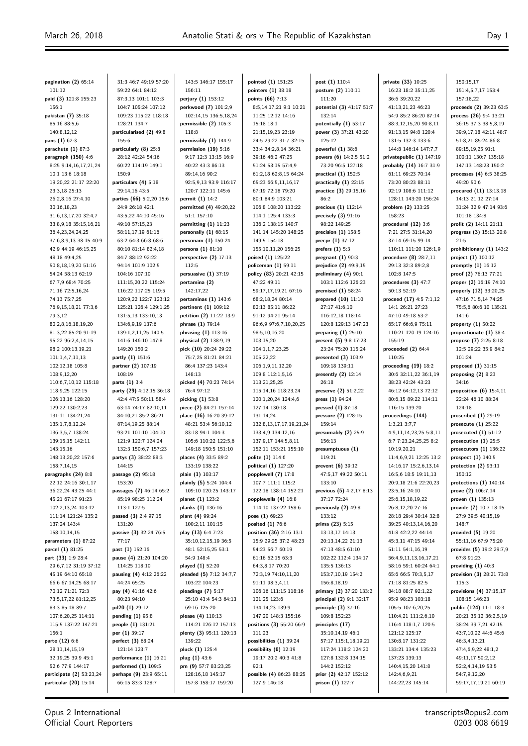**pagination (2)** 65:14 101:12
**paid (3)** 121:8 155:23 156:1
**pakistan (7)** 35:18 85:16 88:5,6 140:8,12,12
**pans (1)** 62:3
**parachute (1)** 87:3
**paragraph (150)** 4:6 8:25 9:14,16,17,21,24 10:1 13:6 18:18 19:20,22 21:17 22:20 23:3,18 25:13 26:2,8,16 27:4,10 30:16,18,23 31:6,13,17,20 32:4,7 33:8,9,18 35:15,16,21 36:4,23,24,24,25 37:6,8,9,13 38:15 40:9 42:9 44:19 46:15,25 48:18 49:4,25 50:8,18,19,20 51:16 54:24 58:13 62:19 67:7,9 68:4 70:25 71:16 72:5,16,24 74:13 75:7,25 76:9,15,18,21 77:3,6 79:3,12 80:2,8,16,18,19,20 81:3,22 85:20 91:19 95:22 96:2,4,14,15 98:2 100:13,19,21 101:1,4,7,11,13 102:12,18 105:8 108:9,12,20 110:6,7,10,12 115:18 118:9,25 122:15 126:13,16 128:20 129:22 130:2,23 131:11 134:21,24 135:1,7,8,12,24 136:3,5,7 138:24 139:15,15 142:11 143:15,16 148:13,20,22 157:6 158:7,14,15
**paragraphs (24)** 8:8 22:12 24:16 30:1,17 36:22,24 43:25 44:1 45:21 67:17 91:23 102:2,13,24 103:12 111:14 121:24 135:2 137:24 143:4 158:10,14,15
**parameters (1)** 87:22
**parcel (1)** 81:25
**part (33)** 1:9 28:4 29:6,7,12 31:19 37:12 45:19 64:10 65:18 66:6 67:14,25 68:17 70:12 71:21 72:3 73:5,17,22 81:12,25 83:3 85:18 89:7 107:6,20,25 114:11 115:5 137:22 147:21 156:1
**parte (12)** 6:6 28:11,14,15,19 32:19,25 39:9 45:1 52:6 77:9 144:17
**participate (2)** 53:23,24
**particular (20)** 15:14 31:3 46:7 49:19 57:20 59:22 64:1 84:12 87:3,13 101:1 103:3 104:7 105:24 107:12 109:23 115:22 118:18 128:21 134:7
**particularised (2)** 49:8 155:6
**particularly (8)** 25:8 28:12 42:24 54:16 60:22 114:19 149:1 150:9
**particulars (4)** 5:18 29:14,16 43:5
**parties (66)** 5:2,20 15:6 24:9 26:18 42:1 43:5,22 44:10 45:16 49:10 57:15,23 58:11,17,19 61:16 63:2 64:3 66:8 68:6 80:10 81:14 82:4,18 84:7 88:12 92:22 94:14 101:9 102:5 104:16 107:10 111:15,20,22 115:24 116:22 117:25 119:5 120:9,22 122:7 123:12 125:21 126:4 129:1,25 131:5,13 133:10,13 134:6,9,19 137:6 139:1,2,11,25 140:5 141:6 146:10 147:8 149:20 150:2
**partly (1)** 151:6
**partner (2)** 107:19 108:19
**parts (1)** 3:4
**party (29)** 4:12,15 36:18 42:4 47:5 50:11 58:4 63:14 74:17 82:10,11 84:10,21 85:2 86:21 87:14,19,25 88:14 93:21 101:10 104:10 121:9 122:7 124:24 132:3 150:6,7 157:23
**partys (3)** 38:22 88:3 144:15
**passage (2)** 95:18 153:20
**passages (7)** 46:14 65:2 85:19 98:25 112:24 113:1 127:5
**passed (3)** 2:4 97:15 131:20
**passive (3)** 32:24 76:5 77:17
**past (1)** 152:16
**pause (4)** 21:20 104:20 114:25 118:10
**pausing (4)** 4:12 26:22 44:24 65:25
**pay (4)** 41:16 42:6 80:23 94:10
**pd20 (1)** 29:12
**pending (1)** 95:8
**people (1)** 131:21
**per (1)** 39:17
**perfect (3)** 68:24 121:14 123:7
**performance (1)** 16:21
**performed (1)** 109:5
**perhaps (9)** 23:9 65:11 66:15 83:3 128:7 143:5 146:17 155:17 156:11
**perjury (1)** 153:12
**perkwood (7)** 101:2,9 102:14,15 136:5,18,24
**permissible (2)** 105:3 118:8
**permissibly (1)** 144:9
**permission (19)** 5:16 9:17 12:3 13:15 16:9 40:22 43:3 86:13 89:14,16 90:2 92:5,9,13 93:9 116:17 120:7 122:11 145:6
**permit (1)** 14:2
**permitted (4)** 49:20,22 51:1 157:10
**permitting (1)** 11:23
**personally (1)** 68:15
**personam (1)** 150:24
**persons (1)** 81:10
**perspective (2)** 17:13 112:5
**persuasive (1)** 37:19
**pertamina (2)** 142:17,22
**pertaminas (1)** 143:6
**pertinent (1)** 109:12
**petition (2)** 11:22 13:9
**phrase (1)** 79:14
**phrasing (1)** 113:16
**physical (2)** 138:9,19
**pick (10)** 20:24 29:22 75:7,25 81:21 84:21 86:4 137:23 143:4 148:13
**picked (4)** 70:23 74:14 76:4 97:12
**picking (1)** 53:8
**piece (2)** 84:21 157:14
**place (16)** 16:20 39:12 48:21 53:4 56:10,12 83:18 94:1 104:3 105:6 110:22 122:5,6 149:18 150:5 151:10
**places (4)** 33:5 89:2 133:19 138:22
**plain (1)** 103:17
**plainly (5)** 5:24 104:4 109:10 120:25 143:17
**planet (1)** 123:2
**planks (1)** 136:16
**plant (4)** 99:24 100:2,11 101:15
**play (13)** 6:4 7:23 35:10,12,15,19 36:5 48:1 52:15,25 53:1 54:9 148:4
**played (1)** 52:20
**pleaded (5)** 7:12 34:7,7 103:22 104:23
**pleadings (7)** 5:17 25:10 43:4 54:3 64:13 69:16 125:20
**please (4)** 110:13 114:21 126:12 157:13
**plenty (3)** 95:11 120:13 139:22
**pluck (1)** 125:4
**plug (1)** 43:6
**pm (9)** 57:7 83:23,25 128:16,18 145:17 157:8 158:17 159:20
**pointed (1)** 151:25
**pointers (1)** 38:18
**points (66)** 7:13 8:5,14,17,21 9:1 10:21 11:25 12:12 14:16 15:18 18:1 21:15,19,23 23:19 24:5 29:22 31:7 32:15 33:4 34:2,8,14 36:21 39:16 46:2 47:25 51:24 53:15 57:4,9 61:2,18 62:8,15 64:24 65:23 66:5,11,16,17 67:19 72:18 79:20 80:1 84:9 103:21 106:8 108:20 113:22 114:1 125:4 133:3 136:2 138:15 140:7 141:14 145:20 148:25 149:5 154:18 155:10,11,20 156:25
**poised (1)** 125:22
**policeman (1)** 59:11
**policy (83)** 20:21 42:15 47:22 49:11 59:17,17,19,21 67:16 68:2,18,24 80:14 82:13 85:11 86:22 91:12 94:21 95:14 96:6,9 97:6,7,10,20,25 98:5,10,16,20 103:15,20 104:1,1,7,23,25 105:22,22 106:1,9,11,12,20 109:8 112:1,5,16 113:21,25,25 115:14,16 118:23,24 120:1,20,24 124:4,6 127:14 130:18 131:14,24 132:8,13,17,17,19,21,24 133:4,9 134:12,16 137:9,17 144:5,8,11 152:11 153:21 155:10
**polite (1)** 114:6
**political (1)** 127:20
**popplewell (7)** 17:8 107:7 111:1 115:2 122:18 138:14 152:21
**popplewells (4)** 16:8 114:10 137:22 158:6
**pose (1)** 69:23
**posited (1)** 76:6
**position (36)** 2:16 13:1 15:9 29:25 37:2 48:23 54:23 56:7 60:19 61:16 62:15 63:3 64:3,8,17 70:20 72:3,19 74:10,11,20 91:11 98:3,4,11 106:16 111:15 118:16 121:25 123:6 134:14,23 139:9 147:20 148:3 155:16
**positions (3)** 55:20 66:9 111:23
**possibilities (1)** 39:24
**possibility (6)** 12:19 19:17 20:2 40:3 41:8 92:1
**possible (4)** 86:23 88:25 127:9 146:18
**post (1)** 110:4
**posture (2)** 110:11 111:20
**potential (3)** 41:17 51:7 132:14
**potentially (1)** 53:17
**power (3)** 37:21 43:20 125:12
**powerful (1)** 38:6
**powers (6)** 14:2,5 51:2 73:20 96:5 127:18
**practical (1)** 152:5
**practically (1)** 22:15
**practice (3)** 29:15,16 86:2
**precious (1)** 112:14
**precisely (3)** 91:16 98:22 149:25
**precision (1)** 158:5
**precpr (1)** 37:12
**prefers (1)** 5:3
**pregnant (1)** 90:3
**prejudice (2)** 49:9,15
**preliminary (4)** 90:1 103:1 112:6 126:23
**premised (1)** 58:24
**prepared (10)** 11:10 27:17 41:6,10 116:12,18 118:14 120:8 129:13 147:23
**preparing (1)** 25:10
**present (5)** 9:8 17:23 23:24 75:20 115:24
**presented (3)** 103:9 109:18 139:11
**presently (2)** 12:14 26:18
**preserve (2)** 51:2,22
**press (1)** 94:24
**pressed (1)** 87:18
**pressure (2)** 128:15 159:14
**presumably (2)** 25:9 156:13
**presumptuous (1)** 119:21
**prevent (6)** 39:12 47:5,17 49:22 50:11 133:10
**previous (5)** 4:2,17 8:13 37:17 72:24
**previously (2)** 49:8 133:12
**prima (23)** 5:15 13:13,17 14:13 20:13,14,22 21:13 47:13 48:5 61:10 102:22 112:4 134:17 135:5 136:13 153:7,10,19 154:2 156:8,18,19
**primary (2)** 37:20 133:2
**principal (2)** 9:1 32:17
**principle (3)** 37:16 109:8 152:23
**principles (17)** 35:10,14,19 46:1 57:17 115:1,18,19,21 117:24 118:2 124:20 127:8 132:8 134:15 144:2 152:12
**prior (2)** 42:17 152:12
**prison (1)** 127:7
**private (33)** 10:25 16:23 18:2 35:11,25 36:6 39:20,22 41:13,21,23 46:23 54:9 85:2 86:20 87:14 88:3,12,15,20 90:8,11 91:13,15 94:8 120:4 131:5 132:3 133:6 144:8 146:14 147:7,7
**privatepublic (1)** 147:19
**probably (14)** 16:7 31:9 61:11 69:23 70:14 73:20 80:23 88:11 92:19 108:6 111:12 128:11 143:20 156:24
**problem (2)** 133:25 158:23
**procedural (12)** 3:6 7:21 27:5 31:14,20 37:14 69:15 99:14 110:11 111:20 126:1,9
**procedure (8)** 28:7,11 29:13 32:3 89:2,8 102:8 147:5
**procedures (3)** 47:7 50:13 52:19
**proceed (17)** 4:5 7:1,12 14:1 26:21 27:23 47:10 49:18 53:2 65:17 66:6,9 75:11 110:21 120:19 124:16 155:19
**proceeded (2)** 64:4 110:25
**proceeding (19)** 18:2 30:6 32:11,22 36:1,19 38:23 42:24 43:23 46:12 64:12,13 72:12 80:6,15 89:22 114:11 116:15 139:20
**proceedings (144)** 1:3,21 3:7,7 4:9,11,14,23,25 5:8,11 6:7 7:23,24,25,25 8:2 10:19,20,21 11:4,6,9,21 12:25 13:2 14:16,17 15:2,6,13,14 16:5,6 18:5 19:11,13 20:9,18,21 21:6 22:20,23 23:5,16 24:10 25:6,15,18,19,22 26:8,12,20 27:16 28:18 29:4 30:14 32:8 39:25 40:13,14,16,20 41:8 42:2,22 44:14 45:3,11 47:15 49:14 51:11 54:1,16,19 56:4,9,11,13,16,17,21 58:16 59:1 60:24 64:1 65:6 66:5 70:3,5,17 71:18 81:25 82:5 84:18 88:7 92:1,22 95:9 98:23 103:18 105:5 107:6,20,25 110:4,21 111:2,6,10 116:4 118:1,7 120:5 121:12 125:17 130:8,17 131:22 133:21 134:4 135:23 137:23 139:13 140:4,15,20 141:8 142:4,6,9,21 144:22,23 145:14 150:15,17 151:4,5,7,17 153:4 157:18,22
**proceeds (2)** 39:23 63:5
**process (26)** 9:4 13:21 36:15 37:3 38:5,8,19 39:9,17,18 42:11 48:7 51:8,21 85:24 86:8 89:15,19,25 91:1 100:11 130:7 135:18 147:13 148:23 150:2
**processes (4)** 6:5 38:25 49:20 50:6
**procured (11)** 13:13,18 14:13 21:12 27:14 31:24 32:9 47:14 93:6 101:18 134:8
**profit (2)** 14:11 21:11
**progress (3)** 15:13 20:8 21:5
**prohibitionary (1)** 143:2
**project (1)** 100:12
**promptly (1)** 16:12
**proof (2)** 76:13 77:21
**proper (2)** 16:19 74:10
**properly (12)** 33:20,25 47:16 71:5,14 74:25 75:5,6 80:6,10 135:21 141:6
**property (1)** 50:22
**proportionate (1)** 38:4
**propose (7)** 2:25 8:18 12:5 29:22 35:9 84:2 101:24
**proposed (1)** 31:15
**proposing (2)** 8:23 34:16
**proposition (6)** 15:4,11 22:24 46:10 88:24 124:18
**proscribed (1)** 29:19
**prosecute (1)** 25:22
**prosecuted (1)** 51:12
**prosecution (1)** 25:5
**prosecutors (1)** 136:22
**prospect (1)** 140:5
**protection (2)** 93:11 150:12
**protections (1)** 140:14
**prove (2)** 106:7,14
**proven (1)** 135:13
**provide (7)** 10:7 18:15 27:9 39:5 40:15,19 148:7
**provided (5)** 19:20 55:11,16 67:9 75:20
**provides (5)** 19:2 29:7,9 67:8 91:23
**providing (1)** 40:3
**provision (3)** 28:21 73:8 115:3
**provisions (4)** 37:15,17 108:15 146:23
**public (124)** 11:1 18:3 20:21 35:12 36:2,5,19 38:24 39:7,21 42:15 43:7,10,22 44:6 45:6 46:3,4,13,21 47:4,6,9,22 48:1,2 49:11,17 50:2,12 52:2,4,14,19 53:5 54:7,9,12,20 59:17,17,19,21 60:19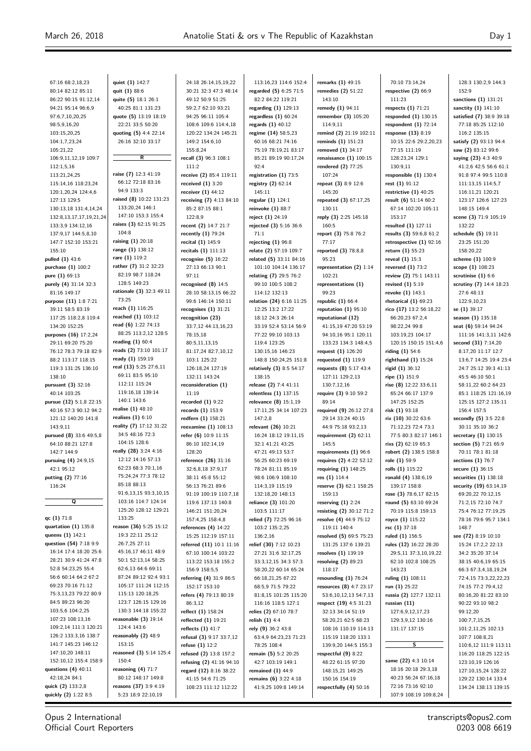67:16 68:2,18,23
80:14 82:12 85:11
86:22 90:15 91:12,14
94:21 95:14 96:6,9
97:6,7,10,20,25
98:5,9,16,20
103:15,20,25
104:1,7,23,24
105:21,22
106:9,11,12,19 109:7
112:1,5,16
113:21,24,25
115:14,16 118:23,24
120:1,20,24 124:4,6
127:13 129:5
130:13,18 131:4,14,24
132:8,13,17,17,19,21,24
133:3,9 134:12,16
137:9,17 144:5,8,10
147:7 152:10 153:21
155:10
**pulled (1)** 43:6
**purchase (1)** 100:2
**pure (1)** 69:13
**purely (4)** 31:14 32:3
81:16 149:17
**purpose (11)** 1:8 7:21
39:11 58:5 83:19
117:25 118:2,8 119:4
134:20 152:25
**purposes (16)** 17:2,24
29:11 69:20 75:20
76:12 78:3 79:18 82:9
88:2 113:17 118:15
119:3 131:25 136:10
138:10
**pursuant (3)** 32:16
40:14 103:25
**pursue (12)** 5:1,8 22:15
40:16 57:3 90:12 94:2
121:12 140:20 141:8
143:9,11
**pursued (8)** 33:6 49:5,8
64:10 88:21 127:8
142:7 144:9
**pursuing (4)** 24:9,15
42:1 95:12
**putting (2)** 77:16
116:24

**quiet (1)** 142:7
**quit (1)** 88:6
**quite (5)** 18:1 26:1
40:25 81:1 131:23
**quote (5)** 13:19 18:19
22:21 33:5 50:20
**quoting (5)** 4:4 22:14
26:16 32:10 33:17

## R

**raise (7)** 12:3 41:19
66:12 72:18 83:16
94:9 133:3
**raised (8)** 10:22 131:23
133:20,24 146:1
147:10 153:3 155:4
**raises (3)** 62:15 91:25
104:8
**raising (1)** 20:18
**range (1)** 138:12
**rare (1)** 119:2
**rather (7)** 31:2 32:23
82:19 98:7 118:24
128:5 149:23
**rationale (3)** 32:3 49:11
73:25
**reach (1)** 116:25
**reached (1)** 103:12
**read (6)** 1:22 74:13
88:25 113:2,12 128:5
**reading (1)** 60:4
**reads (2)** 73:10 101:17
**ready (1)** 159:19
**real (13)** 5:25 27:6,11
69:11 83:5 95:10
112:11 115:24
119:16,18 139:14
140:1 143:6
**realise (1)** 48:10
**realises (1)** 6:10
**reality (7)** 17:12 31:22
34:5 48:16 72:3
104:15 128:6
**really (28)** 3:24 4:16
12:12 14:16 57:13
62:23 68:3 70:1,16
75:24,24 77:3 78:12
85:18 88:13
91:6,13,15 93:3,10,15
103:16 114:7 124:14
125:20 128:12 129:21
133:25
**reason (36)** 5:25 15:12
19:3 22:11 25:12
26:7,25 27:11
45:16,17 46:11 48:9
50:1 52:13,14 58:25
62:6,13 64:6 69:11
87:24 89:12 92:4 93:1
105:17 111:24 112:15
115:13 120:18,25
123:7 126:15 129:16
130:3 144:18 155:22
**reasonable (3)** 19:14
124:4 143:6
**reasonably (2)** 48:9
153:15
**reasoned (3)** 5:14 125:4
150:4
**reasoning (4)** 71:7
80:12 148:17 149:8
**reasons (37)** 3:9 4:19
5:23 18:9 22:10,19

## Q

**qc (1)** 71:8
**quartation (1)** 135:8
**queens (1)** 142:1
**question (54)** 7:18 9:9
16:14 17:4 18:20 25:6
28:21 30:9 41:24 47:8
52:8 54:23,25 55:4
56:6 60:14 64:2 67:2
69:23 70:16 71:12
75:3,13,23 79:22 80:9
84:5 89:23 96:20
103:5,6 104:2,25
107:23 108:13,16
109:2,14 111:3 120:21
126:2 133:3,16 138:7
141:7 145:23 146:12
147:10,20 148:11
152:10,12 155:4 158:9
**questions (4)** 40:11
42:18,24 84:1
**quick (2)** 133:2,8
**quickly (2)** 1:22 8:5

24:18 26:14,15,19,22
30:21 32:3 47:3 48:14
49:12 50:9 51:25
59:2,7 62:10 93:21
94:25 96:11 105:4
108:6 109:6 114:4,18
120:22 134:24 145:21
149:2 154:6,10
155:8,24
**recall (3)** 96:3 108:1
111:2
**receive (2)** 85:4 119:11
**received (1)** 3:20
**receiver (1)** 44:12
**receiving (7)** 4:13 84:10
85:2 87:15 88:1
122:8,9
**recent (2)** 14:7 21:7
**recently (1)** 79:24
**recital (1)** 145:9
**recitals (1)** 111:13
**recognise (5)** 16:22
27:13 66:13 90:1
97:11
**recognised (8)** 14:5
28:10 58:13,15 66:22
99:6 146:14 150:11
**recognises (1)** 31:21
**recognition (23)**
33:7,12 44:13,16,23
78:15,18
80:5,11,13,15
81:17,24 82:7,10,12
103:1 125:22
126:18,24 127:19
132:11 143:24
**reconsideration (1)**
11:19
**recorded (1)** 9:22
**records (1)** 153:9
**redfern (1)** 158:21
**reexamine (1)** 108:13
**refer (6)** 10:9 11:15
86:10 102:14,19
128:20
**reference (26)** 31:16
32:6,8,18 37:9,17
38:11 45:8 55:12
56:13 76:21 89:6
91:19 100:19 110:7,18
119:6 137:13 140:8
146:21 151:20,24
157:4,25 158:4,8
**references (4)** 14:22
15:25 112:19 157:11
**referred (11)** 10:1 11:16
67:10 100:14 103:22
113:22 153:18 155:2
156:9 158:5,5
**referring (4)** 31:9 86:5
152:17 153:10
**refers (4)** 79:13 80:19
86:3,12
**reflect (1)** 158:24
**reflected (1)** 19:21
**reflects (1)** 41:7
**refusal (3)** 9:17 33:7,12
**refuse (1)** 12:2
**refused (2)** 13:8 157:2
**refusing (2)** 41:16 94:10
**regard (12)** 8:16 38:22
41:15 54:6 71:25
108:23 111:12 112:22

113:16,23 114:6 152:4
**regarded (5)** 6:25 71:5
82:2 84:22 119:21
**regarding (1)** 129:13
**regardless (1)** 60:24
**regards (1)** 40:12
**regime (14)** 58:5,23
60:16 68:21 74:16
75:19 78:19,21 83:17
85:21 89:19 90:17,24
92:4
**registration (1)** 73:5
**registry (2)** 62:14
145:11
**regular (1)** 124:1
**reinvoke (1)** 88:7
**reject (1)** 24:19
**rejected (3)** 5:16 36:6
71:1
**rejecting (1)** 96:8
**relate (2)** 57:19 109:7
**related (5)** 33:11 84:16
101:10 104:14 136:17
**relating (7)** 29:5 76:2
99:10 100:5 108:2
114:12 132:13
**relation (24)** 6:16 11:25
12:25 13:2 17:22
18:12 24:3 26:14
33:19 52:4 53:14 56:9
77:22 99:10 103:13
119:4 123:25
130:15,16 146:23
148:8 150:24,25 151:8
**relatively (3)** 8:5 54:17
138:15
**release (2)** 7:4 41:11
**relentless (1)** 137:15
**relevance (8)** 15:1,19
17:11,25 34:14 107:23
147:2,8
**relevant (26)** 10:21
16:24 18:12 19:11,15
32:1 41:21 43:25
47:21 49:13 53:7
56:25 60:23 69:19
78:24 81:11 85:19
98:6 106:9 108:10
114:3,19 115:19
132:18,20 148:13
**reliance (3)** 101:20
103:5 111:17
**relied (7)** 72:25 96:16
103:2 135:2,25
136:2,16
**relief (30)** 7:12 10:23
27:21 31:6 32:17,25
33:3,12,15 34:3 57:3
58:20,22 60:14 65:24
66:18,21,25 67:22
68:5,9 71:5 79:22
81:8,15 101:25 115:20
116:16 118:5 127:1
**relies (2)** 67:10 78:7
**relish (1)** 4:4
**rely (9)** 36:2 43:8
63:4,9 64:23,23 71:23
78:25 108:4
**remain (5)** 5:2 20:25
42:7 103:19 149:1
**remained (1)** 44:9
**remains (6)** 3:22 4:18
41:9,25 109:8 149:14

**remarks (1)** 49:15
**remedies (2)** 51:22
143:10
**remedy (1)** 94:11
**remember (3)** 105:20
114:9,11
**remind (2)** 21:19 102:11
**reminds (1)** 151:23
**removed (1)** 34:17
**renaissance (1)** 100:15
**rendered (2)** 77:25
107:24
**repeat (3)** 8:9 12:6
145:20
**repeated (3)** 67:17,25
130:11
**reply (3)** 2:25 145:18
160:5
**report (3)** 75:8 76:2
77:17
**reported (3)** 78:8,8
95:23
**representation (2)** 1:14
102:21
**representations (1)**
99:23
**republic (1)** 66:4
**reputation (1)** 95:10
**reputational (12)**
41:15,19 47:20 53:19
94:10,16 95:1 120:11
133:23 134:3 148:4,5
**request (1)** 126:20
**requested (1)** 119:9
**requests (8)** 5:17 43:4
127:11 129:2,13
130:7,12,16
**require (3)** 9:10 59:2
89:14
**required (9)** 26:12 27:8
29:14 33:24 40:15
44:9 75:18 93:2,13
**requirement (2)** 62:11
145:5
**requirements (1)** 96:6
**requires (2)** 4:22 52:12
**requiring (1)** 148:25
**res (1)** 114:4
**reserve (3)** 62:1 158:25
159:13
**reserving (1)** 2:24
**resisting (2)** 30:12 71:2
**resolve (4)** 44:9 75:12
119:11 140:4
**resolved (5)** 69:5 75:23
131:25 137:6 139:21
**resolves (1)** 139:19
**resolving (2)** 89:23
118:17
**resounding (1)** 76:24
**resources (8)** 4:7 23:17
53:6,10,12,13 54:7,13
**respect (19)** 4:5 31:23
32:13 34:14 51:19
58:20,21 62:5 68:23
108:16 110:19 114:13
115:19 118:20 133:1
139:9,20 144:5 155:3
**respectful (9)** 8:22
48:22 61:15 97:20
148:15,21 149:25
150:16 154:19
**respectfully (4)** 50:16

70:10 73:14,24
**respective (2)** 66:9
111:23
**respects (1)** 71:21
**responded (1)** 130:15
**respondent (1)** 72:14
**response (13)** 8:19
10:15 22:6 29:2,20,23
77:15 111:19
128:23,24 129:1
130:9,11
**responsible (1)** 130:4
**rest (1)** 91:12
**restrictive (1)** 40:25
**result (6)** 51:14 60:2
67:14 102:20 105:11
153:17
**resulted (1)** 127:11
**results (3)** 59:6,8 61:2
**retrospective (1)** 92:16
**return (1)** 55:23
**reveal (1)** 15:3
**reversed (1)** 73:2
**review (2)** 75:1 143:11
**revised (1)** 5:19
**revoke (1)** 143:1
**rhetorical (1)** 69:23
**rico (17)** 13:2 56:18,22
66:20,23 67:2,4
98:22,24 99:8
103:19,23 104:17
120:15 150:15 151:4,6
**riding (1)** 54:6
**righthand (1)** 15:24
**rigid (1)** 36:12
**ripe (1)** 151:9
**rise (8)** 12:22 33:6,11
65:24 66:17 137:9
147:25 152:25
**risk (1)** 93:18
**rix (10)** 30:22 63:6
71:12,23 72:4 73:1
77:5 80:3 82:17 146:1
**rixs (2)** 62:19 65:3
**robert (2)** 138:5 158:8
**role (1)** 59:9
**rolls (1)** 115:22
**ronald (4)** 138:6,19
139:17 158:8
**rose (3)** 78:6,17 82:15
**round (5)** 63:10 69:24
70:19 115:8 159:13
**royce (1)** 115:22
**rsc (1)** 37:18
**ruled (1)** 156:5
**rules (12)** 16:22 28:20
29:5,11 37:3,10,19,22
62:10 102:8 108:25
143:23
**ruling (1)** 108:11
**run (1)** 25:22
**russia (2)** 127:7 132:11
**russian (11)**
127:6,9,12,17,23
129:3,9,12 130:16
131:17 137:15

## S

**same (22)** 4:3 10:14
18:16 20:18 29:3,18
40:23 56:24 67:16,18
72:16 73:16 92:10
107:9 108:19 109:8,24

128:3 130:2,9 144:3
152:9
**sanctions (1)** 131:21
**sanctity (1)** 141:10
**satisfied (7)** 38:9 39:18
77:18 85:25 112:10
116:2 135:15
**satisfy (2)** 93:13 94:4
**saw (2)** 83:12 99:6
**saying (23)** 4:3 40:9
41:2,6 42:5 56:6 61:1
91:8 97:4 99:5 110:8
111:13,15 114:5,7
116:11,21 120:21
123:17 126:6 127:23
148:15 149:4
**scene (3)** 71:9 105:19
132:22
**schedule (5)** 19:11
23:25 151:20
158:20,22
**scheme (1)** 100:9
**scope (1)** 108:23
**scrutinise (1)** 6:6
**scrutiny (7)** 14:4 18:23
27:6 48:13
122:9,10,23
**se (1)** 39:17
**season (1)** 135:18
**seat (6)** 59:14 94:24
111:16 141:3,11 142:6
**second (31)** 7:14,20
8:17,20 11:17 12:7
13:6,7 14:25 19:4 23:4
24:7 25:12 39:3 41:13
45:5 46:10 50:1
58:11,22 60:2 64:23
85:1 118:25 121:16,19
125:15 127:2 135:11
156:4 157:5
**secondly (5)** 3:5 22:8
30:11 35:10 36:2
**secretary (1)** 130:15
**section (5)** 7:21 65:9
70:11 78:1 81:18
**sections (1)** 76:7
**secure (1)** 36:15
**securities (1)** 138:18
**security (19)** 63:14,19
69:20,22 70:12,15
71:2,15 72:10 74:7
75:4 76:12 77:19,25
78:16 79:6 95:7 134:1
148:7
**see (72)** 8:19 10:10
15:24 17:2,2 22:13
34:2 35:20 37:14
38:15 40:6,19 65:15
66:3 67:3,4,18,19,24
72:4,15 73:3,22,22,23
74:15 77:2 79:4,12
80:16,20 81:22 83:10
90:22 93:10 98:2
99:12,20
100:7,7,15,25
101:2,11,25 102:13
107:7 108:8,21
110:6,12 111:9 113:11
116:20 118:25 122:15
123:10,19 126:16
127:10,15,24 128:22
129:22 130:14 133:4
134:24 138:13 139:15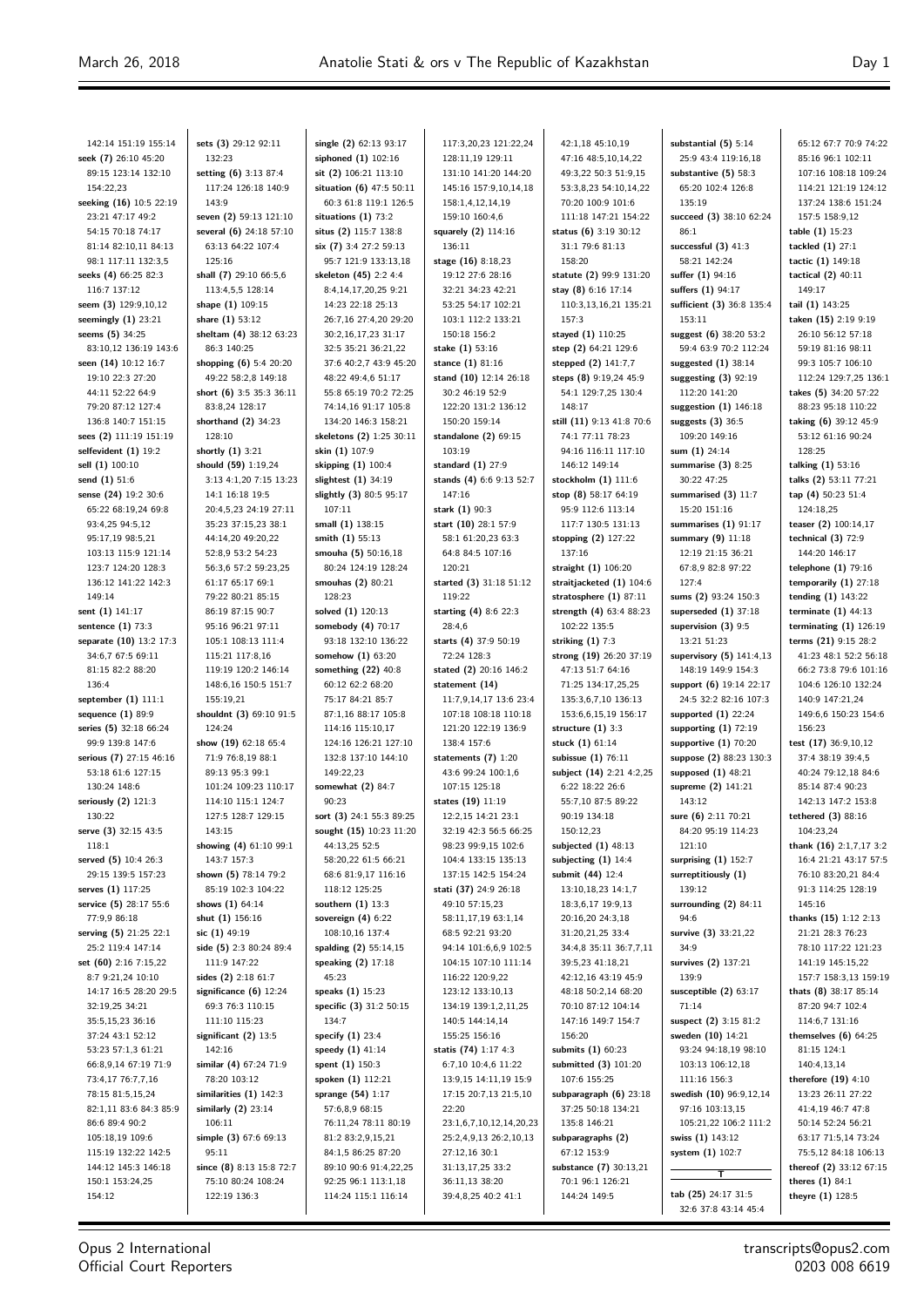142:14 151:19 155:14
**seek (7)** 26:10 45:20 89:15 123:14 132:10 154:22,23
**seeking (16)** 10:5 22:19 23:21 47:17 49:2 54:15 70:18 74:17 81:14 82:10,11 84:13 98:1 117:11 132:3,5
**seeks (4)** 66:25 82:3 116:7 137:12
**seem (3)** 129:9,10,12
**seemingly (1)** 23:21
**seems (5)** 34:25 83:10,12 136:19 143:6
**seen (14)** 10:12 16:7 19:10 22:3 27:20 44:11 52:22 64:9 79:20 87:12 127:4 136:8 140:7 151:15
**sees (2)** 111:19 151:19
**selfevident (1)** 19:2
**sell (1)** 100:10
**send (1)** 51:6
**sense (24)** 19:2 30:6 65:22 68:19,24 69:8 93:4,25 94:5,12 95:17,19 98:5,21 103:13 115:9 121:14 123:7 124:20 128:3 136:12 141:22 142:3 149:14
**sent (1)** 141:17
**sentence (1)** 73:3
**separate (10)** 13:2 17:3 34:6,7 67:5 69:11 81:15 82:2 88:20 136:4
**september (1)** 111:1
**sequence (1)** 89:9
**series (5)** 32:18 66:24 99:9 139:8 147:6
**serious (7)** 27:15 46:16 53:18 61:6 127:15 130:24 148:6
**seriously (2)** 121:3 130:22
**serve (3)** 32:15 43:5 118:1
**served (5)** 10:4 26:3 29:15 139:5 157:23
**serves (1)** 117:25
**service (5)** 28:17 55:6 77:9,9 86:18
**serving (5)** 21:25 22:1 25:2 119:4 147:14
**set (60)** 2:16 7:15,22 8:7 9:21,24 10:10 14:17 16:5 28:20 29:5 32:19,25 34:21 35:5,15,23 36:16 37:24 43:1 52:12 53:23 57:1,3 61:21 66:8,9,14 67:19 71:9 73:4,17 76:7,7,16 78:15 81:5,15,24 82:1,11 83:6 84:3 85:9 86:6 89:4 90:2 105:18,19 109:6 115:19 132:22 142:5 144:12 145:3 146:18 150:1 153:24,25 154:12
**sets (3)** 29:12 92:11 132:23
**setting (6)** 3:13 87:4 117:24 126:18 140:9 143:9
**seven (2)** 59:13 121:10
**several (6)** 24:18 57:10 63:13 64:22 107:4 125:16
**shall (7)** 29:10 66:5,6 113:4,5,5 128:14
**shape (1)** 109:15
**share (1)** 53:12
**sheltam (4)** 38:12 63:23 86:3 140:25
**shopping (6)** 5:4 20:20 49:22 58:2,8 149:18
**short (6)** 3:5 35:3 36:11 83:8,24 128:17
**shorthand (2)** 34:23 128:10
**shortly (1)** 3:21
**should (59)** 1:19,24 3:13 4:1,20 7:15 13:23 14:1 16:18 19:5 20:4,5,23 24:19 27:11 35:23 37:15,23 38:1 44:14,20 49:20,22 52:8,9 53:2 54:23 56:3,6 57:2 59:23,25 61:17 65:17 69:1 79:22 80:21 85:15 86:19 87:15 90:7 95:16 96:21 97:11 105:1 108:13 111:4 115:21 117:8,16 119:19 120:2 146:14 148:6,16 150:5 151:7 155:19,21
**shouldnt (3)** 69:10 91:5 124:24
**show (19)** 62:18 65:4 71:9 76:8,19 88:1 89:13 95:3 99:1 101:24 109:23 110:17 114:10 115:1 124:7 127:5 128:7 129:15 143:15
**showing (4)** 61:10 99:1 143:7 157:3
**shown (5)** 78:14 79:2 85:19 102:3 104:22
**shows (1)** 64:14
**shut (1)** 156:16
**sic (1)** 49:19
**side (5)** 2:3 80:24 89:4 111:9 147:22
**sides (2)** 2:18 61:7
**significance (6)** 12:24 69:3 76:3 110:15 111:10 115:23
**significant (2)** 13:5 142:16
**similar (4)** 67:24 71:9 78:20 103:12
**similarities (1)** 142:3
**similarly (2)** 23:14 106:11
**simple (3)** 67:6 69:13 95:11
**since (8)** 8:13 15:8 72:7 75:10 80:24 108:24 122:19 136:3
**single (2)** 62:13 93:17
**siphoned (1)** 102:16
**sit (2)** 106:21 113:10
**situation (6)** 47:5 50:11 60:3 61:8 119:1 126:5
**situations (1)** 73:2
**situs (2)** 115:7 138:8
**six (7)** 3:4 27:2 59:13 95:7 121:9 133:13,18
**skeleton (45)** 2:2 4:4 8:4,14,17,20,25 9:21 14:23 22:18 25:13 26:7,16 27:4,20 29:20 30:2,16,17,23 31:17 32:5 35:21 36:21,22 37:6 40:2,7 43:9 45:20 48:22 49:4,6 51:17 55:8 65:19 70:2 72:25 74:14,16 91:17 105:8 134:20 146:3 158:21
**skeletons (2)** 1:25 30:11
**skin (1)** 107:9
**skipping (1)** 100:4
**slightest (1)** 34:19
**slightly (3)** 80:5 95:17 107:11
**small (1)** 138:15
**smith (1)** 55:13
**smouha (5)** 50:16,18 80:24 124:19 128:24
**smouhas (2)** 80:21 128:23
**solved (1)** 120:13
**somebody (4)** 70:17 93:18 132:10 136:22
**somehow (1)** 63:20
**something (22)** 40:8 60:12 62:2 68:20 75:17 84:21 85:7 87:1,16 88:17 105:8 114:16 115:10,17 124:16 126:21 127:10 132:8 137:10 144:10 149:22,23
**somewhat (2)** 84:7 90:23
**sort (3)** 24:1 55:3 89:25
**sought (15)** 10:23 11:20 44:13,25 52:5 58:20,22 61:5 66:21 68:6 81:9,17 116:16 118:12 125:25
**southern (1)** 13:3
**sovereign (4)** 6:22 108:10,16 137:4
**spalding (2)** 55:14,15
**speaking (2)** 17:18 45:23
**speaks (1)** 15:23
**specific (3)** 31:2 50:15 134:7
**specify (1)** 23:4
**speedy (1)** 41:14
**spent (1)** 150:3
**spoken (1)** 112:21
**sprange (54)** 1:17 57:6,8,9 68:15 76:11,24 78:11 80:19 81:2 83:2,9,15,21 84:1,5 86:25 87:20 89:10 90:6 91:4,22,25 92:25 96:1 113:1,18 114:24 115:1 116:14 117:3,20,23 121:22,24 128:11,19 129:11 131:10 141:20 144:20 145:16 157:9,10,14,18 158:1,4,12,14,19 159:10 160:4,6
**squarely (2)** 114:16 136:11
**stage (16)** 8:18,23 19:12 27:6 28:16 32:21 34:23 42:21 53:25 54:17 102:21 103:1 112:2 133:21 150:18 156:2
**stake (1)** 53:16
**stance (1)** 81:16
**stand (10)** 12:14 26:18 30:2 46:19 52:9 122:20 131:2 136:12 150:20 159:14
**standalone (2)** 69:15 103:19
**standard (1)** 27:9
**stands (4)** 6:6 9:13 52:7 147:16
**stark (1)** 90:3
**start (10)** 28:1 57:9 58:1 61:20,23 63:3 64:8 84:5 107:16 120:21
**started (3)** 31:18 51:12 119:22
**starting (4)** 8:6 22:3 28:4,6
**starts (4)** 37:9 50:19 72:24 128:3
**stated (2)** 20:16 146:2
**statement (14)** 11:7,9,14,17 13:6 23:4 107:18 108:18 110:18 121:20 122:19 136:9 138:4 157:6
**statements (7)** 1:20 43:6 99:24 100:1,6 107:15 125:18
**states (19)** 11:19 12:2,15 14:21 23:1 32:19 42:3 56:5 66:25 98:23 99:9,15 102:6 104:4 133:15 135:13 137:15 142:5 154:24
**stati (37)** 24:9 26:18 49:10 57:15,23 58:11,17,19 63:1,14 68:5 92:21 93:20 94:14 101:6,6,9 102:5 104:15 107:10 111:14 116:22 120:9,22 123:12 133:10,13 134:19 139:1,2,11,25 140:5 144:14,14 155:25 156:16
**statis (74)** 1:17 4:3 6:7,10 10:4,6 11:22 13:9,15 14:11,19 15:9 17:15 20:7,13 21:5,10 22:20 23:1,6,7,10,12,14,20,23 25:2,4,9,13 26:2,10,13 27:12,16 30:1 31:13,17,25 33:2 36:11,13 38:20 39:4,8,25 40:2 41:1 42:1,18 45:10,19 47:16 48:5,10,14,22 49:3,22 50:3 51:9,15 53:3,8,23 54:10,14,22 70:20 100:9 101:6 111:18 147:21 154:22
**status (6)** 3:19 30:12 31:1 79:6 81:13 158:20
**statute (2)** 99:9 131:20
**stay (8)** 6:16 17:14 110:3,13,16,21 135:21 157:3
**stayed (1)** 110:25
**step (2)** 64:21 129:6
**stepped (2)** 141:7,7
**steps (8)** 9:19,24 45:9 54:1 129:7,25 130:4 148:17
**still (11)** 9:13 41:8 70:6 74:1 77:11 78:23 94:16 116:11 117:10 146:12 149:14
**stockholm (1)** 111:6
**stop (8)** 58:17 64:19 95:9 112:6 113:14 117:7 130:5 131:13
**stopping (2)** 127:22 137:16
**straight (1)** 106:20
**straitjacketed (1)** 104:6
**stratosphere (1)** 87:11
**strength (4)** 63:4 88:23 102:22 135:5
**striking (1)** 7:3
**strong (19)** 26:20 37:19 47:13 51:7 64:16 71:25 134:17,25,25 135:3,6,7,10 136:13 153:6,6,15,19 156:17
**structure (1)** 3:3
**stuck (1)** 61:14
**subissue (1)** 76:11
**subject (14)** 2:21 4:2,25 6:22 18:22 26:6 55:7,10 87:5 89:22 90:19 134:18 150:12,23
**subjected (1)** 48:13
**subjecting (1)** 14:4
**submit (44)** 12:4 13:10,18,23 14:1,7 18:3,6,17 19:9,13 20:16,20 24:3,18 31:20,21,25 33:4 34:4,8 35:11 36:7,7,11 39:5,23 41:18,21 42:12,16 43:19 45:9 48:18 50:2,14 68:20 70:10 87:12 104:14 147:16 149:7 154:7 156:20
**submits (1)** 60:23
**submitted (3)** 101:20 107:6 155:25
**subparagraph (6)** 23:18 37:25 50:18 134:21 135:8 146:21
**subparagraphs (2)** 67:12 153:9
**substance (7)** 30:13,21 70:1 96:1 126:21 144:24 149:5
**substantial (5)** 5:14 25:9 43:4 119:16,18
**substantive (5)** 58:3 65:20 102:4 126:8 135:19
**succeed (3)** 38:10 62:24 86:1
**successful (3)** 41:3 58:21 142:24
**suffer (1)** 94:16
**suffers (1)** 94:17
**sufficient (3)** 36:8 135:4 153:11
**suggest (6)** 38:20 53:2 59:4 63:9 70:2 112:24
**suggested (1)** 38:14
**suggesting (3)** 92:19 112:20 141:20
**suggestion (1)** 146:18
**suggests (3)** 36:5 109:20 149:16
**sum (1)** 24:14
**summarise (3)** 8:25 30:22 47:25
**summarised (3)** 11:7 15:20 151:16
**summarises (1)** 91:17
**summary (9)** 11:18 12:19 21:15 36:21 67:8,9 82:8 97:22 127:4
**sums (2)** 93:24 150:3
**superseded (1)** 37:18
**supervision (3)** 9:5 13:21 51:23
**supervisory (5)** 141:4,13 148:19 149:9 154:3
**support (6)** 19:14 22:17 24:5 32:2 82:16 107:3
**supported (1)** 22:24
**supporting (1)** 72:19
**supportive (1)** 70:20
**suppose (2)** 88:23 130:3
**supposed (1)** 48:21
**supreme (2)** 141:21 143:12
**sure (6)** 2:11 70:21 84:20 95:19 114:23 121:10
**surprising (1)** 152:7
**surreptitiously (1)** 139:12
**surrounding (2)** 84:11 94:6
**survive (3)** 33:21,22 34:9
**survives (2)** 137:21 139:9
**susceptible (2)** 63:17 71:14
**suspect (2)** 3:15 81:2
**sweden (10)** 14:21 93:24 94:18,19 98:10 103:13 106:12,18 111:16 156:3
**swedish (10)** 96:9,12,14 97:16 103:13,15 105:21,22 106:2 111:2
**swiss (1)** 143:12
**system (1)** 102:7

## T

**tab (25)** 24:17 31:5 32:6 37:8 43:14 45:4 65:12 67:7 70:9 74:22 85:16 96:1 102:11 107:16 108:18 109:24 114:21 121:19 124:12 137:24 138:6 151:24 157:5 158:9,12
**table (1)** 15:23
**tackled (1)** 27:1
**tactic (1)** 149:18
**tactical (2)** 40:11 149:17
**tail (1)** 143:25
**taken (15)** 2:19 9:19 26:10 56:12 57:18 59:19 81:16 98:11 99:3 105:7 106:10 112:24 129:7,25 136:1
**takes (5)** 34:20 57:22 88:23 95:18 110:22
**taking (6)** 39:12 45:9 53:12 61:16 90:24 128:25
**talking (1)** 53:16
**talks (2)** 53:11 77:21
**tap (4)** 50:23 51:4 124:18,25
**teaser (2)** 100:14,17
**technical (3)** 72:9 144:20 146:17
**telephone (1)** 79:16
**temporarily (1)** 27:18
**tending (1)** 143:22
**terminate (1)** 44:13
**terminating (1)** 126:19
**terms (21)** 9:15 28:2 41:23 48:1 52:2 56:18 66:2 73:8 79:6 101:16 104:6 126:10 132:24 140:9 147:21,24 149:6,6 150:23 154:6 156:23
**test (17)** 36:9,10,12 37:4 38:19 39:4,5 40:24 79:12,18 84:6 85:14 87:4 90:23 142:13 147:2 153:8
**tethered (3)** 88:16 104:23,24
**thank (16)** 2:1,7,17 3:2 16:4 21:21 43:17 57:5 76:10 83:20,21 84:4 91:3 114:25 128:19 145:16
**thanks (15)** 1:12 2:13 21:21 28:3 76:23 78:10 117:22 121:23 141:19 145:15,22 157:7 158:3,13 159:19
**thats (8)** 38:17 85:14 87:20 94:7 102:4 114:6,7 131:16
**themselves (6)** 64:25 81:15 124:1 140:4,13,14
**therefore (19)** 4:10 13:23 26:11 27:22 41:4,19 46:7 47:8 50:14 52:24 56:21 63:17 71:5,14 73:24 75:5,12 84:18 106:13
**thereof (2)** 33:12 67:15
**theres (1)** 84:1
**theyre (1)** 128:5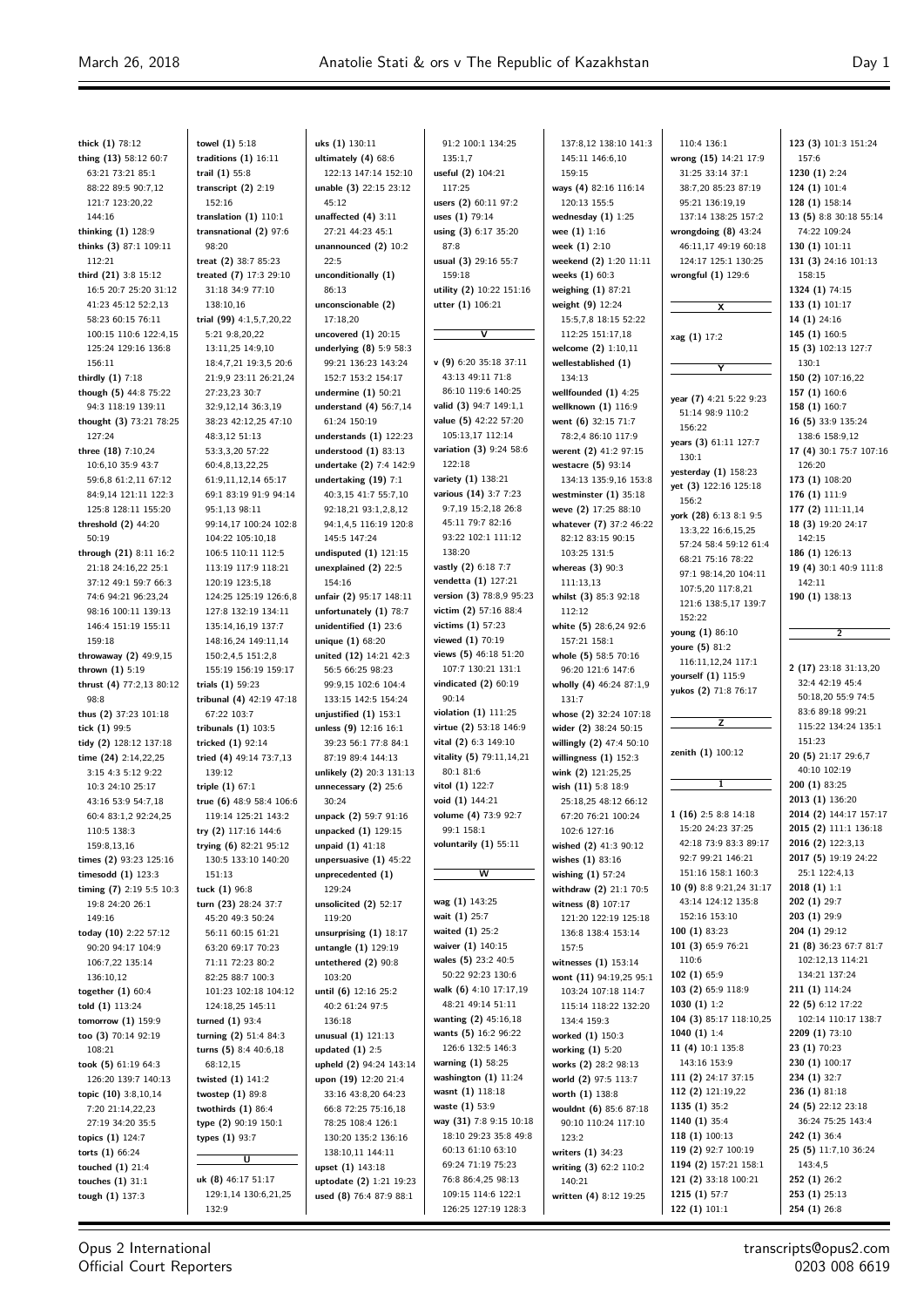thick (1) 78:12
thing (13) 58:12 60:7 63:21 73:21 85:1 88:22 89:5 90:7,12 121:7 123:20,22 144:16
thinking (1) 128:9
thinks (3) 87:1 109:11 112:21
third (21) 3:8 15:12 16:5 20:7 25:20 31:12 41:23 45:12 52:2,13 58:23 60:15 76:11 100:15 110:6 122:4,15 125:24 129:16 136:8 156:11
thirdly (1) 7:18
though (5) 44:8 75:22 94:3 118:19 139:11
thought (3) 73:21 78:25 127:24
three (18) 7:10,24 10:6,10 35:9 43:7 59:6,8 61:2,11 67:12 84:9,14 121:11 122:3 125:8 128:11 155:20
threshold (2) 44:20 50:19
through (21) 8:11 16:2 21:18 24:16,22 25:1 37:12 49:1 59:7 66:3 74:6 94:21 96:23,24 98:16 100:11 139:13 146:4 151:19 155:11 159:18
throwaway (2) 49:9,15
thrown (1) 5:19
thrust (4) 77:2,13 80:12 98:8
thus (2) 37:23 101:18
tick (1) 99:5
tidy (2) 128:12 137:18
time (24) 2:14,22,25 3:15 4:3 5:12 9:22 10:3 24:10 25:17 43:16 53:9 54:7,18 60:4 83:1,2 92:24,25 110:5 138:3 159:8,13,16
times (2) 93:23 125:16
timesodd (1) 123:3
timing (7) 2:19 5:5 10:3 19:8 24:20 26:1 149:16
today (10) 2:22 57:12 90:20 94:17 104:9 106:7,22 135:14 136:10,12
together (1) 60:4
told (1) 113:24
tomorrow (1) 159:9
too (3) 70:14 92:19 108:21
took (5) 61:19 64:3 126:20 139:7 140:13
topic (10) 3:8,10,14 7:20 21:14,22,23 27:19 34:20 35:5
topics (1) 124:7
torts (1) 66:24
touched (1) 21:4
touches (1) 31:1
tough (1) 137:3
towel (1) 5:18
traditions (1) 16:11
trail (1) 55:8
transcript (2) 2:19 152:16
translation (1) 110:1
transnational (2) 97:6 98:20
treat (2) 38:7 85:23
treated (7) 17:3 29:10 31:18 34:9 77:10 138:10,16
trial (99) 4:1,5,7,20,22 5:21 9:8,20,22 13:11,25 14:9,10 18:4,7,21 19:3,5 20:6 21:9,9 23:11 26:21,24 27:23,23 30:7 32:9,12,14 36:3,19 38:23 42:12,25 47:10 48:3,12 51:13 53:3,3,20 57:22 60:4,8,13,22,25 61:9,11,12,14 65:17 69:1 83:19 91:9 94:14 95:1,13 98:11 99:14,17 100:24 102:8 104:22 105:10,18 106:5 110:11 112:5 113:19 117:9 118:21 120:19 123:5,18 124:25 125:19 126:6,8 127:8 132:19 134:11 135:14,16,19 137:7 148:16,24 149:11,14 150:2,4,5 151:2,8 155:19 156:19 159:17
trials (1) 59:23
tribunal (4) 42:19 47:18 67:22 103:7
tribunals (1) 103:5
tricked (1) 92:14
tried (4) 49:14 73:7,13 139:12
triple (1) 67:1
true (6) 48:9 58:4 106:6 119:14 125:21 143:2
try (2) 117:16 144:6
trying (6) 82:21 95:12 130:5 133:10 140:20 151:13
tuck (1) 96:8
turn (23) 28:24 37:7 45:20 49:3 50:24 56:11 60:15 61:21 63:20 69:17 70:23 71:11 72:23 80:2 82:25 88:7 100:3 101:23 102:18 104:12 124:18,25 145:11
turned (1) 93:4
turning (2) 51:4 84:3
turns (5) 8:4 40:6,18 68:12,15
twisted (1) 141:2
twostep (1) 89:8
twothirds (1) 86:4
type (2) 90:19 150:1
types (1) 93:7

**U**

uk (8) 46:17 51:17 129:1,14 130:6,21,25 132:9
uks (1) 130:11
ultimately (4) 68:6 122:13 147:14 152:10
unable (3) 22:15 23:12 45:12
unaffected (4) 3:11 27:21 44:23 45:1
unannounced (2) 10:2 22:5
unconditionally (1) 86:13
unconscionable (2) 17:18,20
uncovered (1) 20:15
underlying (8) 5:9 58:3 99:21 136:23 143:24 152:7 153:2 154:17
undermine (1) 50:21
understand (4) 56:7,14 61:24 150:19
understands (1) 122:23
understood (1) 83:13
undertake (2) 7:4 142:9
undertaking (19) 7:1 40:3,15 41:7 55:7,10 92:18,21 93:1,2,8,12 94:1,4,5 116:19 120:8 145:5 147:24
undisputed (1) 121:15
unexplained (2) 22:5
unfair (2) 95:17 148:11
unfortunately (1) 78:7
unidentified (1) 23:6
unique (1) 68:20
united (12) 14:21 42:3 56:5 66:25 98:23 99:9,15 102:6 104:4 133:15 142:5 154:24
unjustified (1) 153:1
unless (9) 12:16 16:1 39:23 56:1 77:8 84:1 87:19 89:4 144:13
unlikely (2) 20:3 131:13
unnecessary (2) 25:6 30:24
unpack (2) 59:7 91:16
unpacked (1) 129:15
unpaid (1) 41:18
unpersuasive (1) 45:22
unprecedented (1) 129:24
unsolicited (2) 52:17 119:20
unsurprising (1) 18:17
untangle (1) 129:19
untethered (2) 90:8 103:20
until (6) 12:16 25:2 40:2 61:24 97:5 136:18
unusual (1) 121:13
updated (1) 2:5
upheld (2) 94:24 143:14
upon (19) 12:20 21:4 33:16 43:8,20 64:23 66:8 72:25 75:16,18 78:25 108:4 126:1 130:20 135:2 136:16 138:10,11 144:11
upset (1) 143:18
uptodate (2) 1:21 19:23
used (8) 76:4 87:9 88:1 91:2 100:1 134:25 135:1,7
useful (2) 104:21 117:25
users (2) 60:11 97:2
uses (1) 79:14
using (3) 6:17 35:20 87:8
usual (3) 29:16 55:7 159:18
utility (2) 10:22 151:16
utter (1) 106:21

**V**

v (9) 6:20 35:18 37:11 43:13 49:11 71:8 86:10 119:6 140:25
valid (3) 94:7 149:1,1
value (5) 42:22 57:20 105:13,17 112:14
variation (3) 9:24 58:6 122:18
variety (1) 138:21
various (14) 3:7 7:23 9:7,19 15:2,18 26:8 45:11 79:7 82:16 93:22 102:1 111:12 138:20
vastly (2) 6:18 7:7
vendetta (1) 127:21
version (3) 78:8,9 95:23
victim (2) 57:16 88:4
victims (1) 57:23
viewed (1) 70:19
views (5) 46:18 51:20 107:7 130:21 131:1
vindicated (2) 60:19 90:14
violation (1) 111:25
virtue (2) 53:18 146:9
vital (2) 6:3 149:10
vitality (5) 79:11,14,21 80:1 81:6
vitol (1) 122:7
void (1) 144:21
volume (4) 73:9 92:7 99:1 158:1
voluntarily (1) 55:11

**W**

wag (1) 143:25
wait (1) 25:7
waited (1) 25:2
waiver (1) 140:15
wales (5) 23:2 40:5 50:22 92:23 130:6
walk (6) 4:10 17:17,19 48:21 49:14 51:11
wanting (2) 45:16,18
wants (5) 16:2 96:22 126:6 132:5 146:3
warning (1) 58:25
washington (1) 11:24
wasnt (1) 118:18
waste (1) 53:9
way (31) 7:8 9:15 10:18 18:10 29:23 35:8 49:8 60:13 61:10 63:10 69:24 71:19 75:23 76:8 86:4,25 98:13 109:15 114:6 122:1 126:25 127:19 128:3 137:8,12 138:10 141:3 145:11 146:6,10 159:15
ways (4) 82:16 116:14 120:13 155:5
wednesday (1) 1:25
wee (1) 1:16
week (1) 2:10
weekend (2) 1:20 11:11
weeks (1) 60:3
weighing (1) 87:21
weight (9) 12:24 15:5,7,8 18:15 52:22 112:25 151:17,18
welcome (2) 1:10,11
wellestablished (1) 134:13
wellfounded (1) 4:25
wellknown (1) 116:9
went (6) 32:15 71:7 78:2,4 86:10 117:9
werent (2) 41:2 97:15
westacre (5) 93:14 134:13 135:9,16 153:8
westminster (1) 35:18
weve (2) 17:25 88:10
whatever (7) 37:2 46:22 82:12 83:15 90:15 103:25 131:5
whereas (3) 90:3 111:13,13
whilst (3) 85:3 92:18 112:12
white (5) 28:6,24 92:6 157:21 158:1
whole (5) 58:5 70:16 96:20 121:6 147:6
wholly (4) 46:24 87:1,9 131:7
whose (2) 32:24 107:18
wider (2) 38:24 50:15
willingly (2) 47:4 50:10
willingness (1) 152:3
wink (2) 121:25,25
wish (11) 5:8 18:9 25:18,25 48:12 66:12 67:20 76:21 100:24 102:6 127:16
wished (2) 41:3 90:12
wishes (1) 83:16
wishing (1) 57:24
withdraw (2) 21:1 70:5
witness (8) 107:17 121:20 122:19 125:18 136:8 138:4 153:14 157:5
witnesses (1) 153:14
wont (11) 94:19,25 95:1 103:24 107:18 114:7 115:14 118:22 132:20 134:4 159:3
worked (1) 150:3
working (1) 5:20
works (2) 28:2 98:13
world (2) 97:5 113:7
worth (1) 138:8
wouldnt (6) 85:6 87:18 90:10 110:24 117:10 123:2
writers (1) 34:23
writing (3) 62:2 110:2 140:21
written (4) 8:12 19:25 110:4 136:1
wrong (15) 14:21 17:9 31:25 33:14 37:1 38:7,20 85:23 87:19 95:21 136:19,19 137:14 138:25 157:2
wrongdoing (8) 43:24 46:11,17 49:19 60:18 124:17 125:1 130:25
wrongful (1) 129:6

**X**

xag (1) 17:2

**Y**

year (7) 4:21 5:22 9:23 51:14 98:9 110:2 156:22
years (3) 61:11 127:7 130:1
yesterday (1) 158:23
yet (3) 122:16 125:18 156:2
york (28) 6:13 8:1 9:5 13:3,22 16:6,15,25 57:24 58:4 59:12 61:4 68:21 75:16 78:22 97:1 98:14,20 104:11 107:5,20 117:8,21 121:6 138:5,17 139:7 152:22
young (1) 86:10
youre (5) 81:2 116:11,12,24 117:1
yourself (1) 115:9
yukos (2) 71:8 76:17

**Z**

zenith (1) 100:12

**1**

1 (16) 2:5 8:8 14:18 15:20 24:23 37:25 42:18 73:9 83:3 89:17 92:7 99:21 146:21 151:16 158:1 160:3
10 (9) 8:8 9:21,24 31:17 43:14 124:12 135:8 152:16 153:10
100 (1) 83:23
101 (3) 65:9 76:21 110:6
102 (1) 65:9
103 (2) 65:9 118:9
1030 (1) 1:2
104 (3) 85:17 118:10,25
1040 (1) 1:4
11 (4) 10:1 135:8 143:16 153:9
111 (2) 24:17 37:15
112 (2) 121:19,22
1135 (1) 35:2
1140 (1) 35:4
118 (1) 100:13
119 (2) 92:7 100:19
1194 (2) 157:21 158:1
121 (2) 33:18 100:21
1215 (1) 57:7
122 (1) 101:1
123 (3) 101:3 151:24 157:6
1230 (1) 2:24
124 (1) 101:4
128 (1) 158:14
13 (5) 8:8 30:18 55:14 74:22 109:24
130 (1) 101:11
131 (3) 24:16 101:13 158:15
1324 (1) 74:15
133 (1) 101:17
14 (1) 24:16
145 (1) 160:5
15 (3) 102:13 127:7 130:1
150 (2) 107:16,22
157 (1) 160:6
158 (1) 160:7
16 (5) 33:9 135:24 138:6 158:9,12
17 (4) 30:1 75:7 107:16 126:20
173 (1) 108:20
176 (1) 111:9
177 (2) 111:11,14
18 (3) 19:20 24:17 142:15
186 (1) 126:13
19 (4) 30:1 40:9 111:8 142:11
190 (1) 138:13

**2**

2 (17) 23:18 31:13,20 32:4 42:19 45:4 50:18,20 55:9 74:5 83:6 89:18 99:21 115:22 134:24 135:1 151:23
20 (5) 21:17 29:6,7 40:10 102:19
200 (1) 83:25
2013 (1) 136:20
2014 (2) 144:17 157:17
2015 (2) 111:1 136:18
2016 (2) 122:3,13
2017 (5) 19:19 24:22 25:1 122:4,13
2018 (1) 1:1
202 (1) 29:7
203 (1) 29:9
204 (1) 29:12
21 (8) 36:23 67:7 81:7 102:12,13 114:21 134:21 137:24
211 (1) 114:24
22 (5) 6:12 17:22 102:14 110:17 138:7
2209 (1) 73:10
23 (1) 70:23
230 (1) 100:17
234 (1) 32:7
236 (1) 81:18
24 (5) 22:12 23:18 36:24 75:25 143:4
242 (1) 36:4
25 (5) 11:7,10 36:24 143:4,5
252 (1) 26:2
253 (1) 25:13
254 (1) 26:8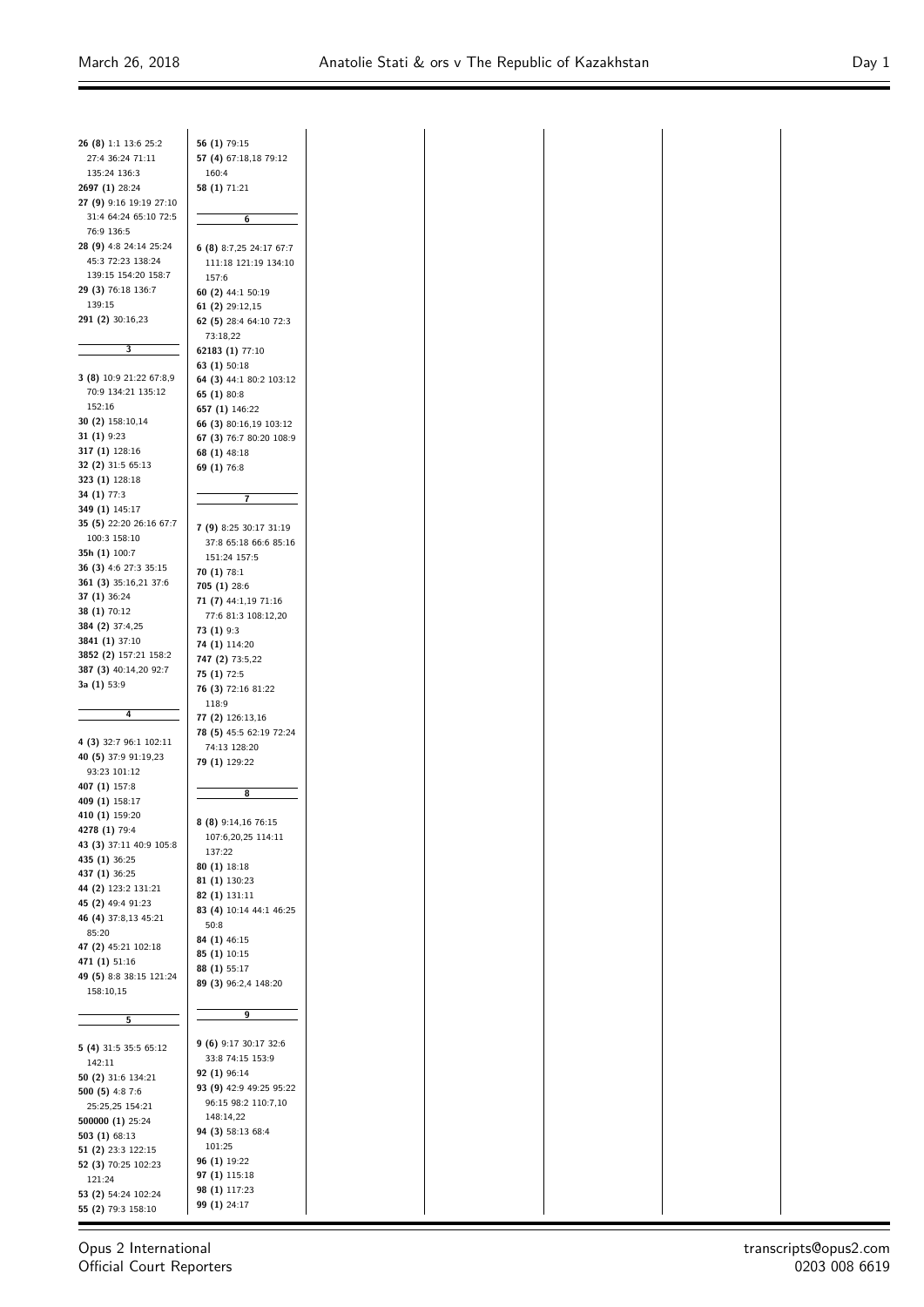**26 (8)** 1:1 13:6 25:2 27:4 36:24 71:11 135:24 136:3
**2697 (1)** 28:24
**27 (9)** 9:16 19:19 27:10 31:4 64:24 65:10 72:5 76:9 136:5
**28 (9)** 4:8 24:14 25:24 45:3 72:23 138:24 139:15 154:20 158:7
**29 (3)** 76:18 136:7 139:15
**291 (2)** 30:16,23

### 3

**3 (8)** 10:9 21:22 67:8,9 70:9 134:21 135:12 152:16
**30 (2)** 158:10,14
**31 (1)** 9:23
**317 (1)** 128:16
**32 (2)** 31:5 65:13
**323 (1)** 128:18
**34 (1)** 77:3
**349 (1)** 145:17
**35 (5)** 22:20 26:16 67:7 100:3 158:10
**35h (1)** 100:7
**36 (3)** 4:6 27:3 35:15
**361 (3)** 35:16,21 37:6
**37 (1)** 36:24
**38 (1)** 70:12
**384 (2)** 37:4,25
**3841 (1)** 37:10
**3852 (2)** 157:21 158:2
**387 (3)** 40:14,20 92:7
**3a (1)** 53:9

### 4

**4 (3)** 32:7 96:1 102:11
**40 (5)** 37:9 91:19,23 93:23 101:12
**407 (1)** 157:8
**409 (1)** 158:17
**410 (1)** 159:20
**4278 (1)** 79:4
**43 (3)** 37:11 40:9 105:8
**435 (1)** 36:25
**437 (1)** 36:25
**44 (2)** 123:2 131:21
**45 (2)** 49:4 91:23
**46 (4)** 37:8,13 45:21 85:20
**47 (2)** 45:21 102:18
**471 (1)** 51:16
**49 (5)** 8:8 38:15 121:24 158:10,15

### 5

**5 (4)** 31:5 35:5 65:12 142:11
**50 (2)** 31:6 134:21
**500 (5)** 4:8 7:6 25:25,25 154:21
**500000 (1)** 25:24
**503 (1)** 68:13
**51 (2)** 23:3 122:15
**52 (3)** 70:25 102:23 121:24
**53 (2)** 54:24 102:24
**55 (2)** 79:3 158:10
**56 (1)** 79:15
**57 (4)** 67:18,18 79:12 160:4
**58 (1)** 71:21

### 6

**6 (8)** 8:7,25 24:17 67:7 111:18 121:19 134:10 157:6
**60 (2)** 44:1 50:19
**61 (2)** 29:12,15
**62 (5)** 28:4 64:10 72:3 73:18,22
**62183 (1)** 77:10
**63 (1)** 50:18
**64 (3)** 44:1 80:2 103:12
**65 (1)** 80:8
**657 (1)** 146:22
**66 (3)** 80:16,19 103:12
**67 (3)** 76:7 80:20 108:9
**68 (1)** 48:18
**69 (1)** 76:8

### 7

**7 (9)** 8:25 30:17 31:19 37:8 65:18 66:6 85:16 151:24 157:5
**70 (1)** 78:1
**705 (1)** 28:6
**71 (7)** 44:1,19 71:16 77:6 81:3 108:12,20
**73 (1)** 9:3
**74 (1)** 114:20
**747 (2)** 73:5,22
**75 (1)** 72:5
**76 (3)** 72:16 81:22 118:9
**77 (2)** 126:13,16
**78 (5)** 45:5 62:19 72:24 74:13 128:20
**79 (1)** 129:22

### 8

**8 (8)** 9:14,16 76:15 107:6,20,25 114:11 137:22
**80 (1)** 18:18
**81 (1)** 130:23
**82 (1)** 131:11
**83 (4)** 10:14 44:1 46:25 50:8
**84 (1)** 46:15
**85 (1)** 10:15
**88 (1)** 55:17
**89 (3)** 96:2,4 148:20

### 9

**9 (6)** 9:17 30:17 32:6 33:8 74:15 153:9
**92 (1)** 96:14
**93 (9)** 42:9 49:25 95:22 96:15 98:2 110:7,10 148:14,22
**94 (3)** 58:13 68:4 101:25
**96 (1)** 19:22
**97 (1)** 115:18
**98 (1)** 117:23
**99 (1)** 24:17